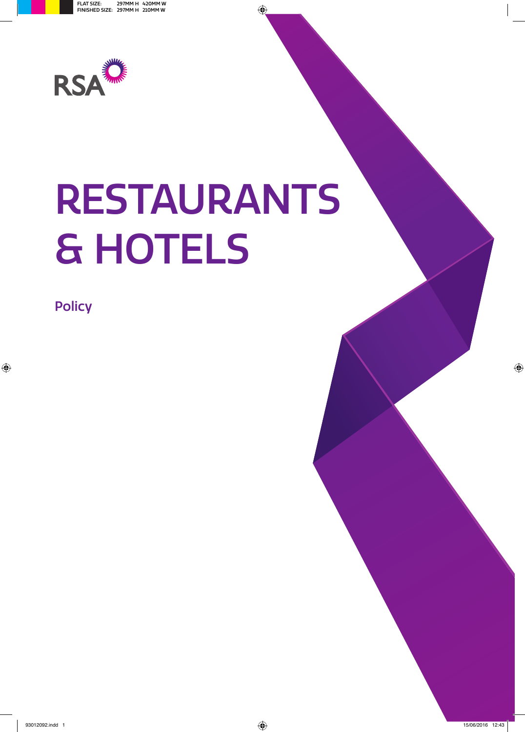RSA

# RESTAURANTS & HOTELS

## Policy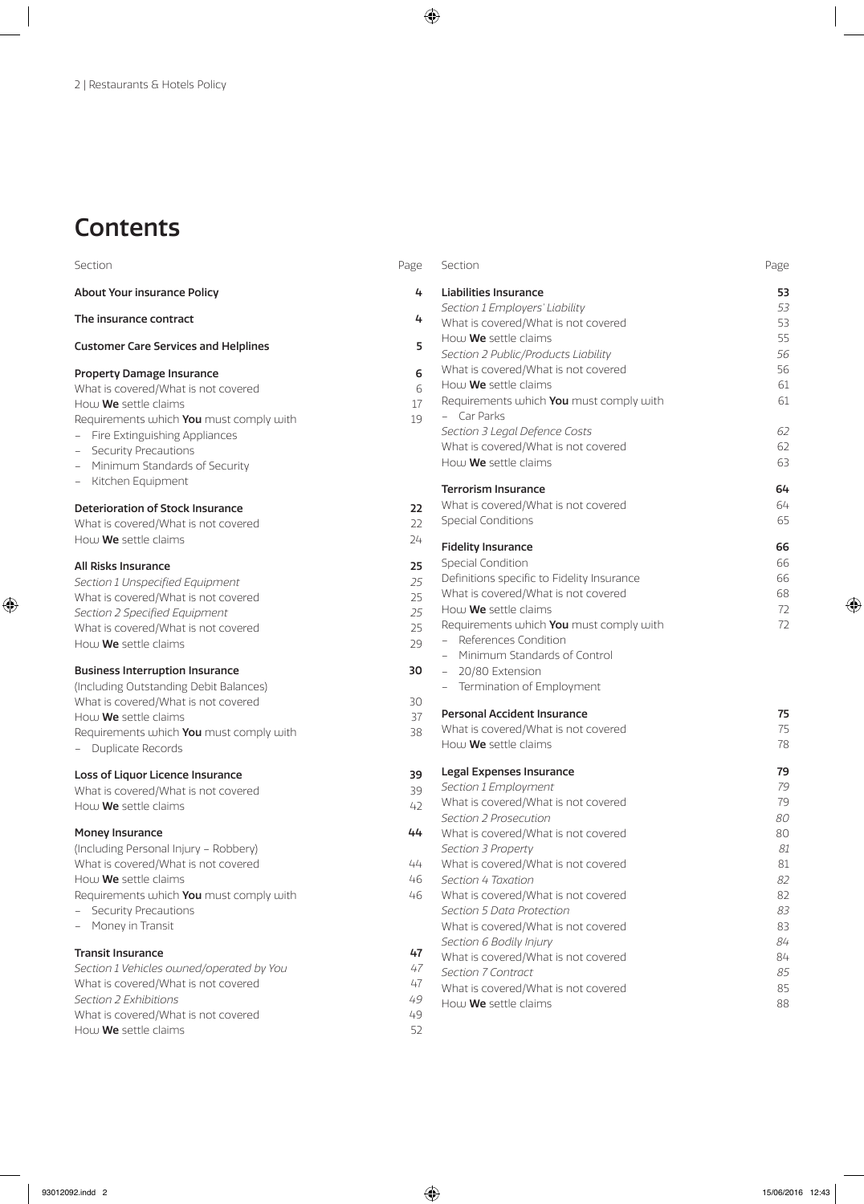# Contents

| Section | Page |
|---|---|
| **About Your insurance Policy** | **4** |
| **The insurance contract** | **4** |
| **Customer Care Services and Helplines** | **5** |
| **Property Damage Insurance** | **6** |
| What is covered/What is not covered | 6 |
| How **We** settle claims | 17 |
| Requirements which **You** must comply with | 19 |
| – Fire Extinguishing Appliances | |
| – Security Precautions | |
| – Minimum Standards of Security | |
| – Kitchen Equipment | |
| **Deterioration of Stock Insurance** | **22** |
| What is covered/What is not covered | 22 |
| How **We** settle claims | 24 |
| **All Risks Insurance** | **25** |
| *Section 1 Unspecified Equipment* | *25* |
| What is covered/What is not covered | 25 |
| *Section 2 Specified Equipment* | *25* |
| What is covered/What is not covered | 25 |
| How **We** settle claims | 29 |
| **Business Interruption Insurance** | **30** |
| (Including Outstanding Debit Balances) | |
| What is covered/What is not covered | 30 |
| How **We** settle claims | 37 |
| Requirements which **You** must comply with | 38 |
| – Duplicate Records | |
| **Loss of Liquor Licence Insurance** | **39** |
| What is covered/What is not covered | 39 |
| How **We** settle claims | 42 |
| **Money Insurance** | **44** |
| (Including Personal Injury – Robbery) | |
| What is covered/What is not covered | 44 |
| How **We** settle claims | 46 |
| Requirements which **You** must comply with | 46 |
| – Security Precautions | |
| – Money in Transit | |
| **Transit Insurance** | **47** |
| *Section 1 Vehicles owned/operated by You* | *47* |
| What is covered/What is not covered | 47 |
| *Section 2 Exhibitions* | *49* |
| What is covered/What is not covered | 49 |
| How **We** settle claims | 52 |
| **Liabilities Insurance** | **53** |
| *Section 1 Employers' Liability* | *53* |
| What is covered/What is not covered | 53 |
| How **We** settle claims | 55 |
| *Section 2 Public/Products Liability* | *56* |
| What is covered/What is not covered | 56 |
| How **We** settle claims | 61 |
| Requirements which **You** must comply with | 61 |
| – Car Parks | |
| *Section 3 Legal Defence Costs* | *62* |
| What is covered/What is not covered | 62 |
| How **We** settle claims | 63 |
| **Terrorism Insurance** | **64** |
| What is covered/What is not covered | 64 |
| Special Conditions | 65 |
| **Fidelity Insurance** | **66** |
| Special Condition | 66 |
| Definitions specific to Fidelity Insurance | 66 |
| What is covered/What is not covered | 68 |
| How **We** settle claims | 72 |
| Requirements which **You** must comply with | 72 |
| – References Condition | |
| – Minimum Standards of Control | |
| – 20/80 Extension | |
| – Termination of Employment | |
| **Personal Accident Insurance** | **75** |
| What is covered/What is not covered | 75 |
| How **We** settle claims | 78 |
| **Legal Expenses Insurance** | **79** |
| *Section 1 Employment* | *79* |
| What is covered/What is not covered | 79 |
| *Section 2 Prosecution* | *80* |
| What is covered/What is not covered | 80 |
| *Section 3 Property* | *81* |
| What is covered/What is not covered | 81 |
| *Section 4 Taxation* | *82* |
| What is covered/What is not covered | 82 |
| *Section 5 Data Protection* | *83* |
| What is covered/What is not covered | 83 |
| *Section 6 Bodily Injury* | *84* |
| What is covered/What is not covered | 84 |
| *Section 7 Contract* | *85* |
| What is covered/What is not covered | 85 |
| How **We** settle claims | 88 |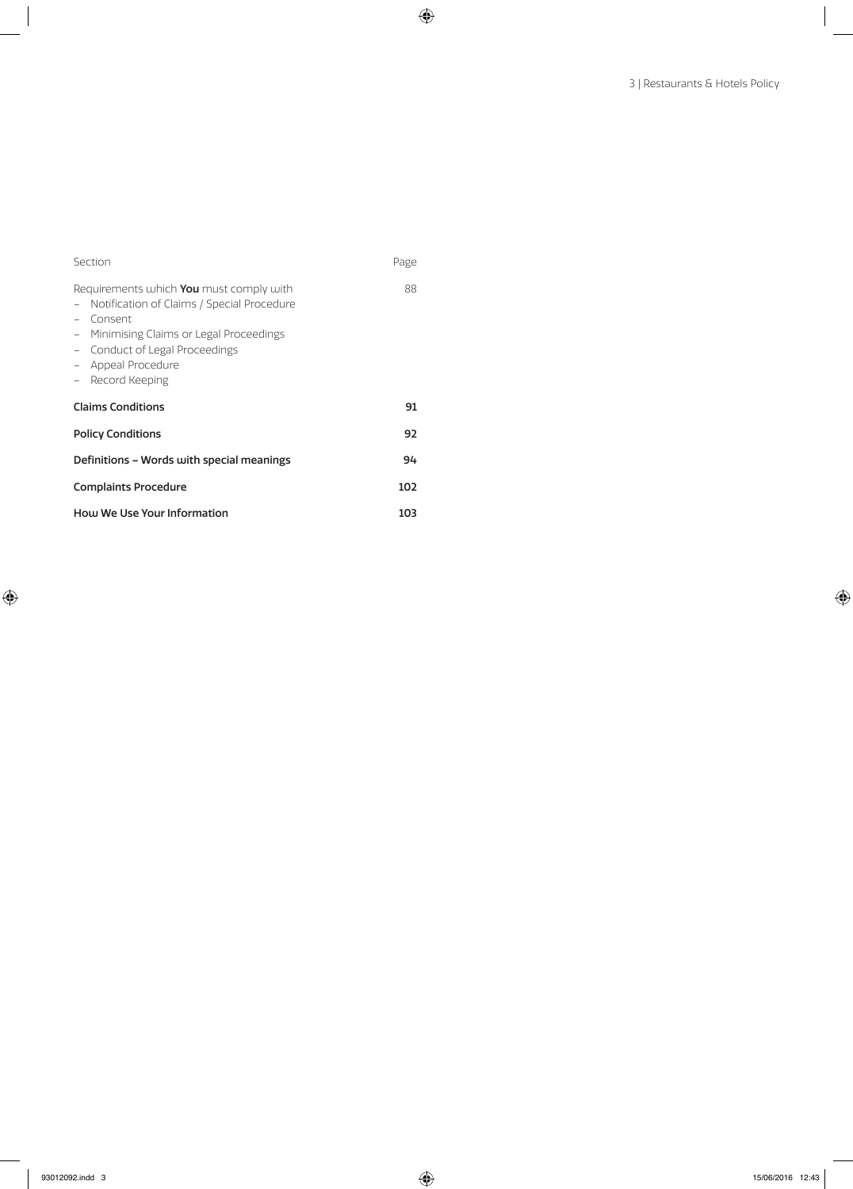| Section | Page |
| --- | --- |
| Requirements which **You** must comply with<br>– Notification of Claims / Special Procedure<br>– Consent<br>– Minimising Claims or Legal Proceedings<br>– Conduct of Legal Proceedings<br>– Appeal Procedure<br>– Record Keeping | 88 |
| **Claims Conditions** | **91** |
| **Policy Conditions** | **92** |
| **Definitions – Words with special meanings** | **94** |
| **Complaints Procedure** | **102** |
| **How We Use Your Information** | **103** |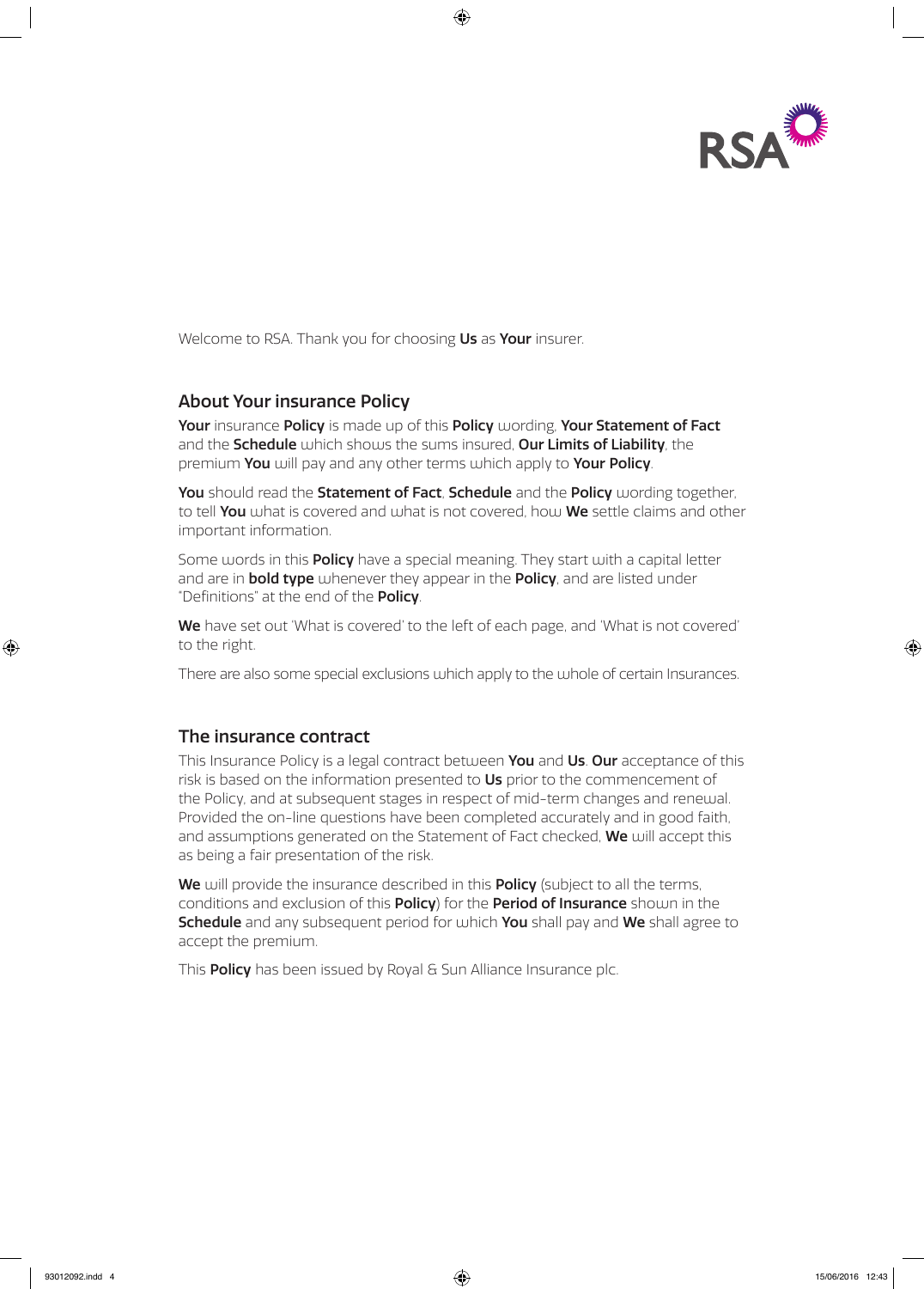Welcome to RSA. Thank you for choosing **Us** as **Your** insurer.

## About Your insurance Policy

**Your** insurance **Policy** is made up of this **Policy** wording, **Your Statement of Fact** and the **Schedule** which shows the sums insured, **Our Limits of Liability**, the premium **You** will pay and any other terms which apply to **Your Policy**.

**You** should read the **Statement of Fact**, **Schedule** and the **Policy** wording together, to tell **You** what is covered and what is not covered, how **We** settle claims and other important information.

Some words in this **Policy** have a special meaning. They start with a capital letter and are in **bold type** whenever they appear in the **Policy**, and are listed under "Definitions" at the end of the **Policy**.

**We** have set out 'What is covered' to the left of each page, and 'What is not covered' to the right.

There are also some special exclusions which apply to the whole of certain Insurances.

## The insurance contract

This Insurance Policy is a legal contract between **You** and **Us**. **Our** acceptance of this risk is based on the information presented to **Us** prior to the commencement of the Policy, and at subsequent stages in respect of mid-term changes and renewal. Provided the on-line questions have been completed accurately and in good faith, and assumptions generated on the Statement of Fact checked, **We** will accept this as being a fair presentation of the risk.

**We** will provide the insurance described in this **Policy** (subject to all the terms, conditions and exclusion of this **Policy**) for the **Period of Insurance** shown in the **Schedule** and any subsequent period for which **You** shall pay and **We** shall agree to accept the premium.

This **Policy** has been issued by Royal & Sun Alliance Insurance plc.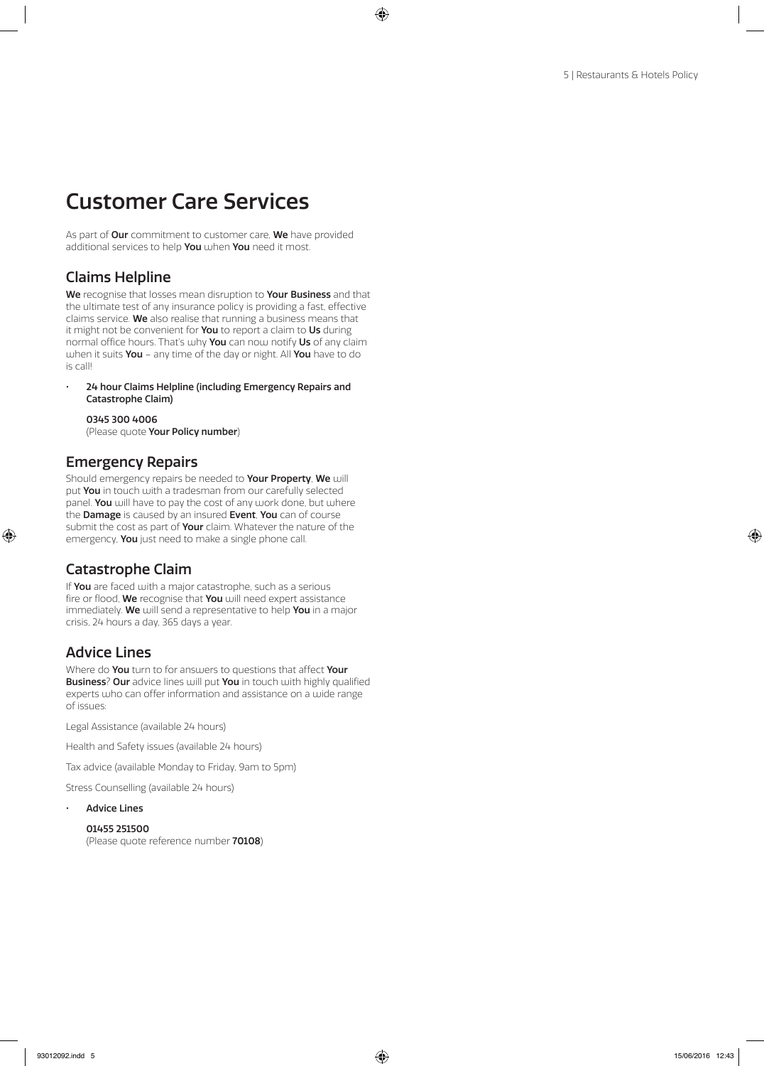# Customer Care Services

As part of **Our** commitment to customer care, **We** have provided additional services to help **You** when **You** need it most.

## Claims Helpline

**We** recognise that losses mean disruption to **Your Business** and that the ultimate test of any insurance policy is providing a fast, effective claims service. **We** also realise that running a business means that it might not be convenient for **You** to report a claim to **Us** during normal office hours. That's why **You** can now notify **Us** of any claim when it suits **You** – any time of the day or night. All **You** have to do is call!

- **24 hour Claims Helpline (including Emergency Repairs and Catastrophe Claim)**

  **0345 300 4006**
  (Please quote **Your Policy number**)

## Emergency Repairs

Should emergency repairs be needed to **Your Property**, **We** will put **You** in touch with a tradesman from our carefully selected panel. **You** will have to pay the cost of any work done, but where the **Damage** is caused by an insured **Event**, **You** can of course submit the cost as part of **Your** claim. Whatever the nature of the emergency, **You** just need to make a single phone call.

## Catastrophe Claim

If **You** are faced with a major catastrophe, such as a serious fire or flood, **We** recognise that **You** will need expert assistance immediately. **We** will send a representative to help **You** in a major crisis, 24 hours a day, 365 days a year.

## Advice Lines

Where do **You** turn to for answers to questions that affect **Your Business**? **Our** advice lines will put **You** in touch with highly qualified experts who can offer information and assistance on a wide range of issues:

Legal Assistance (available 24 hours)

Health and Safety issues (available 24 hours)

Tax advice (available Monday to Friday, 9am to 5pm)

Stress Counselling (available 24 hours)

- **Advice Lines**

  **01455 251500**
  (Please quote reference number **70108**)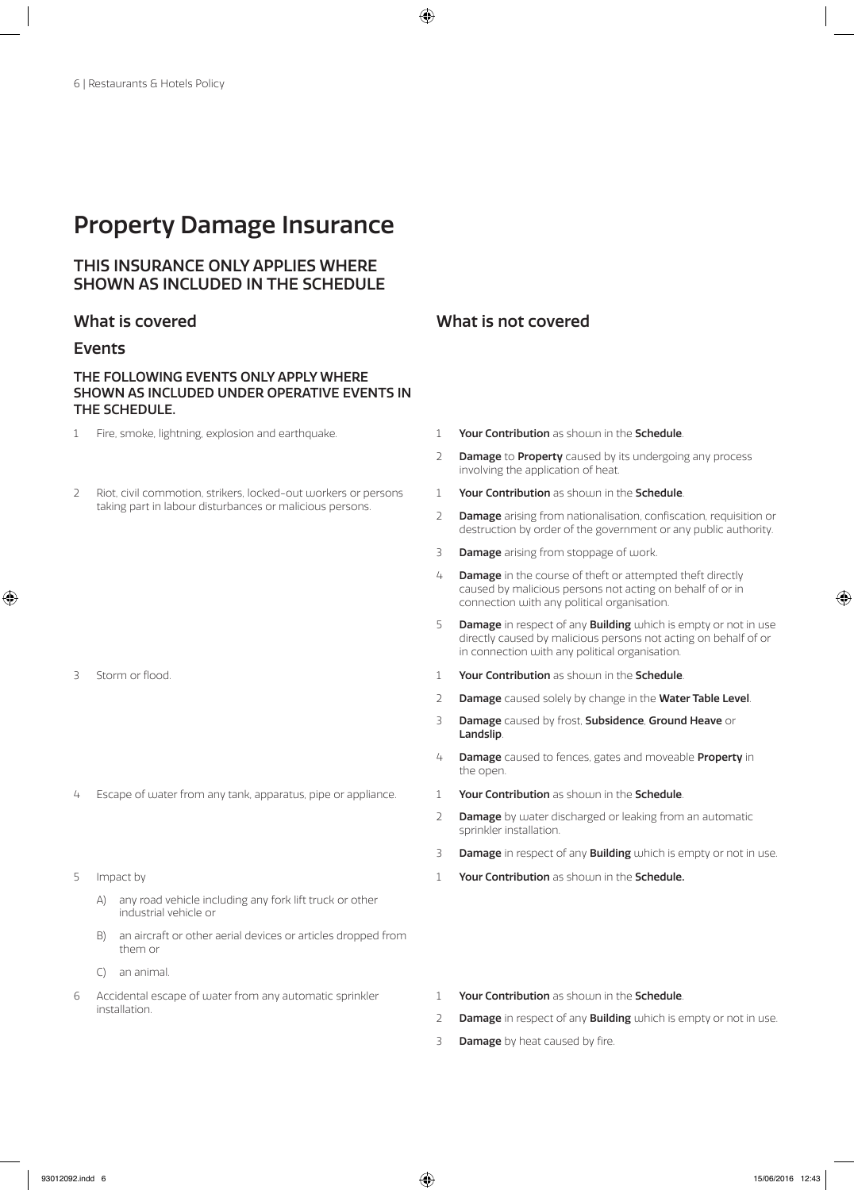# Property Damage Insurance

## THIS INSURANCE ONLY APPLIES WHERE SHOWN AS INCLUDED IN THE SCHEDULE

| What is covered | What is not covered |
|---|---|
| **Events** | |
| **THE FOLLOWING EVENTS ONLY APPLY WHERE SHOWN AS INCLUDED UNDER OPERATIVE EVENTS IN THE SCHEDULE.** | |
| 1 Fire, smoke, lightning, explosion and earthquake. | 1 **Your Contribution** as shown in the **Schedule**.<br>2 **Damage** to **Property** caused by its undergoing any process involving the application of heat. |
| 2 Riot, civil commotion, strikers, locked-out workers or persons taking part in labour disturbances or malicious persons. | 1 **Your Contribution** as shown in the **Schedule**.<br>2 **Damage** arising from nationalisation, confiscation, requisition or destruction by order of the government or any public authority.<br>3 **Damage** arising from stoppage of work.<br>4 **Damage** in the course of theft or attempted theft directly caused by malicious persons not acting on behalf of or in connection with any political organisation.<br>5 **Damage** in respect of any **Building** which is empty or not in use directly caused by malicious persons not acting on behalf of or in connection with any political organisation. |
| 3 Storm or flood. | 1 **Your Contribution** as shown in the **Schedule**.<br>2 **Damage** caused solely by change in the **Water Table Level**.<br>3 **Damage** caused by frost, **Subsidence**, **Ground Heave** or **Landslip**.<br>4 **Damage** caused to fences, gates and moveable **Property** in the open. |
| 4 Escape of water from any tank, apparatus, pipe or appliance. | 1 **Your Contribution** as shown in the **Schedule**.<br>2 **Damage** by water discharged or leaking from an automatic sprinkler installation.<br>3 **Damage** in respect of any **Building** which is empty or not in use. |
| 5 Impact by<br>A) any road vehicle including any fork lift truck or other industrial vehicle or<br>B) an aircraft or other aerial devices or articles dropped from them or<br>C) an animal. | 1 **Your Contribution** as shown in the **Schedule.** |
| 6 Accidental escape of water from any automatic sprinkler installation. | 1 **Your Contribution** as shown in the **Schedule**.<br>2 **Damage** in respect of any **Building** which is empty or not in use.<br>3 **Damage** by heat caused by fire. |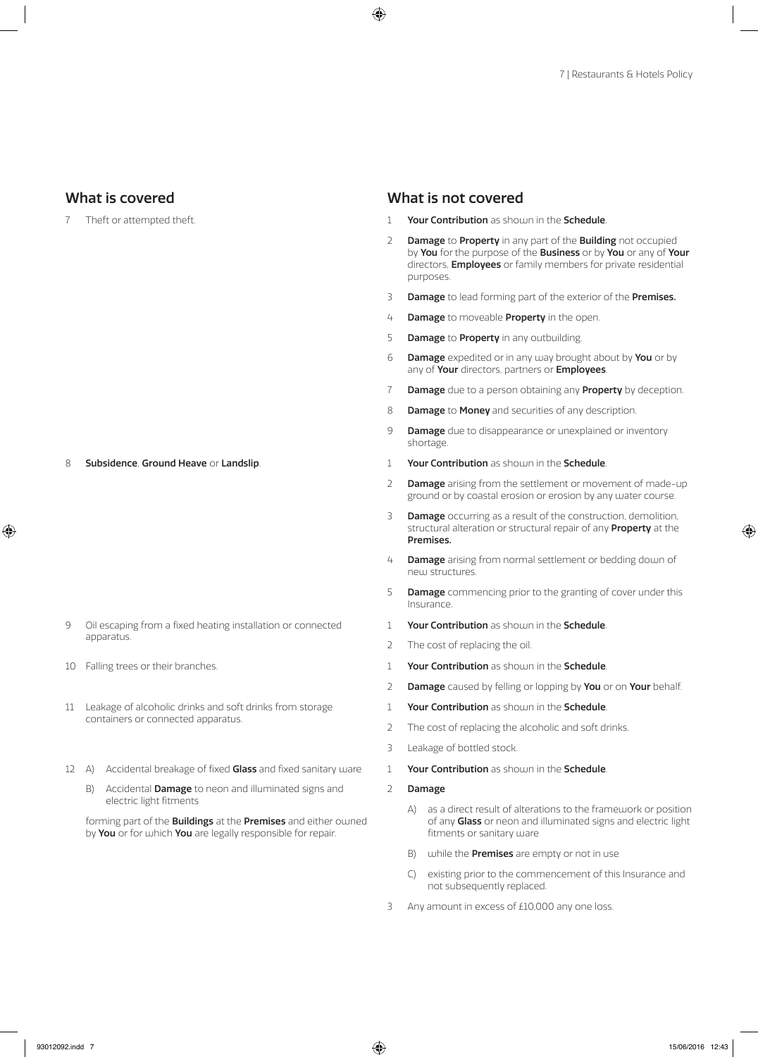| What is covered | What is not covered |
| --- | --- |
| 7 Theft or attempted theft. | 1 **Your Contribution** as shown in the **Schedule**.<br>2 **Damage** to **Property** in any part of the **Building** not occupied by **You** for the purpose of the **Business** or by **You** or any of **Your** directors, **Employees** or family members for private residential purposes.<br>3 **Damage** to lead forming part of the exterior of the **Premises.**<br>4 **Damage** to moveable **Property** in the open.<br>5 **Damage** to **Property** in any outbuilding.<br>6 **Damage** expedited or in any way brought about by **You** or by any of **Your** directors, partners or **Employees**.<br>7 **Damage** due to a person obtaining any **Property** by deception.<br>8 **Damage** to **Money** and securities of any description.<br>9 **Damage** due to disappearance or unexplained or inventory shortage. |
| 8 **Subsidence**, **Ground Heave** or **Landslip**. | 1 **Your Contribution** as shown in the **Schedule**.<br>2 **Damage** arising from the settlement or movement of made-up ground or by coastal erosion or erosion by any water course.<br>3 **Damage** occurring as a result of the construction, demolition, structural alteration or structural repair of any **Property** at the **Premises.**<br>4 **Damage** arising from normal settlement or bedding down of new structures.<br>5 **Damage** commencing prior to the granting of cover under this Insurance. |
| 9 Oil escaping from a fixed heating installation or connected apparatus. | 1 **Your Contribution** as shown in the **Schedule**.<br>2 The cost of replacing the oil. |
| 10 Falling trees or their branches. | 1 **Your Contribution** as shown in the **Schedule**.<br>2 **Damage** caused by felling or lopping by **You** or on **Your** behalf. |
| 11 Leakage of alcoholic drinks and soft drinks from storage containers or connected apparatus. | 1 **Your Contribution** as shown in the **Schedule**.<br>2 The cost of replacing the alcoholic and soft drinks.<br>3 Leakage of bottled stock. |
| 12 A) Accidental breakage of fixed **Glass** and fixed sanitary ware<br>B) Accidental **Damage** to neon and illuminated signs and electric light fitments<br><br>forming part of the **Buildings** at the **Premises** and either owned by **You** or for which **You** are legally responsible for repair. | 1 **Your Contribution** as shown in the **Schedule**.<br>2 **Damage**<br>A) as a direct result of alterations to the framework or position of any **Glass** or neon and illuminated signs and electric light fitments or sanitary ware<br>B) while the **Premises** are empty or not in use<br>C) existing prior to the commencement of this Insurance and not subsequently replaced.<br>3 Any amount in excess of £10,000 any one loss. |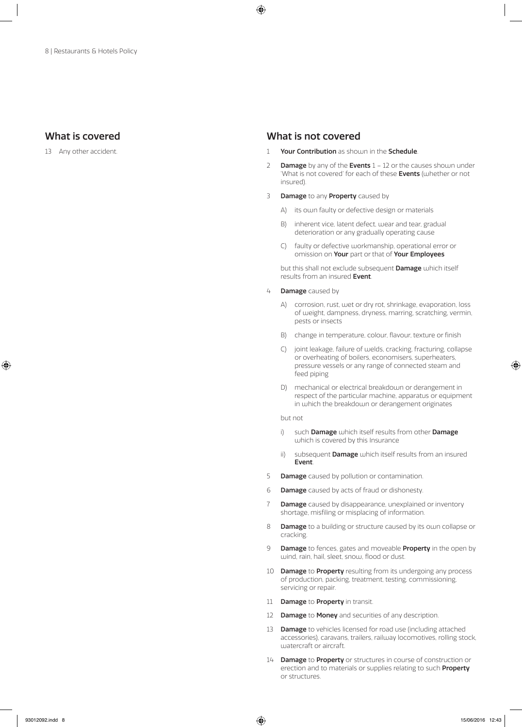## What is covered

13 Any other accident.

## What is not covered

1 **Your Contribution** as shown in the **Schedule**.

2 **Damage** by any of the **Events** 1 – 12 or the causes shown under 'What is not covered' for each of these **Events** (whether or not insured).

3 **Damage** to any **Property** caused by

   A) its own faulty or defective design or materials

   B) inherent vice, latent defect, wear and tear, gradual deterioration or any gradually operating cause

   C) faulty or defective workmanship, operational error or omission on **Your** part or that of **Your Employees**

   but this shall not exclude subsequent **Damage** which itself results from an insured **Event**.

4 **Damage** caused by

   A) corrosion, rust, wet or dry rot, shrinkage, evaporation, loss of weight, dampness, dryness, marring, scratching, vermin, pests or insects

   B) change in temperature, colour, flavour, texture or finish

   C) joint leakage, failure of welds, cracking, fracturing, collapse or overheating of boilers, economisers, superheaters, pressure vessels or any range of connected steam and feed piping

   D) mechanical or electrical breakdown or derangement in respect of the particular machine, apparatus or equipment in which the breakdown or derangement originates

   but not

   i) such **Damage** which itself results from other **Damage** which is covered by this Insurance

   ii) subsequent **Damage** which itself results from an insured **Event**.

5 **Damage** caused by pollution or contamination.

6 **Damage** caused by acts of fraud or dishonesty.

7 **Damage** caused by disappearance, unexplained or inventory shortage, misfiling or misplacing of information.

8 **Damage** to a building or structure caused by its own collapse or cracking.

9 **Damage** to fences, gates and moveable **Property** in the open by wind, rain, hail, sleet, snow, flood or dust.

10 **Damage** to **Property** resulting from its undergoing any process of production, packing, treatment, testing, commissioning, servicing or repair.

11 **Damage** to **Property** in transit.

12 **Damage** to **Money** and securities of any description.

13 **Damage** to vehicles licensed for road use (including attached accessories), caravans, trailers, railway locomotives, rolling stock, watercraft or aircraft.

14 **Damage** to **Property** or structures in course of construction or erection and to materials or supplies relating to such **Property** or structures.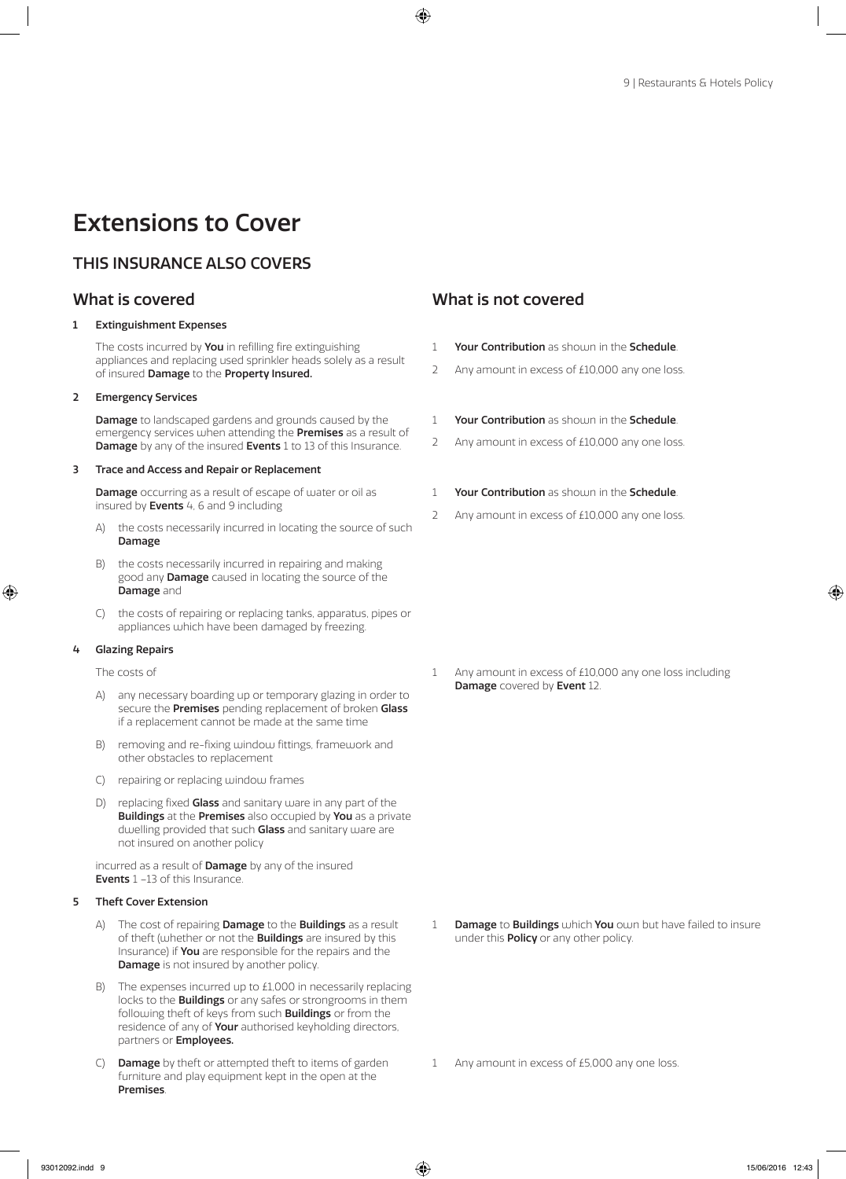# Extensions to Cover

## THIS INSURANCE ALSO COVERS

### What is covered

**1 Extinguishment Expenses**

The costs incurred by **You** in refilling fire extinguishing appliances and replacing used sprinkler heads solely as a result of insured **Damage** to the **Property Insured.**

**What is not covered**

1. **Your Contribution** as shown in the **Schedule**.
2. Any amount in excess of £10,000 any one loss.

**2 Emergency Services**

**Damage** to landscaped gardens and grounds caused by the emergency services when attending the **Premises** as a result of **Damage** by any of the insured **Events** 1 to 13 of this Insurance.

**What is not covered**

1. **Your Contribution** as shown in the **Schedule**.
2. Any amount in excess of £10,000 any one loss.

**3 Trace and Access and Repair or Replacement**

**Damage** occurring as a result of escape of water or oil as insured by **Events** 4, 6 and 9 including

A) the costs necessarily incurred in locating the source of such **Damage**

B) the costs necessarily incurred in repairing and making good any **Damage** caused in locating the source of the **Damage** and

C) the costs of repairing or replacing tanks, apparatus, pipes or appliances which have been damaged by freezing.

**What is not covered**

1. **Your Contribution** as shown in the **Schedule**.
2. Any amount in excess of £10,000 any one loss.

**4 Glazing Repairs**

The costs of

A) any necessary boarding up or temporary glazing in order to secure the **Premises** pending replacement of broken **Glass** if a replacement cannot be made at the same time

B) removing and re-fixing window fittings, framework and other obstacles to replacement

C) repairing or replacing window frames

D) replacing fixed **Glass** and sanitary ware in any part of the **Buildings** at the **Premises** also occupied by **You** as a private dwelling provided that such **Glass** and sanitary ware are not insured on another policy

incurred as a result of **Damage** by any of the insured **Events** 1 –13 of this Insurance.

**What is not covered**

1. Any amount in excess of £10,000 any one loss including **Damage** covered by **Event** 12.

**5 Theft Cover Extension**

A) The cost of repairing **Damage** to the **Buildings** as a result of theft (whether or not the **Buildings** are insured by this Insurance) if **You** are responsible for the repairs and the **Damage** is not insured by another policy.

**What is not covered**

1. **Damage** to **Buildings** which **You** own but have failed to insure under this **Policy** or any other policy.

B) The expenses incurred up to £1,000 in necessarily replacing locks to the **Buildings** or any safes or strongrooms in them following theft of keys from such **Buildings** or from the residence of any of **Your** authorised keyholding directors, partners or **Employees.**

C) **Damage** by theft or attempted theft to items of garden furniture and play equipment kept in the open at the **Premises**.

**What is not covered**

1. Any amount in excess of £5,000 any one loss.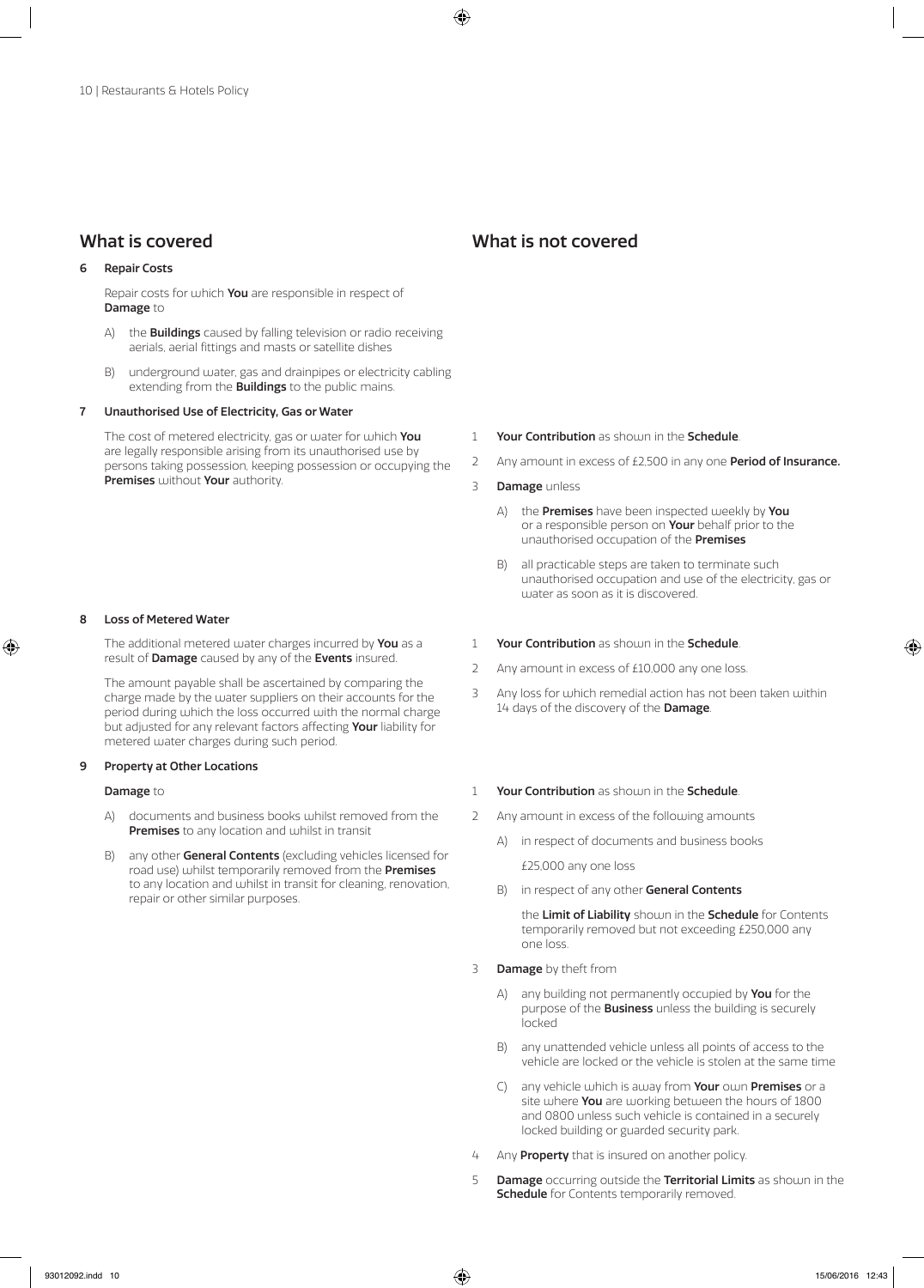## What is covered

## What is not covered

**6 Repair Costs**

Repair costs for which **You** are responsible in respect of **Damage** to

A) the **Buildings** caused by falling television or radio receiving aerials, aerial fittings and masts or satellite dishes

B) underground water, gas and drainpipes or electricity cabling extending from the **Buildings** to the public mains.

**7 Unauthorised Use of Electricity, Gas or Water**

The cost of metered electricity, gas or water for which **You** are legally responsible arising from its unauthorised use by persons taking possession, keeping possession or occupying the **Premises** without **Your** authority.

*What is not covered:*

1 **Your Contribution** as shown in the **Schedule**.

2 Any amount in excess of £2,500 in any one **Period of Insurance.**

3 **Damage** unless

A) the **Premises** have been inspected weekly by **You** or a responsible person on **Your** behalf prior to the unauthorised occupation of the **Premises**

B) all practicable steps are taken to terminate such unauthorised occupation and use of the electricity, gas or water as soon as it is discovered.

**8 Loss of Metered Water**

The additional metered water charges incurred by **You** as a result of **Damage** caused by any of the **Events** insured.

The amount payable shall be ascertained by comparing the charge made by the water suppliers on their accounts for the period during which the loss occurred with the normal charge but adjusted for any relevant factors affecting **Your** liability for metered water charges during such period.

*What is not covered:*

1 **Your Contribution** as shown in the **Schedule**.

2 Any amount in excess of £10,000 any one loss.

3 Any loss for which remedial action has not been taken within 14 days of the discovery of the **Damage**.

**9 Property at Other Locations**

**Damage** to

A) documents and business books whilst removed from the **Premises** to any location and whilst in transit

B) any other **General Contents** (excluding vehicles licensed for road use) whilst temporarily removed from the **Premises** to any location and whilst in transit for cleaning, renovation, repair or other similar purposes.

*What is not covered:*

1 **Your Contribution** as shown in the **Schedule**.

2 Any amount in excess of the following amounts

A) in respect of documents and business books

£25,000 any one loss

B) in respect of any other **General Contents**

the **Limit of Liability** shown in the **Schedule** for Contents temporarily removed but not exceeding £250,000 any one loss.

3 **Damage** by theft from

A) any building not permanently occupied by **You** for the purpose of the **Business** unless the building is securely locked

B) any unattended vehicle unless all points of access to the vehicle are locked or the vehicle is stolen at the same time

C) any vehicle which is away from **Your** own **Premises** or a site where **You** are working between the hours of 1800 and 0800 unless such vehicle is contained in a securely locked building or guarded security park.

4 Any **Property** that is insured on another policy.

5 **Damage** occurring outside the **Territorial Limits** as shown in the **Schedule** for Contents temporarily removed.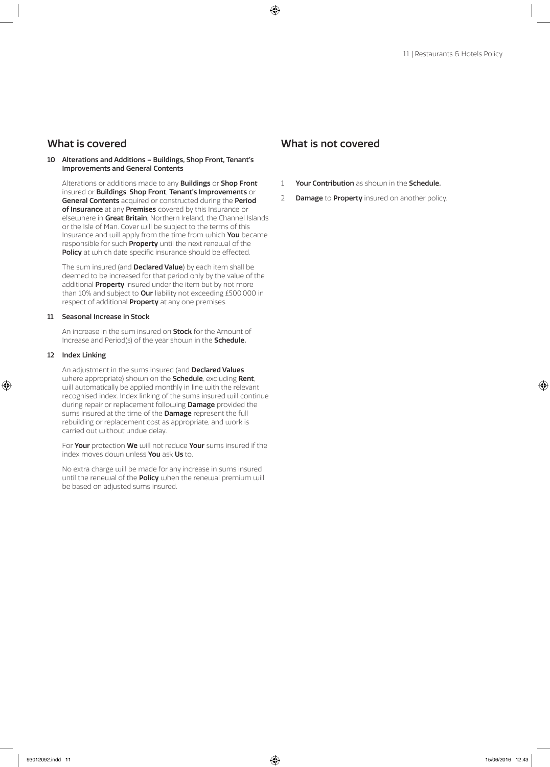## What is covered

**10 Alterations and Additions – Buildings, Shop Front, Tenant's Improvements and General Contents**

Alterations or additions made to any **Buildings** or **Shop Front** insured or **Buildings**, **Shop Front**, **Tenant's Improvements** or **General Contents** acquired or constructed during the **Period of Insurance** at any **Premises** covered by this Insurance or elsewhere in **Great Britain**, Northern Ireland, the Channel Islands or the Isle of Man. Cover will be subject to the terms of this Insurance and will apply from the time from which **You** became responsible for such **Property** until the next renewal of the **Policy** at which date specific insurance should be effected.

The sum insured (and **Declared Value**) by each item shall be deemed to be increased for that period only by the value of the additional **Property** insured under the item but by not more than 10% and subject to **Our** liability not exceeding £500,000 in respect of additional **Property** at any one premises.

**11 Seasonal Increase in Stock**

An increase in the sum insured on **Stock** for the Amount of Increase and Period(s) of the year shown in the **Schedule.**

**12 Index Linking**

An adjustment in the sums insured (and **Declared Values** where appropriate) shown on the **Schedule**, excluding **Rent**, will automatically be applied monthly in line with the relevant recognised index. Index linking of the sums insured will continue during repair or replacement following **Damage** provided the sums insured at the time of the **Damage** represent the full rebuilding or replacement cost as appropriate, and work is carried out without undue delay.

For **Your** protection **We** will not reduce **Your** sums insured if the index moves down unless **You** ask **Us** to.

No extra charge will be made for any increase in sums insured until the renewal of the **Policy** when the renewal premium will be based on adjusted sums insured.

## What is not covered

1. **Your Contribution** as shown in the **Schedule.**
2. **Damage** to **Property** insured on another policy.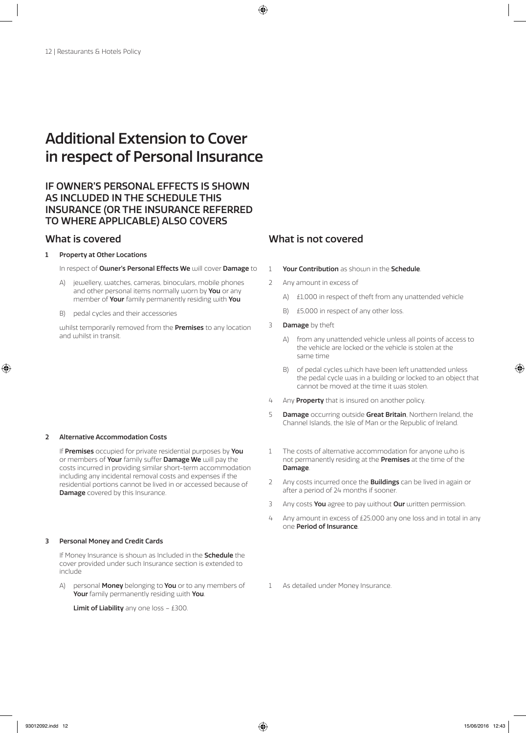# Additional Extension to Cover in respect of Personal Insurance

## IF OWNER'S PERSONAL EFFECTS IS SHOWN AS INCLUDED IN THE SCHEDULE THIS INSURANCE (OR THE INSURANCE REFERRED TO WHERE APPLICABLE) ALSO COVERS

### What is covered

**1 Property at Other Locations**

In respect of **Owner's Personal Effects We** will cover **Damage** to

A) jewellery, watches, cameras, binoculars, mobile phones and other personal items normally worn by **You** or any member of **Your** family permanently residing with **You**

B) pedal cycles and their accessories

whilst temporarily removed from the **Premises** to any location and whilst in transit.

### What is not covered

1 **Your Contribution** as shown in the **Schedule**.

2 Any amount in excess of

A) £1,000 in respect of theft from any unattended vehicle

B) £5,000 in respect of any other loss.

3 **Damage** by theft

A) from any unattended vehicle unless all points of access to the vehicle are locked or the vehicle is stolen at the same time

B) of pedal cycles which have been left unattended unless the pedal cycle was in a building or locked to an object that cannot be moved at the time it was stolen.

4 Any **Property** that is insured on another policy.

5 **Damage** occurring outside **Great Britain**, Northern Ireland, the Channel Islands, the Isle of Man or the Republic of Ireland.

### What is covered

**2 Alternative Accommodation Costs**

If **Premises** occupied for private residential purposes by **You** or members of **Your** family suffer **Damage We** will pay the costs incurred in providing similar short-term accommodation including any incidental removal costs and expenses if the residential portions cannot be lived in or accessed because of **Damage** covered by this Insurance.

### What is not covered

1 The costs of alternative accommodation for anyone who is not permanently residing at the **Premises** at the time of the **Damage**.

2 Any costs incurred once the **Buildings** can be lived in again or after a period of 24 months if sooner.

3 Any costs **You** agree to pay without **Our** written permission.

4 Any amount in excess of £25,000 any one loss and in total in any one **Period of Insurance**.

### What is covered

**3 Personal Money and Credit Cards**

If Money Insurance is shown as Included in the **Schedule** the cover provided under such Insurance section is extended to include

A) personal **Money** belonging to **You** or to any members of **Your** family permanently residing with **You**.

**Limit of Liability** any one loss – £300.

### What is not covered

1 As detailed under Money Insurance.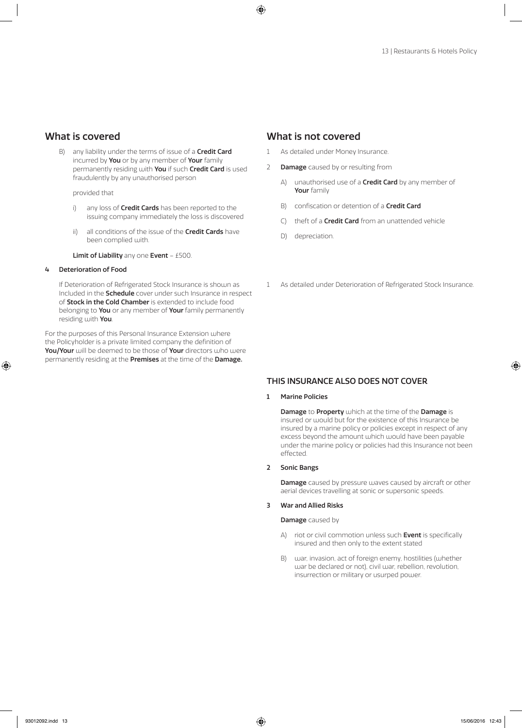## What is covered

B) any liability under the terms of issue of a **Credit Card** incurred by **You** or by any member of **Your** family permanently residing with **You** if such **Credit Card** is used fraudulently by any unauthorised person

provided that

i) any loss of **Credit Cards** has been reported to the issuing company immediately the loss is discovered

ii) all conditions of the issue of the **Credit Cards** have been complied with.

**Limit of Liability** any one **Event** – £500.

**4 Deterioration of Food**

If Deterioration of Refrigerated Stock Insurance is shown as Included in the **Schedule** cover under such Insurance in respect of **Stock in the Cold Chamber** is extended to include food belonging to **You** or any member of **Your** family permanently residing with **You**.

For the purposes of this Personal Insurance Extension where the Policyholder is a private limited company the definition of **You/Your** will be deemed to be those of **Your** directors who were permanently residing at the **Premises** at the time of the **Damage.**

## What is not covered

1 As detailed under Money Insurance.

2 **Damage** caused by or resulting from

A) unauthorised use of a **Credit Card** by any member of **Your** family

B) confiscation or detention of a **Credit Card**

C) theft of a **Credit Card** from an unattended vehicle

D) depreciation.

1 As detailed under Deterioration of Refrigerated Stock Insurance.

## THIS INSURANCE ALSO DOES NOT COVER

**1 Marine Policies**

**Damage** to **Property** which at the time of the **Damage** is insured or would but for the existence of this Insurance be insured by a marine policy or policies except in respect of any excess beyond the amount which would have been payable under the marine policy or policies had this Insurance not been effected.

**2 Sonic Bangs**

**Damage** caused by pressure waves caused by aircraft or other aerial devices travelling at sonic or supersonic speeds.

**3 War and Allied Risks**

**Damage** caused by

A) riot or civil commotion unless such **Event** is specifically insured and then only to the extent stated

B) war, invasion, act of foreign enemy, hostilities (whether war be declared or not), civil war, rebellion, revolution, insurrection or military or usurped power.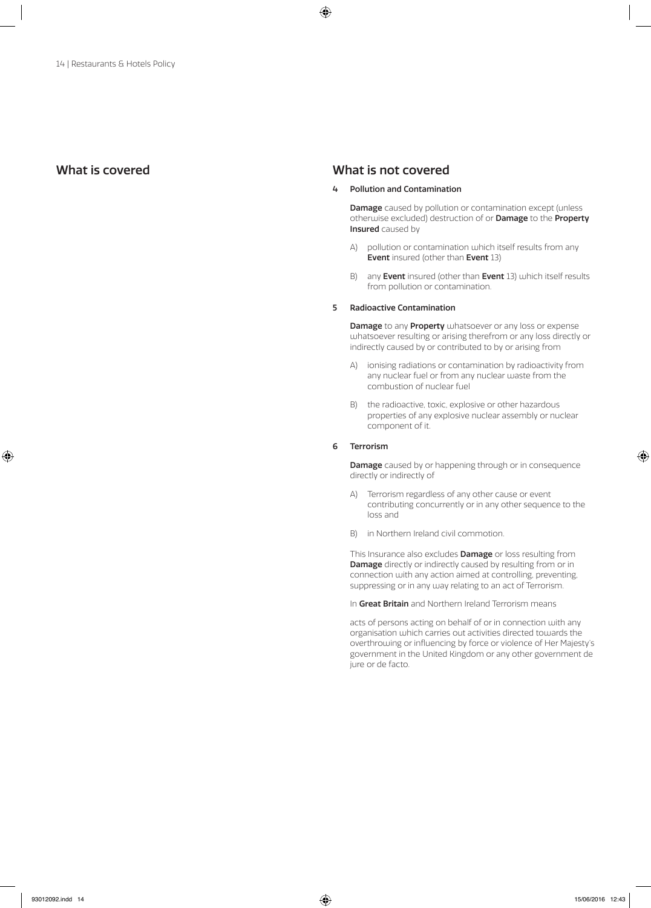## What is covered

## What is not covered

**4 Pollution and Contamination**

**Damage** caused by pollution or contamination except (unless otherwise excluded) destruction of or **Damage** to the **Property Insured** caused by

A) pollution or contamination which itself results from any **Event** insured (other than **Event** 13)

B) any **Event** insured (other than **Event** 13) which itself results from pollution or contamination.

**5 Radioactive Contamination**

**Damage** to any **Property** whatsoever or any loss or expense whatsoever resulting or arising therefrom or any loss directly or indirectly caused by or contributed to by or arising from

A) ionising radiations or contamination by radioactivity from any nuclear fuel or from any nuclear waste from the combustion of nuclear fuel

B) the radioactive, toxic, explosive or other hazardous properties of any explosive nuclear assembly or nuclear component of it.

**6 Terrorism**

**Damage** caused by or happening through or in consequence directly or indirectly of

A) Terrorism regardless of any other cause or event contributing concurrently or in any other sequence to the loss and

B) in Northern Ireland civil commotion.

This Insurance also excludes **Damage** or loss resulting from **Damage** directly or indirectly caused by resulting from or in connection with any action aimed at controlling, preventing, suppressing or in any way relating to an act of Terrorism.

In **Great Britain** and Northern Ireland Terrorism means

acts of persons acting on behalf of or in connection with any organisation which carries out activities directed towards the overthrowing or influencing by force or violence of Her Majesty's government in the United Kingdom or any other government de jure or de facto.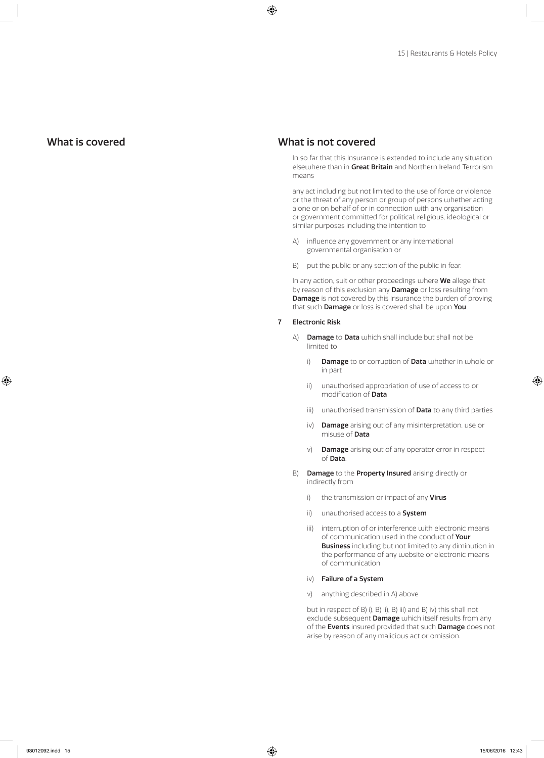## What is covered

## What is not covered

In so far that this Insurance is extended to include any situation elsewhere than in **Great Britain** and Northern Ireland Terrorism means

any act including but not limited to the use of force or violence or the threat of any person or group of persons whether acting alone or on behalf of or in connection with any organisation or government committed for political, religious, ideological or similar purposes including the intention to

A) influence any government or any international governmental organisation or

B) put the public or any section of the public in fear.

In any action, suit or other proceedings where **We** allege that by reason of this exclusion any **Damage** or loss resulting from **Damage** is not covered by this Insurance the burden of proving that such **Damage** or loss is covered shall be upon **You**.

**7 Electronic Risk**

A) **Damage** to **Data** which shall include but shall not be limited to

   i) **Damage** to or corruption of **Data** whether in whole or in part

   ii) unauthorised appropriation of use of access to or modification of **Data**

   iii) unauthorised transmission of **Data** to any third parties

   iv) **Damage** arising out of any misinterpretation, use or misuse of **Data**

   v) **Damage** arising out of any operator error in respect of **Data**.

B) **Damage** to the **Property Insured** arising directly or indirectly from

   i) the transmission or impact of any **Virus**

   ii) unauthorised access to a **System**

   iii) interruption of or interference with electronic means of communication used in the conduct of **Your Business** including but not limited to any diminution in the performance of any website or electronic means of communication

   iv) **Failure of a System**

   v) anything described in A) above

but in respect of B) i), B) ii), B) iii) and B) iv) this shall not exclude subsequent **Damage** which itself results from any of the **Events** insured provided that such **Damage** does not arise by reason of any malicious act or omission.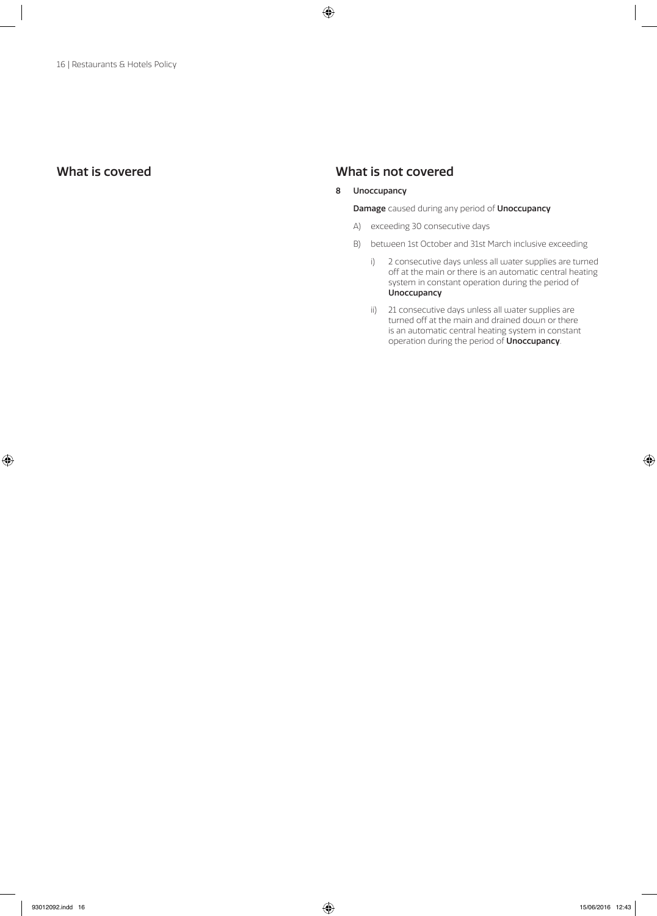## What is covered

## What is not covered

**8 Unoccupancy**

**Damage** caused during any period of **Unoccupancy**

A) exceeding 30 consecutive days

B) between 1st October and 31st March inclusive exceeding

  i) 2 consecutive days unless all water supplies are turned off at the main or there is an automatic central heating system in constant operation during the period of **Unoccupancy**

  ii) 21 consecutive days unless all water supplies are turned off at the main and drained down or there is an automatic central heating system in constant operation during the period of **Unoccupancy**.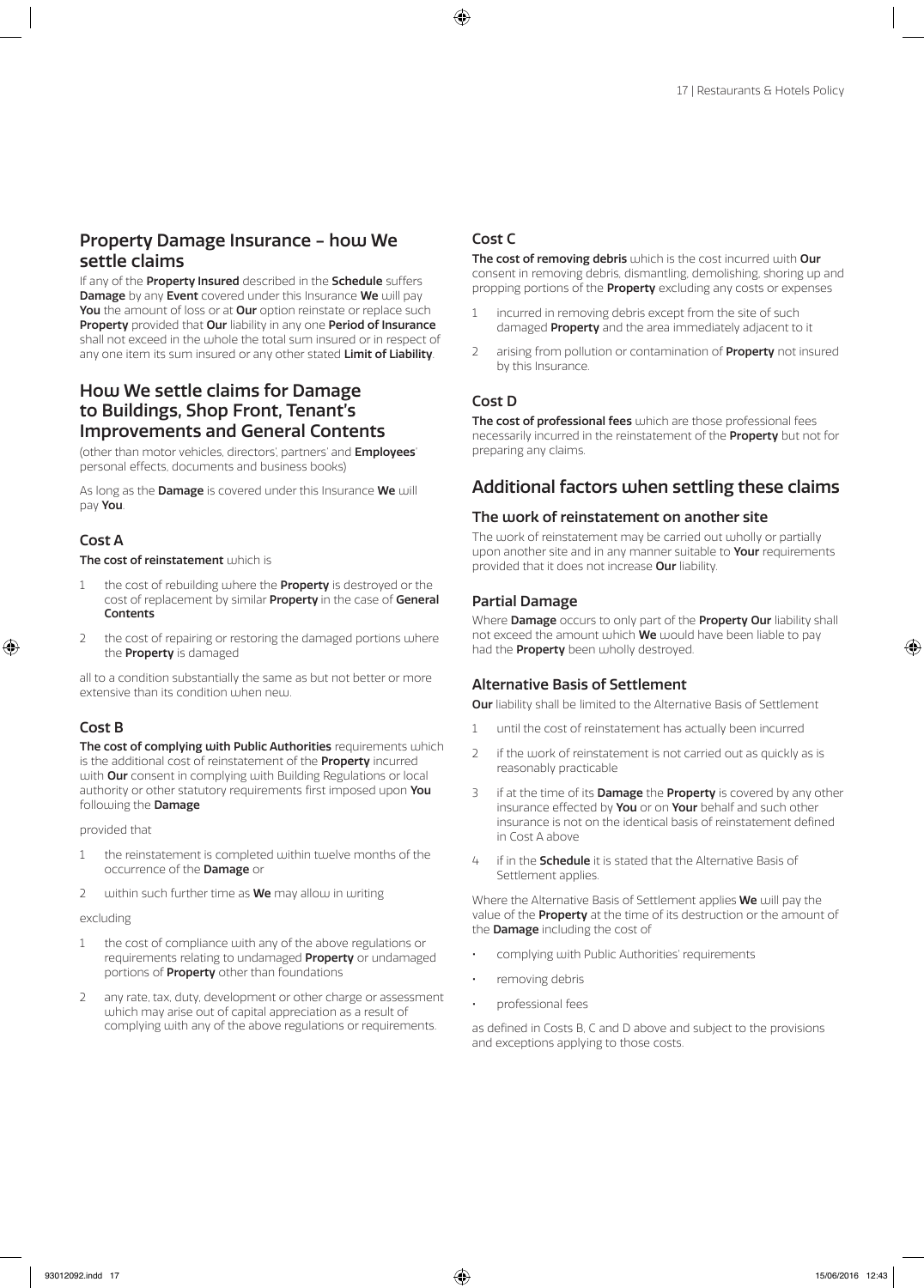## Property Damage Insurance – how We settle claims

If any of the **Property Insured** described in the **Schedule** suffers **Damage** by any **Event** covered under this Insurance **We** will pay **You** the amount of loss or at **Our** option reinstate or replace such **Property** provided that **Our** liability in any one **Period of Insurance** shall not exceed in the whole the total sum insured or in respect of any one item its sum insured or any other stated **Limit of Liability**.

## How We settle claims for Damage to Buildings, Shop Front, Tenant's Improvements and General Contents

(other than motor vehicles, directors', partners' and **Employees**' personal effects, documents and business books)

As long as the **Damage** is covered under this Insurance **We** will pay **You**.

### Cost A

**The cost of reinstatement** which is

1. the cost of rebuilding where the **Property** is destroyed or the cost of replacement by similar **Property** in the case of **General Contents**
2. the cost of repairing or restoring the damaged portions where the **Property** is damaged

all to a condition substantially the same as but not better or more extensive than its condition when new.

### Cost B

**The cost of complying with Public Authorities** requirements which is the additional cost of reinstatement of the **Property** incurred with **Our** consent in complying with Building Regulations or local authority or other statutory requirements first imposed upon **You** following the **Damage**

provided that

1. the reinstatement is completed within twelve months of the occurrence of the **Damage** or
2. within such further time as **We** may allow in writing

excluding

1. the cost of compliance with any of the above regulations or requirements relating to undamaged **Property** or undamaged portions of **Property** other than foundations
2. any rate, tax, duty, development or other charge or assessment which may arise out of capital appreciation as a result of complying with any of the above regulations or requirements.

### Cost C

**The cost of removing debris** which is the cost incurred with **Our** consent in removing debris, dismantling, demolishing, shoring up and propping portions of the **Property** excluding any costs or expenses

1. incurred in removing debris except from the site of such damaged **Property** and the area immediately adjacent to it
2. arising from pollution or contamination of **Property** not insured by this Insurance.

### Cost D

**The cost of professional fees** which are those professional fees necessarily incurred in the reinstatement of the **Property** but not for preparing any claims.

## Additional factors when settling these claims

### The work of reinstatement on another site

The work of reinstatement may be carried out wholly or partially upon another site and in any manner suitable to **Your** requirements provided that it does not increase **Our** liability.

### Partial Damage

Where **Damage** occurs to only part of the **Property Our** liability shall not exceed the amount which **We** would have been liable to pay had the **Property** been wholly destroyed.

### Alternative Basis of Settlement

**Our** liability shall be limited to the Alternative Basis of Settlement

1. until the cost of reinstatement has actually been incurred
2. if the work of reinstatement is not carried out as quickly as is reasonably practicable
3. if at the time of its **Damage** the **Property** is covered by any other insurance effected by **You** or on **Your** behalf and such other insurance is not on the identical basis of reinstatement defined in Cost A above
4. if in the **Schedule** it is stated that the Alternative Basis of Settlement applies.

Where the Alternative Basis of Settlement applies **We** will pay the value of the **Property** at the time of its destruction or the amount of the **Damage** including the cost of

- complying with Public Authorities' requirements
- removing debris
- professional fees

as defined in Costs B, C and D above and subject to the provisions and exceptions applying to those costs.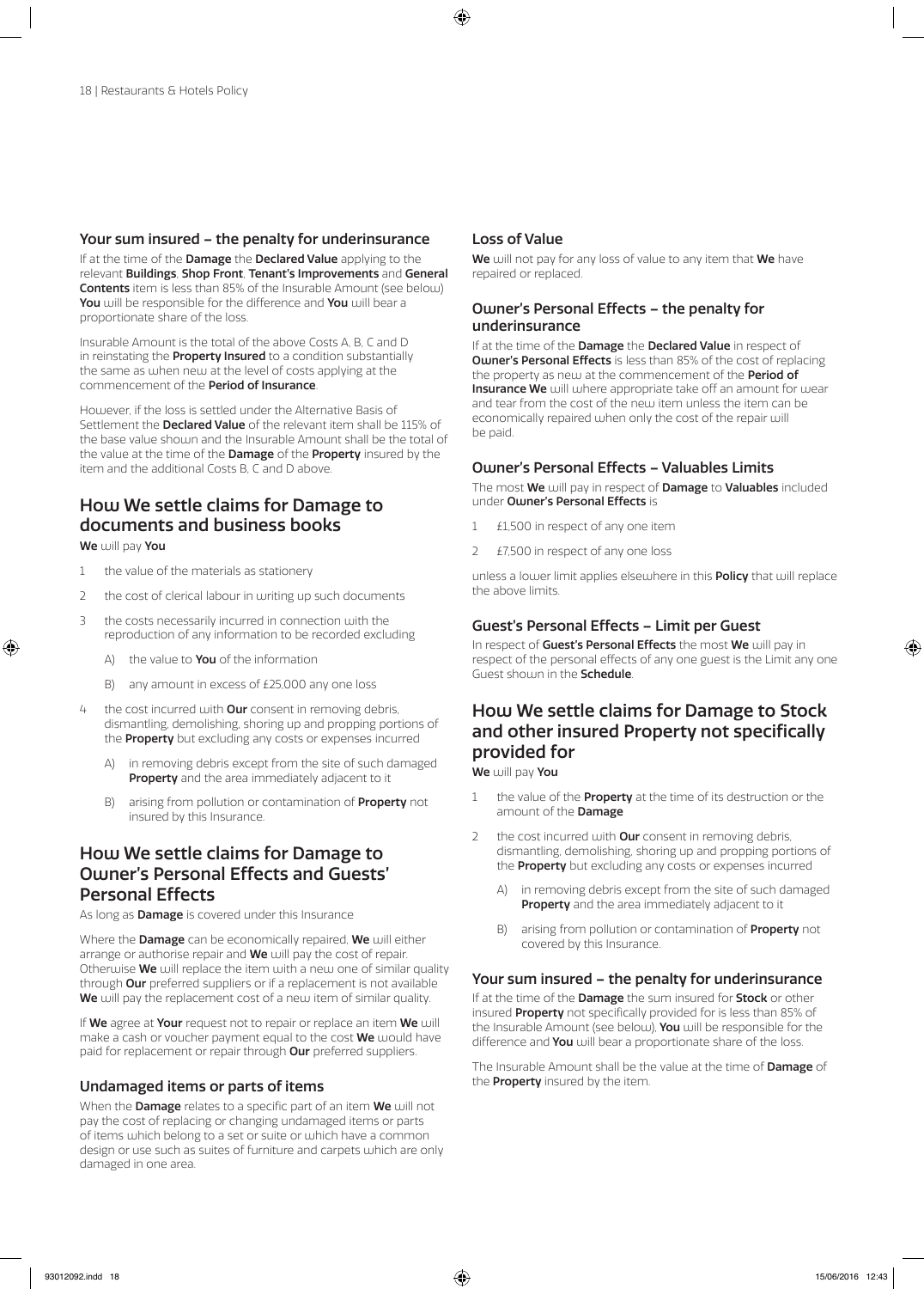### Your sum insured – the penalty for underinsurance

If at the time of the **Damage** the **Declared Value** applying to the relevant **Buildings**, **Shop Front**, **Tenant's Improvements** and **General Contents** item is less than 85% of the Insurable Amount (see below) **You** will be responsible for the difference and **You** will bear a proportionate share of the loss.

Insurable Amount is the total of the above Costs A, B, C and D in reinstating the **Property Insured** to a condition substantially the same as when new at the level of costs applying at the commencement of the **Period of Insurance**.

However, if the loss is settled under the Alternative Basis of Settlement the **Declared Value** of the relevant item shall be 115% of the base value shown and the Insurable Amount shall be the total of the value at the time of the **Damage** of the **Property** insured by the item and the additional Costs B, C and D above.

## How We settle claims for Damage to documents and business books

**We** will pay **You**

1. the value of the materials as stationery
2. the cost of clerical labour in writing up such documents
3. the costs necessarily incurred in connection with the reproduction of any information to be recorded excluding
   A) the value to **You** of the information
   B) any amount in excess of £25,000 any one loss
4. the cost incurred with **Our** consent in removing debris, dismantling, demolishing, shoring up and propping portions of the **Property** but excluding any costs or expenses incurred
   A) in removing debris except from the site of such damaged **Property** and the area immediately adjacent to it
   B) arising from pollution or contamination of **Property** not insured by this Insurance.

## How We settle claims for Damage to Owner's Personal Effects and Guests' Personal Effects

As long as **Damage** is covered under this Insurance

Where the **Damage** can be economically repaired, **We** will either arrange or authorise repair and **We** will pay the cost of repair. Otherwise **We** will replace the item with a new one of similar quality through **Our** preferred suppliers or if a replacement is not available **We** will pay the replacement cost of a new item of similar quality.

If **We** agree at **Your** request not to repair or replace an item **We** will make a cash or voucher payment equal to the cost **We** would have paid for replacement or repair through **Our** preferred suppliers.

### Undamaged items or parts of items

When the **Damage** relates to a specific part of an item **We** will not pay the cost of replacing or changing undamaged items or parts of items which belong to a set or suite or which have a common design or use such as suites of furniture and carpets which are only damaged in one area.

### Loss of Value

**We** will not pay for any loss of value to any item that **We** have repaired or replaced.

### Owner's Personal Effects – the penalty for underinsurance

If at the time of the **Damage** the **Declared Value** in respect of **Owner's Personal Effects** is less than 85% of the cost of replacing the property as new at the commencement of the **Period of Insurance We** will where appropriate take off an amount for wear and tear from the cost of the new item unless the item can be economically repaired when only the cost of the repair will be paid.

### Owner's Personal Effects – Valuables Limits

The most **We** will pay in respect of **Damage** to **Valuables** included under **Owner's Personal Effects** is

1. £1,500 in respect of any one item
2. £7,500 in respect of any one loss

unless a lower limit applies elsewhere in this **Policy** that will replace the above limits.

### Guest's Personal Effects – Limit per Guest

In respect of **Guest's Personal Effects** the most **We** will pay in respect of the personal effects of any one guest is the Limit any one Guest shown in the **Schedule**.

## How We settle claims for Damage to Stock and other insured Property not specifically provided for

**We** will pay **You**

1. the value of the **Property** at the time of its destruction or the amount of the **Damage**
2. the cost incurred with **Our** consent in removing debris, dismantling, demolishing, shoring up and propping portions of the **Property** but excluding any costs or expenses incurred
   A) in removing debris except from the site of such damaged **Property** and the area immediately adjacent to it
   B) arising from pollution or contamination of **Property** not covered by this Insurance.

### Your sum insured – the penalty for underinsurance

If at the time of the **Damage** the sum insured for **Stock** or other insured **Property** not specifically provided for is less than 85% of the Insurable Amount (see below), **You** will be responsible for the difference and **You** will bear a proportionate share of the loss.

The Insurable Amount shall be the value at the time of **Damage** of the **Property** insured by the item.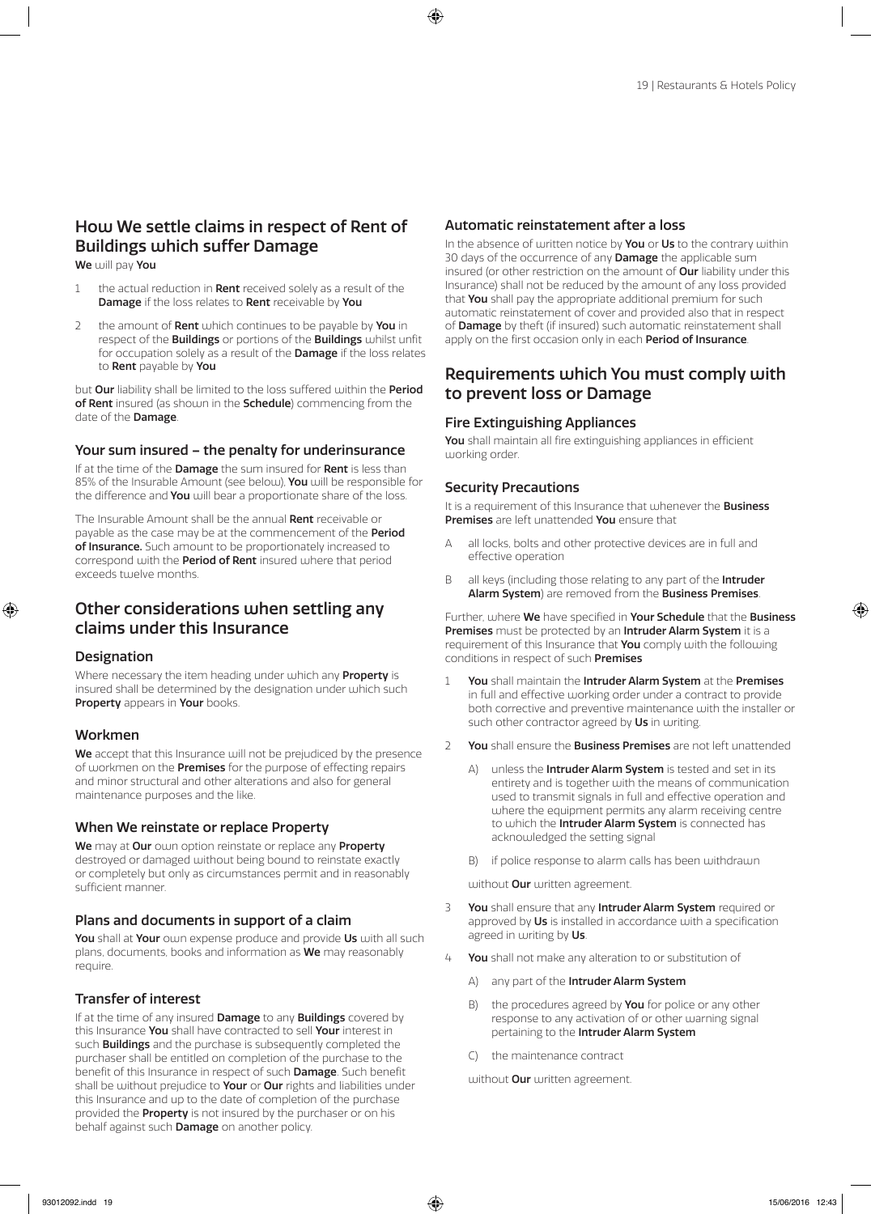## How We settle claims in respect of Rent of Buildings which suffer Damage

**We** will pay **You**

1. the actual reduction in **Rent** received solely as a result of the **Damage** if the loss relates to **Rent** receivable by **You**
2. the amount of **Rent** which continues to be payable by **You** in respect of the **Buildings** or portions of the **Buildings** whilst unfit for occupation solely as a result of the **Damage** if the loss relates to **Rent** payable by **You**

but **Our** liability shall be limited to the loss suffered within the **Period of Rent** insured (as shown in the **Schedule**) commencing from the date of the **Damage**.

### Your sum insured – the penalty for underinsurance

If at the time of the **Damage** the sum insured for **Rent** is less than 85% of the Insurable Amount (see below), **You** will be responsible for the difference and **You** will bear a proportionate share of the loss.

The Insurable Amount shall be the annual **Rent** receivable or payable as the case may be at the commencement of the **Period of Insurance.** Such amount to be proportionately increased to correspond with the **Period of Rent** insured where that period exceeds twelve months.

## Other considerations when settling any claims under this Insurance

### Designation

Where necessary the item heading under which any **Property** is insured shall be determined by the designation under which such **Property** appears in **Your** books.

### Workmen

**We** accept that this Insurance will not be prejudiced by the presence of workmen on the **Premises** for the purpose of effecting repairs and minor structural and other alterations and also for general maintenance purposes and the like.

### When We reinstate or replace Property

**We** may at **Our** own option reinstate or replace any **Property** destroyed or damaged without being bound to reinstate exactly or completely but only as circumstances permit and in reasonably sufficient manner.

### Plans and documents in support of a claim

**You** shall at **Your** own expense produce and provide **Us** with all such plans, documents, books and information as **We** may reasonably require.

### Transfer of interest

If at the time of any insured **Damage** to any **Buildings** covered by this Insurance **You** shall have contracted to sell **Your** interest in such **Buildings** and the purchase is subsequently completed the purchaser shall be entitled on completion of the purchase to the benefit of this Insurance in respect of such **Damage**. Such benefit shall be without prejudice to **Your** or **Our** rights and liabilities under this Insurance and up to the date of completion of the purchase provided the **Property** is not insured by the purchaser or on his behalf against such **Damage** on another policy.

### Automatic reinstatement after a loss

In the absence of written notice by **You** or **Us** to the contrary within 30 days of the occurrence of any **Damage** the applicable sum insured (or other restriction on the amount of **Our** liability under this Insurance) shall not be reduced by the amount of any loss provided that **You** shall pay the appropriate additional premium for such automatic reinstatement of cover and provided also that in respect of **Damage** by theft (if insured) such automatic reinstatement shall apply on the first occasion only in each **Period of Insurance**.

## Requirements which You must comply with to prevent loss or Damage

### Fire Extinguishing Appliances

**You** shall maintain all fire extinguishing appliances in efficient working order.

### Security Precautions

It is a requirement of this Insurance that whenever the **Business Premises** are left unattended **You** ensure that

A. all locks, bolts and other protective devices are in full and effective operation
B. all keys (including those relating to any part of the **Intruder Alarm System**) are removed from the **Business Premises**.

Further, where **We** have specified in **Your Schedule** that the **Business Premises** must be protected by an **Intruder Alarm System** it is a requirement of this Insurance that **You** comply with the following conditions in respect of such **Premises**

1. **You** shall maintain the **Intruder Alarm System** at the **Premises** in full and effective working order under a contract to provide both corrective and preventive maintenance with the installer or such other contractor agreed by **Us** in writing.
2. **You** shall ensure the **Business Premises** are not left unattended
   - A) unless the **Intruder Alarm System** is tested and set in its entirety and is together with the means of communication used to transmit signals in full and effective operation and where the equipment permits any alarm receiving centre to which the **Intruder Alarm System** is connected has acknowledged the setting signal
   - B) if police response to alarm calls has been withdrawn

   without **Our** written agreement.
3. **You** shall ensure that any **Intruder Alarm System** required or approved by **Us** is installed in accordance with a specification agreed in writing by **Us**.
4. **You** shall not make any alteration to or substitution of
   - A) any part of the **Intruder Alarm System**
   - B) the procedures agreed by **You** for police or any other response to any activation of or other warning signal pertaining to the **Intruder Alarm System**
   - C) the maintenance contract

   without **Our** written agreement.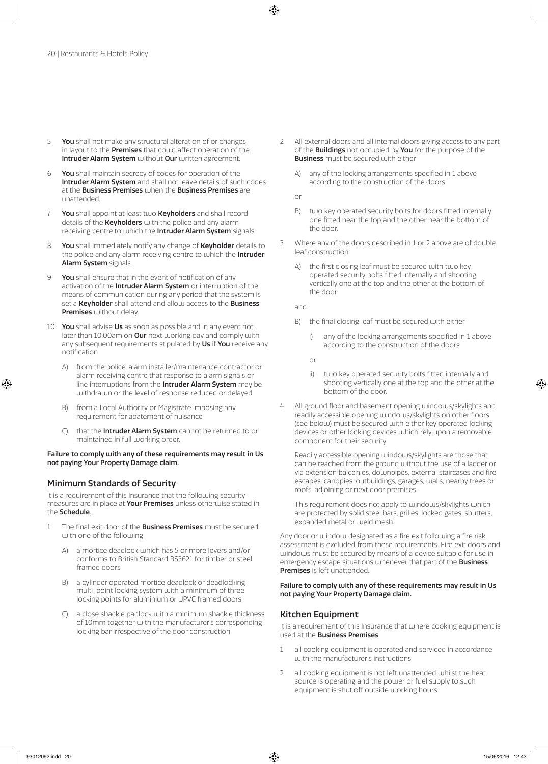5 **You** shall not make any structural alteration of or changes in layout to the **Premises** that could affect operation of the **Intruder Alarm System** without **Our** written agreement.

6 **You** shall maintain secrecy of codes for operation of the **Intruder Alarm System** and shall not leave details of such codes at the **Business Premises** when the **Business Premises** are unattended.

7 **You** shall appoint at least two **Keyholders** and shall record details of the **Keyholders** with the police and any alarm receiving centre to which the **Intruder Alarm System** signals.

8 **You** shall immediately notify any change of **Keyholder** details to the police and any alarm receiving centre to which the **Intruder Alarm System** signals.

9 **You** shall ensure that in the event of notification of any activation of the **Intruder Alarm System** or interruption of the means of communication during any period that the system is set a **Keyholder** shall attend and allow access to the **Business Premises** without delay.

10 **You** shall advise **Us** as soon as possible and in any event not later than 10.00am on **Our** next working day and comply with any subsequent requirements stipulated by **Us** if **You** receive any notification

A) from the police, alarm installer/maintenance contractor or alarm receiving centre that response to alarm signals or line interruptions from the **Intruder Alarm System** may be withdrawn or the level of response reduced or delayed

B) from a Local Authority or Magistrate imposing any requirement for abatement of nuisance

C) that the **Intruder Alarm System** cannot be returned to or maintained in full working order.

**Failure to comply with any of these requirements may result in Us not paying Your Property Damage claim.**

## Minimum Standards of Security

It is a requirement of this Insurance that the following security measures are in place at **Your Premises** unless otherwise stated in the **Schedule**.

1 The final exit door of the **Business Premises** must be secured with one of the following

A) a mortice deadlock which has 5 or more levers and/or conforms to British Standard BS3621 for timber or steel framed doors

B) a cylinder operated mortice deadlock or deadlocking multi-point locking system with a minimum of three locking points for aluminium or UPVC framed doors

C) a close shackle padlock with a minimum shackle thickness of 10mm together with the manufacturer's corresponding locking bar irrespective of the door construction.

2 All external doors and all internal doors giving access to any part of the **Buildings** not occupied by **You** for the purpose of the **Business** must be secured with either

A) any of the locking arrangements specified in 1 above according to the construction of the doors

or

B) two key operated security bolts for doors fitted internally one fitted near the top and the other near the bottom of the door.

3 Where any of the doors described in 1 or 2 above are of double leaf construction

A) the first closing leaf must be secured with two key operated security bolts fitted internally and shooting vertically one at the top and the other at the bottom of the door

and

B) the final closing leaf must be secured with either

i) any of the locking arrangements specified in 1 above according to the construction of the doors

or

ii) two key operated security bolts fitted internally and shooting vertically one at the top and the other at the bottom of the door.

4 All ground floor and basement opening windows/skylights and readily accessible opening windows/skylights on other floors (see below) must be secured with either key operated locking devices or other locking devices which rely upon a removable component for their security.

Readily accessible opening windows/skylights are those that can be reached from the ground without the use of a ladder or via extension balconies, downpipes, external staircases and fire escapes, canopies, outbuildings, garages, walls, nearby trees or roofs, adjoining or next door premises.

This requirement does not apply to windows/skylights which are protected by solid steel bars, grilles, locked gates, shutters, expanded metal or weld mesh.

Any door or window designated as a fire exit following a fire risk assessment is excluded from these requirements. Fire exit doors and windows must be secured by means of a device suitable for use in emergency escape situations whenever that part of the **Business Premises** is left unattended.

**Failure to comply with any of these requirements may result in Us not paying Your Property Damage claim.**

## Kitchen Equipment

It is a requirement of this Insurance that where cooking equipment is used at the **Business Premises**

1 all cooking equipment is operated and serviced in accordance with the manufacturer's instructions

2 all cooking equipment is not left unattended whilst the heat source is operating and the power or fuel supply to such equipment is shut off outside working hours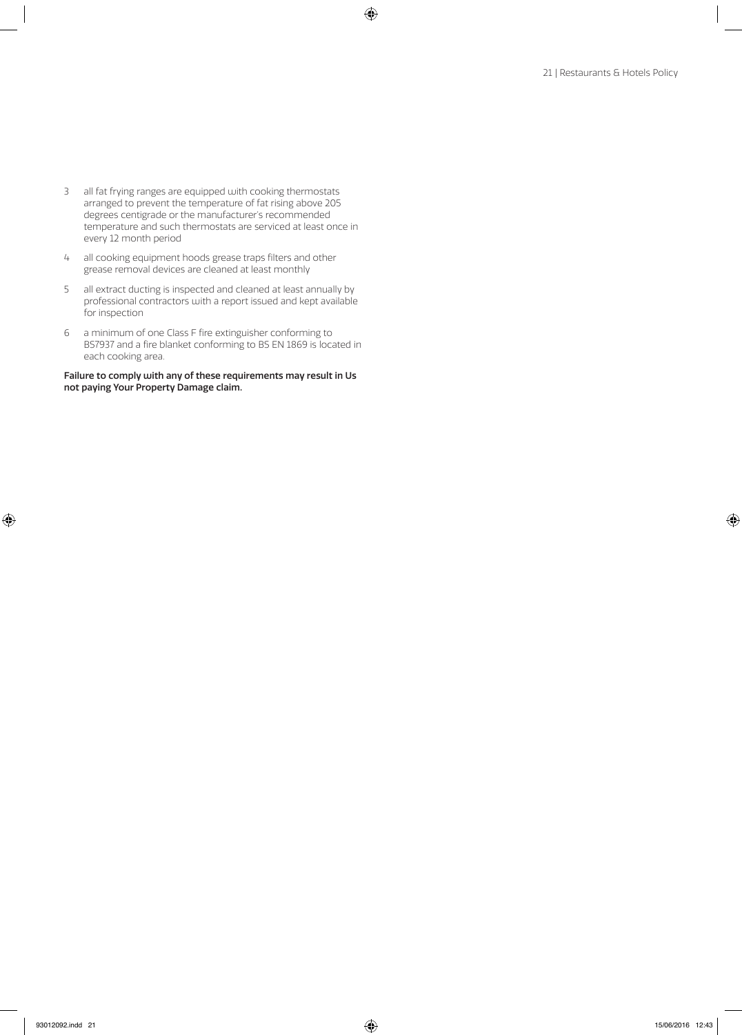3. all fat frying ranges are equipped with cooking thermostats arranged to prevent the temperature of fat rising above 205 degrees centigrade or the manufacturer's recommended temperature and such thermostats are serviced at least once in every 12 month period
4. all cooking equipment hoods grease traps filters and other grease removal devices are cleaned at least monthly
5. all extract ducting is inspected and cleaned at least annually by professional contractors with a report issued and kept available for inspection
6. a minimum of one Class F fire extinguisher conforming to BS7937 and a fire blanket conforming to BS EN 1869 is located in each cooking area.

**Failure to comply with any of these requirements may result in Us not paying Your Property Damage claim.**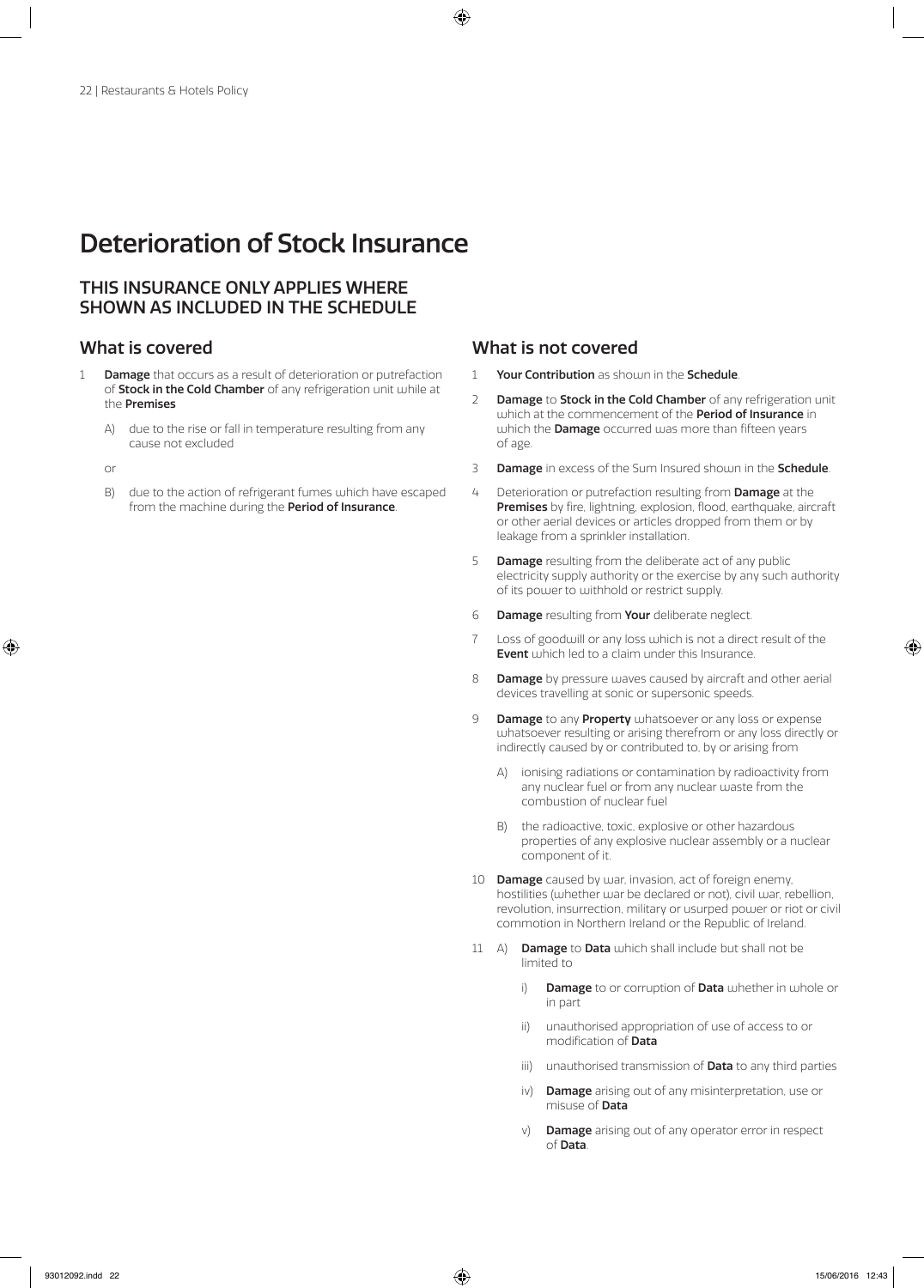# Deterioration of Stock Insurance

## THIS INSURANCE ONLY APPLIES WHERE SHOWN AS INCLUDED IN THE SCHEDULE

### What is covered

1 **Damage** that occurs as a result of deterioration or putrefaction of **Stock in the Cold Chamber** of any refrigeration unit while at the **Premises**

   A) due to the rise or fall in temperature resulting from any cause not excluded

   or

   B) due to the action of refrigerant fumes which have escaped from the machine during the **Period of Insurance**.

### What is not covered

1 **Your Contribution** as shown in the **Schedule**.

2 **Damage** to **Stock in the Cold Chamber** of any refrigeration unit which at the commencement of the **Period of Insurance** in which the **Damage** occurred was more than fifteen years of age.

3 **Damage** in excess of the Sum Insured shown in the **Schedule**.

4 Deterioration or putrefaction resulting from **Damage** at the **Premises** by fire, lightning, explosion, flood, earthquake, aircraft or other aerial devices or articles dropped from them or by leakage from a sprinkler installation.

5 **Damage** resulting from the deliberate act of any public electricity supply authority or the exercise by any such authority of its power to withhold or restrict supply.

6 **Damage** resulting from **Your** deliberate neglect.

7 Loss of goodwill or any loss which is not a direct result of the **Event** which led to a claim under this Insurance.

8 **Damage** by pressure waves caused by aircraft and other aerial devices travelling at sonic or supersonic speeds.

9 **Damage** to any **Property** whatsoever or any loss or expense whatsoever resulting or arising therefrom or any loss directly or indirectly caused by or contributed to, by or arising from

   A) ionising radiations or contamination by radioactivity from any nuclear fuel or from any nuclear waste from the combustion of nuclear fuel

   B) the radioactive, toxic, explosive or other hazardous properties of any explosive nuclear assembly or a nuclear component of it.

10 **Damage** caused by war, invasion, act of foreign enemy, hostilities (whether war be declared or not), civil war, rebellion, revolution, insurrection, military or usurped power or riot or civil commotion in Northern Ireland or the Republic of Ireland.

11 A) **Damage** to **Data** which shall include but shall not be limited to

   i) **Damage** to or corruption of **Data** whether in whole or in part

   ii) unauthorised appropriation of use of access to or modification of **Data**

   iii) unauthorised transmission of **Data** to any third parties

   iv) **Damage** arising out of any misinterpretation, use or misuse of **Data**

   v) **Damage** arising out of any operator error in respect of **Data**.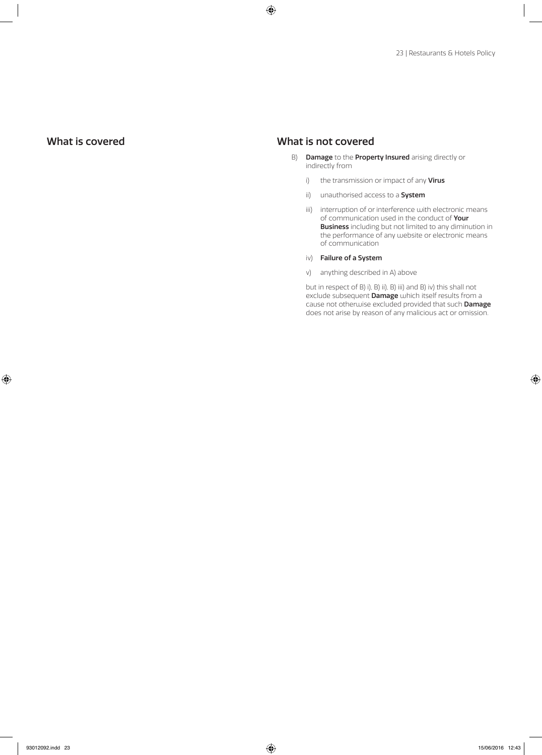## What is covered

## What is not covered

B) **Damage** to the **Property Insured** arising directly or indirectly from

   i) the transmission or impact of any **Virus**

   ii) unauthorised access to a **System**

   iii) interruption of or interference with electronic means of communication used in the conduct of **Your Business** including but not limited to any diminution in the performance of any website or electronic means of communication

   iv) **Failure of a System**

   v) anything described in A) above

   but in respect of B) i), B) ii), B) iii) and B) iv) this shall not exclude subsequent **Damage** which itself results from a cause not otherwise excluded provided that such **Damage** does not arise by reason of any malicious act or omission.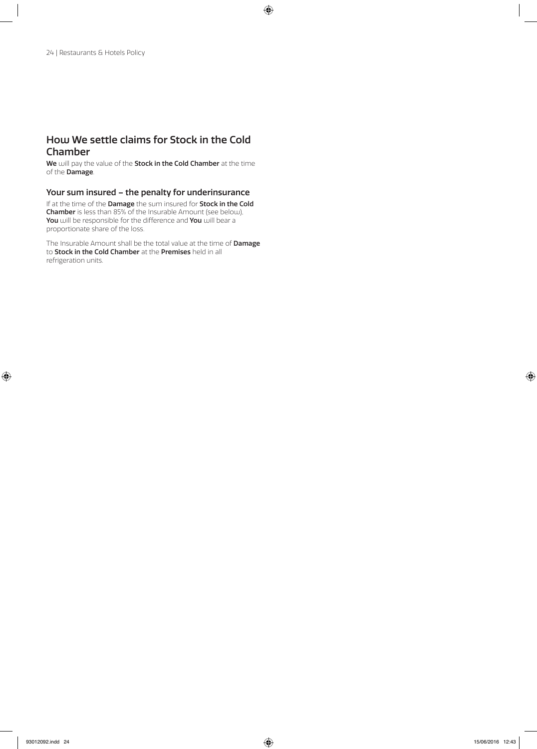## How We settle claims for Stock in the Cold Chamber

**We** will pay the value of the **Stock in the Cold Chamber** at the time of the **Damage**.

### Your sum insured – the penalty for underinsurance

If at the time of the **Damage** the sum insured for **Stock in the Cold Chamber** is less than 85% of the Insurable Amount (see below), **You** will be responsible for the difference and **You** will bear a proportionate share of the loss.

The Insurable Amount shall be the total value at the time of **Damage** to **Stock in the Cold Chamber** at the **Premises** held in all refrigeration units.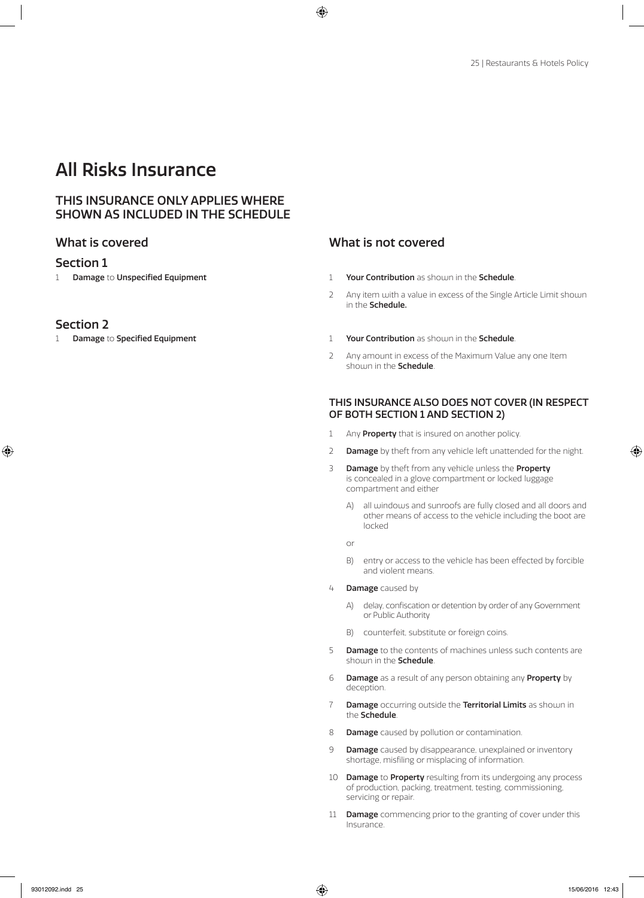# All Risks Insurance

## THIS INSURANCE ONLY APPLIES WHERE SHOWN AS INCLUDED IN THE SCHEDULE

## What is covered

### Section 1

1 **Damage** to **Unspecified Equipment**

## What is not covered

1 **Your Contribution** as shown in the **Schedule**.

2 Any item with a value in excess of the Single Article Limit shown in the **Schedule.**

## What is covered

### Section 2

1 **Damage** to **Specified Equipment**

## What is not covered

1 **Your Contribution** as shown in the **Schedule**.

2 Any amount in excess of the Maximum Value any one Item shown in the **Schedule**.

### THIS INSURANCE ALSO DOES NOT COVER (IN RESPECT OF BOTH SECTION 1 AND SECTION 2)

1 Any **Property** that is insured on another policy.

2 **Damage** by theft from any vehicle left unattended for the night.

3 **Damage** by theft from any vehicle unless the **Property** is concealed in a glove compartment or locked luggage compartment and either

   A) all windows and sunroofs are fully closed and all doors and other means of access to the vehicle including the boot are locked

   or

   B) entry or access to the vehicle has been effected by forcible and violent means.

4 **Damage** caused by

   A) delay, confiscation or detention by order of any Government or Public Authority

   B) counterfeit, substitute or foreign coins.

5 **Damage** to the contents of machines unless such contents are shown in the **Schedule**.

6 **Damage** as a result of any person obtaining any **Property** by deception.

7 **Damage** occurring outside the **Territorial Limits** as shown in the **Schedule**.

8 **Damage** caused by pollution or contamination.

9 **Damage** caused by disappearance, unexplained or inventory shortage, misfiling or misplacing of information.

10 **Damage** to **Property** resulting from its undergoing any process of production, packing, treatment, testing, commissioning, servicing or repair.

11 **Damage** commencing prior to the granting of cover under this Insurance.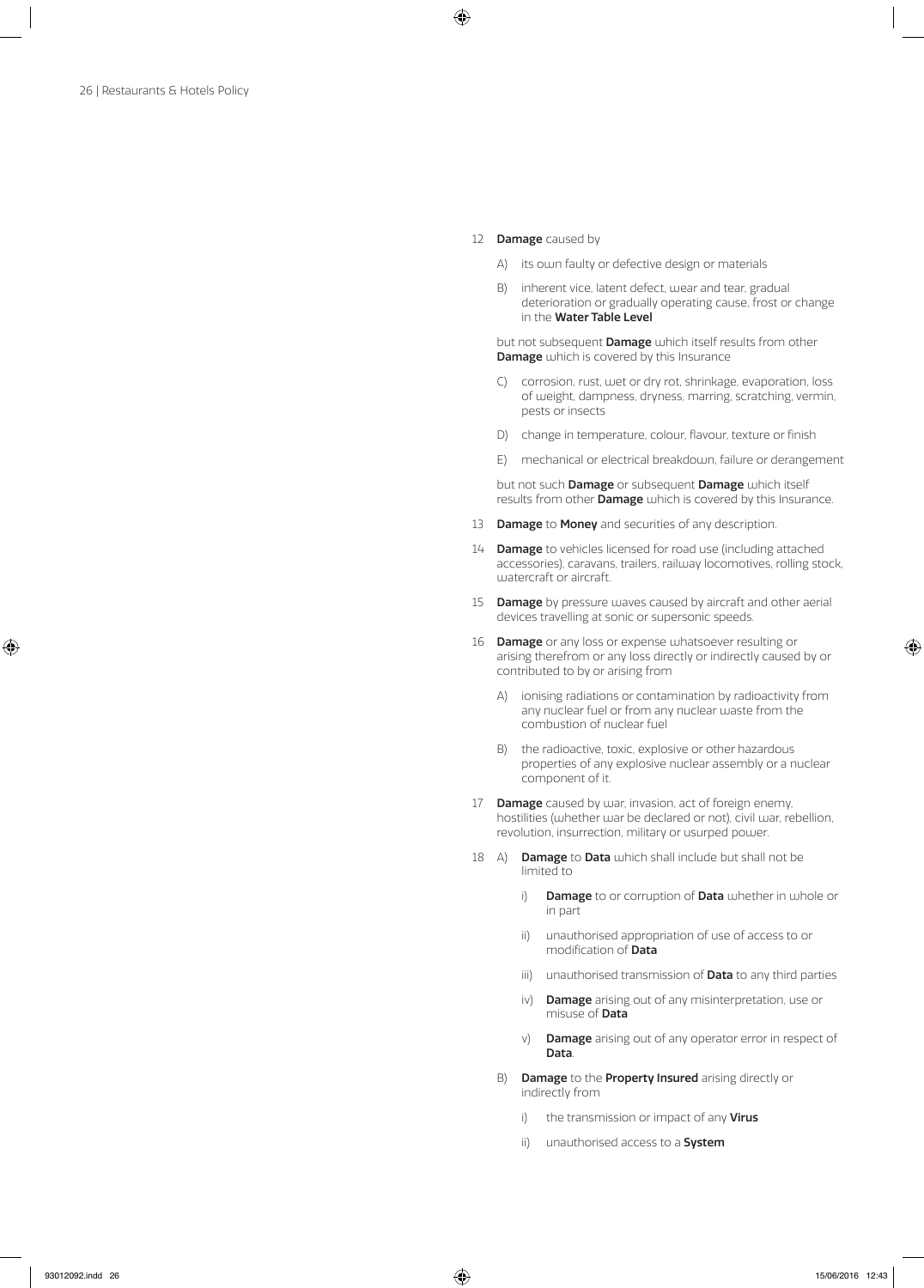12 **Damage** caused by

   A) its own faulty or defective design or materials

   B) inherent vice, latent defect, wear and tear, gradual deterioration or gradually operating cause, frost or change in the **Water Table Level**

   but not subsequent **Damage** which itself results from other **Damage** which is covered by this Insurance

   C) corrosion, rust, wet or dry rot, shrinkage, evaporation, loss of weight, dampness, dryness, marring, scratching, vermin, pests or insects

   D) change in temperature, colour, flavour, texture or finish

   E) mechanical or electrical breakdown, failure or derangement

   but not such **Damage** or subsequent **Damage** which itself results from other **Damage** which is covered by this Insurance.

13 **Damage** to **Money** and securities of any description.

14 **Damage** to vehicles licensed for road use (including attached accessories), caravans, trailers, railway locomotives, rolling stock, watercraft or aircraft.

15 **Damage** by pressure waves caused by aircraft and other aerial devices travelling at sonic or supersonic speeds.

16 **Damage** or any loss or expense whatsoever resulting or arising therefrom or any loss directly or indirectly caused by or contributed to by or arising from

   A) ionising radiations or contamination by radioactivity from any nuclear fuel or from any nuclear waste from the combustion of nuclear fuel

   B) the radioactive, toxic, explosive or other hazardous properties of any explosive nuclear assembly or a nuclear component of it.

17 **Damage** caused by war, invasion, act of foreign enemy, hostilities (whether war be declared or not), civil war, rebellion, revolution, insurrection, military or usurped power.

18 A) **Damage** to **Data** which shall include but shall not be limited to

      i) **Damage** to or corruption of **Data** whether in whole or in part

      ii) unauthorised appropriation of use of access to or modification of **Data**

      iii) unauthorised transmission of **Data** to any third parties

      iv) **Damage** arising out of any misinterpretation, use or misuse of **Data**

      v) **Damage** arising out of any operator error in respect of **Data**.

   B) **Damage** to the **Property Insured** arising directly or indirectly from

      i) the transmission or impact of any **Virus**

      ii) unauthorised access to a **System**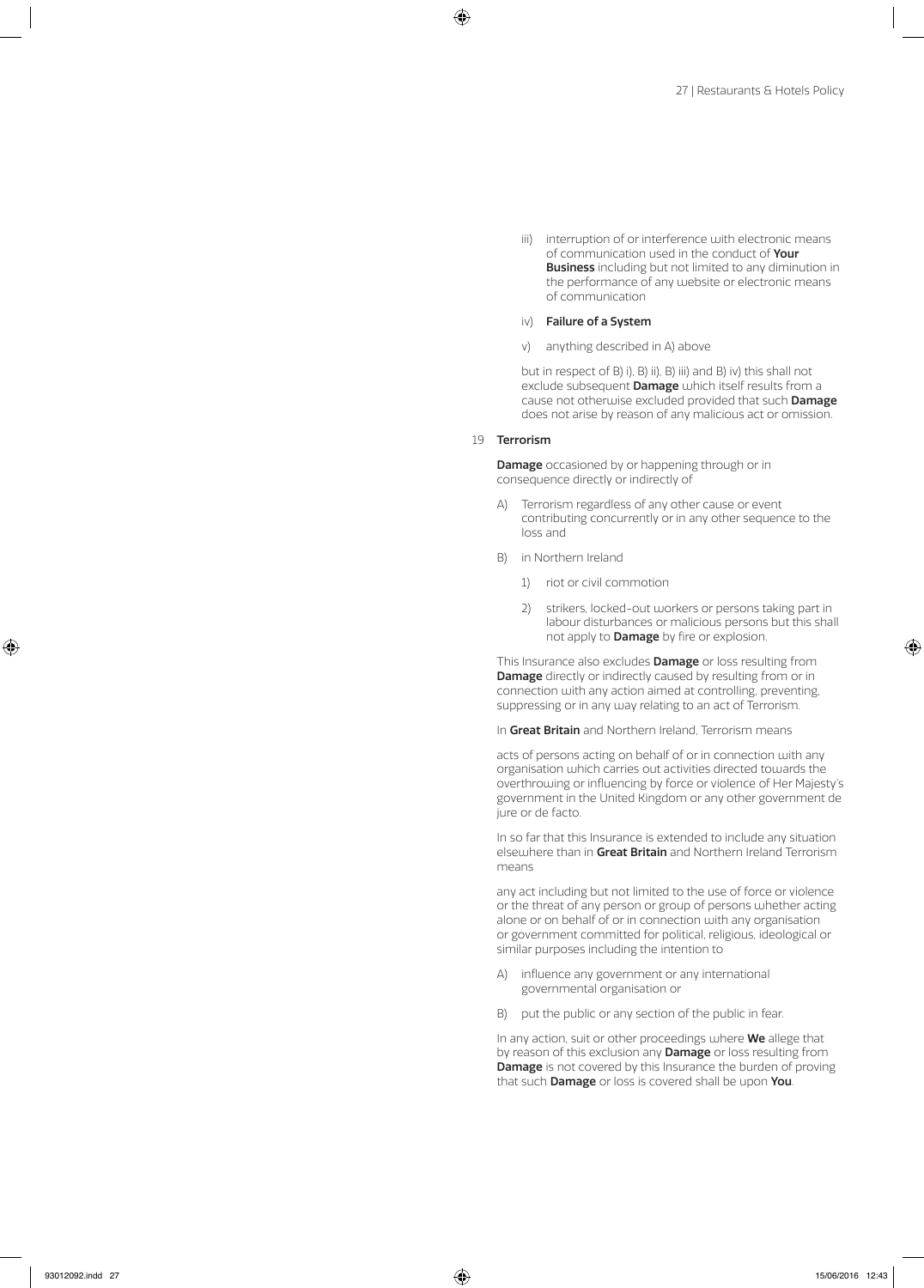iii) interruption of or interference with electronic means of communication used in the conduct of **Your Business** including but not limited to any diminution in the performance of any website or electronic means of communication

iv) **Failure of a System**

v) anything described in A) above

but in respect of B) i), B) ii), B) iii) and B) iv) this shall not exclude subsequent **Damage** which itself results from a cause not otherwise excluded provided that such **Damage** does not arise by reason of any malicious act or omission.

19 **Terrorism**

**Damage** occasioned by or happening through or in consequence directly or indirectly of

A) Terrorism regardless of any other cause or event contributing concurrently or in any other sequence to the loss and

B) in Northern Ireland

1) riot or civil commotion

2) strikers, locked-out workers or persons taking part in labour disturbances or malicious persons but this shall not apply to **Damage** by fire or explosion.

This Insurance also excludes **Damage** or loss resulting from **Damage** directly or indirectly caused by resulting from or in connection with any action aimed at controlling, preventing, suppressing or in any way relating to an act of Terrorism.

In **Great Britain** and Northern Ireland, Terrorism means

acts of persons acting on behalf of or in connection with any organisation which carries out activities directed towards the overthrowing or influencing by force or violence of Her Majesty's government in the United Kingdom or any other government de jure or de facto.

In so far that this Insurance is extended to include any situation elsewhere than in **Great Britain** and Northern Ireland Terrorism means

any act including but not limited to the use of force or violence or the threat of any person or group of persons whether acting alone or on behalf of or in connection with any organisation or government committed for political, religious, ideological or similar purposes including the intention to

A) influence any government or any international governmental organisation or

B) put the public or any section of the public in fear.

In any action, suit or other proceedings where **We** allege that by reason of this exclusion any **Damage** or loss resulting from **Damage** is not covered by this Insurance the burden of proving that such **Damage** or loss is covered shall be upon **You**.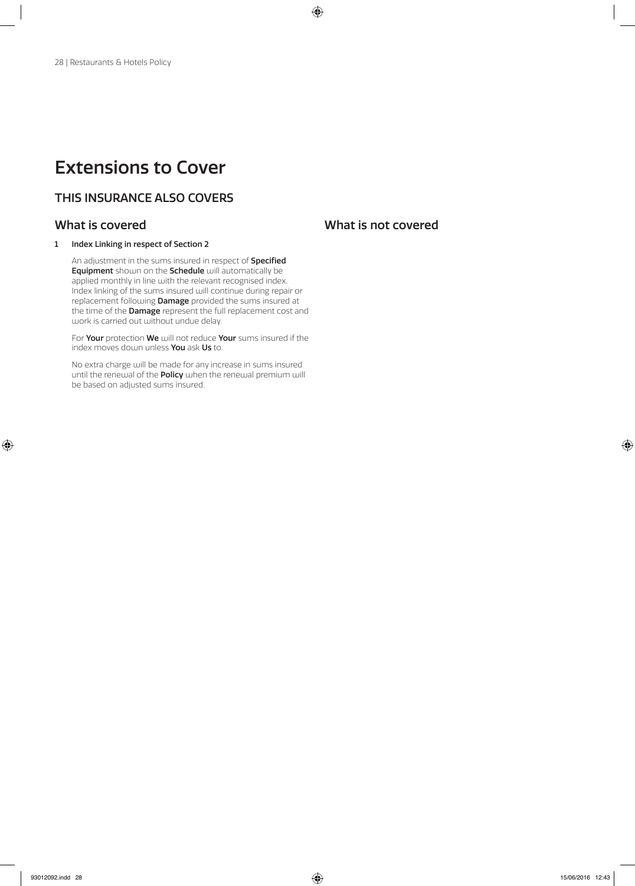# Extensions to Cover

## THIS INSURANCE ALSO COVERS

### What is covered

**1 Index Linking in respect of Section 2**

An adjustment in the sums insured in respect of **Specified Equipment** shown on the **Schedule** will automatically be applied monthly in line with the relevant recognised index. Index linking of the sums insured will continue during repair or replacement following **Damage** provided the sums insured at the time of the **Damage** represent the full replacement cost and work is carried out without undue delay.

For **Your** protection **We** will not reduce **Your** sums insured if the index moves down unless **You** ask **Us** to.

No extra charge will be made for any increase in sums insured until the renewal of the **Policy** when the renewal premium will be based on adjusted sums insured.

### What is not covered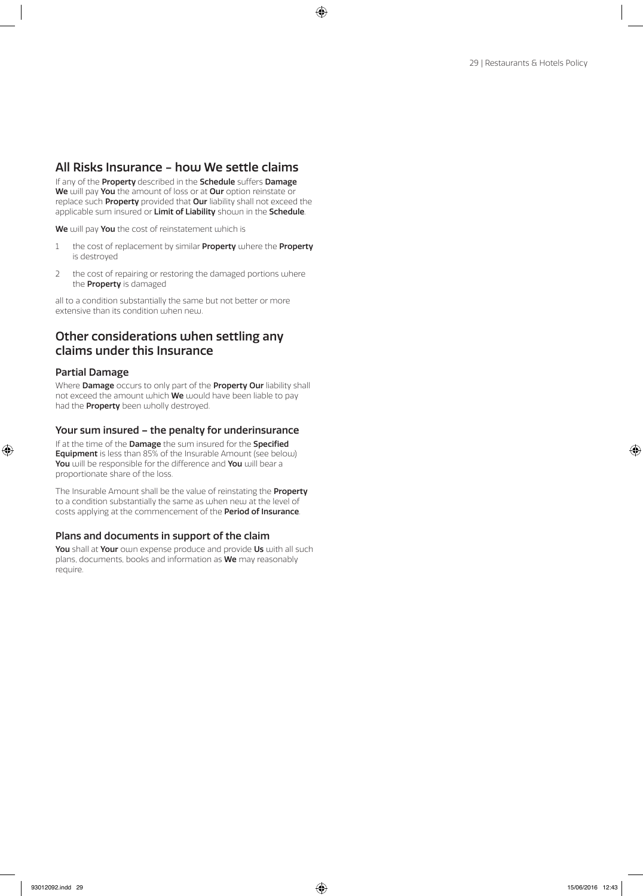## All Risks Insurance – how We settle claims

If any of the **Property** described in the **Schedule** suffers **Damage We** will pay **You** the amount of loss or at **Our** option reinstate or replace such **Property** provided that **Our** liability shall not exceed the applicable sum insured or **Limit of Liability** shown in the **Schedule**.

**We** will pay **You** the cost of reinstatement which is

1. the cost of replacement by similar **Property** where the **Property** is destroyed
2. the cost of repairing or restoring the damaged portions where the **Property** is damaged

all to a condition substantially the same but not better or more extensive than its condition when new.

## Other considerations when settling any claims under this Insurance

### Partial Damage

Where **Damage** occurs to only part of the **Property Our** liability shall not exceed the amount which **We** would have been liable to pay had the **Property** been wholly destroyed.

### Your sum insured – the penalty for underinsurance

If at the time of the **Damage** the sum insured for the **Specified Equipment** is less than 85% of the Insurable Amount (see below) **You** will be responsible for the difference and **You** will bear a proportionate share of the loss.

The Insurable Amount shall be the value of reinstating the **Property** to a condition substantially the same as when new at the level of costs applying at the commencement of the **Period of Insurance**.

### Plans and documents in support of the claim

**You** shall at **Your** own expense produce and provide **Us** with all such plans, documents, books and information as **We** may reasonably require.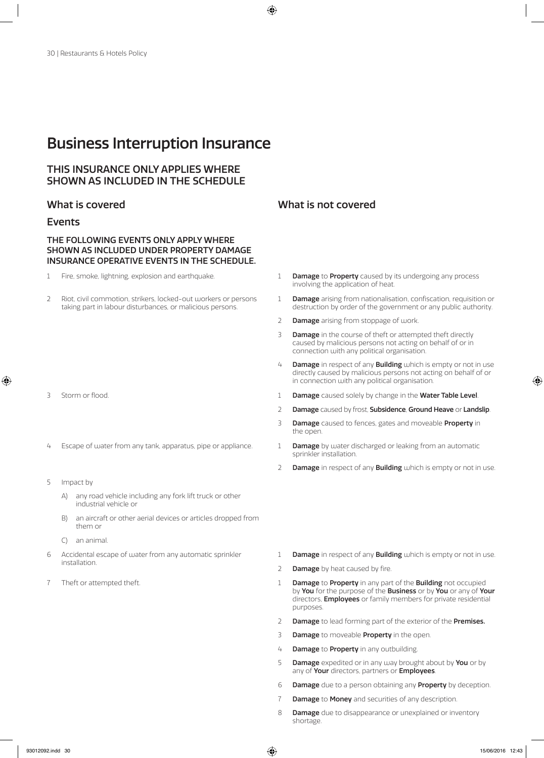# Business Interruption Insurance

## THIS INSURANCE ONLY APPLIES WHERE SHOWN AS INCLUDED IN THE SCHEDULE

| What is covered | What is not covered |
|---|---|
| **Events** | |
| **THE FOLLOWING EVENTS ONLY APPLY WHERE SHOWN AS INCLUDED UNDER PROPERTY DAMAGE INSURANCE OPERATIVE EVENTS IN THE SCHEDULE.** | |
| 1 Fire, smoke, lightning, explosion and earthquake. | 1 **Damage** to **Property** caused by its undergoing any process involving the application of heat. |
| 2 Riot, civil commotion, strikers, locked-out workers or persons taking part in labour disturbances, or malicious persons. | 1 **Damage** arising from nationalisation, confiscation, requisition or destruction by order of the government or any public authority.<br>2 **Damage** arising from stoppage of work.<br>3 **Damage** in the course of theft or attempted theft directly caused by malicious persons not acting on behalf of or in connection with any political organisation.<br>4 **Damage** in respect of any **Building** which is empty or not in use directly caused by malicious persons not acting on behalf of or in connection with any political organisation. |
| 3 Storm or flood. | 1 **Damage** caused solely by change in the **Water Table Level**.<br>2 **Damage** caused by frost, **Subsidence**, **Ground Heave** or **Landslip**.<br>3 **Damage** caused to fences, gates and moveable **Property** in the open. |
| 4 Escape of water from any tank, apparatus, pipe or appliance. | 1 **Damage** by water discharged or leaking from an automatic sprinkler installation.<br>2 **Damage** in respect of any **Building** which is empty or not in use. |
| 5 Impact by<br>A) any road vehicle including any fork lift truck or other industrial vehicle or<br>B) an aircraft or other aerial devices or articles dropped from them or<br>C) an animal. | |
| 6 Accidental escape of water from any automatic sprinkler installation. | 1 **Damage** in respect of any **Building** which is empty or not in use.<br>2 **Damage** by heat caused by fire. |
| 7 Theft or attempted theft. | 1 **Damage** to **Property** in any part of the **Building** not occupied by **You** for the purpose of the **Business** or by **You** or any of **Your** directors, **Employees** or family members for private residential purposes.<br>2 **Damage** to lead forming part of the exterior of the **Premises.**<br>3 **Damage** to moveable **Property** in the open.<br>4 **Damage** to **Property** in any outbuilding.<br>5 **Damage** expedited or in any way brought about by **You** or by any of **Your** directors, partners or **Employees**.<br>6 **Damage** due to a person obtaining any **Property** by deception.<br>7 **Damage** to **Money** and securities of any description.<br>8 **Damage** due to disappearance or unexplained or inventory shortage. |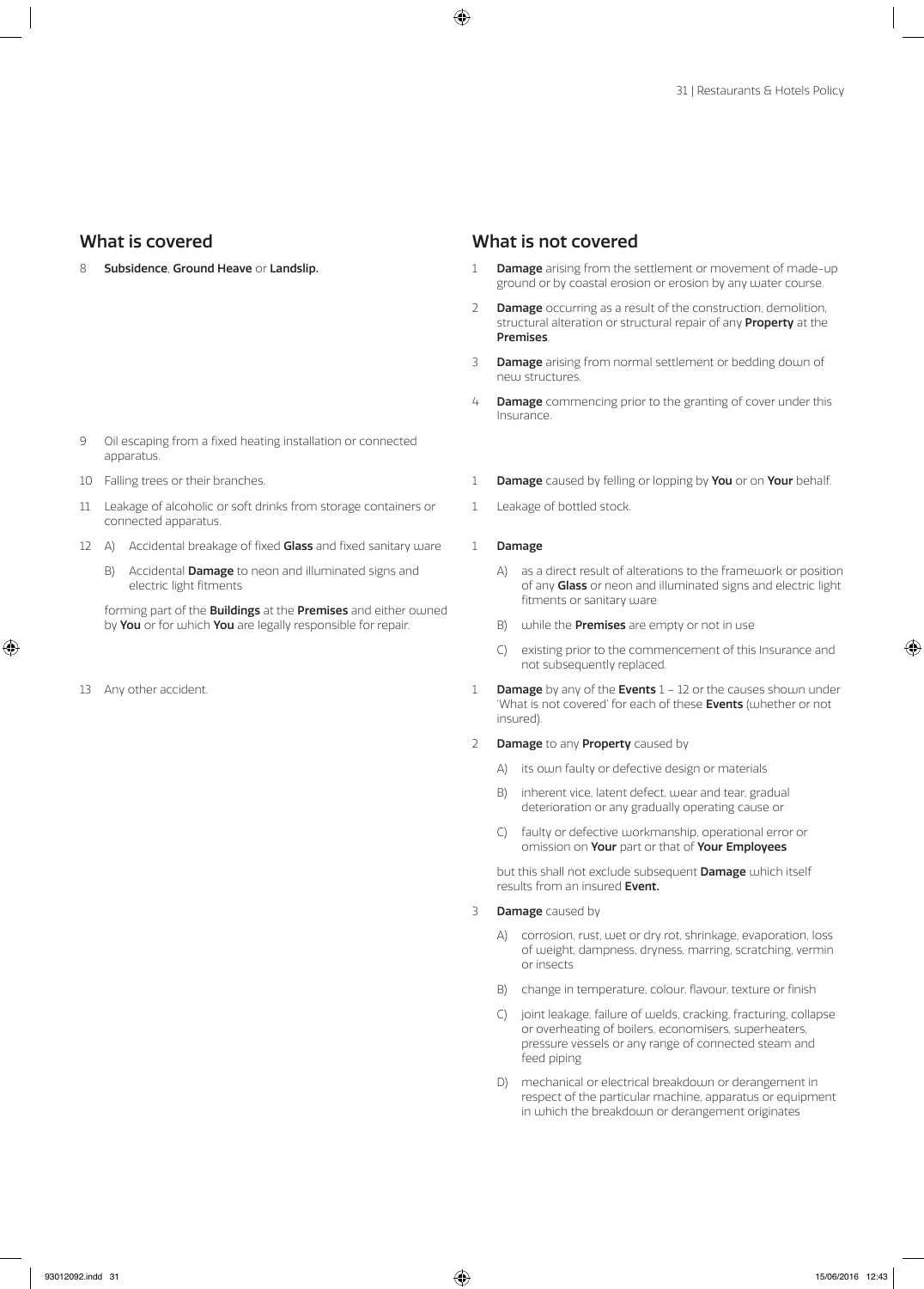| What is covered | What is not covered |
|---|---|
| 8 **Subsidence**, **Ground Heave** or **Landslip.** | 1 **Damage** arising from the settlement or movement of made-up ground or by coastal erosion or erosion by any water course.<br><br>2 **Damage** occurring as a result of the construction, demolition, structural alteration or structural repair of any **Property** at the **Premises**.<br><br>3 **Damage** arising from normal settlement or bedding down of new structures.<br><br>4 **Damage** commencing prior to the granting of cover under this Insurance. |
| 9 Oil escaping from a fixed heating installation or connected apparatus. | |
| 10 Falling trees or their branches. | 1 **Damage** caused by felling or lopping by **You** or on **Your** behalf. |
| 11 Leakage of alcoholic or soft drinks from storage containers or connected apparatus. | 1 Leakage of bottled stock. |
| 12 A) Accidental breakage of fixed **Glass** and fixed sanitary ware<br><br>B) Accidental **Damage** to neon and illuminated signs and electric light fitments<br><br>forming part of the **Buildings** at the **Premises** and either owned by **You** or for which **You** are legally responsible for repair. | 1 **Damage**<br><br>A) as a direct result of alterations to the framework or position of any **Glass** or neon and illuminated signs and electric light fitments or sanitary ware<br><br>B) while the **Premises** are empty or not in use<br><br>C) existing prior to the commencement of this Insurance and not subsequently replaced. |
| 13 Any other accident. | 1 **Damage** by any of the **Events** 1 – 12 or the causes shown under 'What is not covered' for each of these **Events** (whether or not insured).<br><br>2 **Damage** to any **Property** caused by<br><br>A) its own faulty or defective design or materials<br><br>B) inherent vice, latent defect, wear and tear, gradual deterioration or any gradually operating cause or<br><br>C) faulty or defective workmanship, operational error or omission on **Your** part or that of **Your Employees**<br><br>but this shall not exclude subsequent **Damage** which itself results from an insured **Event.**<br><br>3 **Damage** caused by<br><br>A) corrosion, rust, wet or dry rot, shrinkage, evaporation, loss of weight, dampness, dryness, marring, scratching, vermin or insects<br><br>B) change in temperature, colour, flavour, texture or finish<br><br>C) joint leakage, failure of welds, cracking, fracturing, collapse or overheating of boilers, economisers, superheaters, pressure vessels or any range of connected steam and feed piping<br><br>D) mechanical or electrical breakdown or derangement in respect of the particular machine, apparatus or equipment in which the breakdown or derangement originates |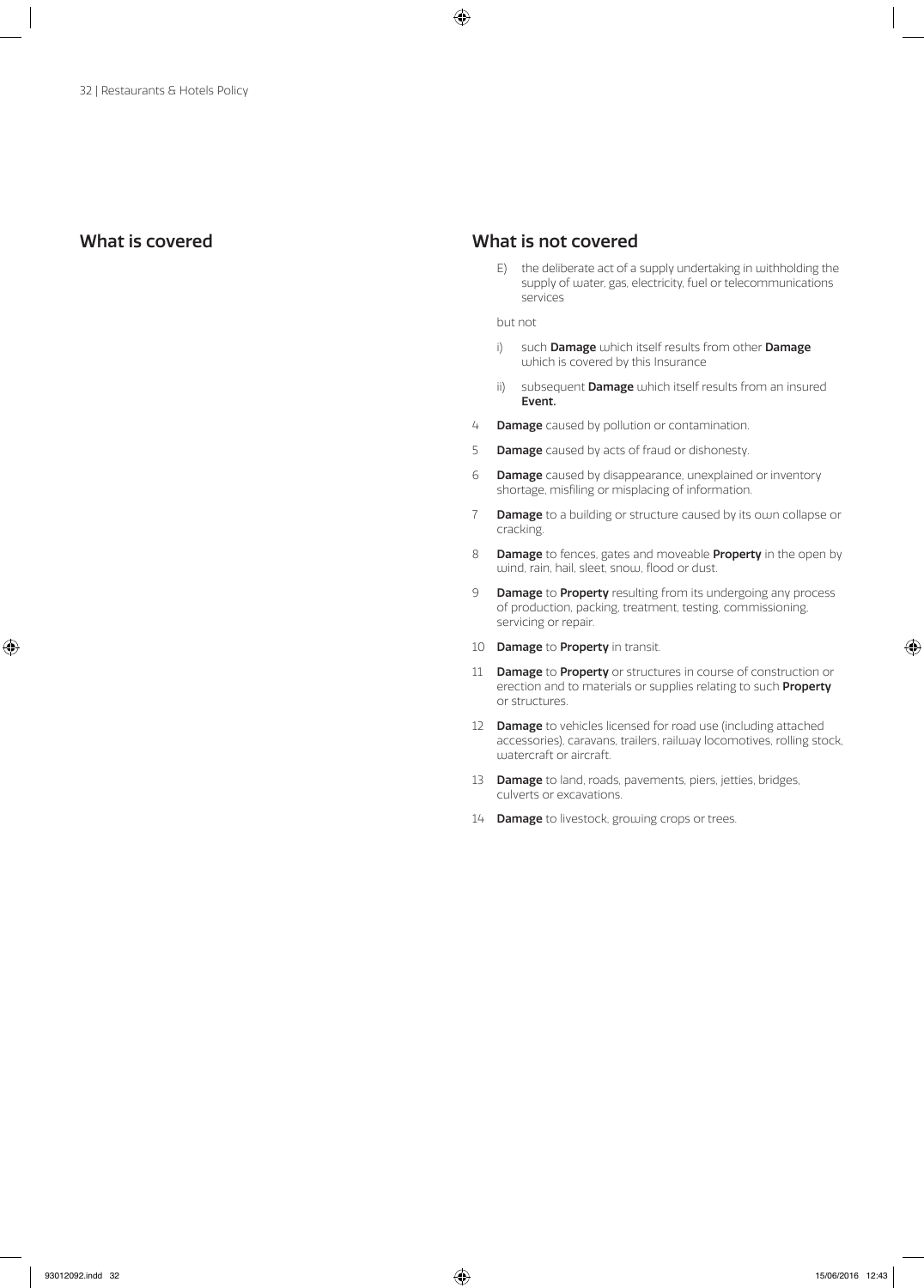## What is covered

## What is not covered

E) the deliberate act of a supply undertaking in withholding the supply of water, gas, electricity, fuel or telecommunications services

but not

i) such **Damage** which itself results from other **Damage** which is covered by this Insurance

ii) subsequent **Damage** which itself results from an insured **Event.**

4 **Damage** caused by pollution or contamination.

5 **Damage** caused by acts of fraud or dishonesty.

6 **Damage** caused by disappearance, unexplained or inventory shortage, misfiling or misplacing of information.

7 **Damage** to a building or structure caused by its own collapse or cracking.

8 **Damage** to fences, gates and moveable **Property** in the open by wind, rain, hail, sleet, snow, flood or dust.

9 **Damage** to **Property** resulting from its undergoing any process of production, packing, treatment, testing, commissioning, servicing or repair.

10 **Damage** to **Property** in transit.

11 **Damage** to **Property** or structures in course of construction or erection and to materials or supplies relating to such **Property** or structures.

12 **Damage** to vehicles licensed for road use (including attached accessories), caravans, trailers, railway locomotives, rolling stock, watercraft or aircraft.

13 **Damage** to land, roads, pavements, piers, jetties, bridges, culverts or excavations.

14 **Damage** to livestock, growing crops or trees.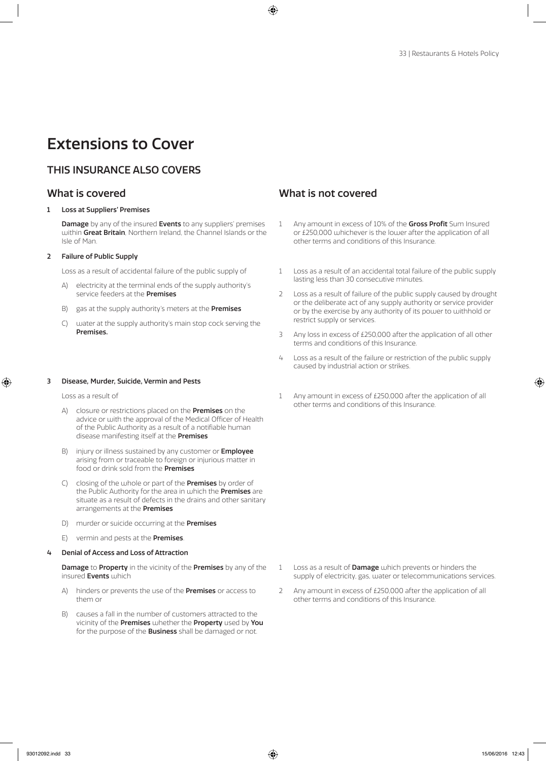# Extensions to Cover

## THIS INSURANCE ALSO COVERS

### What is covered

**1 Loss at Suppliers' Premises**

**Damage** by any of the insured **Events** to any suppliers' premises within **Great Britain**, Northern Ireland, the Channel Islands or the Isle of Man.

**2 Failure of Public Supply**

Loss as a result of accidental failure of the public supply of

A) electricity at the terminal ends of the supply authority's service feeders at the **Premises**

B) gas at the supply authority's meters at the **Premises**

C) water at the supply authority's main stop cock serving the **Premises.**

**3 Disease, Murder, Suicide, Vermin and Pests**

Loss as a result of

A) closure or restrictions placed on the **Premises** on the advice or with the approval of the Medical Officer of Health of the Public Authority as a result of a notifiable human disease manifesting itself at the **Premises**

B) injury or illness sustained by any customer or **Employee** arising from or traceable to foreign or injurious matter in food or drink sold from the **Premises**

C) closing of the whole or part of the **Premises** by order of the Public Authority for the area in which the **Premises** are situate as a result of defects in the drains and other sanitary arrangements at the **Premises**

D) murder or suicide occurring at the **Premises**

E) vermin and pests at the **Premises**.

**4 Denial of Access and Loss of Attraction**

**Damage** to **Property** in the vicinity of the **Premises** by any of the insured **Events** which

A) hinders or prevents the use of the **Premises** or access to them or

B) causes a fall in the number of customers attracted to the vicinity of the **Premises** whether the **Property** used by **You** for the purpose of the **Business** shall be damaged or not.

### What is not covered

**1 Loss at Suppliers' Premises**

1 Any amount in excess of 10% of the **Gross Profit** Sum Insured or £250,000 whichever is the lower after the application of all other terms and conditions of this Insurance.

**2 Failure of Public Supply**

1 Loss as a result of an accidental total failure of the public supply lasting less than 30 consecutive minutes.

2 Loss as a result of failure of the public supply caused by drought or the deliberate act of any supply authority or service provider or by the exercise by any authority of its power to withhold or restrict supply or services.

3 Any loss in excess of £250,000 after the application of all other terms and conditions of this Insurance.

4 Loss as a result of the failure or restriction of the public supply caused by industrial action or strikes.

**3 Disease, Murder, Suicide, Vermin and Pests**

1 Any amount in excess of £250,000 after the application of all other terms and conditions of this Insurance.

**4 Denial of Access and Loss of Attraction**

1 Loss as a result of **Damage** which prevents or hinders the supply of electricity, gas, water or telecommunications services.

2 Any amount in excess of £250,000 after the application of all other terms and conditions of this Insurance.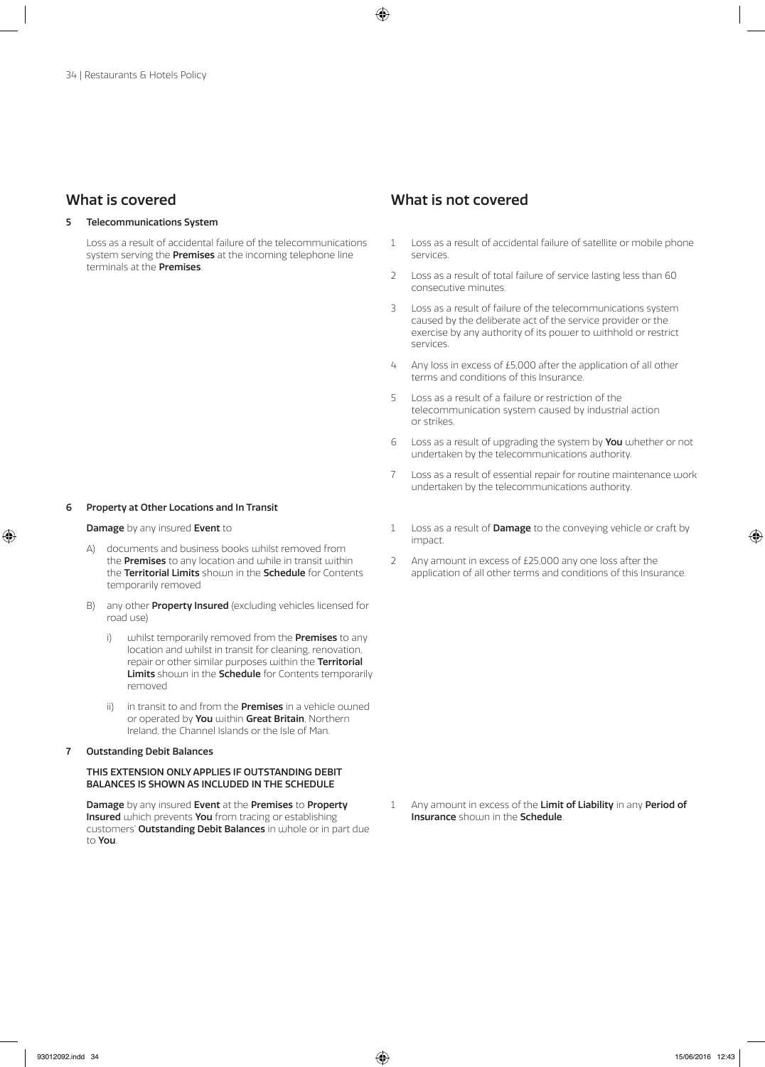## What is covered

**5 Telecommunications System**

Loss as a result of accidental failure of the telecommunications system serving the **Premises** at the incoming telephone line terminals at the **Premises**.

## What is not covered

1. Loss as a result of accidental failure of satellite or mobile phone services.
2. Loss as a result of total failure of service lasting less than 60 consecutive minutes.
3. Loss as a result of failure of the telecommunications system caused by the deliberate act of the service provider or the exercise by any authority of its power to withhold or restrict services.
4. Any loss in excess of £5,000 after the application of all other terms and conditions of this Insurance.
5. Loss as a result of a failure or restriction of the telecommunication system caused by industrial action or strikes.
6. Loss as a result of upgrading the system by **You** whether or not undertaken by the telecommunications authority.
7. Loss as a result of essential repair for routine maintenance work undertaken by the telecommunications authority.

## What is covered

**6 Property at Other Locations and In Transit**

**Damage** by any insured **Event** to

A) documents and business books whilst removed from the **Premises** to any location and while in transit within the **Territorial Limits** shown in the **Schedule** for Contents temporarily removed

B) any other **Property Insured** (excluding vehicles licensed for road use)

   i) whilst temporarily removed from the **Premises** to any location and whilst in transit for cleaning, renovation, repair or other similar purposes within the **Territorial Limits** shown in the **Schedule** for Contents temporarily removed

   ii) in transit to and from the **Premises** in a vehicle owned or operated by **You** within **Great Britain**, Northern Ireland, the Channel Islands or the Isle of Man.

## What is not covered

1. Loss as a result of **Damage** to the conveying vehicle or craft by impact.
2. Any amount in excess of £25,000 any one loss after the application of all other terms and conditions of this Insurance.

## What is covered

**7 Outstanding Debit Balances**

**THIS EXTENSION ONLY APPLIES IF OUTSTANDING DEBIT BALANCES IS SHOWN AS INCLUDED IN THE SCHEDULE**

**Damage** by any insured **Event** at the **Premises** to **Property Insured** which prevents **You** from tracing or establishing customers' **Outstanding Debit Balances** in whole or in part due to **You**.

## What is not covered

1. Any amount in excess of the **Limit of Liability** in any **Period of Insurance** shown in the **Schedule**.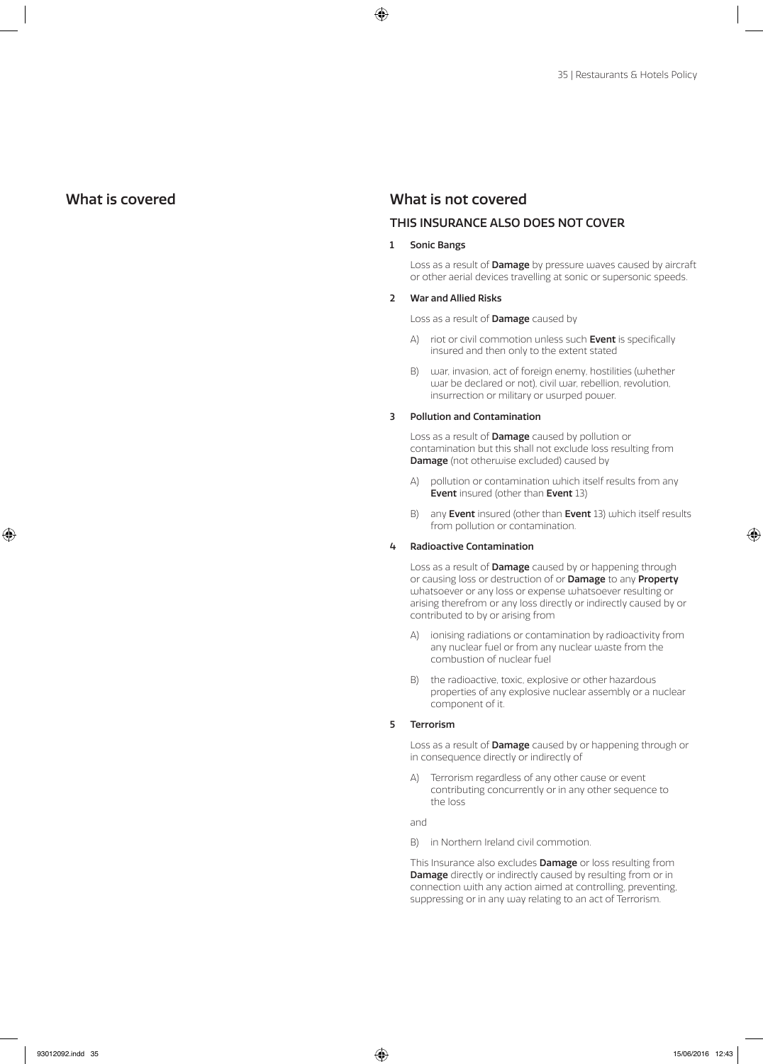## What is covered

## What is not covered

### THIS INSURANCE ALSO DOES NOT COVER

**1 Sonic Bangs**

Loss as a result of **Damage** by pressure waves caused by aircraft or other aerial devices travelling at sonic or supersonic speeds.

**2 War and Allied Risks**

Loss as a result of **Damage** caused by

A) riot or civil commotion unless such **Event** is specifically insured and then only to the extent stated

B) war, invasion, act of foreign enemy, hostilities (whether war be declared or not), civil war, rebellion, revolution, insurrection or military or usurped power.

**3 Pollution and Contamination**

Loss as a result of **Damage** caused by pollution or contamination but this shall not exclude loss resulting from **Damage** (not otherwise excluded) caused by

A) pollution or contamination which itself results from any **Event** insured (other than **Event** 13)

B) any **Event** insured (other than **Event** 13) which itself results from pollution or contamination.

**4 Radioactive Contamination**

Loss as a result of **Damage** caused by or happening through or causing loss or destruction of or **Damage** to any **Property** whatsoever or any loss or expense whatsoever resulting or arising therefrom or any loss directly or indirectly caused by or contributed to by or arising from

A) ionising radiations or contamination by radioactivity from any nuclear fuel or from any nuclear waste from the combustion of nuclear fuel

B) the radioactive, toxic, explosive or other hazardous properties of any explosive nuclear assembly or a nuclear component of it.

**5 Terrorism**

Loss as a result of **Damage** caused by or happening through or in consequence directly or indirectly of

A) Terrorism regardless of any other cause or event contributing concurrently or in any other sequence to the loss

and

B) in Northern Ireland civil commotion.

This Insurance also excludes **Damage** or loss resulting from **Damage** directly or indirectly caused by resulting from or in connection with any action aimed at controlling, preventing, suppressing or in any way relating to an act of Terrorism.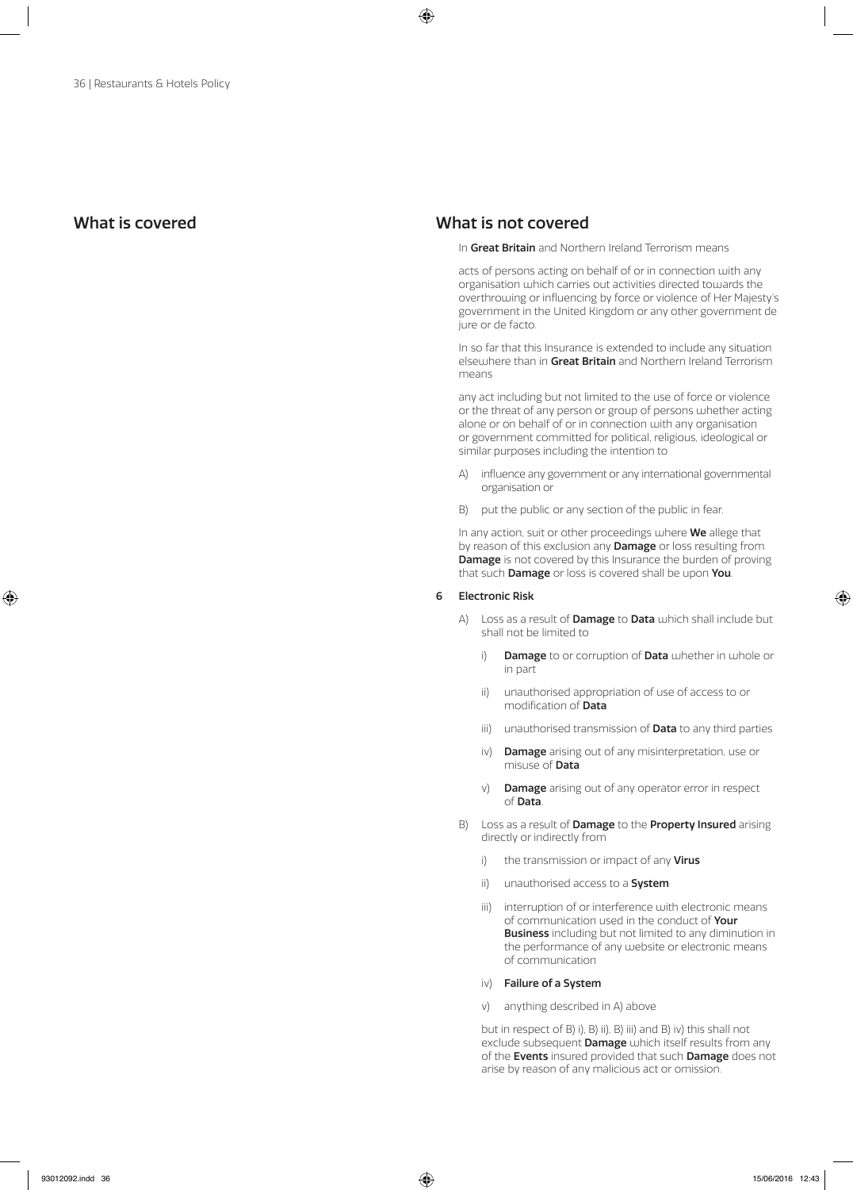## What is covered

## What is not covered

In **Great Britain** and Northern Ireland Terrorism means

acts of persons acting on behalf of or in connection with any organisation which carries out activities directed towards the overthrowing or influencing by force or violence of Her Majesty's government in the United Kingdom or any other government de jure or de facto.

In so far that this Insurance is extended to include any situation elsewhere than in **Great Britain** and Northern Ireland Terrorism means

any act including but not limited to the use of force or violence or the threat of any person or group of persons whether acting alone or on behalf of or in connection with any organisation or government committed for political, religious, ideological or similar purposes including the intention to

A) influence any government or any international governmental organisation or

B) put the public or any section of the public in fear.

In any action, suit or other proceedings where **We** allege that by reason of this exclusion any **Damage** or loss resulting from **Damage** is not covered by this Insurance the burden of proving that such **Damage** or loss is covered shall be upon **You**.

**6 Electronic Risk**

A) Loss as a result of **Damage** to **Data** which shall include but shall not be limited to

i) **Damage** to or corruption of **Data** whether in whole or in part

ii) unauthorised appropriation of use of access to or modification of **Data**

iii) unauthorised transmission of **Data** to any third parties

iv) **Damage** arising out of any misinterpretation, use or misuse of **Data**

v) **Damage** arising out of any operator error in respect of **Data**.

B) Loss as a result of **Damage** to the **Property Insured** arising directly or indirectly from

i) the transmission or impact of any **Virus**

ii) unauthorised access to a **System**

iii) interruption of or interference with electronic means of communication used in the conduct of **Your Business** including but not limited to any diminution in the performance of any website or electronic means of communication

iv) **Failure of a System**

v) anything described in A) above

but in respect of B) i), B) ii), B) iii) and B) iv) this shall not exclude subsequent **Damage** which itself results from any of the **Events** insured provided that such **Damage** does not arise by reason of any malicious act or omission.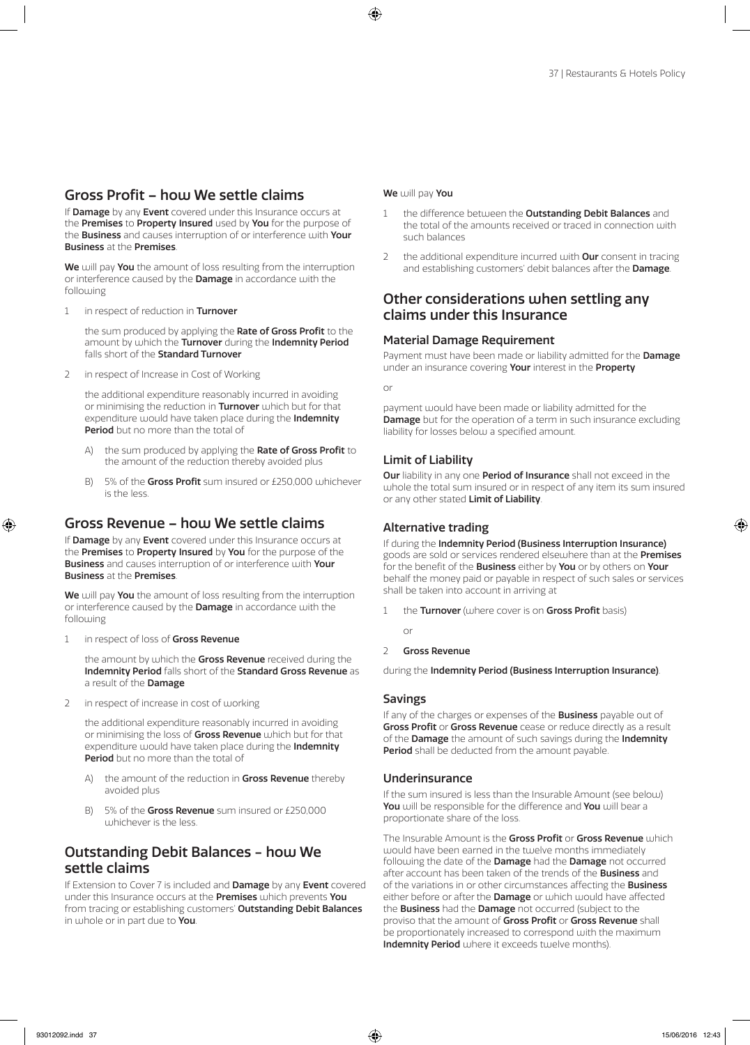## Gross Profit – how We settle claims

If **Damage** by any **Event** covered under this Insurance occurs at the **Premises** to **Property Insured** used by **You** for the purpose of the **Business** and causes interruption of or interference with **Your Business** at the **Premises**.

**We** will pay **You** the amount of loss resulting from the interruption or interference caused by the **Damage** in accordance with the following

1. in respect of reduction in **Turnover**

   the sum produced by applying the **Rate of Gross Profit** to the amount by which the **Turnover** during the **Indemnity Period** falls short of the **Standard Turnover**

2. in respect of Increase in Cost of Working

   the additional expenditure reasonably incurred in avoiding or minimising the reduction in **Turnover** which but for that expenditure would have taken place during the **Indemnity Period** but no more than the total of

   A) the sum produced by applying the **Rate of Gross Profit** to the amount of the reduction thereby avoided plus

   B) 5% of the **Gross Profit** sum insured or £250,000 whichever is the less.

## Gross Revenue – how We settle claims

If **Damage** by any **Event** covered under this Insurance occurs at the **Premises** to **Property Insured** by **You** for the purpose of the **Business** and causes interruption of or interference with **Your Business** at the **Premises**.

**We** will pay **You** the amount of loss resulting from the interruption or interference caused by the **Damage** in accordance with the following

1. in respect of loss of **Gross Revenue**

   the amount by which the **Gross Revenue** received during the **Indemnity Period** falls short of the **Standard Gross Revenue** as a result of the **Damage**

2. in respect of increase in cost of working

   the additional expenditure reasonably incurred in avoiding or minimising the loss of **Gross Revenue** which but for that expenditure would have taken place during the **Indemnity Period** but no more than the total of

   A) the amount of the reduction in **Gross Revenue** thereby avoided plus

   B) 5% of the **Gross Revenue** sum insured or £250,000 whichever is the less.

## Outstanding Debit Balances – how We settle claims

If Extension to Cover 7 is included and **Damage** by any **Event** covered under this Insurance occurs at the **Premises** which prevents **You** from tracing or establishing customers' **Outstanding Debit Balances** in whole or in part due to **You**.

**We** will pay **You**

1. the difference between the **Outstanding Debit Balances** and the total of the amounts received or traced in connection with such balances
2. the additional expenditure incurred with **Our** consent in tracing and establishing customers' debit balances after the **Damage**.

## Other considerations when settling any claims under this Insurance

### Material Damage Requirement

Payment must have been made or liability admitted for the **Damage** under an insurance covering **Your** interest in the **Property**

or

payment would have been made or liability admitted for the **Damage** but for the operation of a term in such insurance excluding liability for losses below a specified amount.

### Limit of Liability

**Our** liability in any one **Period of Insurance** shall not exceed in the whole the total sum insured or in respect of any item its sum insured or any other stated **Limit of Liability**.

### Alternative trading

If during the **Indemnity Period (Business Interruption Insurance)** goods are sold or services rendered elsewhere than at the **Premises** for the benefit of the **Business** either by **You** or by others on **Your** behalf the money paid or payable in respect of such sales or services shall be taken into account in arriving at

1. the **Turnover** (where cover is on **Gross Profit** basis)

   or

2. **Gross Revenue**

during the **Indemnity Period (Business Interruption Insurance)**.

### Savings

If any of the charges or expenses of the **Business** payable out of **Gross Profit** or **Gross Revenue** cease or reduce directly as a result of the **Damage** the amount of such savings during the **Indemnity Period** shall be deducted from the amount payable.

### Underinsurance

If the sum insured is less than the Insurable Amount (see below) **You** will be responsible for the difference and **You** will bear a proportionate share of the loss.

The Insurable Amount is the **Gross Profit** or **Gross Revenue** which would have been earned in the twelve months immediately following the date of the **Damage** had the **Damage** not occurred after account has been taken of the trends of the **Business** and of the variations in or other circumstances affecting the **Business** either before or after the **Damage** or which would have affected the **Business** had the **Damage** not occurred (subject to the proviso that the amount of **Gross Profit** or **Gross Revenue** shall be proportionately increased to correspond with the maximum **Indemnity Period** where it exceeds twelve months).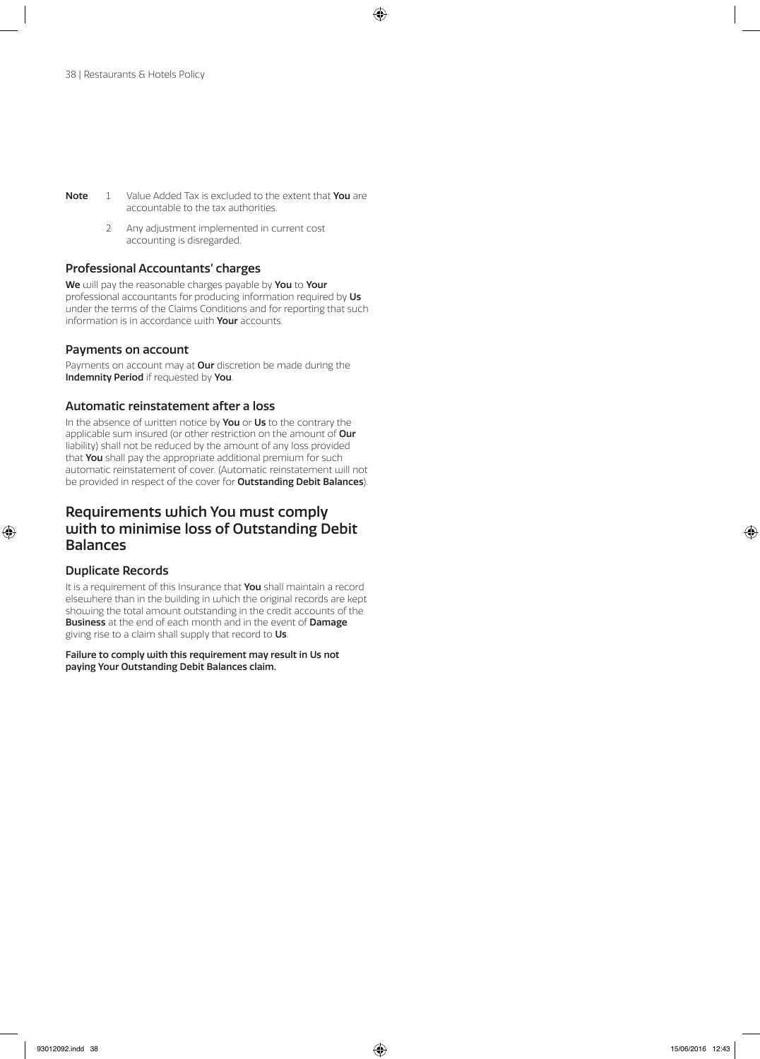**Note** 1 Value Added Tax is excluded to the extent that **You** are accountable to the tax authorities.

2 Any adjustment implemented in current cost accounting is disregarded.

### Professional Accountants' charges

**We** will pay the reasonable charges payable by **You** to **Your** professional accountants for producing information required by **Us** under the terms of the Claims Conditions and for reporting that such information is in accordance with **Your** accounts.

### Payments on account

Payments on account may at **Our** discretion be made during the **Indemnity Period** if requested by **You**.

### Automatic reinstatement after a loss

In the absence of written notice by **You** or **Us** to the contrary the applicable sum insured (or other restriction on the amount of **Our** liability) shall not be reduced by the amount of any loss provided that **You** shall pay the appropriate additional premium for such automatic reinstatement of cover. (Automatic reinstatement will not be provided in respect of the cover for **Outstanding Debit Balances**).

## Requirements which You must comply with to minimise loss of Outstanding Debit Balances

### Duplicate Records

It is a requirement of this Insurance that **You** shall maintain a record elsewhere than in the building in which the original records are kept showing the total amount outstanding in the credit accounts of the **Business** at the end of each month and in the event of **Damage** giving rise to a claim shall supply that record to **Us**.

**Failure to comply with this requirement may result in Us not paying Your Outstanding Debit Balances claim.**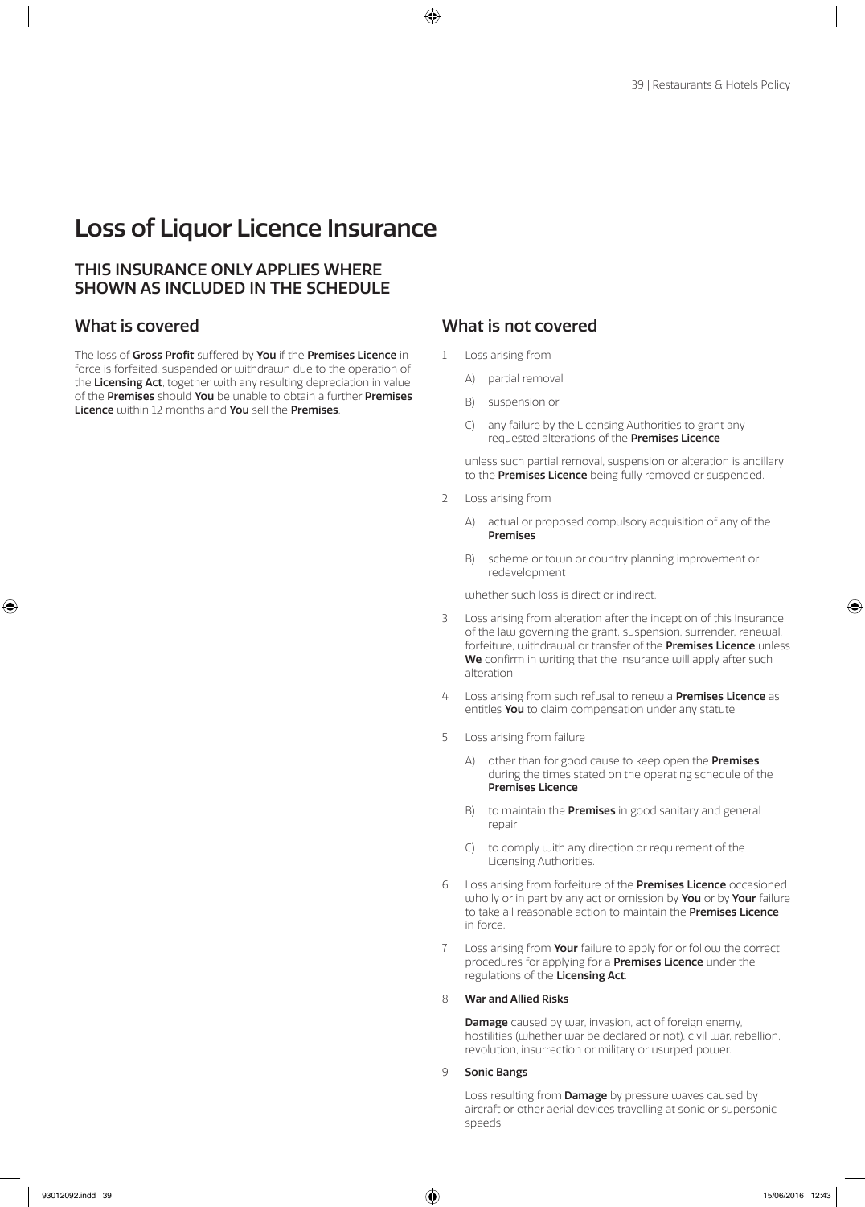# Loss of Liquor Licence Insurance

## THIS INSURANCE ONLY APPLIES WHERE SHOWN AS INCLUDED IN THE SCHEDULE

## What is covered

The loss of **Gross Profit** suffered by **You** if the **Premises Licence** in force is forfeited, suspended or withdrawn due to the operation of the **Licensing Act**, together with any resulting depreciation in value of the **Premises** should **You** be unable to obtain a further **Premises Licence** within 12 months and **You** sell the **Premises**.

## What is not covered

1 Loss arising from

   A) partial removal

   B) suspension or

   C) any failure by the Licensing Authorities to grant any requested alterations of the **Premises Licence**

   unless such partial removal, suspension or alteration is ancillary to the **Premises Licence** being fully removed or suspended.

2 Loss arising from

   A) actual or proposed compulsory acquisition of any of the **Premises**

   B) scheme or town or country planning improvement or redevelopment

   whether such loss is direct or indirect.

3 Loss arising from alteration after the inception of this Insurance of the law governing the grant, suspension, surrender, renewal, forfeiture, withdrawal or transfer of the **Premises Licence** unless **We** confirm in writing that the Insurance will apply after such alteration.

4 Loss arising from such refusal to renew a **Premises Licence** as entitles **You** to claim compensation under any statute.

5 Loss arising from failure

   A) other than for good cause to keep open the **Premises** during the times stated on the operating schedule of the **Premises Licence**

   B) to maintain the **Premises** in good sanitary and general repair

   C) to comply with any direction or requirement of the Licensing Authorities.

6 Loss arising from forfeiture of the **Premises Licence** occasioned wholly or in part by any act or omission by **You** or by **Your** failure to take all reasonable action to maintain the **Premises Licence** in force.

7 Loss arising from **Your** failure to apply for or follow the correct procedures for applying for a **Premises Licence** under the regulations of the **Licensing Act**.

8 **War and Allied Risks**

   **Damage** caused by war, invasion, act of foreign enemy, hostilities (whether war be declared or not), civil war, rebellion, revolution, insurrection or military or usurped power.

9 **Sonic Bangs**

   Loss resulting from **Damage** by pressure waves caused by aircraft or other aerial devices travelling at sonic or supersonic speeds.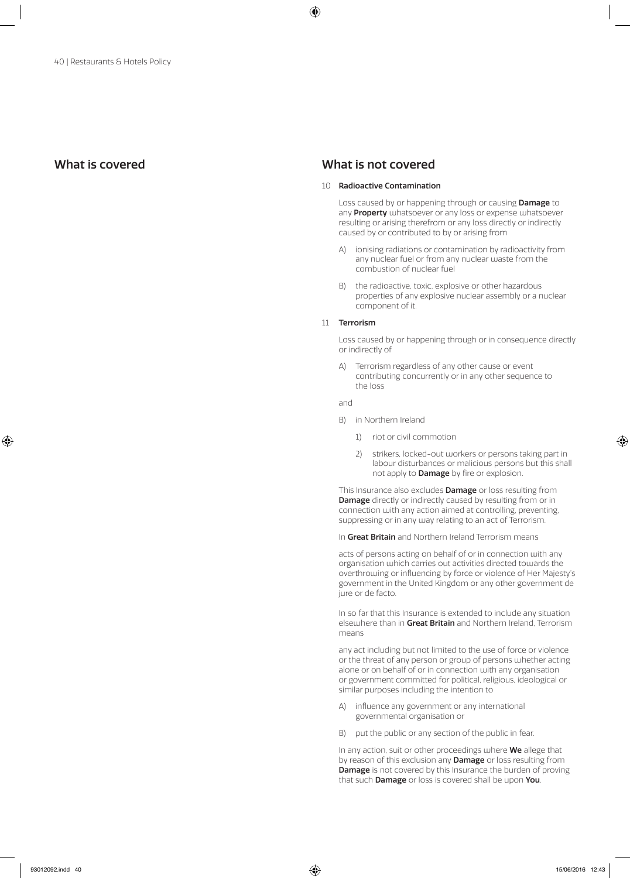## What is covered

## What is not covered

10 **Radioactive Contamination**

Loss caused by or happening through or causing **Damage** to any **Property** whatsoever or any loss or expense whatsoever resulting or arising therefrom or any loss directly or indirectly caused by or contributed to by or arising from

A) ionising radiations or contamination by radioactivity from any nuclear fuel or from any nuclear waste from the combustion of nuclear fuel

B) the radioactive, toxic, explosive or other hazardous properties of any explosive nuclear assembly or a nuclear component of it.

11 **Terrorism**

Loss caused by or happening through or in consequence directly or indirectly of

A) Terrorism regardless of any other cause or event contributing concurrently or in any other sequence to the loss

and

B) in Northern Ireland

1) riot or civil commotion

2) strikers, locked-out workers or persons taking part in labour disturbances or malicious persons but this shall not apply to **Damage** by fire or explosion.

This Insurance also excludes **Damage** or loss resulting from **Damage** directly or indirectly caused by resulting from or in connection with any action aimed at controlling, preventing, suppressing or in any way relating to an act of Terrorism.

In **Great Britain** and Northern Ireland Terrorism means

acts of persons acting on behalf of or in connection with any organisation which carries out activities directed towards the overthrowing or influencing by force or violence of Her Majesty's government in the United Kingdom or any other government de jure or de facto.

In so far that this Insurance is extended to include any situation elsewhere than in **Great Britain** and Northern Ireland, Terrorism means

any act including but not limited to the use of force or violence or the threat of any person or group of persons whether acting alone or on behalf of or in connection with any organisation or government committed for political, religious, ideological or similar purposes including the intention to

A) influence any government or any international governmental organisation or

B) put the public or any section of the public in fear.

In any action, suit or other proceedings where **We** allege that by reason of this exclusion any **Damage** or loss resulting from **Damage** is not covered by this Insurance the burden of proving that such **Damage** or loss is covered shall be upon **You**.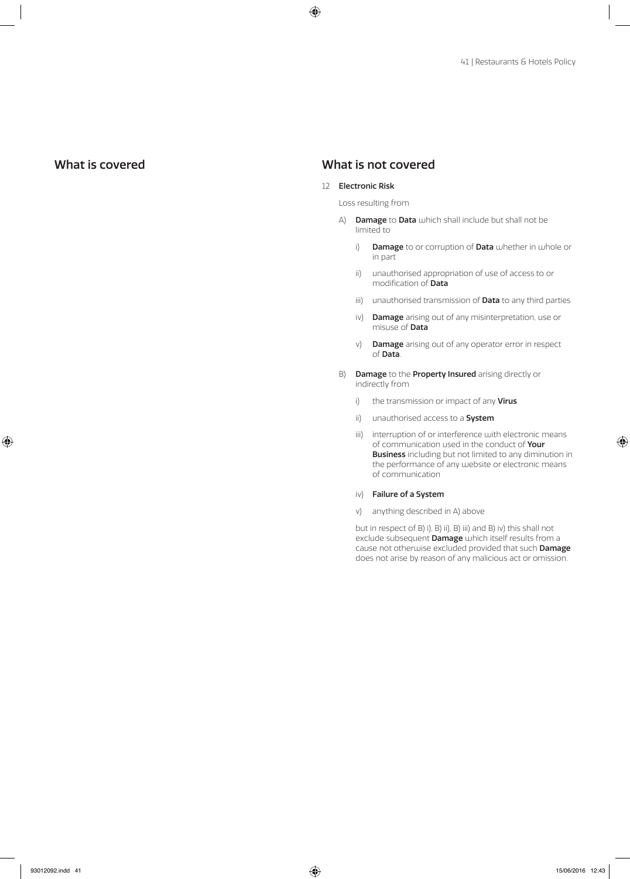## What is covered

## What is not covered

12 **Electronic Risk**

Loss resulting from

A) **Damage** to **Data** which shall include but shall not be limited to

   i) **Damage** to or corruption of **Data** whether in whole or in part

   ii) unauthorised appropriation of use of access to or modification of **Data**

   iii) unauthorised transmission of **Data** to any third parties

   iv) **Damage** arising out of any misinterpretation, use or misuse of **Data**

   v) **Damage** arising out of any operator error in respect of **Data**.

B) **Damage** to the **Property Insured** arising directly or indirectly from

   i) the transmission or impact of any **Virus**

   ii) unauthorised access to a **System**

   iii) interruption of or interference with electronic means of communication used in the conduct of **Your Business** including but not limited to any diminution in the performance of any website or electronic means of communication

   iv) **Failure of a System**

   v) anything described in A) above

but in respect of B) i), B) ii), B) iii) and B) iv) this shall not exclude subsequent **Damage** which itself results from a cause not otherwise excluded provided that such **Damage** does not arise by reason of any malicious act or omission.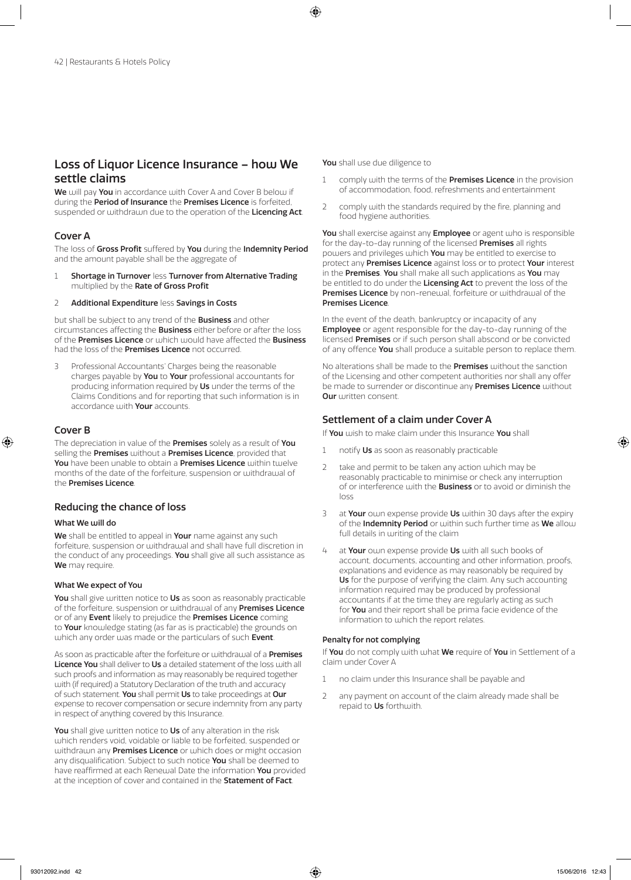## Loss of Liquor Licence Insurance – how We settle claims

**We** will pay **You** in accordance with Cover A and Cover B below if during the **Period of Insurance** the **Premises Licence** is forfeited, suspended or withdrawn due to the operation of the **Licencing Act**.

### Cover A

The loss of **Gross Profit** suffered by **You** during the **Indemnity Period** and the amount payable shall be the aggregate of

1 **Shortage in Turnover** less **Turnover from Alternative Trading** multiplied by the **Rate of Gross Profit**

2 **Additional Expenditure** less **Savings in Costs**

but shall be subject to any trend of the **Business** and other circumstances affecting the **Business** either before or after the loss of the **Premises Licence** or which would have affected the **Business** had the loss of the **Premises Licence** not occurred.

3 Professional Accountants' Charges being the reasonable charges payable by **You** to **Your** professional accountants for producing information required by **Us** under the terms of the Claims Conditions and for reporting that such information is in accordance with **Your** accounts.

### Cover B

The depreciation in value of the **Premises** solely as a result of **You** selling the **Premises** without a **Premises Licence**, provided that **You** have been unable to obtain a **Premises Licence** within twelve months of the date of the forfeiture, suspension or withdrawal of the **Premises Licence**.

### Reducing the chance of loss

#### What We will do

**We** shall be entitled to appeal in **Your** name against any such forfeiture, suspension or withdrawal and shall have full discretion in the conduct of any proceedings. **You** shall give all such assistance as **We** may require.

#### What We expect of You

**You** shall give written notice to **Us** as soon as reasonably practicable of the forfeiture, suspension or withdrawal of any **Premises Licence** or of any **Event** likely to prejudice the **Premises Licence** coming to **Your** knowledge stating (as far as is practicable) the grounds on which any order was made or the particulars of such **Event**.

As soon as practicable after the forfeiture or withdrawal of a **Premises Licence You** shall deliver to **Us** a detailed statement of the loss with all such proofs and information as may reasonably be required together with (if required) a Statutory Declaration of the truth and accuracy of such statement. **You** shall permit **Us** to take proceedings at **Our** expense to recover compensation or secure indemnity from any party in respect of anything covered by this Insurance.

**You** shall give written notice to **Us** of any alteration in the risk which renders void, voidable or liable to be forfeited, suspended or withdrawn any **Premises Licence** or which does or might occasion any disqualification. Subject to such notice **You** shall be deemed to have reaffirmed at each Renewal Date the information **You** provided at the inception of cover and contained in the **Statement of Fact**.

**You** shall use due diligence to

1 comply with the terms of the **Premises Licence** in the provision of accommodation, food, refreshments and entertainment

2 comply with the standards required by the fire, planning and food hygiene authorities.

**You** shall exercise against any **Employee** or agent who is responsible for the day-to-day running of the licensed **Premises** all rights powers and privileges which **You** may be entitled to exercise to protect any **Premises Licence** against loss or to protect **Your** interest in the **Premises**. **You** shall make all such applications as **You** may be entitled to do under the **Licensing Act** to prevent the loss of the **Premises Licence** by non-renewal, forfeiture or withdrawal of the **Premises Licence**.

In the event of the death, bankruptcy or incapacity of any **Employee** or agent responsible for the day-to-day running of the licensed **Premises** or if such person shall abscond or be convicted of any offence **You** shall produce a suitable person to replace them.

No alterations shall be made to the **Premises** without the sanction of the Licensing and other competent authorities nor shall any offer be made to surrender or discontinue any **Premises Licence** without **Our** written consent.

### Settlement of a claim under Cover A

If **You** wish to make claim under this Insurance **You** shall

1 notify **Us** as soon as reasonably practicable

2 take and permit to be taken any action which may be reasonably practicable to minimise or check any interruption of or interference with the **Business** or to avoid or diminish the loss

3 at **Your** own expense provide **Us** within 30 days after the expiry of the **Indemnity Period** or within such further time as **We** allow full details in writing of the claim

4 at **Your** own expense provide **Us** with all such books of account, documents, accounting and other information, proofs, explanations and evidence as may reasonably be required by **Us** for the purpose of verifying the claim. Any such accounting information required may be produced by professional accountants if at the time they are regularly acting as such for **You** and their report shall be prima facie evidence of the information to which the report relates.

#### Penalty for not complying

If **You** do not comply with what **We** require of **You** in Settlement of a claim under Cover A

1 no claim under this Insurance shall be payable and

2 any payment on account of the claim already made shall be repaid to **Us** forthwith.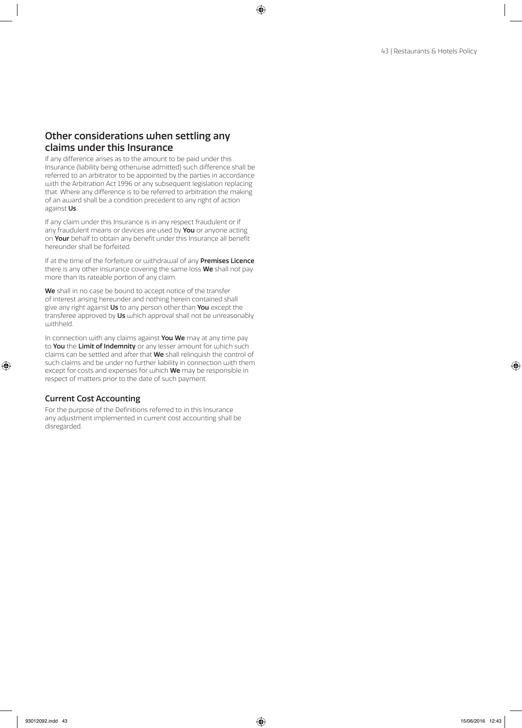## Other considerations when settling any claims under this Insurance

If any difference arises as to the amount to be paid under this Insurance (liability being otherwise admitted) such difference shall be referred to an arbitrator to be appointed by the parties in accordance with the Arbitration Act 1996 or any subsequent legislation replacing that. Where any difference is to be referred to arbitration the making of an award shall be a condition precedent to any right of action against **Us**.

If any claim under this Insurance is in any respect fraudulent or if any fraudulent means or devices are used by **You** or anyone acting on **Your** behalf to obtain any benefit under this Insurance all benefit hereunder shall be forfeited.

If at the time of the forfeiture or withdrawal of any **Premises Licence** there is any other insurance covering the same loss **We** shall not pay more than its rateable portion of any claim.

**We** shall in no case be bound to accept notice of the transfer of interest arising hereunder and nothing herein contained shall give any right against **Us** to any person other than **You** except the transferee approved by **Us** which approval shall not be unreasonably withheld.

In connection with any claims against **You We** may at any time pay to **You** the **Limit of Indemnity** or any lesser amount for which such claims can be settled and after that **We** shall relinquish the control of such claims and be under no further liability in connection with them except for costs and expenses for which **We** may be responsible in respect of matters prior to the date of such payment.

### Current Cost Accounting

For the purpose of the Definitions referred to in this Insurance any adjustment implemented in current cost accounting shall be disregarded.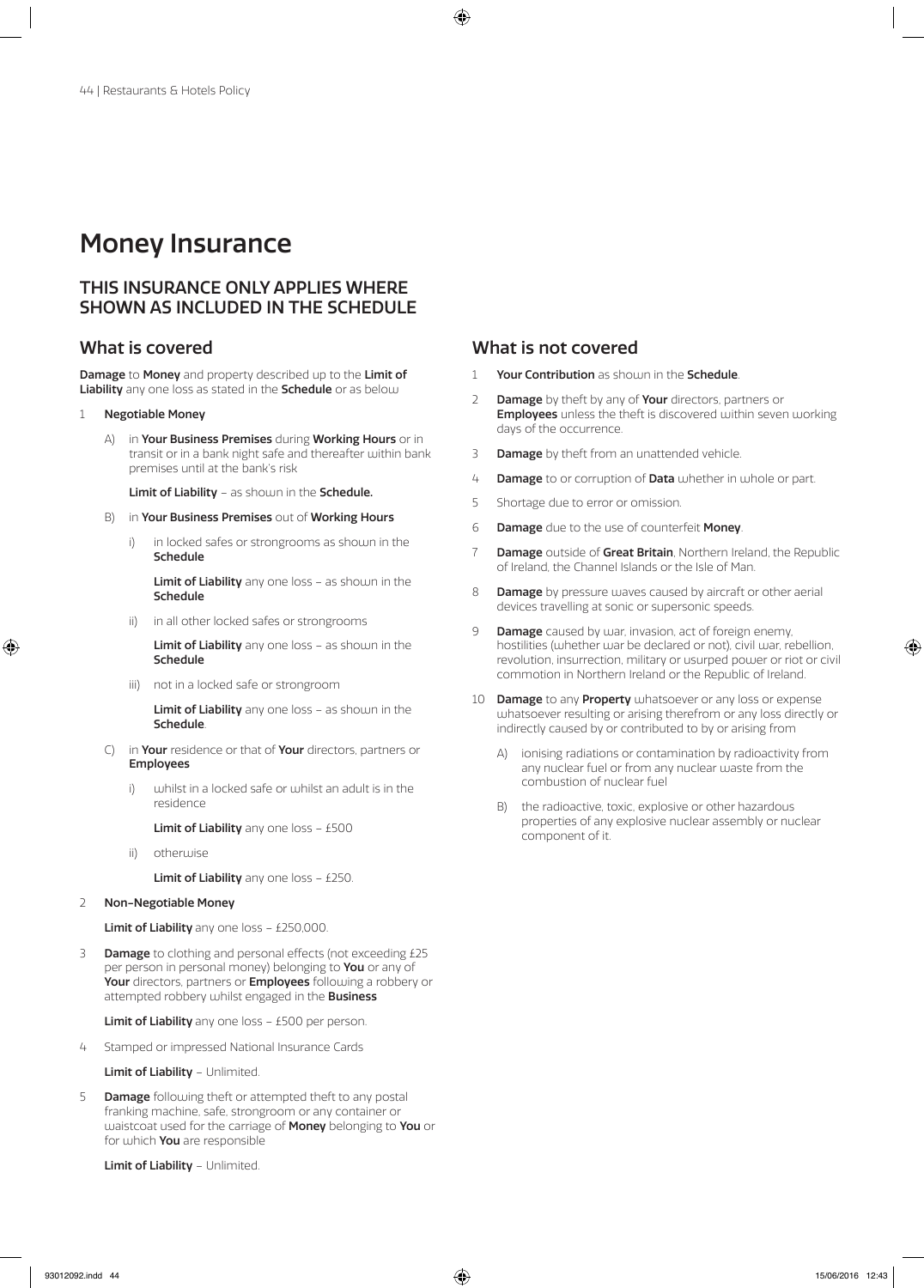# Money Insurance

## THIS INSURANCE ONLY APPLIES WHERE SHOWN AS INCLUDED IN THE SCHEDULE

## What is covered

**Damage** to **Money** and property described up to the **Limit of Liability** any one loss as stated in the **Schedule** or as below

1 **Negotiable Money**

   A) in **Your Business Premises** during **Working Hours** or in transit or in a bank night safe and thereafter within bank premises until at the bank's risk

   **Limit of Liability** – as shown in the **Schedule.**

   B) in **Your Business Premises** out of **Working Hours**

   i) in locked safes or strongrooms as shown in the **Schedule**

   **Limit of Liability** any one loss – as shown in the **Schedule**

   ii) in all other locked safes or strongrooms

   **Limit of Liability** any one loss – as shown in the **Schedule**

   iii) not in a locked safe or strongroom

   **Limit of Liability** any one loss – as shown in the **Schedule**.

   C) in **Your** residence or that of **Your** directors, partners or **Employees**

   i) whilst in a locked safe or whilst an adult is in the residence

   **Limit of Liability** any one loss – £500

   ii) otherwise

   **Limit of Liability** any one loss – £250.

2 **Non-Negotiable Money**

   **Limit of Liability** any one loss – £250,000.

3 **Damage** to clothing and personal effects (not exceeding £25 per person in personal money) belonging to **You** or any of **Your** directors, partners or **Employees** following a robbery or attempted robbery whilst engaged in the **Business**

   **Limit of Liability** any one loss – £500 per person.

4 Stamped or impressed National Insurance Cards

   **Limit of Liability** – Unlimited.

5 **Damage** following theft or attempted theft to any postal franking machine, safe, strongroom or any container or waistcoat used for the carriage of **Money** belonging to **You** or for which **You** are responsible

   **Limit of Liability** – Unlimited.

## What is not covered

1 **Your Contribution** as shown in the **Schedule**.

2 **Damage** by theft by any of **Your** directors, partners or **Employees** unless the theft is discovered within seven working days of the occurrence.

3 **Damage** by theft from an unattended vehicle.

4 **Damage** to or corruption of **Data** whether in whole or part.

5 Shortage due to error or omission.

6 **Damage** due to the use of counterfeit **Money**.

7 **Damage** outside of **Great Britain**, Northern Ireland, the Republic of Ireland, the Channel Islands or the Isle of Man.

8 **Damage** by pressure waves caused by aircraft or other aerial devices travelling at sonic or supersonic speeds.

9 **Damage** caused by war, invasion, act of foreign enemy, hostilities (whether war be declared or not), civil war, rebellion, revolution, insurrection, military or usurped power or riot or civil commotion in Northern Ireland or the Republic of Ireland.

10 **Damage** to any **Property** whatsoever or any loss or expense whatsoever resulting or arising therefrom or any loss directly or indirectly caused by or contributed to by or arising from

   A) ionising radiations or contamination by radioactivity from any nuclear fuel or from any nuclear waste from the combustion of nuclear fuel

   B) the radioactive, toxic, explosive or other hazardous properties of any explosive nuclear assembly or nuclear component of it.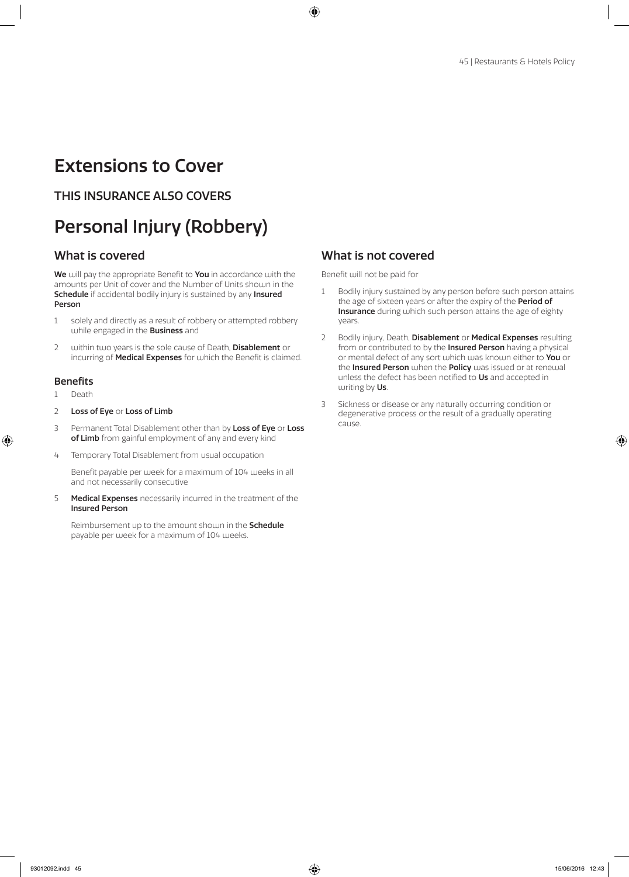# Extensions to Cover

## THIS INSURANCE ALSO COVERS

# Personal Injury (Robbery)

## What is covered

**We** will pay the appropriate Benefit to **You** in accordance with the amounts per Unit of cover and the Number of Units shown in the **Schedule** if accidental bodily injury is sustained by any **Insured Person**

1. solely and directly as a result of robbery or attempted robbery while engaged in the **Business** and
2. within two years is the sole cause of Death, **Disablement** or incurring of **Medical Expenses** for which the Benefit is claimed.

### Benefits

1. Death
2. **Loss of Eye** or **Loss of Limb**
3. Permanent Total Disablement other than by **Loss of Eye** or **Loss of Limb** from gainful employment of any and every kind
4. Temporary Total Disablement from usual occupation

   Benefit payable per week for a maximum of 104 weeks in all and not necessarily consecutive

5. **Medical Expenses** necessarily incurred in the treatment of the **Insured Person**

   Reimbursement up to the amount shown in the **Schedule** payable per week for a maximum of 104 weeks.

## What is not covered

Benefit will not be paid for

1. Bodily injury sustained by any person before such person attains the age of sixteen years or after the expiry of the **Period of Insurance** during which such person attains the age of eighty years.
2. Bodily injury, Death, **Disablement** or **Medical Expenses** resulting from or contributed to by the **Insured Person** having a physical or mental defect of any sort which was known either to **You** or the **Insured Person** when the **Policy** was issued or at renewal unless the defect has been notified to **Us** and accepted in writing by **Us**.
3. Sickness or disease or any naturally occurring condition or degenerative process or the result of a gradually operating cause.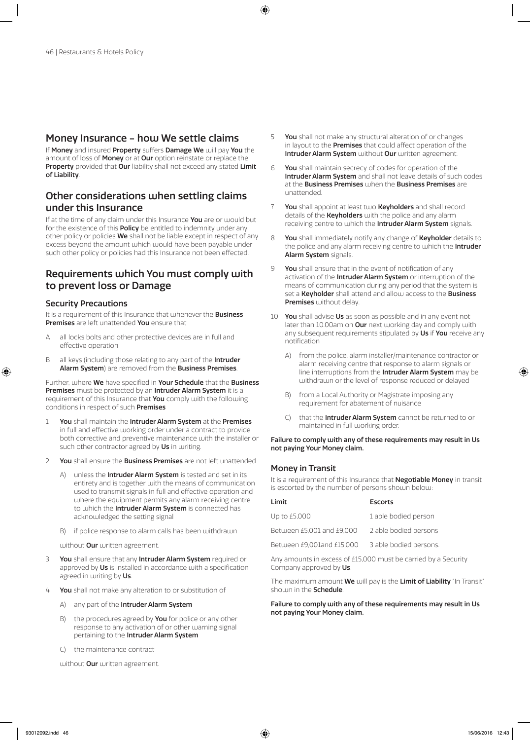## Money Insurance – how We settle claims

If **Money** and insured **Property** suffers **Damage We** will pay **You** the amount of loss of **Money** or at **Our** option reinstate or replace the **Property** provided that **Our** liability shall not exceed any stated **Limit of Liability**.

## Other considerations when settling claims under this Insurance

If at the time of any claim under this Insurance **You** are or would but for the existence of this **Policy** be entitled to indemnity under any other policy or policies **We** shall not be liable except in respect of any excess beyond the amount which would have been payable under such other policy or policies had this Insurance not been effected.

## Requirements which You must comply with to prevent loss or Damage

### Security Precautions

It is a requirement of this Insurance that whenever the **Business Premises** are left unattended **You** ensure that

A all locks bolts and other protective devices are in full and effective operation

B all keys (including those relating to any part of the **Intruder Alarm System**) are removed from the **Business Premises**.

Further, where **We** have specified in **Your Schedule** that the **Business Premises** must be protected by an **Intruder Alarm System** it is a requirement of this Insurance that **You** comply with the following conditions in respect of such **Premises**

1 **You** shall maintain the **Intruder Alarm System** at the **Premises** in full and effective working order under a contract to provide both corrective and preventive maintenance with the installer or such other contractor agreed by **Us** in writing.

2 **You** shall ensure the **Business Premises** are not left unattended

   A) unless the **Intruder Alarm System** is tested and set in its entirety and is together with the means of communication used to transmit signals in full and effective operation and where the equipment permits any alarm receiving centre to which the **Intruder Alarm System** is connected has acknowledged the setting signal

   B) if police response to alarm calls has been withdrawn

   without **Our** written agreement.

3 **You** shall ensure that any **Intruder Alarm System** required or approved by **Us** is installed in accordance with a specification agreed in writing by **Us**.

4 **You** shall not make any alteration to or substitution of

   A) any part of the **Intruder Alarm System**

   B) the procedures agreed by **You** for police or any other response to any activation of or other warning signal pertaining to the **Intruder Alarm System**

   C) the maintenance contract

   without **Our** written agreement.

5 **You** shall not make any structural alteration of or changes in layout to the **Premises** that could affect operation of the **Intruder Alarm System** without **Our** written agreement.

6 **You** shall maintain secrecy of codes for operation of the **Intruder Alarm System** and shall not leave details of such codes at the **Business Premises** when the **Business Premises** are unattended.

7 **You** shall appoint at least two **Keyholders** and shall record details of the **Keyholders** with the police and any alarm receiving centre to which the **Intruder Alarm System** signals.

8 **You** shall immediately notify any change of **Keyholder** details to the police and any alarm receiving centre to which the **Intruder Alarm System** signals.

9 **You** shall ensure that in the event of notification of any activation of the **Intruder Alarm System** or interruption of the means of communication during any period that the system is set a **Keyholder** shall attend and allow access to the **Business Premises** without delay.

10 **You** shall advise **Us** as soon as possible and in any event not later than 10.00am on **Our** next working day and comply with any subsequent requirements stipulated by **Us** if **You** receive any notification

   A) from the police, alarm installer/maintenance contractor or alarm receiving centre that response to alarm signals or line interruptions from the **Intruder Alarm System** may be withdrawn or the level of response reduced or delayed

   B) from a Local Authority or Magistrate imposing any requirement for abatement of nuisance

   C) that the **Intruder Alarm System** cannot be returned to or maintained in full working order.

**Failure to comply with any of these requirements may result in Us not paying Your Money claim.**

### Money in Transit

It is a requirement of this Insurance that **Negotiable Money** in transit is escorted by the number of persons shown below:

| Limit | Escorts |
|---|---|
| Up to £5,000 | 1 able bodied person |
| Between £5,001 and £9,000 | 2 able bodied persons |
| Between £9,001and £15,000 | 3 able bodied persons. |

Any amounts in excess of £15,000 must be carried by a Security Company approved by **Us**.

The maximum amount **We** will pay is the **Limit of Liability** "In Transit" shown in the **Schedule**.

**Failure to comply with any of these requirements may result in Us not paying Your Money claim.**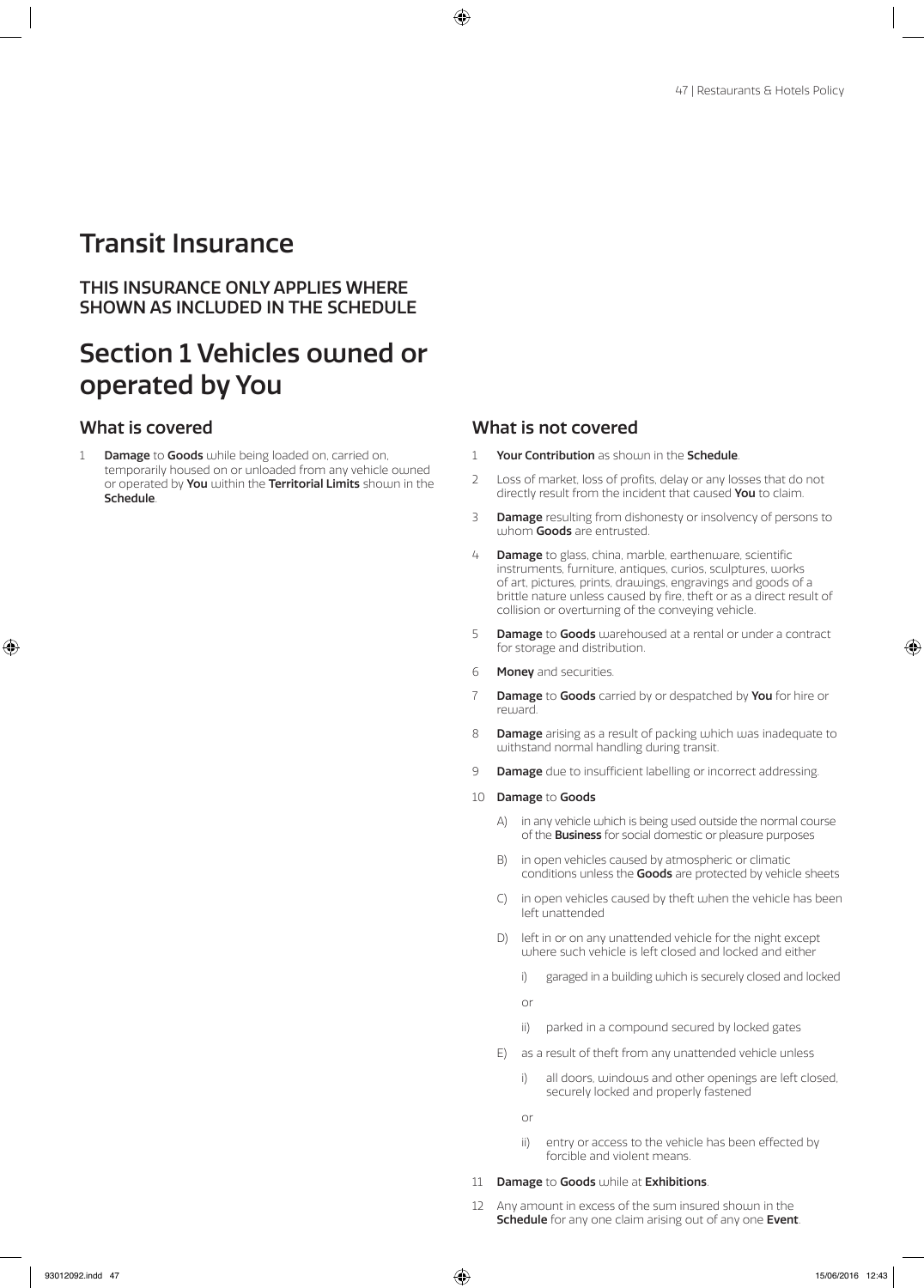# Transit Insurance

## THIS INSURANCE ONLY APPLIES WHERE SHOWN AS INCLUDED IN THE SCHEDULE

# Section 1 Vehicles owned or operated by You

### What is covered

1. **Damage** to **Goods** while being loaded on, carried on, temporarily housed on or unloaded from any vehicle owned or operated by **You** within the **Territorial Limits** shown in the **Schedule**.

### What is not covered

1. **Your Contribution** as shown in the **Schedule**.
2. Loss of market, loss of profits, delay or any losses that do not directly result from the incident that caused **You** to claim.
3. **Damage** resulting from dishonesty or insolvency of persons to whom **Goods** are entrusted.
4. **Damage** to glass, china, marble, earthenware, scientific instruments, furniture, antiques, curios, sculptures, works of art, pictures, prints, drawings, engravings and goods of a brittle nature unless caused by fire, theft or as a direct result of collision or overturning of the conveying vehicle.
5. **Damage** to **Goods** warehoused at a rental or under a contract for storage and distribution.
6. **Money** and securities.
7. **Damage** to **Goods** carried by or despatched by **You** for hire or reward.
8. **Damage** arising as a result of packing which was inadequate to withstand normal handling during transit.
9. **Damage** due to insufficient labelling or incorrect addressing.
10. **Damage** to **Goods**
    - A) in any vehicle which is being used outside the normal course of the **Business** for social domestic or pleasure purposes
    - B) in open vehicles caused by atmospheric or climatic conditions unless the **Goods** are protected by vehicle sheets
    - C) in open vehicles caused by theft when the vehicle has been left unattended
    - D) left in or on any unattended vehicle for the night except where such vehicle is left closed and locked and either
        - i) garaged in a building which is securely closed and locked

        or

        - ii) parked in a compound secured by locked gates
    - E) as a result of theft from any unattended vehicle unless
        - i) all doors, windows and other openings are left closed, securely locked and properly fastened

        or

        - ii) entry or access to the vehicle has been effected by forcible and violent means.
11. **Damage** to **Goods** while at **Exhibitions**.
12. Any amount in excess of the sum insured shown in the **Schedule** for any one claim arising out of any one **Event**.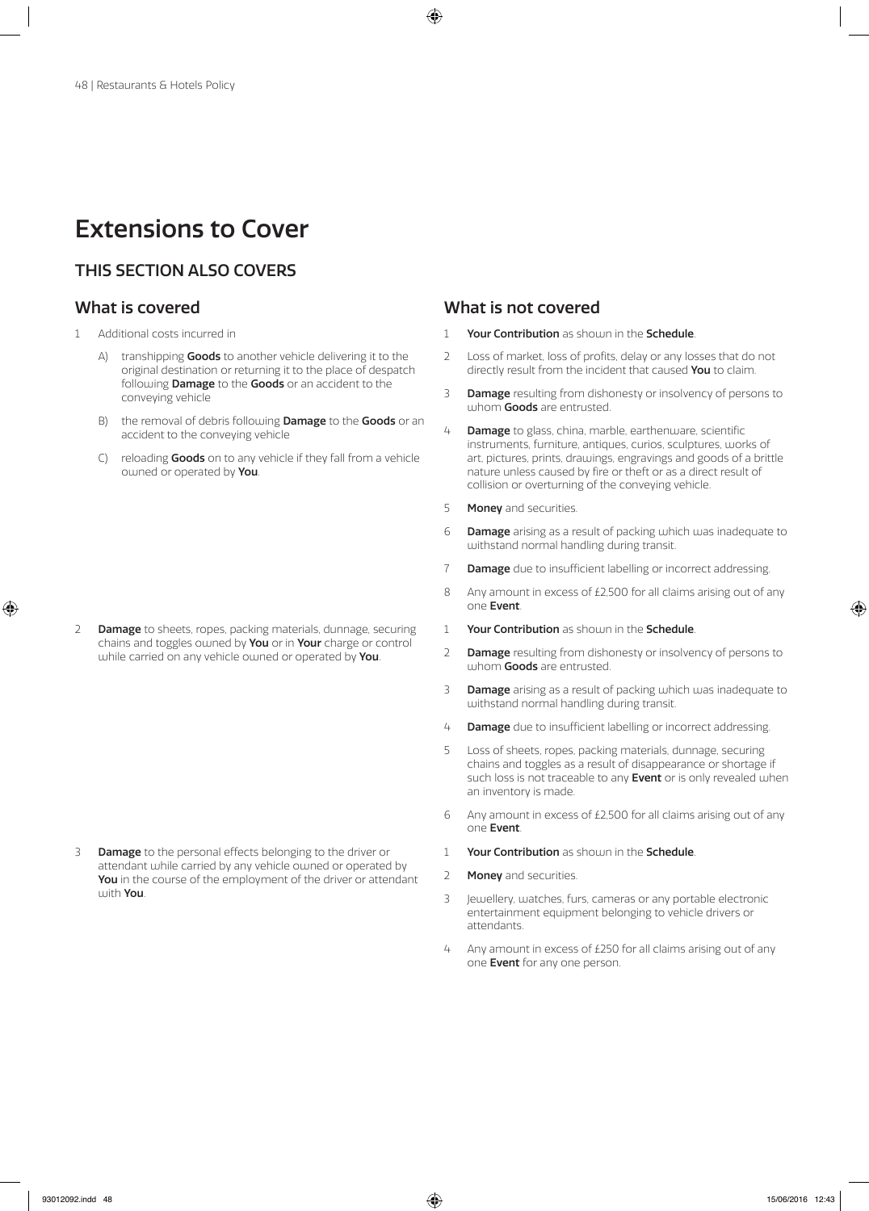# Extensions to Cover

## THIS SECTION ALSO COVERS

| What is covered | What is not covered |
| --- | --- |
| 1 Additional costs incurred in<br>A) transhipping **Goods** to another vehicle delivering it to the original destination or returning it to the place of despatch following **Damage** to the **Goods** or an accident to the conveying vehicle<br>B) the removal of debris following **Damage** to the **Goods** or an accident to the conveying vehicle<br>C) reloading **Goods** on to any vehicle if they fall from a vehicle owned or operated by **You**. | 1 **Your Contribution** as shown in the **Schedule**.<br>2 Loss of market, loss of profits, delay or any losses that do not directly result from the incident that caused **You** to claim.<br>3 **Damage** resulting from dishonesty or insolvency of persons to whom **Goods** are entrusted.<br>4 **Damage** to glass, china, marble, earthenware, scientific instruments, furniture, antiques, curios, sculptures, works of art, pictures, prints, drawings, engravings and goods of a brittle nature unless caused by fire or theft or as a direct result of collision or overturning of the conveying vehicle.<br>5 **Money** and securities.<br>6 **Damage** arising as a result of packing which was inadequate to withstand normal handling during transit.<br>7 **Damage** due to insufficient labelling or incorrect addressing.<br>8 Any amount in excess of £2,500 for all claims arising out of any one **Event**. |
| 2 **Damage** to sheets, ropes, packing materials, dunnage, securing chains and toggles owned by **You** or in **Your** charge or control while carried on any vehicle owned or operated by **You**. | 1 **Your Contribution** as shown in the **Schedule**.<br>2 **Damage** resulting from dishonesty or insolvency of persons to whom **Goods** are entrusted.<br>3 **Damage** arising as a result of packing which was inadequate to withstand normal handling during transit.<br>4 **Damage** due to insufficient labelling or incorrect addressing.<br>5 Loss of sheets, ropes, packing materials, dunnage, securing chains and toggles as a result of disappearance or shortage if such loss is not traceable to any **Event** or is only revealed when an inventory is made.<br>6 Any amount in excess of £2,500 for all claims arising out of any one **Event**. |
| 3 **Damage** to the personal effects belonging to the driver or attendant while carried by any vehicle owned or operated by **You** in the course of the employment of the driver or attendant with **You**. | 1 **Your Contribution** as shown in the **Schedule**.<br>2 **Money** and securities.<br>3 Jewellery, watches, furs, cameras or any portable electronic entertainment equipment belonging to vehicle drivers or attendants.<br>4 Any amount in excess of £250 for all claims arising out of any one **Event** for any one person. |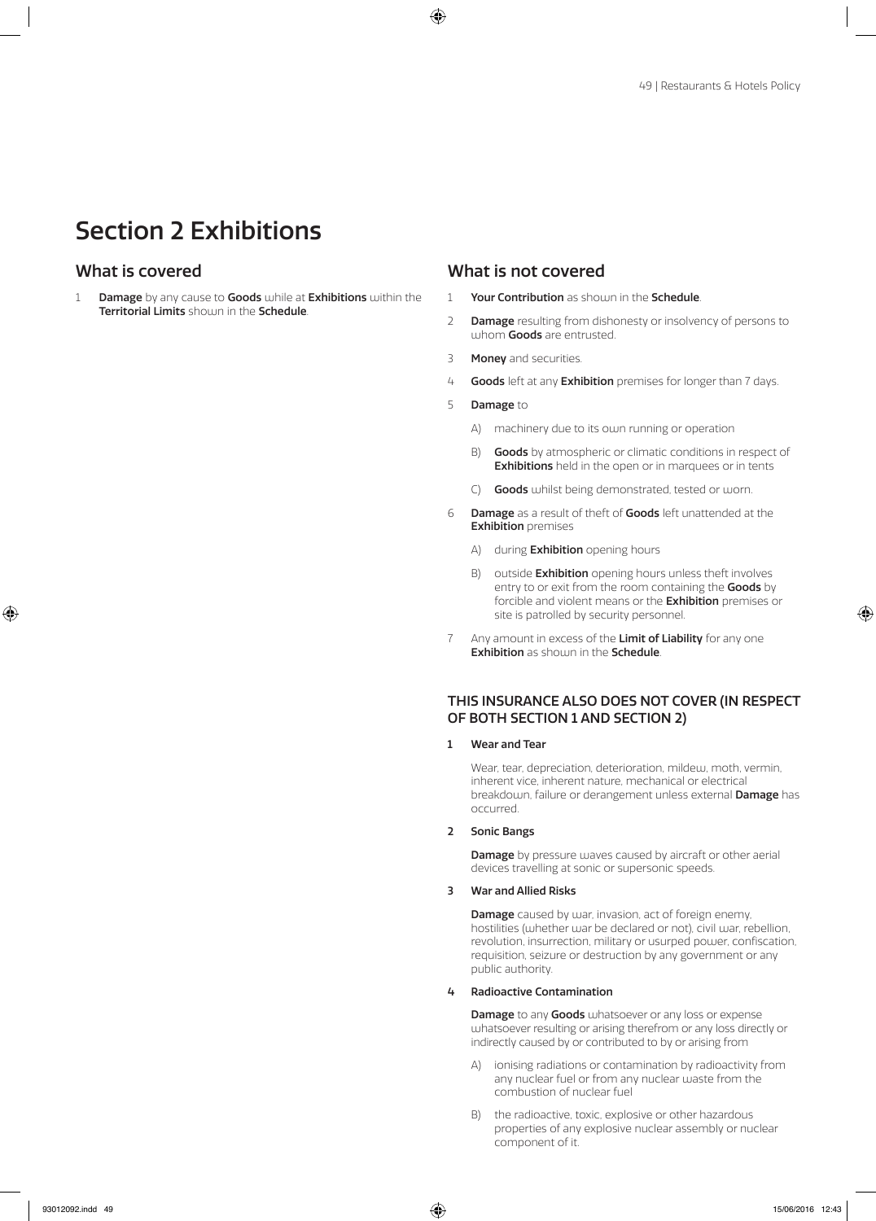# Section 2 Exhibitions

## What is covered

1 **Damage** by any cause to **Goods** while at **Exhibitions** within the **Territorial Limits** shown in the **Schedule**.

## What is not covered

1 **Your Contribution** as shown in the **Schedule**.

2 **Damage** resulting from dishonesty or insolvency of persons to whom **Goods** are entrusted.

3 **Money** and securities.

4 **Goods** left at any **Exhibition** premises for longer than 7 days.

5 **Damage** to

   A) machinery due to its own running or operation

   B) **Goods** by atmospheric or climatic conditions in respect of **Exhibitions** held in the open or in marquees or in tents

   C) **Goods** whilst being demonstrated, tested or worn.

6 **Damage** as a result of theft of **Goods** left unattended at the **Exhibition** premises

   A) during **Exhibition** opening hours

   B) outside **Exhibition** opening hours unless theft involves entry to or exit from the room containing the **Goods** by forcible and violent means or the **Exhibition** premises or site is patrolled by security personnel.

7 Any amount in excess of the **Limit of Liability** for any one **Exhibition** as shown in the **Schedule**.

### THIS INSURANCE ALSO DOES NOT COVER (IN RESPECT OF BOTH SECTION 1 AND SECTION 2)

**1 Wear and Tear**

Wear, tear, depreciation, deterioration, mildew, moth, vermin, inherent vice, inherent nature, mechanical or electrical breakdown, failure or derangement unless external **Damage** has occurred.

**2 Sonic Bangs**

**Damage** by pressure waves caused by aircraft or other aerial devices travelling at sonic or supersonic speeds.

**3 War and Allied Risks**

**Damage** caused by war, invasion, act of foreign enemy, hostilities (whether war be declared or not), civil war, rebellion, revolution, insurrection, military or usurped power, confiscation, requisition, seizure or destruction by any government or any public authority.

**4 Radioactive Contamination**

**Damage** to any **Goods** whatsoever or any loss or expense whatsoever resulting or arising therefrom or any loss directly or indirectly caused by or contributed to by or arising from

   A) ionising radiations or contamination by radioactivity from any nuclear fuel or from any nuclear waste from the combustion of nuclear fuel

   B) the radioactive, toxic, explosive or other hazardous properties of any explosive nuclear assembly or nuclear component of it.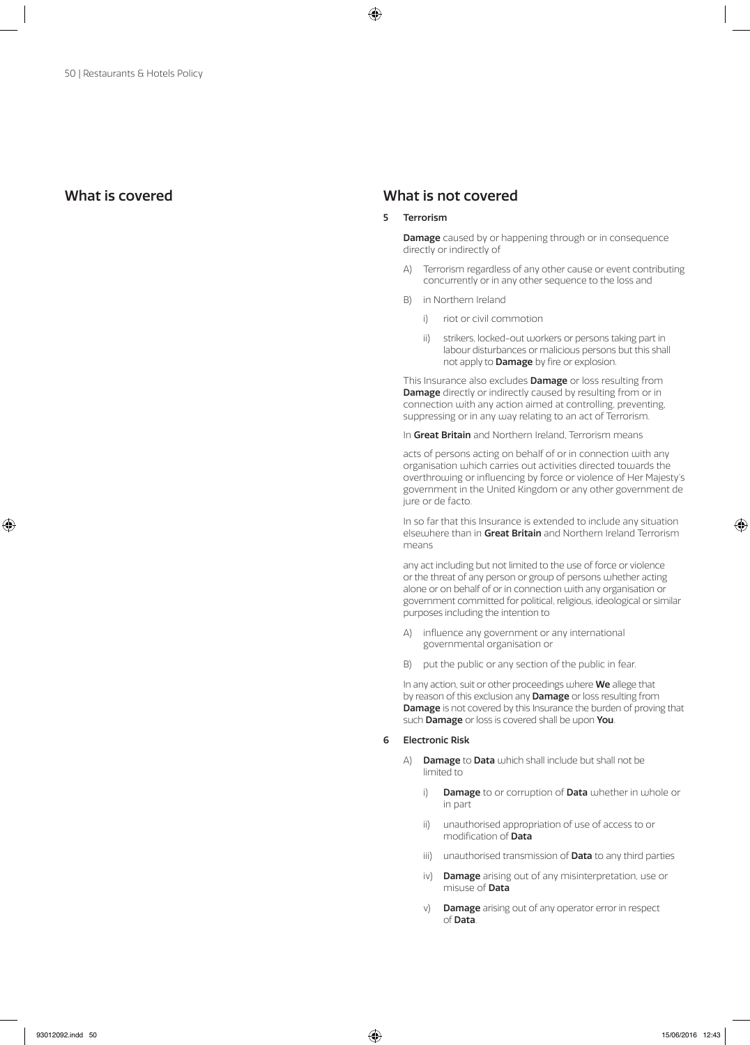## What is covered

## What is not covered

**5 Terrorism**

**Damage** caused by or happening through or in consequence directly or indirectly of

A) Terrorism regardless of any other cause or event contributing concurrently or in any other sequence to the loss and

B) in Northern Ireland

   i) riot or civil commotion

   ii) strikers, locked-out workers or persons taking part in labour disturbances or malicious persons but this shall not apply to **Damage** by fire or explosion.

This Insurance also excludes **Damage** or loss resulting from **Damage** directly or indirectly caused by resulting from or in connection with any action aimed at controlling, preventing, suppressing or in any way relating to an act of Terrorism.

In **Great Britain** and Northern Ireland, Terrorism means

acts of persons acting on behalf of or in connection with any organisation which carries out activities directed towards the overthrowing or influencing by force or violence of Her Majesty's government in the United Kingdom or any other government de jure or de facto.

In so far that this Insurance is extended to include any situation elsewhere than in **Great Britain** and Northern Ireland Terrorism means

any act including but not limited to the use of force or violence or the threat of any person or group of persons whether acting alone or on behalf of or in connection with any organisation or government committed for political, religious, ideological or similar purposes including the intention to

A) influence any government or any international governmental organisation or

B) put the public or any section of the public in fear.

In any action, suit or other proceedings where **We** allege that by reason of this exclusion any **Damage** or loss resulting from **Damage** is not covered by this Insurance the burden of proving that such **Damage** or loss is covered shall be upon **You**.

**6 Electronic Risk**

A) **Damage** to **Data** which shall include but shall not be limited to

   i) **Damage** to or corruption of **Data** whether in whole or in part

   ii) unauthorised appropriation of use of access to or modification of **Data**

   iii) unauthorised transmission of **Data** to any third parties

   iv) **Damage** arising out of any misinterpretation, use or misuse of **Data**

   v) **Damage** arising out of any operator error in respect of **Data**.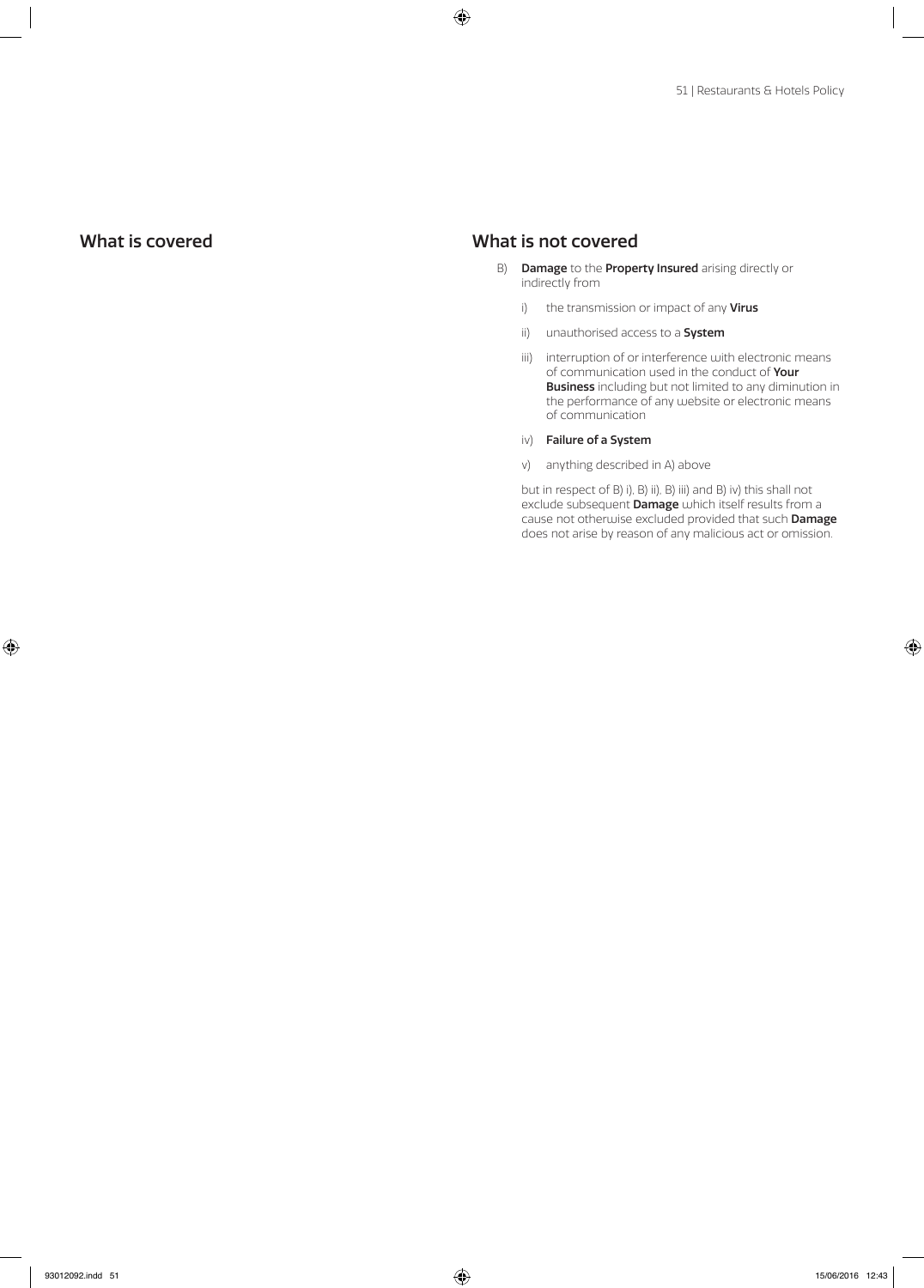## What is covered

## What is not covered

B) **Damage** to the **Property Insured** arising directly or indirectly from

   i) the transmission or impact of any **Virus**

   ii) unauthorised access to a **System**

   iii) interruption of or interference with electronic means of communication used in the conduct of **Your Business** including but not limited to any diminution in the performance of any website or electronic means of communication

   iv) **Failure of a System**

   v) anything described in A) above

   but in respect of B) i), B) ii). B) iii) and B) iv) this shall not exclude subsequent **Damage** which itself results from a cause not otherwise excluded provided that such **Damage** does not arise by reason of any malicious act or omission.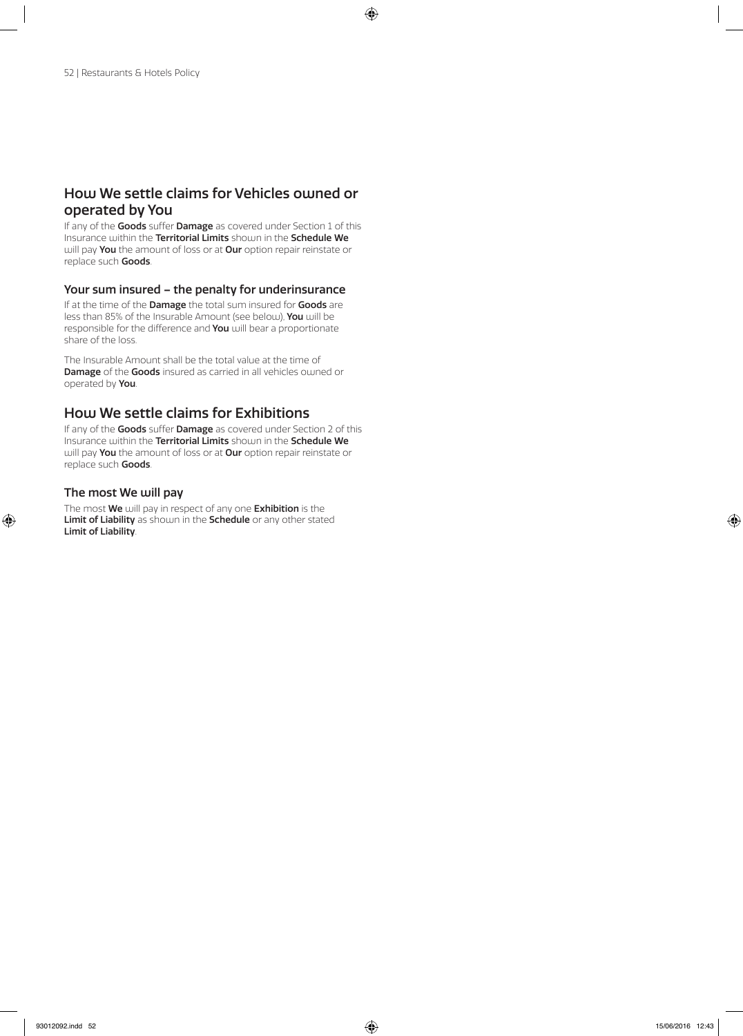## How We settle claims for Vehicles owned or operated by You

If any of the **Goods** suffer **Damage** as covered under Section 1 of this Insurance within the **Territorial Limits** shown in the **Schedule We** will pay **You** the amount of loss or at **Our** option repair reinstate or replace such **Goods**.

### Your sum insured – the penalty for underinsurance

If at the time of the **Damage** the total sum insured for **Goods** are less than 85% of the Insurable Amount (see below), **You** will be responsible for the difference and **You** will bear a proportionate share of the loss.

The Insurable Amount shall be the total value at the time of **Damage** of the **Goods** insured as carried in all vehicles owned or operated by **You**.

## How We settle claims for Exhibitions

If any of the **Goods** suffer **Damage** as covered under Section 2 of this Insurance within the **Territorial Limits** shown in the **Schedule We** will pay **You** the amount of loss or at **Our** option repair reinstate or replace such **Goods**.

### The most We will pay

The most **We** will pay in respect of any one **Exhibition** is the **Limit of Liability** as shown in the **Schedule** or any other stated **Limit of Liability**.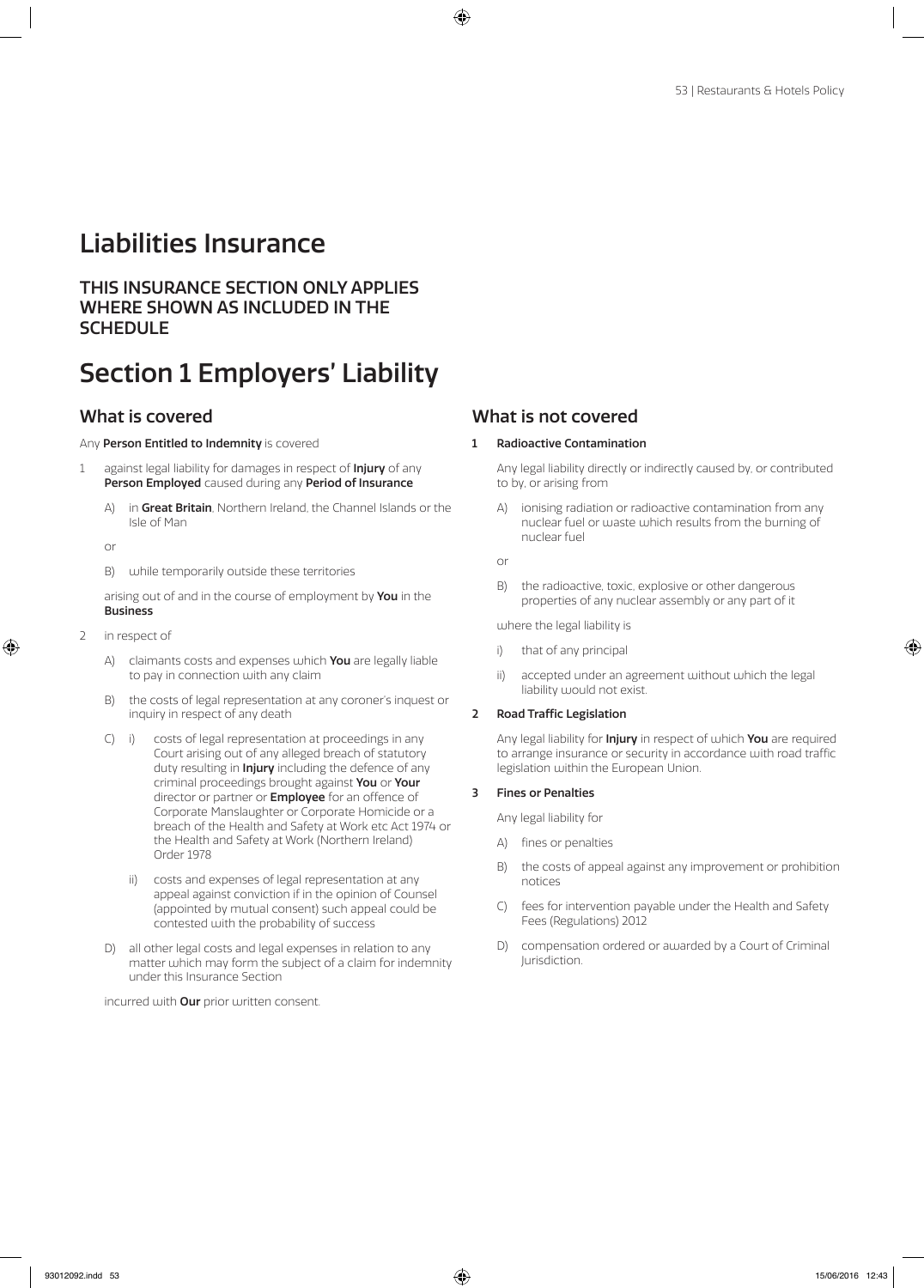# Liabilities Insurance

**THIS INSURANCE SECTION ONLY APPLIES WHERE SHOWN AS INCLUDED IN THE SCHEDULE**

# Section 1 Employers' Liability

## What is covered

Any **Person Entitled to Indemnity** is covered

1. against legal liability for damages in respect of **Injury** of any **Person Employed** caused during any **Period of Insurance**

   A) in **Great Britain**, Northern Ireland, the Channel Islands or the Isle of Man

   or

   B) while temporarily outside these territories

   arising out of and in the course of employment by **You** in the **Business**

2. in respect of

   A) claimants costs and expenses which **You** are legally liable to pay in connection with any claim

   B) the costs of legal representation at any coroner's inquest or inquiry in respect of any death

   C) i) costs of legal representation at proceedings in any Court arising out of any alleged breach of statutory duty resulting in **Injury** including the defence of any criminal proceedings brought against **You** or **Your** director or partner or **Employee** for an offence of Corporate Manslaughter or Corporate Homicide or a breach of the Health and Safety at Work etc Act 1974 or the Health and Safety at Work (Northern Ireland) Order 1978

   ii) costs and expenses of legal representation at any appeal against conviction if in the opinion of Counsel (appointed by mutual consent) such appeal could be contested with the probability of success

   D) all other legal costs and legal expenses in relation to any matter which may form the subject of a claim for indemnity under this Insurance Section

   incurred with **Our** prior written consent.

## What is not covered

**1 Radioactive Contamination**

Any legal liability directly or indirectly caused by, or contributed to by, or arising from

A) ionising radiation or radioactive contamination from any nuclear fuel or waste which results from the burning of nuclear fuel

or

B) the radioactive, toxic, explosive or other dangerous properties of any nuclear assembly or any part of it

where the legal liability is

i) that of any principal

ii) accepted under an agreement without which the legal liability would not exist.

**2 Road Traffic Legislation**

Any legal liability for **Injury** in respect of which **You** are required to arrange insurance or security in accordance with road traffic legislation within the European Union.

**3 Fines or Penalties**

Any legal liability for

A) fines or penalties

B) the costs of appeal against any improvement or prohibition notices

C) fees for intervention payable under the Health and Safety Fees (Regulations) 2012

D) compensation ordered or awarded by a Court of Criminal Jurisdiction.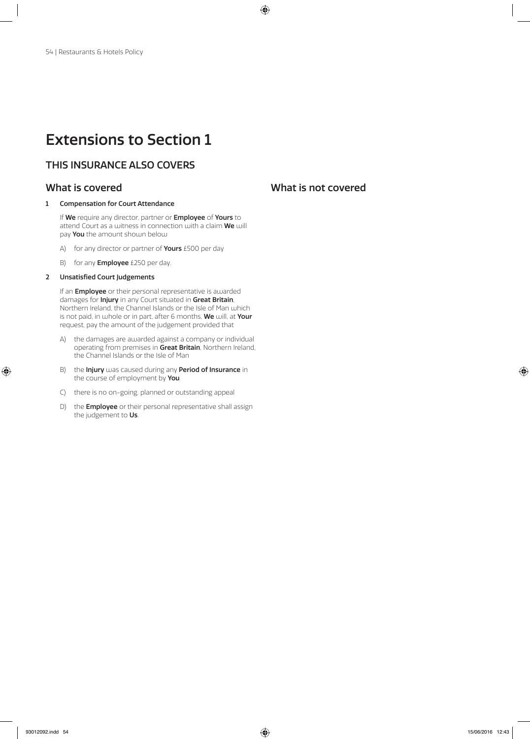# Extensions to Section 1

## THIS INSURANCE ALSO COVERS

### What is covered

**1 Compensation for Court Attendance**

If **We** require any director, partner or **Employee** of **Yours** to attend Court as a witness in connection with a claim **We** will pay **You** the amount shown below

A) for any director or partner of **Yours** £500 per day

B) for any **Employee** £250 per day.

**2 Unsatisfied Court Judgements**

If an **Employee** or their personal representative is awarded damages for **Injury** in any Court situated in **Great Britain**, Northern Ireland, the Channel Islands or the Isle of Man which is not paid, in whole or in part, after 6 months, **We** will, at **Your** request, pay the amount of the judgement provided that

A) the damages are awarded against a company or individual operating from premises in **Great Britain**, Northern Ireland, the Channel Islands or the Isle of Man

B) the **Injury** was caused during any **Period of Insurance** in the course of employment by **You**

C) there is no on-going, planned or outstanding appeal

D) the **Employee** or their personal representative shall assign the judgement to **Us**.

### What is not covered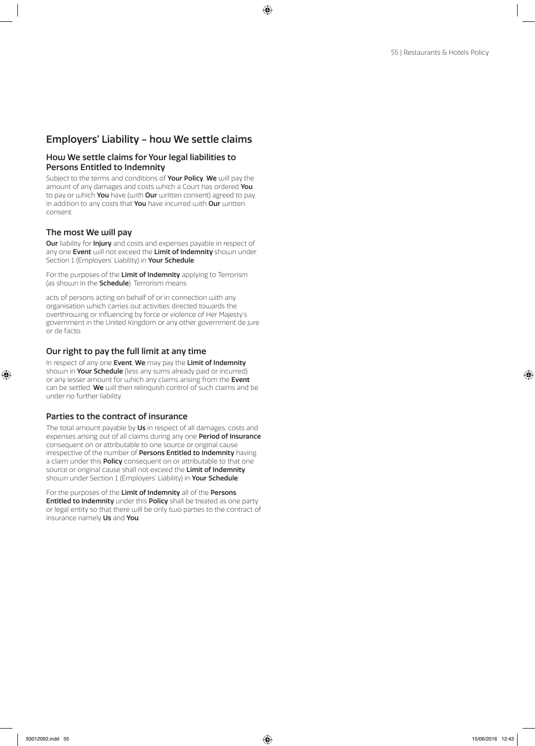# Employers' Liability – how We settle claims

## How We settle claims for Your legal liabilities to Persons Entitled to Indemnity

Subject to the terms and conditions of **Your Policy**, **We** will pay the amount of any damages and costs which a Court has ordered **You** to pay or which **You** have (with **Our** written consent) agreed to pay, in addition to any costs that **You** have incurred with **Our** written consent.

## The most We will pay

**Our** liability for **Injury** and costs and expenses payable in respect of any one **Event** will not exceed the **Limit of Indemnity** shown under Section 1 (Employers' Liability) in **Your Schedule**.

For the purposes of the **Limit of Indemnity** applying to Terrorism (as shown in the **Schedule**), Terrorism means

acts of persons acting on behalf of or in connection with any organisation which carries out activities directed towards the overthrowing or influencing by force or violence of Her Majesty's government in the United Kingdom or any other government de jure or de facto.

## Our right to pay the full limit at any time

In respect of any one **Event**, **We** may pay the **Limit of Indemnity** shown in **Your Schedule** (less any sums already paid or incurred) or any lesser amount for which any claims arising from the **Event** can be settled. **We** will then relinquish control of such claims and be under no further liability.

## Parties to the contract of insurance

The total amount payable by **Us** in respect of all damages, costs and expenses arising out of all claims during any one **Period of Insurance** consequent on or attributable to one source or original cause irrespective of the number of **Persons Entitled to Indemnity** having a claim under this **Policy** consequent on or attributable to that one source or original cause shall not exceed the **Limit of Indemnity** shown under Section 1 (Employers' Liability) in **Your Schedule**.

For the purposes of the **Limit of Indemnity** all of the **Persons Entitled to Indemnity** under this **Policy** shall be treated as one party or legal entity so that there will be only two parties to the contract of insurance namely **Us** and **You**.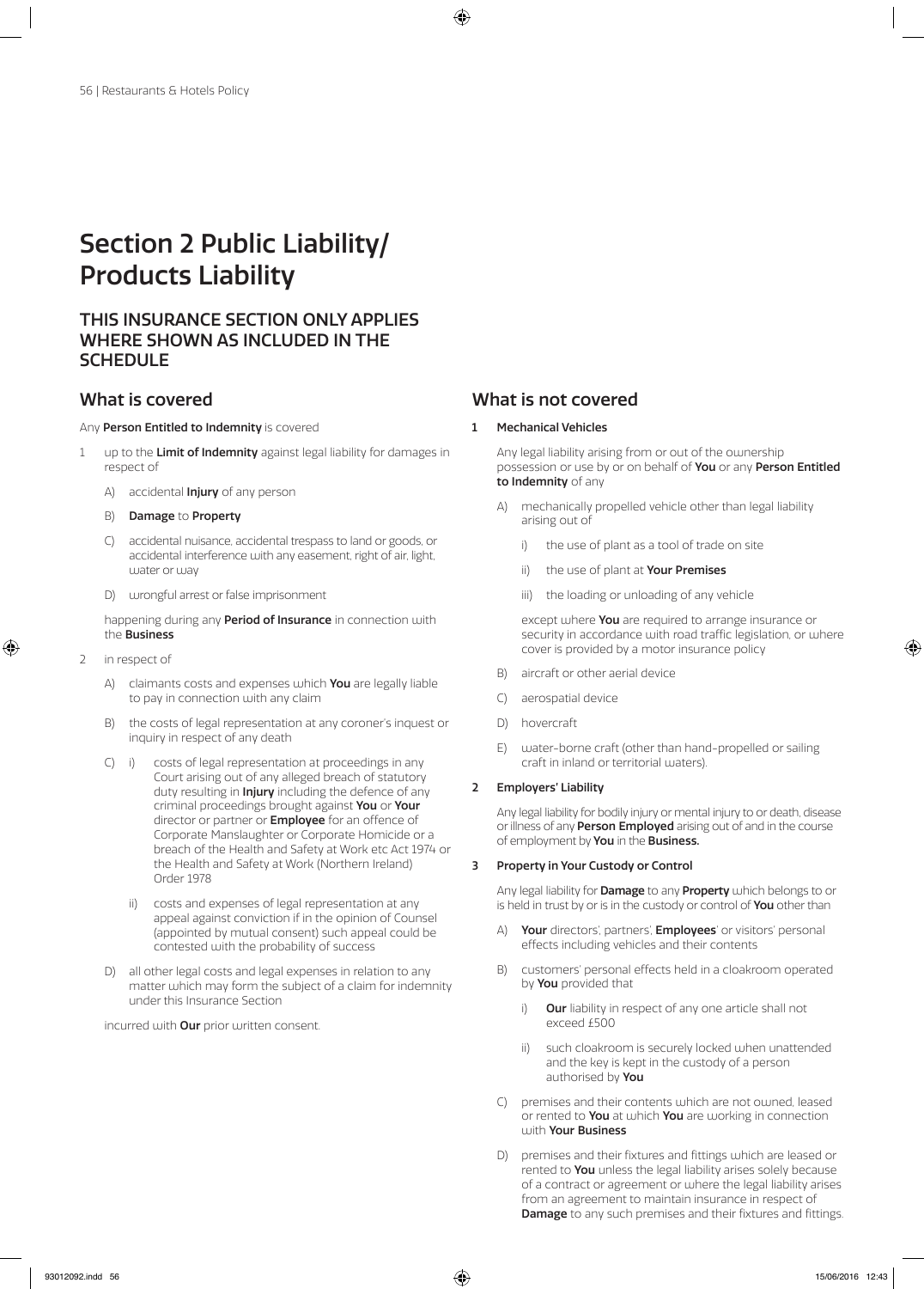# Section 2 Public Liability/ Products Liability

## THIS INSURANCE SECTION ONLY APPLIES WHERE SHOWN AS INCLUDED IN THE SCHEDULE

## What is covered

Any **Person Entitled to Indemnity** is covered

1. up to the **Limit of Indemnity** against legal liability for damages in respect of
   - A) accidental **Injury** of any person
   - B) **Damage** to **Property**
   - C) accidental nuisance, accidental trespass to land or goods, or accidental interference with any easement, right of air, light, water or way
   - D) wrongful arrest or false imprisonment

   happening during any **Period of Insurance** in connection with the **Business**

2. in respect of
   - A) claimants costs and expenses which **You** are legally liable to pay in connection with any claim
   - B) the costs of legal representation at any coroner's inquest or inquiry in respect of any death
   - C) i) costs of legal representation at proceedings in any Court arising out of any alleged breach of statutory duty resulting in **Injury** including the defence of any criminal proceedings brought against **You** or **Your** director or partner or **Employee** for an offence of Corporate Manslaughter or Corporate Homicide or a breach of the Health and Safety at Work etc Act 1974 or the Health and Safety at Work (Northern Ireland) Order 1978
     
     ii) costs and expenses of legal representation at any appeal against conviction if in the opinion of Counsel (appointed by mutual consent) such appeal could be contested with the probability of success
   - D) all other legal costs and legal expenses in relation to any matter which may form the subject of a claim for indemnity under this Insurance Section

   incurred with **Our** prior written consent.

## What is not covered

**1 Mechanical Vehicles**

Any legal liability arising from or out of the ownership possession or use by or on behalf of **You** or any **Person Entitled to Indemnity** of any

- A) mechanically propelled vehicle other than legal liability arising out of
  - i) the use of plant as a tool of trade on site
  - ii) the use of plant at **Your Premises**
  - iii) the loading or unloading of any vehicle

  except where **You** are required to arrange insurance or security in accordance with road traffic legislation, or where cover is provided by a motor insurance policy
- B) aircraft or other aerial device
- C) aerospatial device
- D) hovercraft
- E) water-borne craft (other than hand-propelled or sailing craft in inland or territorial waters).

**2 Employers' Liability**

Any legal liability for bodily injury or mental injury to or death, disease or illness of any **Person Employed** arising out of and in the course of employment by **You** in the **Business.**

**3 Property in Your Custody or Control**

Any legal liability for **Damage** to any **Property** which belongs to or is held in trust by or is in the custody or control of **You** other than

- A) **Your** directors', partners', **Employees**' or visitors' personal effects including vehicles and their contents
- B) customers' personal effects held in a cloakroom operated by **You** provided that
  - i) **Our** liability in respect of any one article shall not exceed £500
  - ii) such cloakroom is securely locked when unattended and the key is kept in the custody of a person authorised by **You**
- C) premises and their contents which are not owned, leased or rented to **You** at which **You** are working in connection with **Your Business**
- D) premises and their fixtures and fittings which are leased or rented to **You** unless the legal liability arises solely because of a contract or agreement or where the legal liability arises from an agreement to maintain insurance in respect of **Damage** to any such premises and their fixtures and fittings.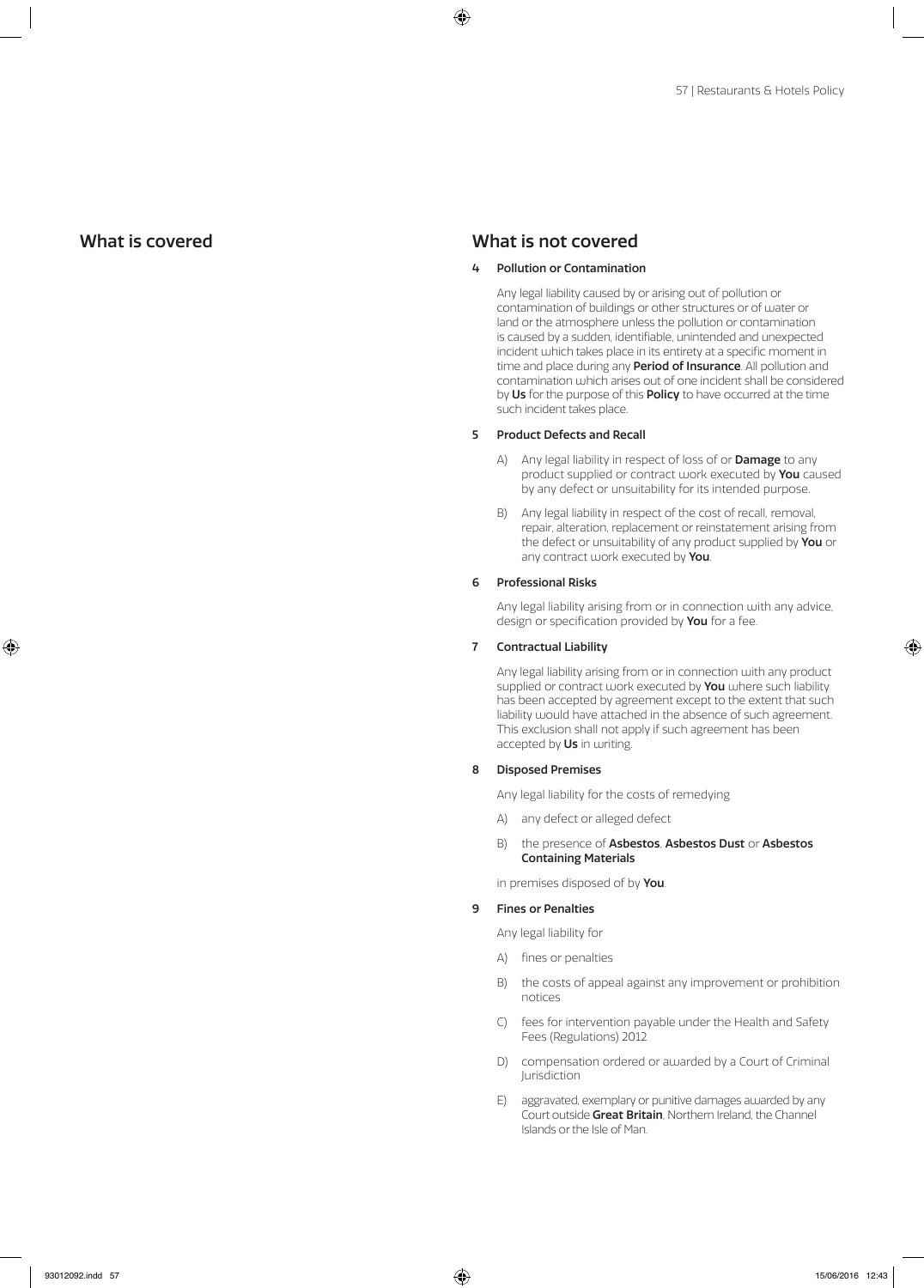## What is covered

## What is not covered

**4 Pollution or Contamination**

Any legal liability caused by or arising out of pollution or contamination of buildings or other structures or of water or land or the atmosphere unless the pollution or contamination is caused by a sudden, identifiable, unintended and unexpected incident which takes place in its entirety at a specific moment in time and place during any **Period of Insurance**. All pollution and contamination which arises out of one incident shall be considered by **Us** for the purpose of this **Policy** to have occurred at the time such incident takes place.

**5 Product Defects and Recall**

A) Any legal liability in respect of loss of or **Damage** to any product supplied or contract work executed by **You** caused by any defect or unsuitability for its intended purpose.

B) Any legal liability in respect of the cost of recall, removal, repair, alteration, replacement or reinstatement arising from the defect or unsuitability of any product supplied by **You** or any contract work executed by **You**.

**6 Professional Risks**

Any legal liability arising from or in connection with any advice, design or specification provided by **You** for a fee.

**7 Contractual Liability**

Any legal liability arising from or in connection with any product supplied or contract work executed by **You** where such liability has been accepted by agreement except to the extent that such liability would have attached in the absence of such agreement. This exclusion shall not apply if such agreement has been accepted by **Us** in writing.

**8 Disposed Premises**

Any legal liability for the costs of remedying

A) any defect or alleged defect

B) the presence of **Asbestos**, **Asbestos Dust** or **Asbestos Containing Materials**

in premises disposed of by **You**.

**9 Fines or Penalties**

Any legal liability for

A) fines or penalties

B) the costs of appeal against any improvement or prohibition notices

C) fees for intervention payable under the Health and Safety Fees (Regulations) 2012

D) compensation ordered or awarded by a Court of Criminal Jurisdiction

E) aggravated, exemplary or punitive damages awarded by any Court outside **Great Britain**, Northern Ireland, the Channel Islands or the Isle of Man.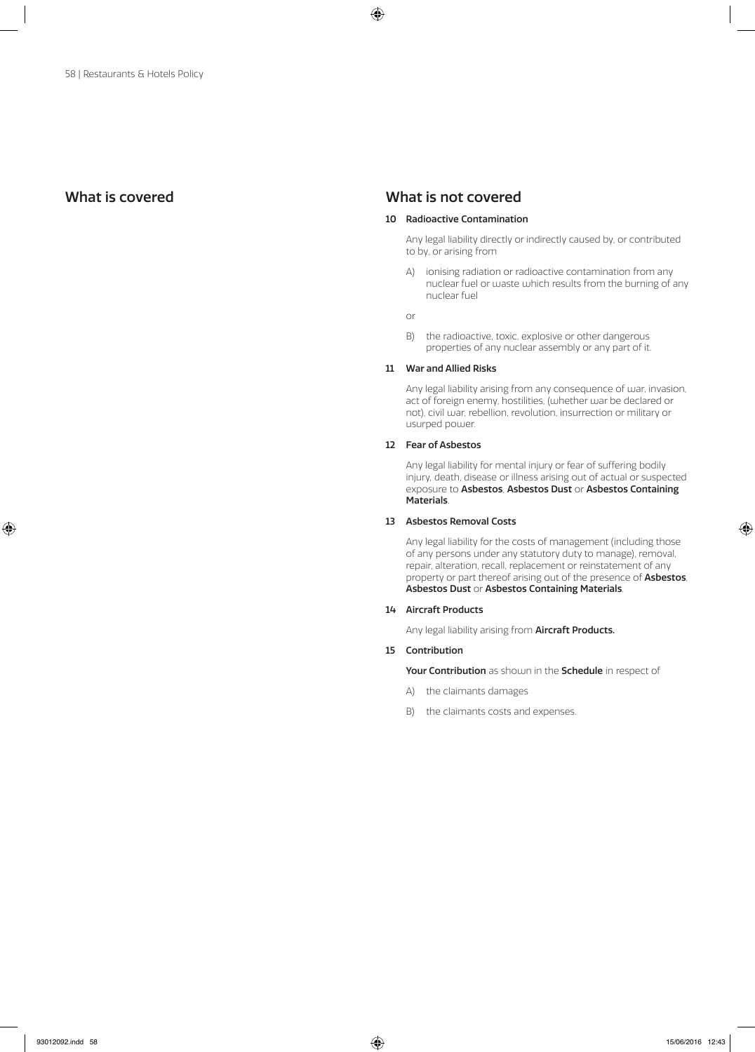## What is covered

## What is not covered

**10 Radioactive Contamination**

Any legal liability directly or indirectly caused by, or contributed to by, or arising from

A) ionising radiation or radioactive contamination from any nuclear fuel or waste which results from the burning of any nuclear fuel

or

B) the radioactive, toxic, explosive or other dangerous properties of any nuclear assembly or any part of it.

**11 War and Allied Risks**

Any legal liability arising from any consequence of war, invasion, act of foreign enemy, hostilities, (whether war be declared or not), civil war, rebellion, revolution, insurrection or military or usurped power.

**12 Fear of Asbestos**

Any legal liability for mental injury or fear of suffering bodily injury, death, disease or illness arising out of actual or suspected exposure to **Asbestos**, **Asbestos Dust** or **Asbestos Containing Materials**.

**13 Asbestos Removal Costs**

Any legal liability for the costs of management (including those of any persons under any statutory duty to manage), removal, repair, alteration, recall, replacement or reinstatement of any property or part thereof arising out of the presence of **Asbestos**, **Asbestos Dust** or **Asbestos Containing Materials**.

**14 Aircraft Products**

Any legal liability arising from **Aircraft Products.**

**15 Contribution**

**Your Contribution** as shown in the **Schedule** in respect of

A) the claimants damages

B) the claimants costs and expenses.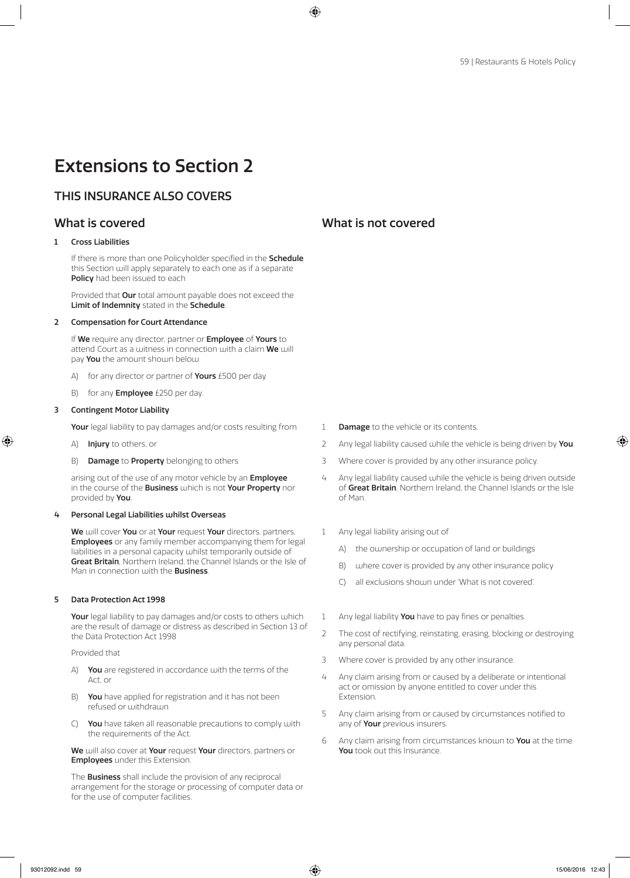# Extensions to Section 2

## THIS INSURANCE ALSO COVERS

### What is covered

**1 Cross Liabilities**

If there is more than one Policyholder specified in the **Schedule** this Section will apply separately to each one as if a separate **Policy** had been issued to each

Provided that **Our** total amount payable does not exceed the **Limit of Indemnity** stated in the **Schedule**.

**2 Compensation for Court Attendance**

If **We** require any director, partner or **Employee** of **Yours** to attend Court as a witness in connection with a claim **We** will pay **You** the amount shown below

A) for any director or partner of **Yours** £500 per day

B) for any **Employee** £250 per day.

**3 Contingent Motor Liability**

**Your** legal liability to pay damages and/or costs resulting from

A) **Injury** to others, or

B) **Damage** to **Property** belonging to others

arising out of the use of any motor vehicle by an **Employee** in the course of the **Business** which is not **Your Property** nor provided by **You**.

**What is not covered**

1 **Damage** to the vehicle or its contents.

2 Any legal liability caused while the vehicle is being driven by **You**.

3 Where cover is provided by any other insurance policy.

4 Any legal liability caused while the vehicle is being driven outside of **Great Britain**, Northern Ireland, the Channel Islands or the Isle of Man.

**4 Personal Legal Liabilities whilst Overseas**

**We** will cover **You** or at **Your** request **Your** directors, partners, **Employees** or any family member accompanying them for legal liabilities in a personal capacity whilst temporarily outside of **Great Britain**, Northern Ireland, the Channel Islands or the Isle of Man in connection with the **Business**.

**What is not covered**

1 Any legal liability arising out of

A) the ownership or occupation of land or buildings

B) where cover is provided by any other insurance policy

C) all exclusions shown under 'What is not covered'.

**5 Data Protection Act 1998**

**Your** legal liability to pay damages and/or costs to others which are the result of damage or distress as described in Section 13 of the Data Protection Act 1998

Provided that

A) **You** are registered in accordance with the terms of the Act, or

B) **You** have applied for registration and it has not been refused or withdrawn

C) **You** have taken all reasonable precautions to comply with the requirements of the Act.

**We** will also cover at **Your** request **Your** directors, partners or **Employees** under this Extension.

The **Business** shall include the provision of any reciprocal arrangement for the storage or processing of computer data or for the use of computer facilities.

**What is not covered**

1 Any legal liability **You** have to pay fines or penalties.

2 The cost of rectifying, reinstating, erasing, blocking or destroying any personal data.

3 Where cover is provided by any other insurance.

4 Any claim arising from or caused by a deliberate or intentional act or omission by anyone entitled to cover under this Extension.

5 Any claim arising from or caused by circumstances notified to any of **Your** previous insurers.

6 Any claim arising from circumstances known to **You** at the time **You** took out this Insurance.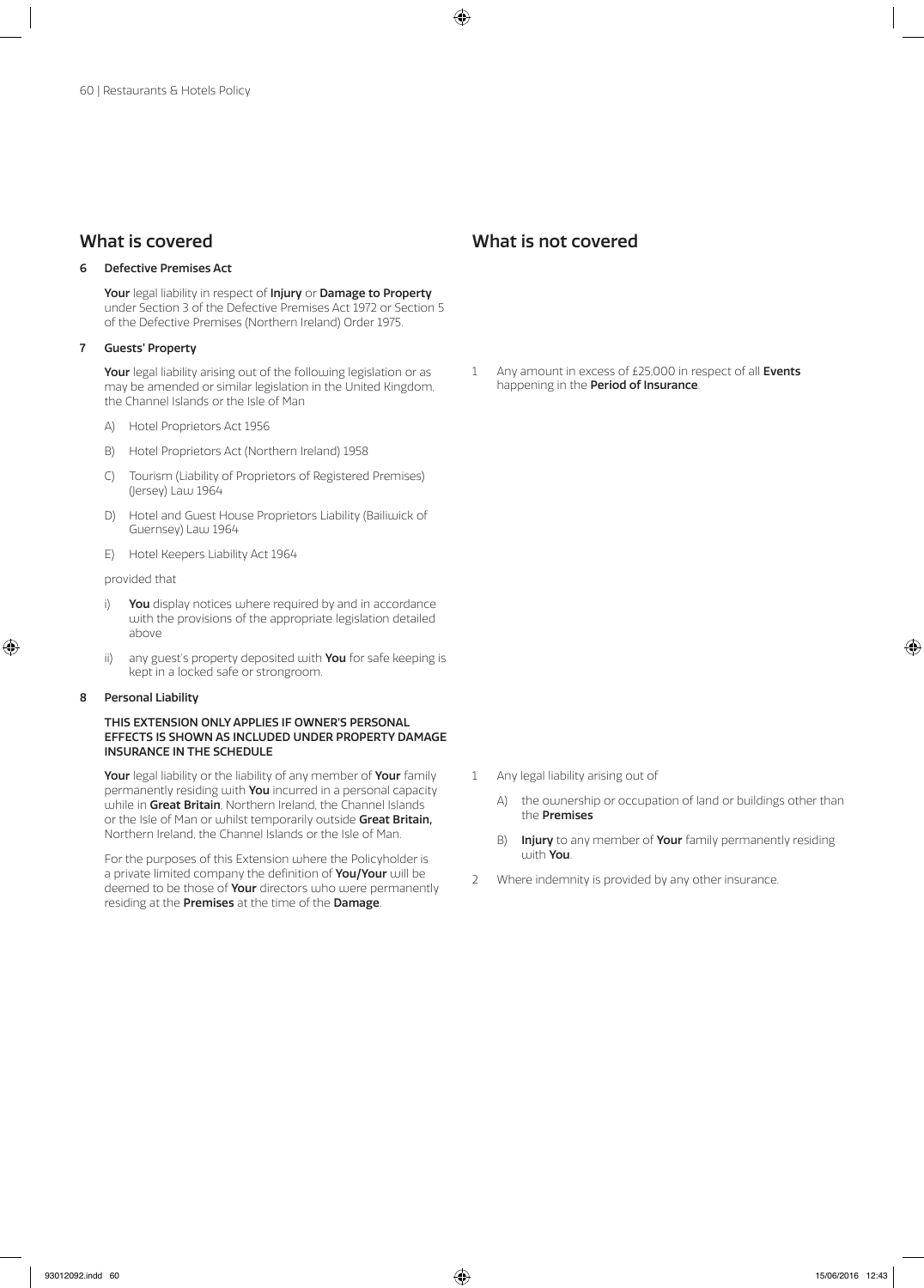## What is covered

**6 Defective Premises Act**

**Your** legal liability in respect of **Injury** or **Damage to Property** under Section 3 of the Defective Premises Act 1972 or Section 5 of the Defective Premises (Northern Ireland) Order 1975.

**7 Guests' Property**

**Your** legal liability arising out of the following legislation or as may be amended or similar legislation in the United Kingdom, the Channel Islands or the Isle of Man

A) Hotel Proprietors Act 1956

B) Hotel Proprietors Act (Northern Ireland) 1958

C) Tourism (Liability of Proprietors of Registered Premises) (Jersey) Law 1964

D) Hotel and Guest House Proprietors Liability (Bailiwick of Guernsey) Law 1964

E) Hotel Keepers Liability Act 1964

provided that

i) **You** display notices where required by and in accordance with the provisions of the appropriate legislation detailed above

ii) any guest's property deposited with **You** for safe keeping is kept in a locked safe or strongroom.

**8 Personal Liability**

**THIS EXTENSION ONLY APPLIES IF OWNER'S PERSONAL EFFECTS IS SHOWN AS INCLUDED UNDER PROPERTY DAMAGE INSURANCE IN THE SCHEDULE**

**Your** legal liability or the liability of any member of **Your** family permanently residing with **You** incurred in a personal capacity while in **Great Britain**, Northern Ireland, the Channel Islands or the Isle of Man or whilst temporarily outside **Great Britain,** Northern Ireland, the Channel Islands or the Isle of Man.

For the purposes of this Extension where the Policyholder is a private limited company the definition of **You/Your** will be deemed to be those of **Your** directors who were permanently residing at the **Premises** at the time of the **Damage**.

## What is not covered

**Guests' Property (7)**

1 Any amount in excess of £25,000 in respect of all **Events** happening in the **Period of Insurance**.

**Personal Liability (8)**

1 Any legal liability arising out of

A) the ownership or occupation of land or buildings other than the **Premises**

B) **Injury** to any member of **Your** family permanently residing with **You**.

2 Where indemnity is provided by any other insurance.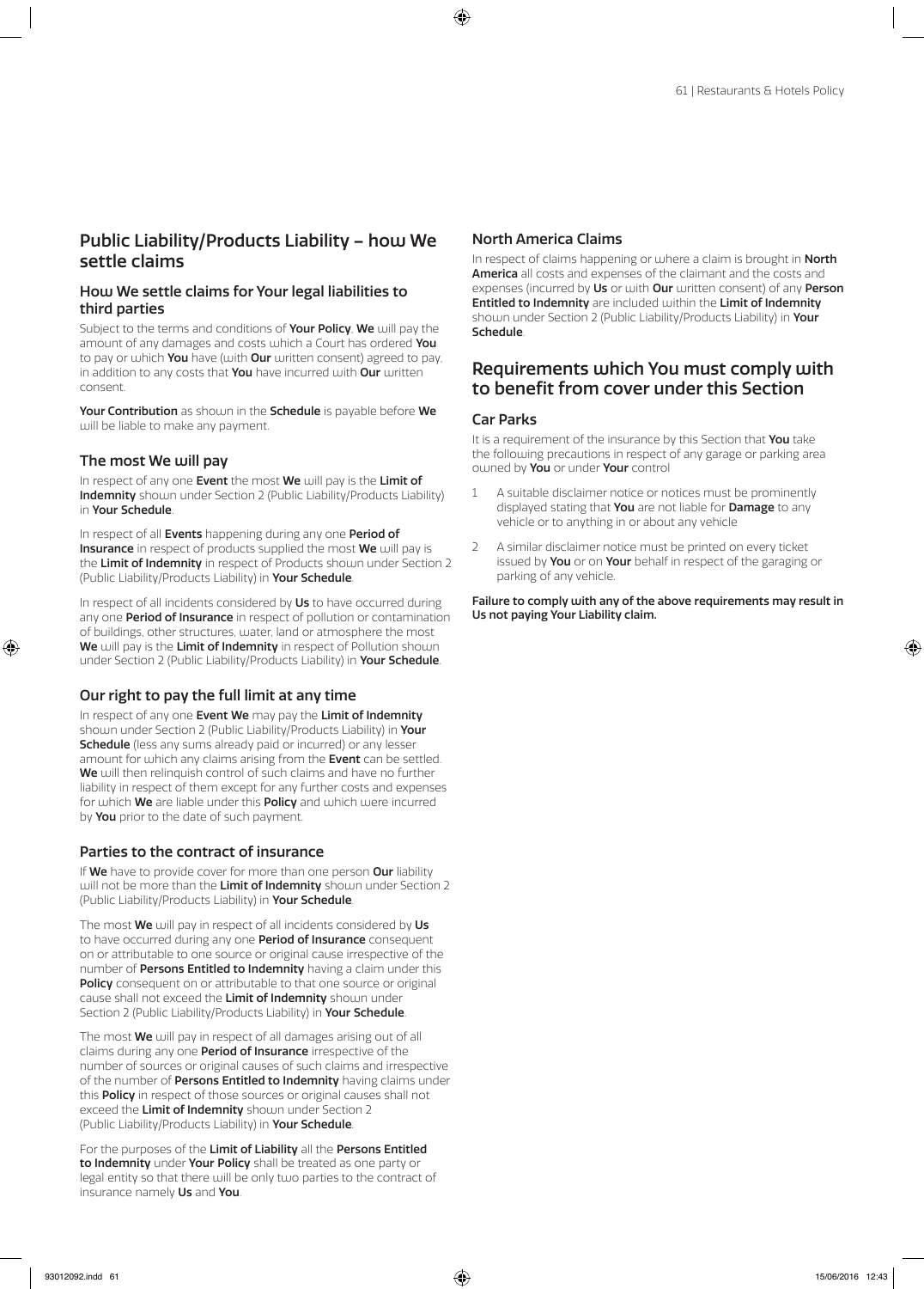## Public Liability/Products Liability – how We settle claims

### How We settle claims for Your legal liabilities to third parties

Subject to the terms and conditions of **Your Policy**, **We** will pay the amount of any damages and costs which a Court has ordered **You** to pay or which **You** have (with **Our** written consent) agreed to pay, in addition to any costs that **You** have incurred with **Our** written consent.

**Your Contribution** as shown in the **Schedule** is payable before **We** will be liable to make any payment.

### The most We will pay

In respect of any one **Event** the most **We** will pay is the **Limit of Indemnity** shown under Section 2 (Public Liability/Products Liability) in **Your Schedule**.

In respect of all **Events** happening during any one **Period of Insurance** in respect of products supplied the most **We** will pay is the **Limit of Indemnity** in respect of Products shown under Section 2 (Public Liability/Products Liability) in **Your Schedule**.

In respect of all incidents considered by **Us** to have occurred during any one **Period of Insurance** in respect of pollution or contamination of buildings, other structures, water, land or atmosphere the most **We** will pay is the **Limit of Indemnity** in respect of Pollution shown under Section 2 (Public Liability/Products Liability) in **Your Schedule**.

### Our right to pay the full limit at any time

In respect of any one **Event We** may pay the **Limit of Indemnity** shown under Section 2 (Public Liability/Products Liability) in **Your Schedule** (less any sums already paid or incurred) or any lesser amount for which any claims arising from the **Event** can be settled. **We** will then relinquish control of such claims and have no further liability in respect of them except for any further costs and expenses for which **We** are liable under this **Policy** and which were incurred by **You** prior to the date of such payment.

### Parties to the contract of insurance

If **We** have to provide cover for more than one person **Our** liability will not be more than the **Limit of Indemnity** shown under Section 2 (Public Liability/Products Liability) in **Your Schedule**.

The most **We** will pay in respect of all incidents considered by **Us** to have occurred during any one **Period of Insurance** consequent on or attributable to one source or original cause irrespective of the number of **Persons Entitled to Indemnity** having a claim under this **Policy** consequent on or attributable to that one source or original cause shall not exceed the **Limit of Indemnity** shown under Section 2 (Public Liability/Products Liability) in **Your Schedule**.

The most **We** will pay in respect of all damages arising out of all claims during any one **Period of Insurance** irrespective of the number of sources or original causes of such claims and irrespective of the number of **Persons Entitled to Indemnity** having claims under this **Policy** in respect of those sources or original causes shall not exceed the **Limit of Indemnity** shown under Section 2 (Public Liability/Products Liability) in **Your Schedule**.

For the purposes of the **Limit of Liability** all the **Persons Entitled to Indemnity** under **Your Policy** shall be treated as one party or legal entity so that there will be only two parties to the contract of insurance namely **Us** and **You**.

### North America Claims

In respect of claims happening or where a claim is brought in **North America** all costs and expenses of the claimant and the costs and expenses (incurred by **Us** or with **Our** written consent) of any **Person Entitled to Indemnity** are included within the **Limit of Indemnity** shown under Section 2 (Public Liability/Products Liability) in **Your Schedule**.

## Requirements which You must comply with to benefit from cover under this Section

### Car Parks

It is a requirement of the insurance by this Section that **You** take the following precautions in respect of any garage or parking area owned by **You** or under **Your** control

1. A suitable disclaimer notice or notices must be prominently displayed stating that **You** are not liable for **Damage** to any vehicle or to anything in or about any vehicle
2. A similar disclaimer notice must be printed on every ticket issued by **You** or on **Your** behalf in respect of the garaging or parking of any vehicle.

**Failure to comply with any of the above requirements may result in Us not paying Your Liability claim.**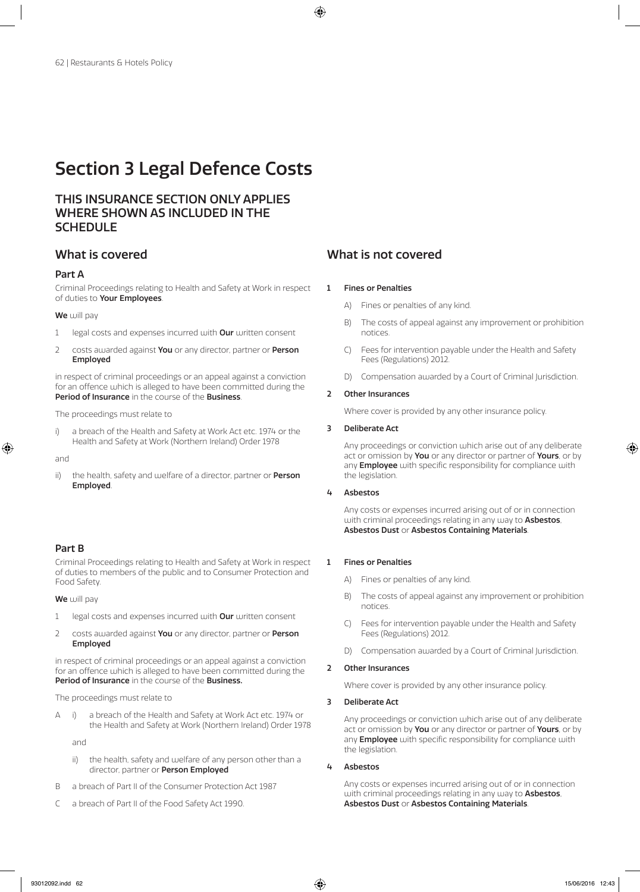# Section 3 Legal Defence Costs

## THIS INSURANCE SECTION ONLY APPLIES WHERE SHOWN AS INCLUDED IN THE SCHEDULE

## What is covered

### Part A

Criminal Proceedings relating to Health and Safety at Work in respect of duties to **Your Employees**.

**We** will pay

1 legal costs and expenses incurred with **Our** written consent

2 costs awarded against **You** or any director, partner or **Person Employed**

in respect of criminal proceedings or an appeal against a conviction for an offence which is alleged to have been committed during the **Period of Insurance** in the course of the **Business**.

The proceedings must relate to

i) a breach of the Health and Safety at Work Act etc. 1974 or the Health and Safety at Work (Northern Ireland) Order 1978

and

ii) the health, safety and welfare of a director, partner or **Person Employed**.

## What is not covered

**1 Fines or Penalties**

A) Fines or penalties of any kind.

B) The costs of appeal against any improvement or prohibition notices.

C) Fees for intervention payable under the Health and Safety Fees (Regulations) 2012.

D) Compensation awarded by a Court of Criminal Jurisdiction.

**2 Other Insurances**

Where cover is provided by any other insurance policy.

**3 Deliberate Act**

Any proceedings or conviction which arise out of any deliberate act or omission by **You** or any director or partner of **Yours**, or by any **Employee** with specific responsibility for compliance with the legislation.

**4 Asbestos**

Any costs or expenses incurred arising out of or in connection with criminal proceedings relating in any way to **Asbestos**, **Asbestos Dust** or **Asbestos Containing Materials**.

## What is covered

### Part B

Criminal Proceedings relating to Health and Safety at Work in respect of duties to members of the public and to Consumer Protection and Food Safety.

**We** will pay

1 legal costs and expenses incurred with **Our** written consent

2 costs awarded against **You** or any director, partner or **Person Employed**

in respect of criminal proceedings or an appeal against a conviction for an offence which is alleged to have been committed during the **Period of Insurance** in the course of the **Business.**

The proceedings must relate to

A i) a breach of the Health and Safety at Work Act etc. 1974 or the Health and Safety at Work (Northern Ireland) Order 1978

and

ii) the health, safety and welfare of any person other than a director, partner or **Person Employed**

B a breach of Part II of the Consumer Protection Act 1987

C a breach of Part II of the Food Safety Act 1990.

## What is not covered

**1 Fines or Penalties**

A) Fines or penalties of any kind.

B) The costs of appeal against any improvement or prohibition notices.

C) Fees for intervention payable under the Health and Safety Fees (Regulations) 2012.

D) Compensation awarded by a Court of Criminal Jurisdiction.

**2 Other Insurances**

Where cover is provided by any other insurance policy.

**3 Deliberate Act**

Any proceedings or conviction which arise out of any deliberate act or omission by **You** or any director or partner of **Yours**, or by any **Employee** with specific responsibility for compliance with the legislation.

**4 Asbestos**

Any costs or expenses incurred arising out of or in connection with criminal proceedings relating in any way to **Asbestos**, **Asbestos Dust** or **Asbestos Containing Materials**.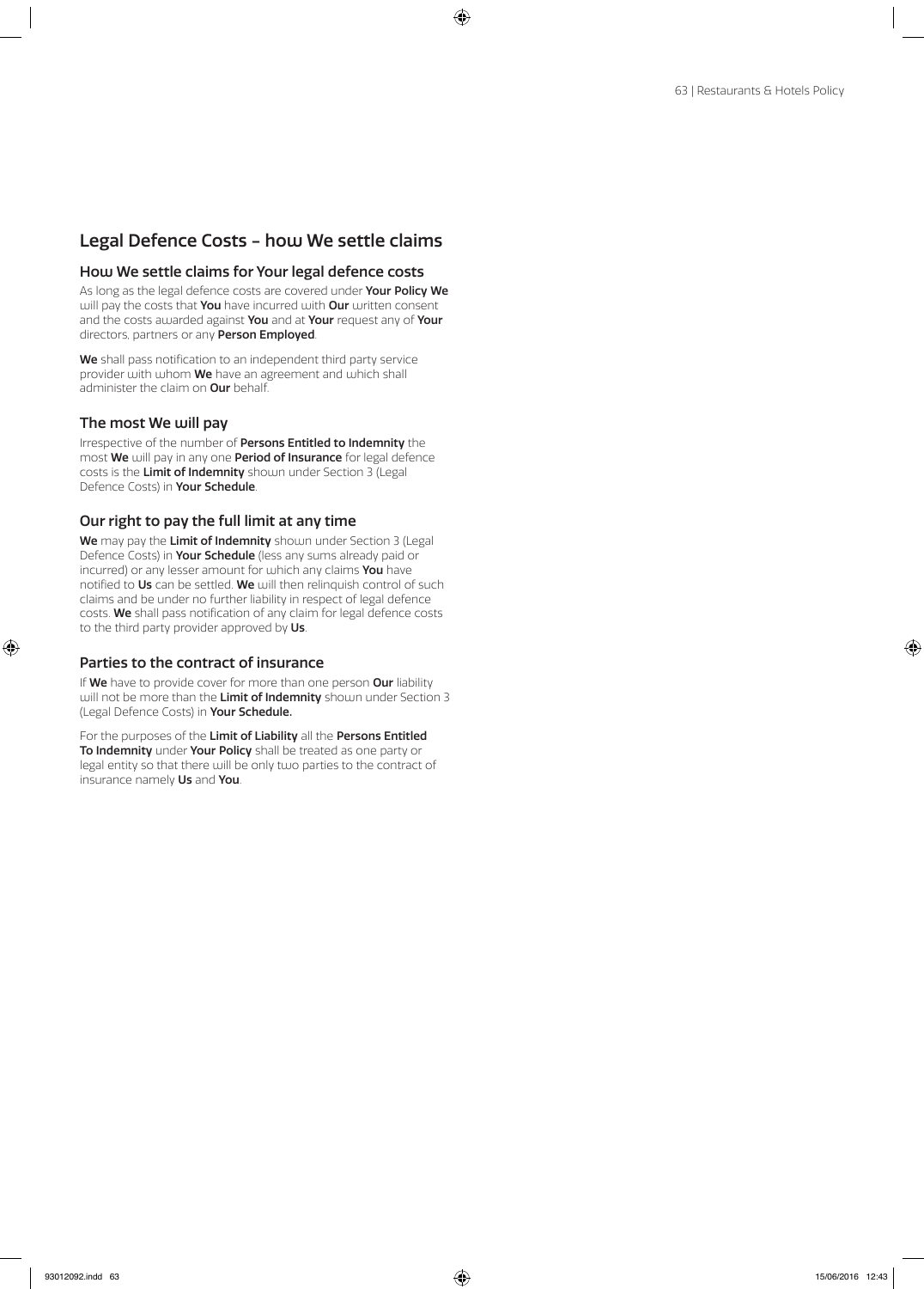## Legal Defence Costs – how We settle claims

### How We settle claims for Your legal defence costs

As long as the legal defence costs are covered under **Your Policy We** will pay the costs that **You** have incurred with **Our** written consent and the costs awarded against **You** and at **Your** request any of **Your** directors, partners or any **Person Employed**.

**We** shall pass notification to an independent third party service provider with whom **We** have an agreement and which shall administer the claim on **Our** behalf.

### The most We will pay

Irrespective of the number of **Persons Entitled to Indemnity** the most **We** will pay in any one **Period of Insurance** for legal defence costs is the **Limit of Indemnity** shown under Section 3 (Legal Defence Costs) in **Your Schedule**.

### Our right to pay the full limit at any time

**We** may pay the **Limit of Indemnity** shown under Section 3 (Legal Defence Costs) in **Your Schedule** (less any sums already paid or incurred) or any lesser amount for which any claims **You** have notified to **Us** can be settled. **We** will then relinquish control of such claims and be under no further liability in respect of legal defence costs. **We** shall pass notification of any claim for legal defence costs to the third party provider approved by **Us**.

### Parties to the contract of insurance

If **We** have to provide cover for more than one person **Our** liability will not be more than the **Limit of Indemnity** shown under Section 3 (Legal Defence Costs) in **Your Schedule.**

For the purposes of the **Limit of Liability** all the **Persons Entitled To Indemnity** under **Your Policy** shall be treated as one party or legal entity so that there will be only two parties to the contract of insurance namely **Us** and **You**.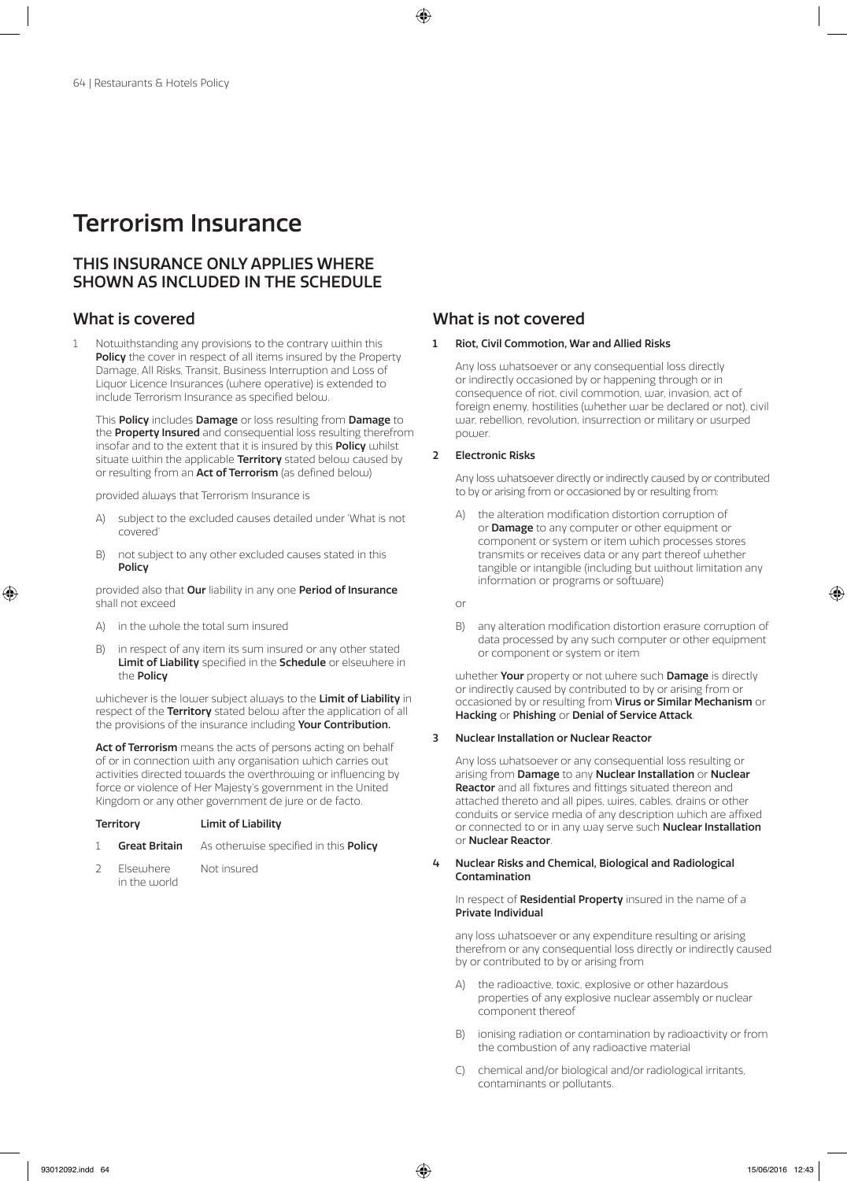# Terrorism Insurance

## THIS INSURANCE ONLY APPLIES WHERE SHOWN AS INCLUDED IN THE SCHEDULE

## What is covered

1 Notwithstanding any provisions to the contrary within this **Policy** the cover in respect of all items insured by the Property Damage, All Risks, Transit, Business Interruption and Loss of Liquor Licence Insurances (where operative) is extended to include Terrorism Insurance as specified below.

This **Policy** includes **Damage** or loss resulting from **Damage** to the **Property Insured** and consequential loss resulting therefrom insofar and to the extent that it is insured by this **Policy** whilst situate within the applicable **Territory** stated below caused by or resulting from an **Act of Terrorism** (as defined below)

provided always that Terrorism Insurance is

A) subject to the excluded causes detailed under 'What is not covered'

B) not subject to any other excluded causes stated in this **Policy**

provided also that **Our** liability in any one **Period of Insurance** shall not exceed

A) in the whole the total sum insured

B) in respect of any item its sum insured or any other stated **Limit of Liability** specified in the **Schedule** or elsewhere in the **Policy**

whichever is the lower subject always to the **Limit of Liability** in respect of the **Territory** stated below after the application of all the provisions of the insurance including **Your Contribution.**

**Act of Terrorism** means the acts of persons acting on behalf of or in connection with any organisation which carries out activities directed towards the overthrowing or influencing by force or violence of Her Majesty's government in the United Kingdom or any other government de jure or de facto.

| | Territory | Limit of Liability |
|---|---|---|
| 1 | **Great Britain** | As otherwise specified in this **Policy** |
| 2 | Elsewhere in the world | Not insured |

## What is not covered

**1 Riot, Civil Commotion, War and Allied Risks**

Any loss whatsoever or any consequential loss directly or indirectly occasioned by or happening through or in consequence of riot, civil commotion, war, invasion, act of foreign enemy, hostilities (whether war be declared or not), civil war, rebellion, revolution, insurrection or military or usurped power.

**2 Electronic Risks**

Any loss whatsoever directly or indirectly caused by or contributed to by or arising from or occasioned by or resulting from:

A) the alteration modification distortion corruption of or **Damage** to any computer or other equipment or component or system or item which processes stores transmits or receives data or any part thereof whether tangible or intangible (including but without limitation any information or programs or software)

or

B) any alteration modification distortion erasure corruption of data processed by any such computer or other equipment or component or system or item

whether **Your** property or not where such **Damage** is directly or indirectly caused by contributed to by or arising from or occasioned by or resulting from **Virus or Similar Mechanism** or **Hacking** or **Phishing** or **Denial of Service Attack**.

**3 Nuclear Installation or Nuclear Reactor**

Any loss whatsoever or any consequential loss resulting or arising from **Damage** to any **Nuclear Installation** or **Nuclear Reactor** and all fixtures and fittings situated thereon and attached thereto and all pipes, wires, cables, drains or other conduits or service media of any description which are affixed or connected to or in any way serve such **Nuclear Installation** or **Nuclear Reactor**.

**4 Nuclear Risks and Chemical, Biological and Radiological Contamination**

In respect of **Residential Property** insured in the name of a **Private Individual**

any loss whatsoever or any expenditure resulting or arising therefrom or any consequential loss directly or indirectly caused by or contributed to by or arising from

A) the radioactive, toxic, explosive or other hazardous properties of any explosive nuclear assembly or nuclear component thereof

B) ionising radiation or contamination by radioactivity or from the combustion of any radioactive material

C) chemical and/or biological and/or radiological irritants, contaminants or pollutants.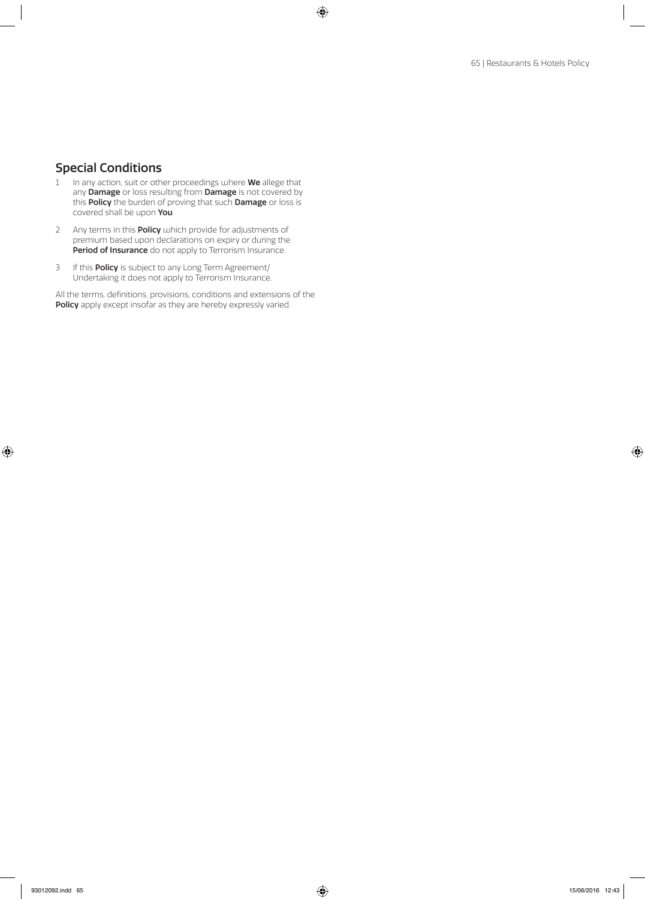## Special Conditions

1. In any action, suit or other proceedings where **We** allege that any **Damage** or loss resulting from **Damage** is not covered by this **Policy** the burden of proving that such **Damage** or loss is covered shall be upon **You**.
2. Any terms in this **Policy** which provide for adjustments of premium based upon declarations on expiry or during the **Period of Insurance** do not apply to Terrorism Insurance.
3. If this **Policy** is subject to any Long Term Agreement/ Undertaking it does not apply to Terrorism Insurance.

All the terms, definitions, provisions, conditions and extensions of the **Policy** apply except insofar as they are hereby expressly varied.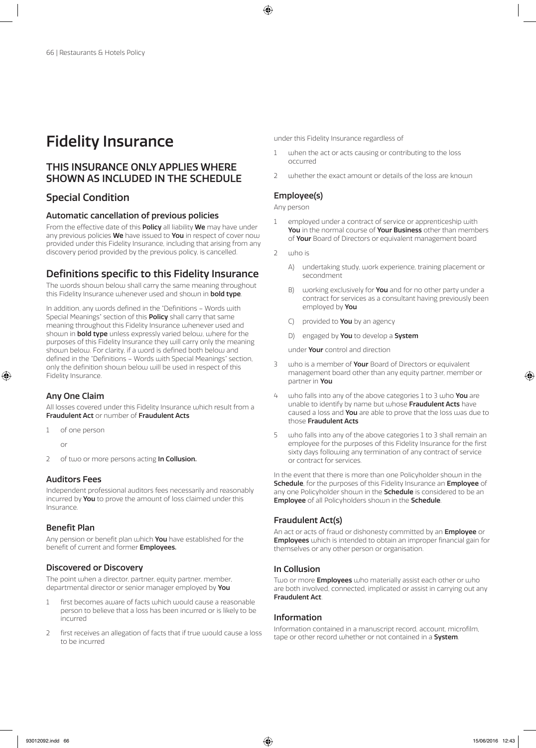# Fidelity Insurance

## THIS INSURANCE ONLY APPLIES WHERE SHOWN AS INCLUDED IN THE SCHEDULE

## Special Condition

### Automatic cancellation of previous policies

From the effective date of this **Policy** all liability **We** may have under any previous policies **We** have issued to **You** in respect of cover now provided under this Fidelity Insurance, including that arising from any discovery period provided by the previous policy, is cancelled.

## Definitions specific to this Fidelity Insurance

The words shown below shall carry the same meaning throughout this Fidelity Insurance whenever used and shown in **bold type**.

In addition, any words defined in the "Definitions – Words with Special Meanings" section of this **Policy** shall carry that same meaning throughout this Fidelity Insurance whenever used and shown in **bold type** unless expressly varied below, where for the purposes of this Fidelity Insurance they will carry only the meaning shown below. For clarity, if a word is defined both below and defined in the "Definitions – Words with Special Meanings" section, only the definition shown below will be used in respect of this Fidelity Insurance.

### Any One Claim

All losses covered under this Fidelity Insurance which result from a **Fraudulent Act** or number of **Fraudulent Acts**

1. of one person

   or

2. of two or more persons acting **In Collusion.**

### Auditors Fees

Independent professional auditors fees necessarily and reasonably incurred by **You** to prove the amount of loss claimed under this Insurance.

### Benefit Plan

Any pension or benefit plan which **You** have established for the benefit of current and former **Employees.**

### Discovered or Discovery

The point when a director, partner, equity partner, member, departmental director or senior manager employed by **You**

1. first becomes aware of facts which would cause a reasonable person to believe that a loss has been incurred or is likely to be incurred
2. first receives an allegation of facts that if true would cause a loss to be incurred

under this Fidelity Insurance regardless of

1. when the act or acts causing or contributing to the loss occurred
2. whether the exact amount or details of the loss are known

### Employee(s)

Any person

1. employed under a contract of service or apprenticeship with **You** in the normal course of **Your Business** other than members of **Your** Board of Directors or equivalent management board
2. who is

   A) undertaking study, work experience, training placement or secondment

   B) working exclusively for **You** and for no other party under a contract for services as a consultant having previously been employed by **You**

   C) provided to **You** by an agency

   D) engaged by **You** to develop a **System**

   under **Your** control and direction

3. who is a member of **Your** Board of Directors or equivalent management board other than any equity partner, member or partner in **You**
4. who falls into any of the above categories 1 to 3 who **You** are unable to identify by name but whose **Fraudulent Acts** have caused a loss and **You** are able to prove that the loss was due to those **Fraudulent Acts**
5. who falls into any of the above categories 1 to 3 shall remain an employee for the purposes of this Fidelity Insurance for the first sixty days following any termination of any contract of service or contract for services.

In the event that there is more than one Policyholder shown in the **Schedule**, for the purposes of this Fidelity Insurance an **Employee** of any one Policyholder shown in the **Schedule** is considered to be an **Employee** of all Policyholders shown in the **Schedule**.

### Fraudulent Act(s)

An act or acts of fraud or dishonesty committed by an **Employee** or **Employees** which is intended to obtain an improper financial gain for themselves or any other person or organisation.

### In Collusion

Two or more **Employees** who materially assist each other or who are both involved, connected, implicated or assist in carrying out any **Fraudulent Act**.

### Information

Information contained in a manuscript record, account, microfilm, tape or other record whether or not contained in a **System**.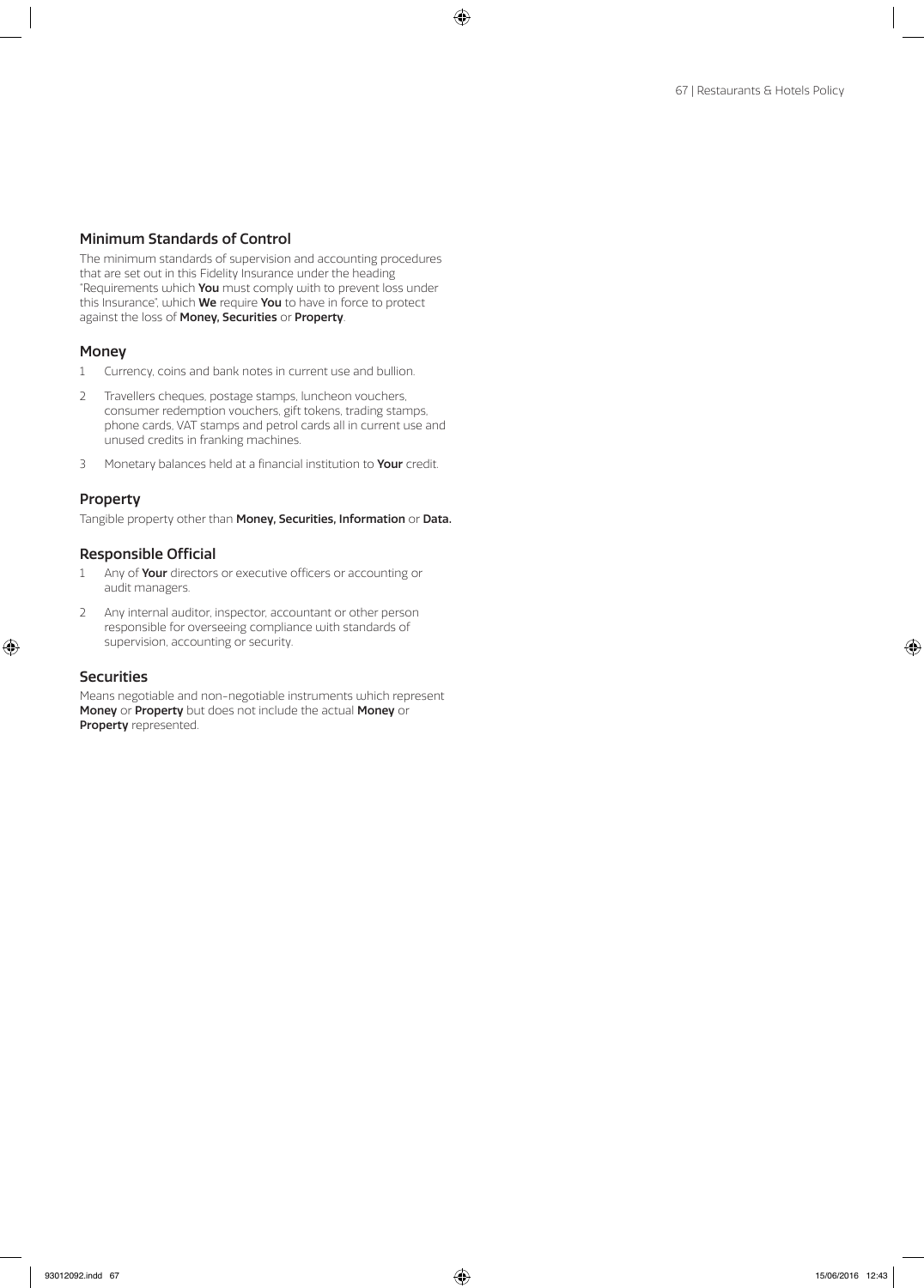### Minimum Standards of Control

The minimum standards of supervision and accounting procedures that are set out in this Fidelity Insurance under the heading "Requirements which **You** must comply with to prevent loss under this Insurance", which **We** require **You** to have in force to protect against the loss of **Money, Securities** or **Property**.

### Money

1. Currency, coins and bank notes in current use and bullion.
2. Travellers cheques, postage stamps, luncheon vouchers, consumer redemption vouchers, gift tokens, trading stamps, phone cards, VAT stamps and petrol cards all in current use and unused credits in franking machines.
3. Monetary balances held at a financial institution to **Your** credit.

### Property

Tangible property other than **Money, Securities, Information** or **Data.**

### Responsible Official

1. Any of **Your** directors or executive officers or accounting or audit managers.
2. Any internal auditor, inspector, accountant or other person responsible for overseeing compliance with standards of supervision, accounting or security.

### Securities

Means negotiable and non-negotiable instruments which represent **Money** or **Property** but does not include the actual **Money** or **Property** represented.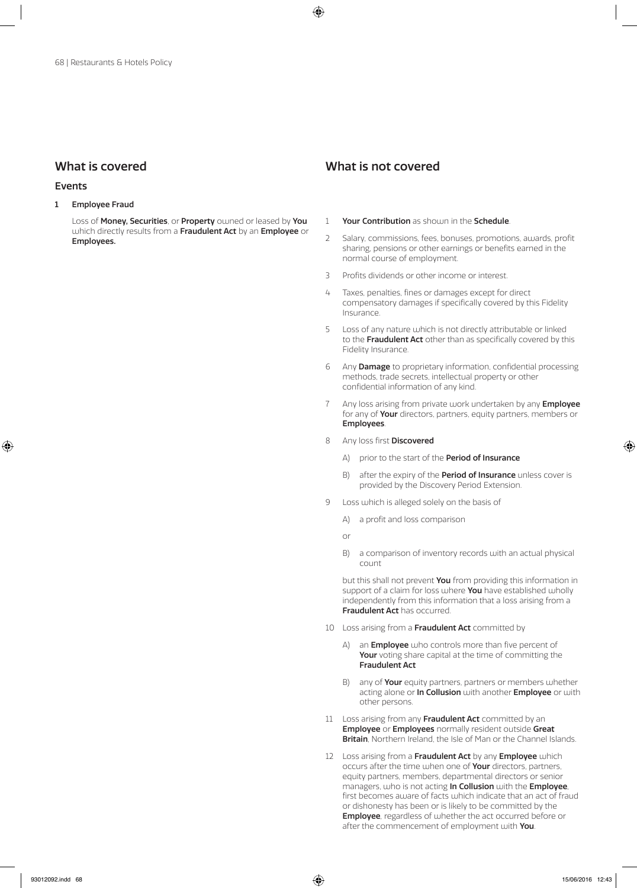## What is covered

### Events

**1 Employee Fraud**

Loss of **Money, Securities**, or **Property** owned or leased by **You** which directly results from a **Fraudulent Act** by an **Employee** or **Employees.**

## What is not covered

1 **Your Contribution** as shown in the **Schedule**.

2 Salary, commissions, fees, bonuses, promotions, awards, profit sharing, pensions or other earnings or benefits earned in the normal course of employment.

3 Profits dividends or other income or interest.

4 Taxes, penalties, fines or damages except for direct compensatory damages if specifically covered by this Fidelity Insurance.

5 Loss of any nature which is not directly attributable or linked to the **Fraudulent Act** other than as specifically covered by this Fidelity Insurance.

6 Any **Damage** to proprietary information, confidential processing methods, trade secrets, intellectual property or other confidential information of any kind.

7 Any loss arising from private work undertaken by any **Employee** for any of **Your** directors, partners, equity partners, members or **Employees**.

8 Any loss first **Discovered**

   A) prior to the start of the **Period of Insurance**

   B) after the expiry of the **Period of Insurance** unless cover is provided by the Discovery Period Extension.

9 Loss which is alleged solely on the basis of

   A) a profit and loss comparison

   or

   B) a comparison of inventory records with an actual physical count

   but this shall not prevent **You** from providing this information in support of a claim for loss where **You** have established wholly independently from this information that a loss arising from a **Fraudulent Act** has occurred.

10 Loss arising from a **Fraudulent Act** committed by

   A) an **Employee** who controls more than five percent of **Your** voting share capital at the time of committing the **Fraudulent Act**

   B) any of **Your** equity partners, partners or members whether acting alone or **In Collusion** with another **Employee** or with other persons.

11 Loss arising from any **Fraudulent Act** committed by an **Employee** or **Employees** normally resident outside **Great Britain**, Northern Ireland, the Isle of Man or the Channel Islands.

12 Loss arising from a **Fraudulent Act** by any **Employee** which occurs after the time when one of **Your** directors, partners, equity partners, members, departmental directors or senior managers, who is not acting **In Collusion** with the **Employee**, first becomes aware of facts which indicate that an act of fraud or dishonesty has been or is likely to be committed by the **Employee**, regardless of whether the act occurred before or after the commencement of employment with **You**.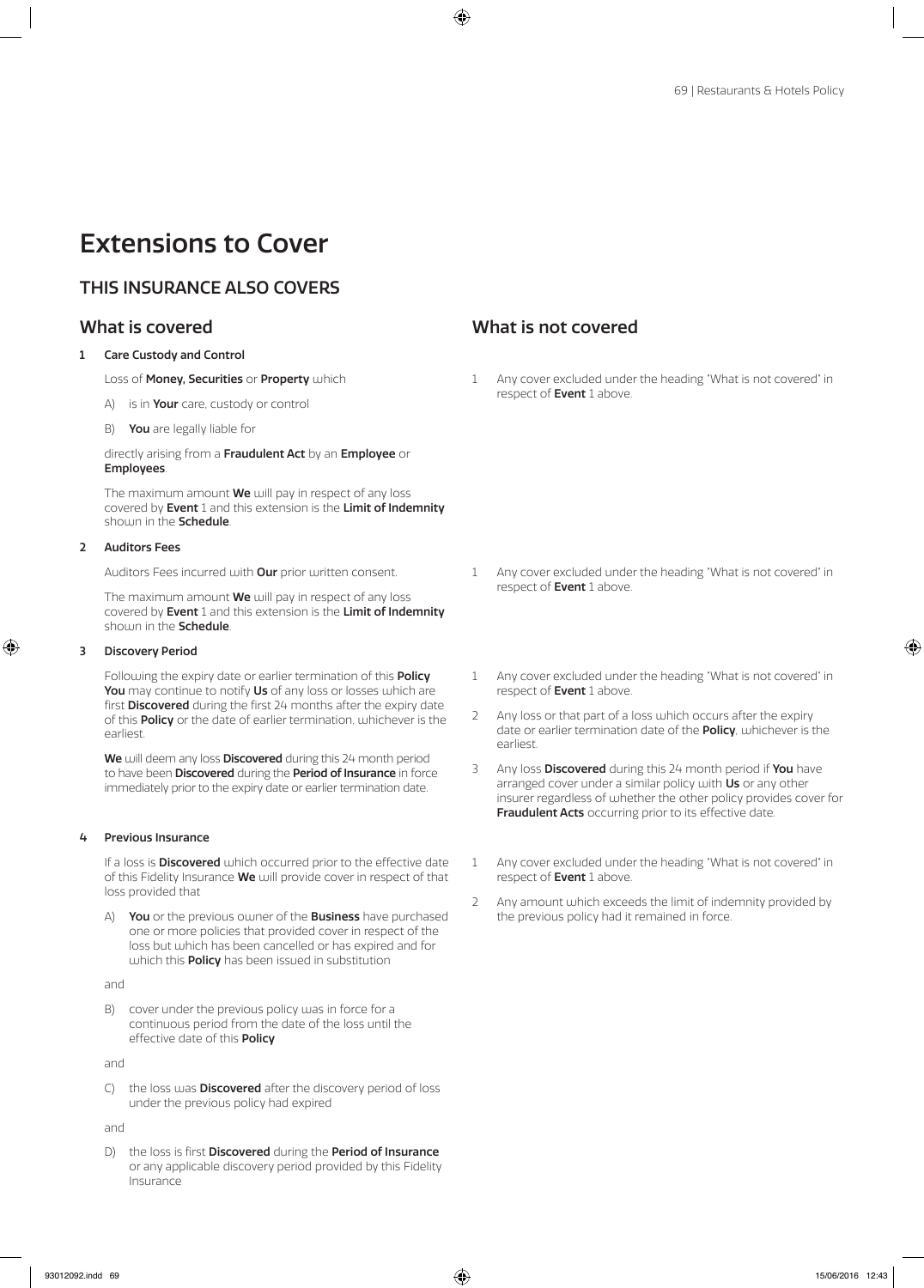# Extensions to Cover

## THIS INSURANCE ALSO COVERS

### What is covered

**1 Care Custody and Control**

Loss of **Money, Securities** or **Property** which

A) is in **Your** care, custody or control

B) **You** are legally liable for

directly arising from a **Fraudulent Act** by an **Employee** or **Employees**.

The maximum amount **We** will pay in respect of any loss covered by **Event** 1 and this extension is the **Limit of Indemnity** shown in the **Schedule**.

### What is not covered

1 Any cover excluded under the heading "What is not covered" in respect of **Event** 1 above.

### What is covered

**2 Auditors Fees**

Auditors Fees incurred with **Our** prior written consent.

The maximum amount **We** will pay in respect of any loss covered by **Event** 1 and this extension is the **Limit of Indemnity** shown in the **Schedule**.

### What is not covered

1 Any cover excluded under the heading "What is not covered" in respect of **Event** 1 above.

### What is covered

**3 Discovery Period**

Following the expiry date or earlier termination of this **Policy You** may continue to notify **Us** of any loss or losses which are first **Discovered** during the first 24 months after the expiry date of this **Policy** or the date of earlier termination, whichever is the earliest.

**We** will deem any loss **Discovered** during this 24 month period to have been **Discovered** during the **Period of Insurance** in force immediately prior to the expiry date or earlier termination date.

### What is not covered

1 Any cover excluded under the heading "What is not covered" in respect of **Event** 1 above.

2 Any loss or that part of a loss which occurs after the expiry date or earlier termination date of the **Policy**, whichever is the earliest.

3 Any loss **Discovered** during this 24 month period if **You** have arranged cover under a similar policy with **Us** or any other insurer regardless of whether the other policy provides cover for **Fraudulent Acts** occurring prior to its effective date.

### What is covered

**4 Previous Insurance**

If a loss is **Discovered** which occurred prior to the effective date of this Fidelity Insurance **We** will provide cover in respect of that loss provided that

A) **You** or the previous owner of the **Business** have purchased one or more policies that provided cover in respect of the loss but which has been cancelled or has expired and for which this **Policy** has been issued in substitution

and

B) cover under the previous policy was in force for a continuous period from the date of the loss until the effective date of this **Policy**

and

C) the loss was **Discovered** after the discovery period of loss under the previous policy had expired

and

D) the loss is first **Discovered** during the **Period of Insurance** or any applicable discovery period provided by this Fidelity Insurance

### What is not covered

1 Any cover excluded under the heading "What is not covered" in respect of **Event** 1 above.

2 Any amount which exceeds the limit of indemnity provided by the previous policy had it remained in force.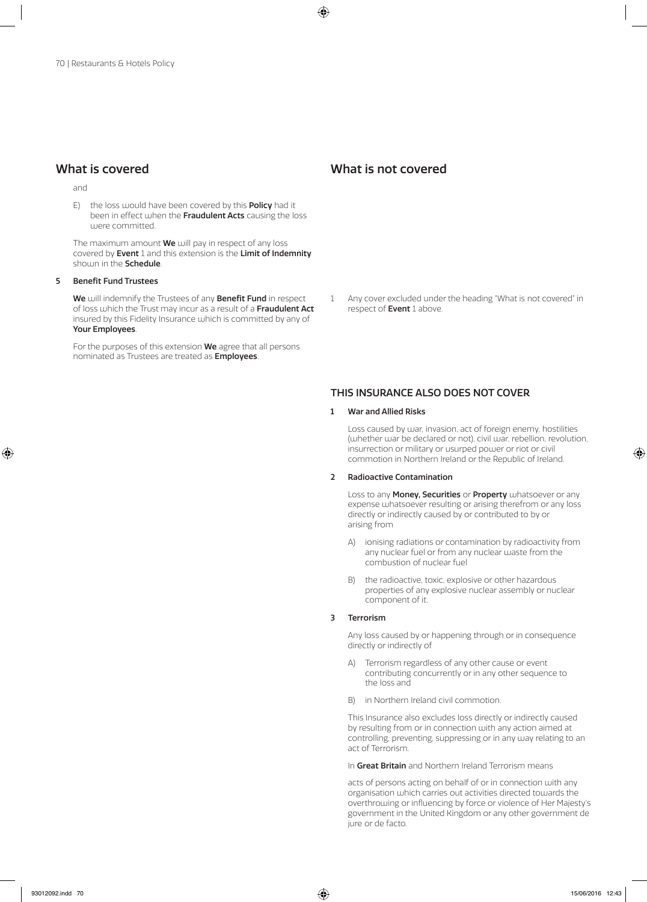## What is covered

and

E) the loss would have been covered by this **Policy** had it been in effect when the **Fraudulent Acts** causing the loss were committed.

The maximum amount **We** will pay in respect of any loss covered by **Event** 1 and this extension is the **Limit of Indemnity** shown in the **Schedule**.

**5 Benefit Fund Trustees**

**We** will indemnify the Trustees of any **Benefit Fund** in respect of loss which the Trust may incur as a result of a **Fraudulent Act** insured by this Fidelity Insurance which is committed by any of **Your Employees**.

For the purposes of this extension **We** agree that all persons nominated as Trustees are treated as **Employees**.

## What is not covered

1 Any cover excluded under the heading "What is not covered" in respect of **Event** 1 above.

### THIS INSURANCE ALSO DOES NOT COVER

**1 War and Allied Risks**

Loss caused by war, invasion, act of foreign enemy, hostilities (whether war be declared or not), civil war, rebellion, revolution, insurrection or military or usurped power or riot or civil commotion in Northern Ireland or the Republic of Ireland.

**2 Radioactive Contamination**

Loss to any **Money, Securities** or **Property** whatsoever or any expense whatsoever resulting or arising therefrom or any loss directly or indirectly caused by or contributed to by or arising from

A) ionising radiations or contamination by radioactivity from any nuclear fuel or from any nuclear waste from the combustion of nuclear fuel

B) the radioactive, toxic, explosive or other hazardous properties of any explosive nuclear assembly or nuclear component of it.

**3 Terrorism**

Any loss caused by or happening through or in consequence directly or indirectly of

A) Terrorism regardless of any other cause or event contributing concurrently or in any other sequence to the loss and

B) in Northern Ireland civil commotion.

This Insurance also excludes loss directly or indirectly caused by resulting from or in connection with any action aimed at controlling, preventing, suppressing or in any way relating to an act of Terrorism.

In **Great Britain** and Northern Ireland Terrorism means

acts of persons acting on behalf of or in connection with any organisation which carries out activities directed towards the overthrowing or influencing by force or violence of Her Majesty's government in the United Kingdom or any other government de jure or de facto.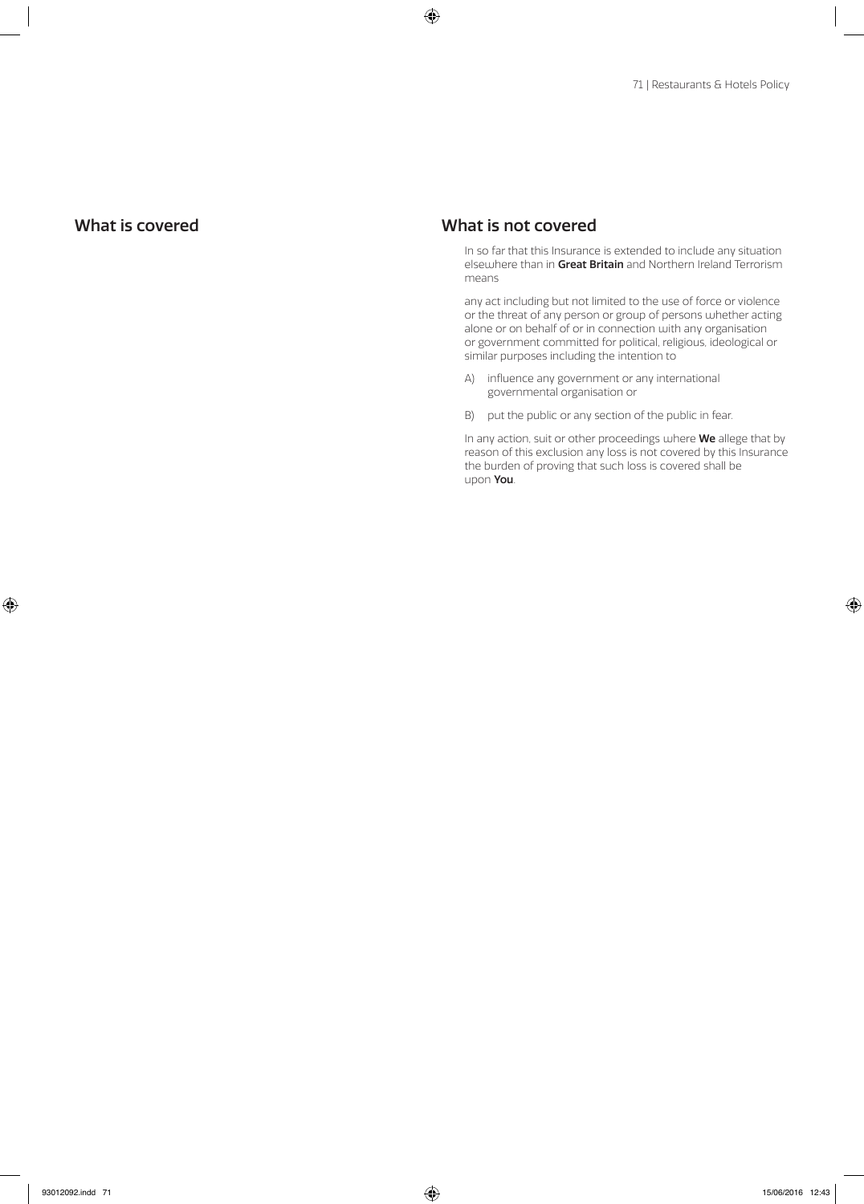## What is covered

## What is not covered

In so far that this Insurance is extended to include any situation elsewhere than in **Great Britain** and Northern Ireland Terrorism means

any act including but not limited to the use of force or violence or the threat of any person or group of persons whether acting alone or on behalf of or in connection with any organisation or government committed for political, religious, ideological or similar purposes including the intention to

A) influence any government or any international governmental organisation or

B) put the public or any section of the public in fear.

In any action, suit or other proceedings where **We** allege that by reason of this exclusion any loss is not covered by this Insurance the burden of proving that such loss is covered shall be upon **You**.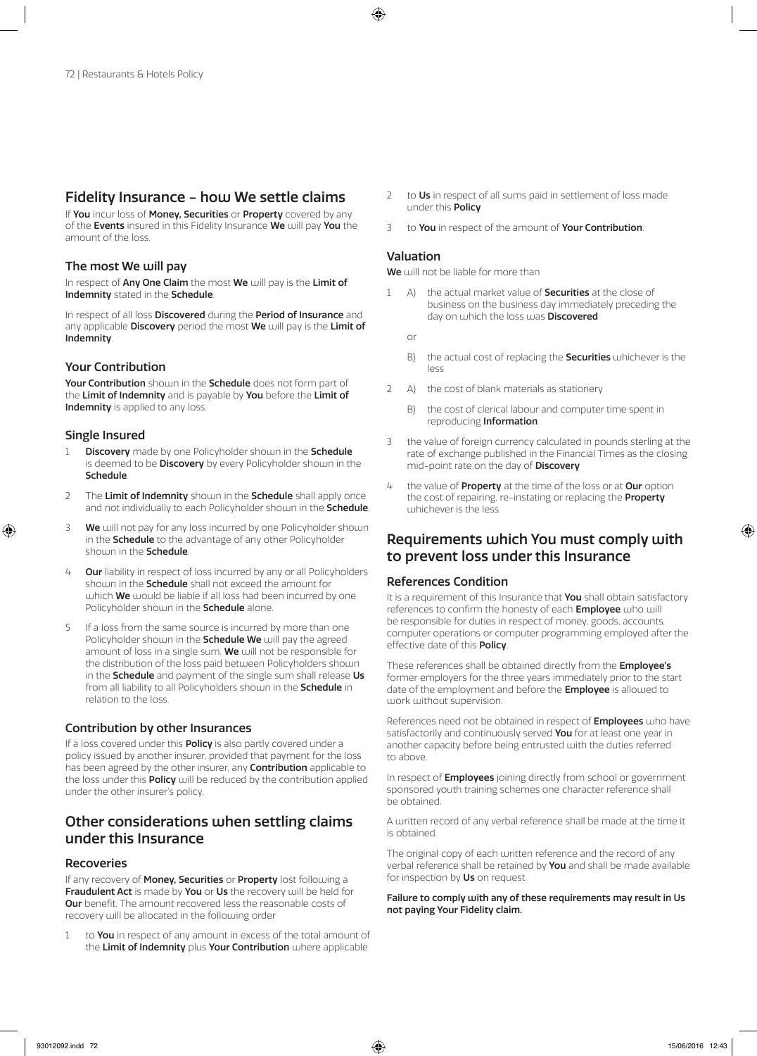## Fidelity Insurance – how We settle claims

If **You** incur loss of **Money, Securities** or **Property** covered by any of the **Events** insured in this Fidelity Insurance **We** will pay **You** the amount of the loss.

### The most We will pay

In respect of **Any One Claim** the most **We** will pay is the **Limit of Indemnity** stated in the **Schedule**.

In respect of all loss **Discovered** during the **Period of Insurance** and any applicable **Discovery** period the most **We** will pay is the **Limit of Indemnity**.

### Your Contribution

**Your Contribution** shown in the **Schedule** does not form part of the **Limit of Indemnity** and is payable by **You** before the **Limit of Indemnity** is applied to any loss.

### Single Insured

1. **Discovery** made by one Policyholder shown in the **Schedule** is deemed to be **Discovery** by every Policyholder shown in the **Schedule**.
2. The **Limit of Indemnity** shown in the **Schedule** shall apply once and not individually to each Policyholder shown in the **Schedule**.
3. **We** will not pay for any loss incurred by one Policyholder shown in the **Schedule** to the advantage of any other Policyholder shown in the **Schedule**.
4. **Our** liability in respect of loss incurred by any or all Policyholders shown in the **Schedule** shall not exceed the amount for which **We** would be liable if all loss had been incurred by one Policyholder shown in the **Schedule** alone.
5. If a loss from the same source is incurred by more than one Policyholder shown in the **Schedule We** will pay the agreed amount of loss in a single sum. **We** will not be responsible for the distribution of the loss paid between Policyholders shown in the **Schedule** and payment of the single sum shall release **Us** from all liability to all Policyholders shown in the **Schedule** in relation to the loss.

### Contribution by other Insurances

If a loss covered under this **Policy** is also partly covered under a policy issued by another insurer, provided that payment for the loss has been agreed by the other insurer, any **Contribution** applicable to the loss under this **Policy** will be reduced by the contribution applied under the other insurer's policy.

## Other considerations when settling claims under this Insurance

### Recoveries

If any recovery of **Money, Securities** or **Property** lost following a **Fraudulent Act** is made by **You** or **Us** the recovery will be held for **Our** benefit. The amount recovered less the reasonable costs of recovery will be allocated in the following order

1. to **You** in respect of any amount in excess of the total amount of the **Limit of Indemnity** plus **Your Contribution** where applicable
2. to **Us** in respect of all sums paid in settlement of loss made under this **Policy**
3. to **You** in respect of the amount of **Your Contribution**.

### Valuation

**We** will not be liable for more than

1. A) the actual market value of **Securities** at the close of business on the business day immediately preceding the day on which the loss was **Discovered**

   or

   B) the actual cost of replacing the **Securities** whichever is the less
2. A) the cost of blank materials as stationery

   B) the cost of clerical labour and computer time spent in reproducing **Information**
3. the value of foreign currency calculated in pounds sterling at the rate of exchange published in the Financial Times as the closing mid-point rate on the day of **Discovery**
4. the value of **Property** at the time of the loss or at **Our** option the cost of repairing, re-instating or replacing the **Property** whichever is the less.

## Requirements which You must comply with to prevent loss under this Insurance

### References Condition

It is a requirement of this Insurance that **You** shall obtain satisfactory references to confirm the honesty of each **Employee** who will be responsible for duties in respect of money, goods, accounts, computer operations or computer programming employed after the effective date of this **Policy**.

These references shall be obtained directly from the **Employee's** former employers for the three years immediately prior to the start date of the employment and before the **Employee** is allowed to work without supervision.

References need not be obtained in respect of **Employees** who have satisfactorily and continuously served **You** for at least one year in another capacity before being entrusted with the duties referred to above.

In respect of **Employees** joining directly from school or government sponsored youth training schemes one character reference shall be obtained.

A written record of any verbal reference shall be made at the time it is obtained.

The original copy of each written reference and the record of any verbal reference shall be retained by **You** and shall be made available for inspection by **Us** on request.

**Failure to comply with any of these requirements may result in Us not paying Your Fidelity claim.**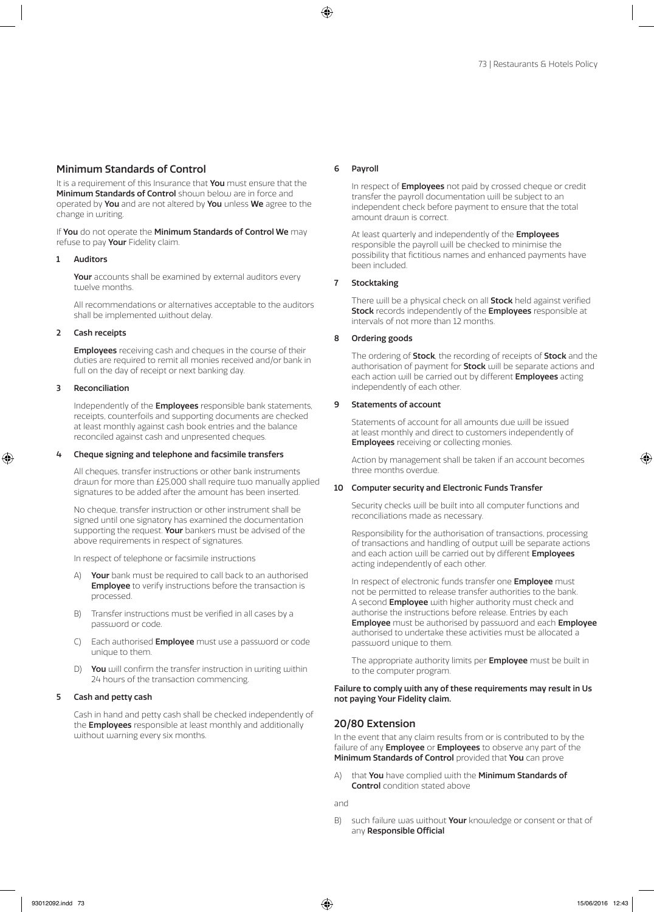## Minimum Standards of Control

It is a requirement of this Insurance that **You** must ensure that the **Minimum Standards of Control** shown below are in force and operated by **You** and are not altered by **You** unless **We** agree to the change in writing.

If **You** do not operate the **Minimum Standards of Control We** may refuse to pay **Your** Fidelity claim.

### 1 Auditors

**Your** accounts shall be examined by external auditors every twelve months.

All recommendations or alternatives acceptable to the auditors shall be implemented without delay.

### 2 Cash receipts

**Employees** receiving cash and cheques in the course of their duties are required to remit all monies received and/or bank in full on the day of receipt or next banking day.

### 3 Reconciliation

Independently of the **Employees** responsible bank statements, receipts, counterfoils and supporting documents are checked at least monthly against cash book entries and the balance reconciled against cash and unpresented cheques.

### 4 Cheque signing and telephone and facsimile transfers

All cheques, transfer instructions or other bank instruments drawn for more than £25,000 shall require two manually applied signatures to be added after the amount has been inserted.

No cheque, transfer instruction or other instrument shall be signed until one signatory has examined the documentation supporting the request. **Your** bankers must be advised of the above requirements in respect of signatures.

In respect of telephone or facsimile instructions

A) **Your** bank must be required to call back to an authorised **Employee** to verify instructions before the transaction is processed.

B) Transfer instructions must be verified in all cases by a password or code.

C) Each authorised **Employee** must use a password or code unique to them.

D) **You** will confirm the transfer instruction in writing within 24 hours of the transaction commencing.

### 5 Cash and petty cash

Cash in hand and petty cash shall be checked independently of the **Employees** responsible at least monthly and additionally without warning every six months.

### 6 Payroll

In respect of **Employees** not paid by crossed cheque or credit transfer the payroll documentation will be subject to an independent check before payment to ensure that the total amount drawn is correct.

At least quarterly and independently of the **Employees** responsible the payroll will be checked to minimise the possibility that fictitious names and enhanced payments have been included.

### 7 Stocktaking

There will be a physical check on all **Stock** held against verified **Stock** records independently of the **Employees** responsible at intervals of not more than 12 months.

### 8 Ordering goods

The ordering of **Stock**, the recording of receipts of **Stock** and the authorisation of payment for **Stock** will be separate actions and each action will be carried out by different **Employees** acting independently of each other.

### 9 Statements of account

Statements of account for all amounts due will be issued at least monthly and direct to customers independently of **Employees** receiving or collecting monies.

Action by management shall be taken if an account becomes three months overdue.

### 10 Computer security and Electronic Funds Transfer

Security checks will be built into all computer functions and reconciliations made as necessary.

Responsibility for the authorisation of transactions, processing of transactions and handling of output will be separate actions and each action will be carried out by different **Employees** acting independently of each other.

In respect of electronic funds transfer one **Employee** must not be permitted to release transfer authorities to the bank. A second **Employee** with higher authority must check and authorise the instructions before release. Entries by each **Employee** must be authorised by password and each **Employee** authorised to undertake these activities must be allocated a password unique to them.

The appropriate authority limits per **Employee** must be built in to the computer program.

**Failure to comply with any of these requirements may result in Us not paying Your Fidelity claim.**

## 20/80 Extension

In the event that any claim results from or is contributed to by the failure of any **Employee** or **Employees** to observe any part of the **Minimum Standards of Control** provided that **You** can prove

A) that **You** have complied with the **Minimum Standards of Control** condition stated above

and

B) such failure was without **Your** knowledge or consent or that of any **Responsible Official**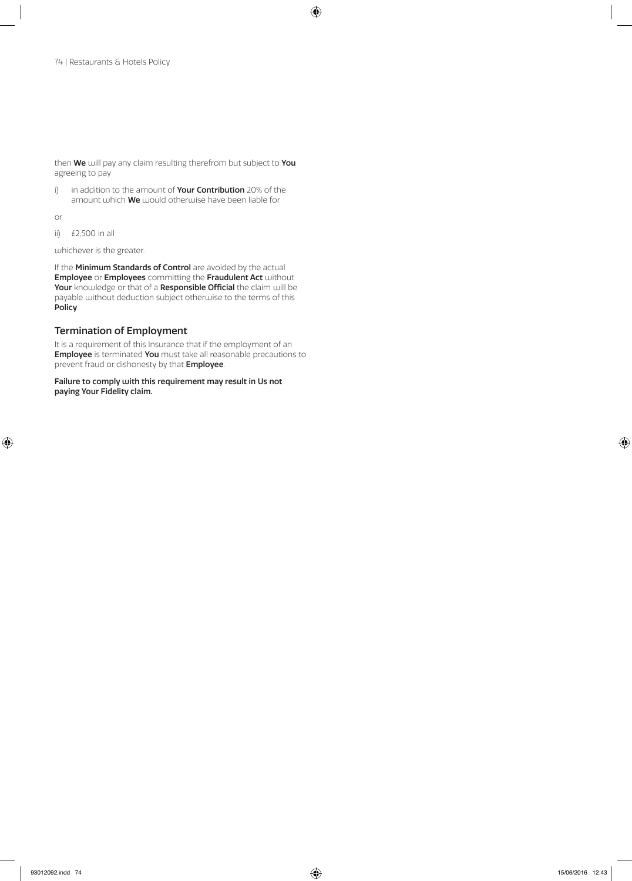then **We** will pay any claim resulting therefrom but subject to **You** agreeing to pay

i) in addition to the amount of **Your Contribution** 20% of the amount which **We** would otherwise have been liable for

or

ii) £2,500 in all

whichever is the greater.

If the **Minimum Standards of Control** are avoided by the actual **Employee** or **Employees** committing the **Fraudulent Act** without **Your** knowledge or that of a **Responsible Official** the claim will be payable without deduction subject otherwise to the terms of this **Policy**.

## Termination of Employment

It is a requirement of this Insurance that if the employment of an **Employee** is terminated **You** must take all reasonable precautions to prevent fraud or dishonesty by that **Employee**.

**Failure to comply with this requirement may result in Us not paying Your Fidelity claim.**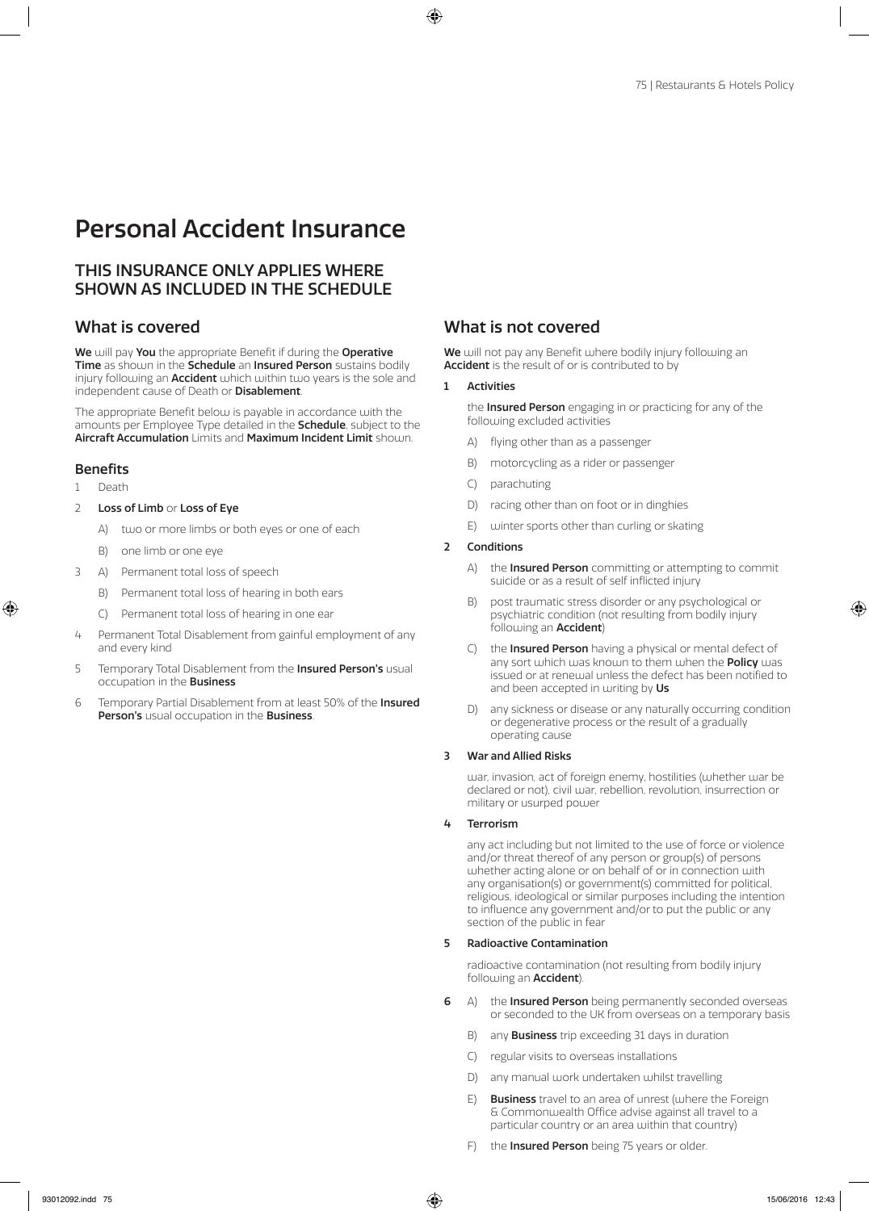# Personal Accident Insurance

## THIS INSURANCE ONLY APPLIES WHERE SHOWN AS INCLUDED IN THE SCHEDULE

## What is covered

**We** will pay **You** the appropriate Benefit if during the **Operative Time** as shown in the **Schedule** an **Insured Person** sustains bodily injury following an **Accident** which within two years is the sole and independent cause of Death or **Disablement**.

The appropriate Benefit below is payable in accordance with the amounts per Employee Type detailed in the **Schedule**, subject to the **Aircraft Accumulation** Limits and **Maximum Incident Limit** shown.

### Benefits

1 Death

2 **Loss of Limb** or **Loss of Eye**

   A) two or more limbs or both eyes or one of each

   B) one limb or one eye

3 A) Permanent total loss of speech

   B) Permanent total loss of hearing in both ears

   C) Permanent total loss of hearing in one ear

4 Permanent Total Disablement from gainful employment of any and every kind

5 Temporary Total Disablement from the **Insured Person's** usual occupation in the **Business**

6 Temporary Partial Disablement from at least 50% of the **Insured Person's** usual occupation in the **Business**.

## What is not covered

**We** will not pay any Benefit where bodily injury following an **Accident** is the result of or is contributed to by

**1 Activities**

the **Insured Person** engaging in or practicing for any of the following excluded activities

   A) flying other than as a passenger

   B) motorcycling as a rider or passenger

   C) parachuting

   D) racing other than on foot or in dinghies

   E) winter sports other than curling or skating

**2 Conditions**

   A) the **Insured Person** committing or attempting to commit suicide or as a result of self inflicted injury

   B) post traumatic stress disorder or any psychological or psychiatric condition (not resulting from bodily injury following an **Accident**)

   C) the **Insured Person** having a physical or mental defect of any sort which was known to them when the **Policy** was issued or at renewal unless the defect has been notified to and been accepted in writing by **Us**

   D) any sickness or disease or any naturally occurring condition or degenerative process or the result of a gradually operating cause

**3 War and Allied Risks**

war, invasion, act of foreign enemy, hostilities (whether war be declared or not), civil war, rebellion, revolution, insurrection or military or usurped power

**4 Terrorism**

any act including but not limited to the use of force or violence and/or threat thereof of any person or group(s) of persons whether acting alone or on behalf of or in connection with any organisation(s) or government(s) committed for political, religious, ideological or similar purposes including the intention to influence any government and/or to put the public or any section of the public in fear

**5 Radioactive Contamination**

radioactive contamination (not resulting from bodily injury following an **Accident**).

**6** A) the **Insured Person** being permanently seconded overseas or seconded to the UK from overseas on a temporary basis

   B) any **Business** trip exceeding 31 days in duration

   C) regular visits to overseas installations

   D) any manual work undertaken whilst travelling

   E) **Business** travel to an area of unrest (where the Foreign & Commonwealth Office advise against all travel to a particular country or an area within that country)

   F) the **Insured Person** being 75 years or older.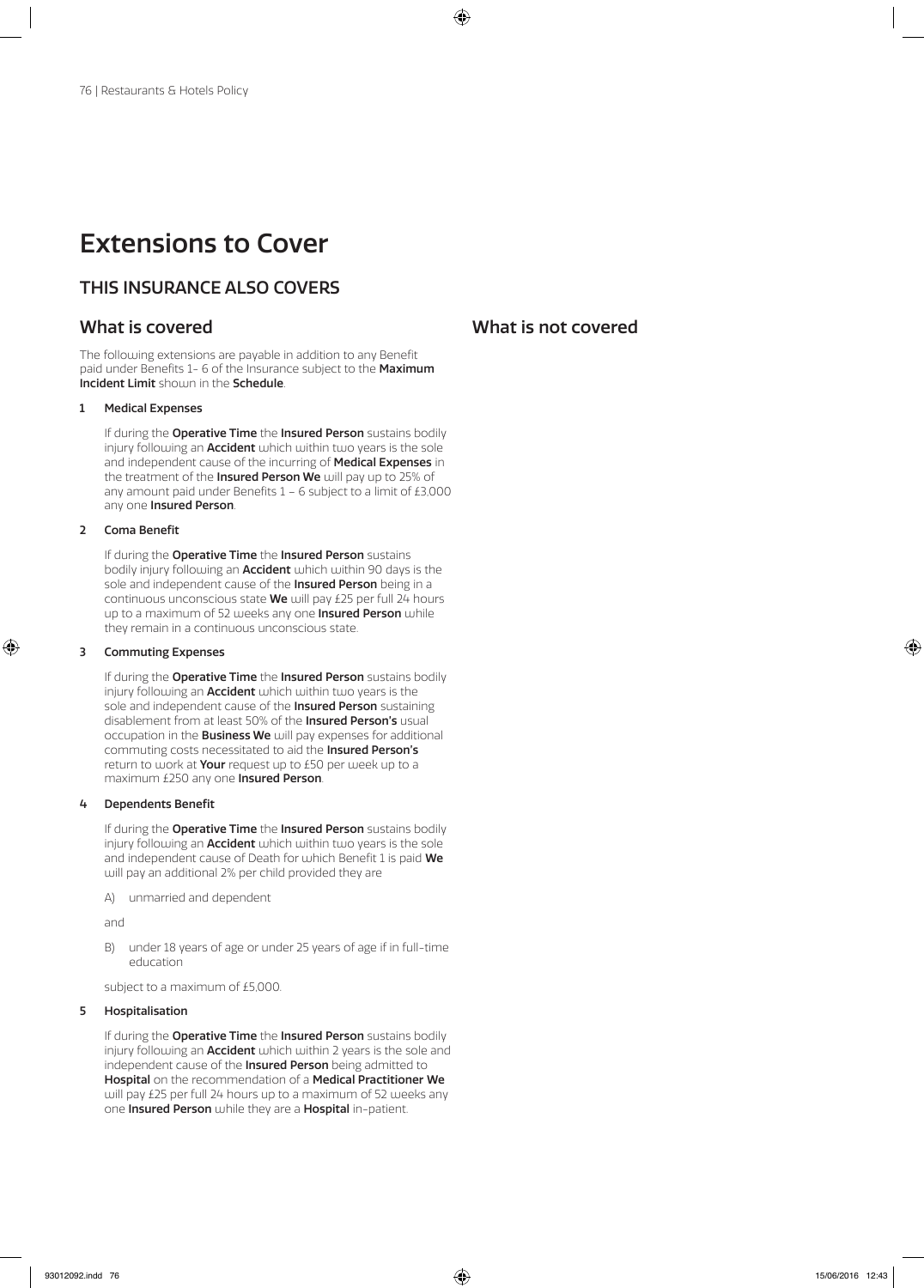# Extensions to Cover

## THIS INSURANCE ALSO COVERS

### What is covered

The following extensions are payable in addition to any Benefit paid under Benefits 1- 6 of the Insurance subject to the **Maximum Incident Limit** shown in the **Schedule**.

**1 Medical Expenses**

If during the **Operative Time** the **Insured Person** sustains bodily injury following an **Accident** which within two years is the sole and independent cause of the incurring of **Medical Expenses** in the treatment of the **Insured Person We** will pay up to 25% of any amount paid under Benefits 1 – 6 subject to a limit of £3,000 any one **Insured Person**.

**2 Coma Benefit**

If during the **Operative Time** the **Insured Person** sustains bodily injury following an **Accident** which within 90 days is the sole and independent cause of the **Insured Person** being in a continuous unconscious state **We** will pay £25 per full 24 hours up to a maximum of 52 weeks any one **Insured Person** while they remain in a continuous unconscious state.

**3 Commuting Expenses**

If during the **Operative Time** the **Insured Person** sustains bodily injury following an **Accident** which within two years is the sole and independent cause of the **Insured Person** sustaining disablement from at least 50% of the **Insured Person's** usual occupation in the **Business We** will pay expenses for additional commuting costs necessitated to aid the **Insured Person's** return to work at **Your** request up to £50 per week up to a maximum £250 any one **Insured Person**.

**4 Dependents Benefit**

If during the **Operative Time** the **Insured Person** sustains bodily injury following an **Accident** which within two years is the sole and independent cause of Death for which Benefit 1 is paid **We** will pay an additional 2% per child provided they are

A) unmarried and dependent

and

B) under 18 years of age or under 25 years of age if in full-time education

subject to a maximum of £5,000.

**5 Hospitalisation**

If during the **Operative Time** the **Insured Person** sustains bodily injury following an **Accident** which within 2 years is the sole and independent cause of the **Insured Person** being admitted to **Hospital** on the recommendation of a **Medical Practitioner We** will pay £25 per full 24 hours up to a maximum of 52 weeks any one **Insured Person** while they are a **Hospital** in-patient.

### What is not covered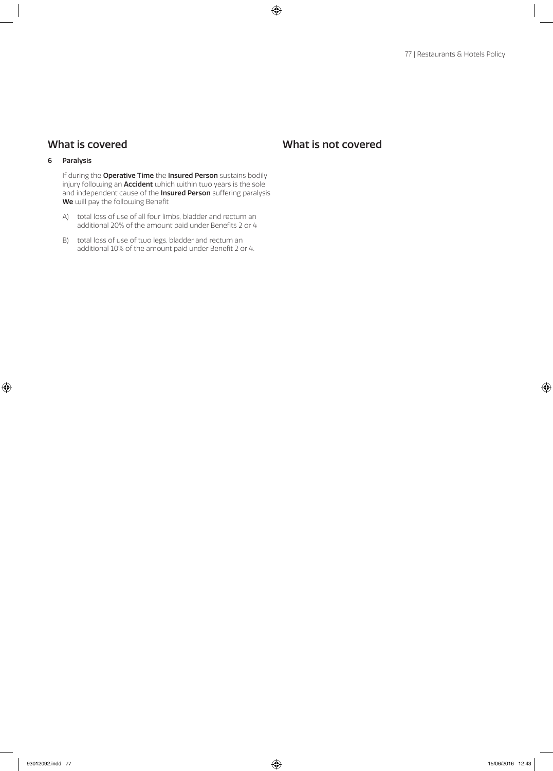## What is covered

**6 Paralysis**

If during the **Operative Time** the **Insured Person** sustains bodily injury following an **Accident** which within two years is the sole and independent cause of the **Insured Person** suffering paralysis **We** will pay the following Benefit

A) total loss of use of all four limbs, bladder and rectum an additional 20% of the amount paid under Benefits 2 or 4

B) total loss of use of two legs, bladder and rectum an additional 10% of the amount paid under Benefit 2 or 4.

## What is not covered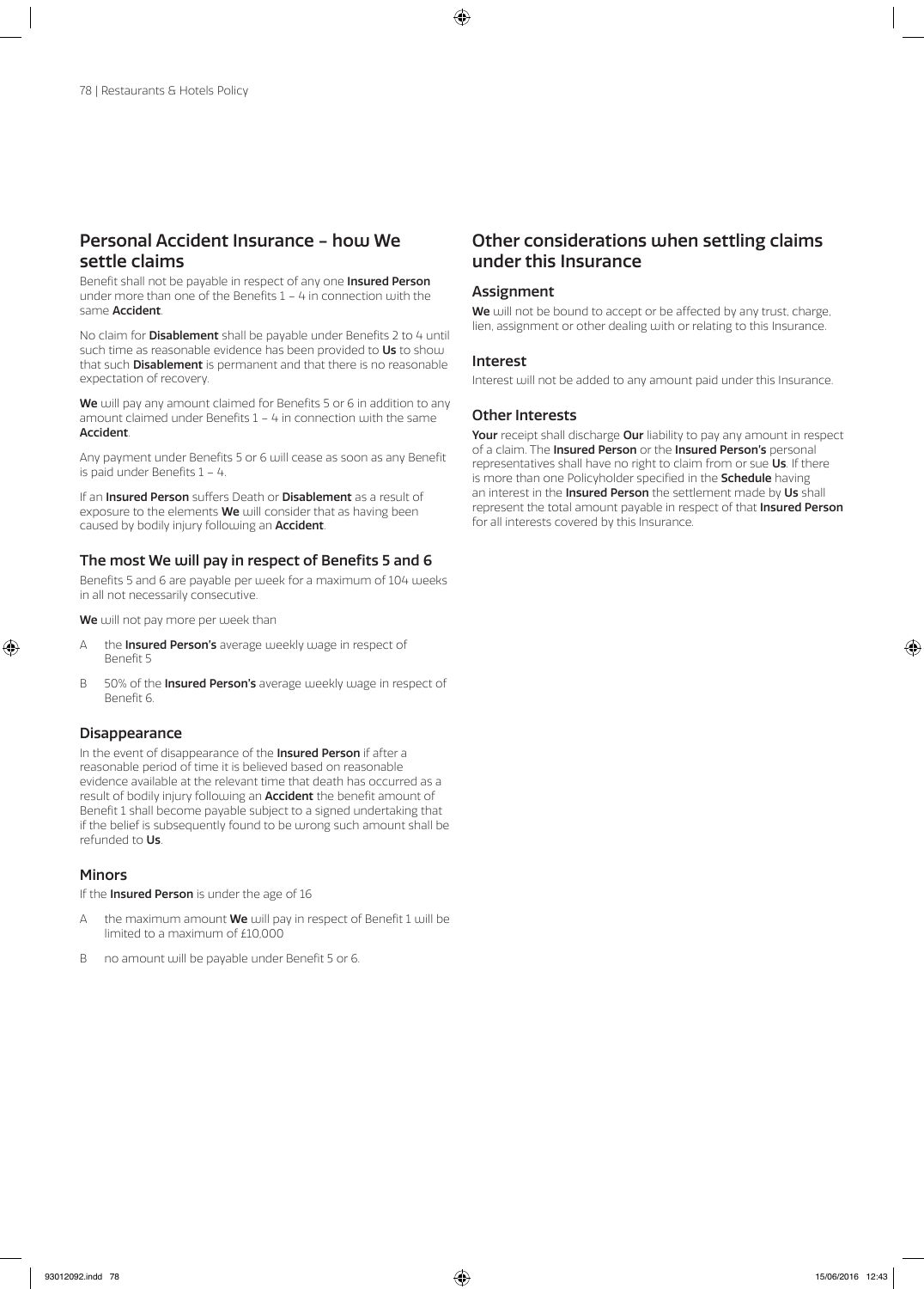## Personal Accident Insurance – how We settle claims

Benefit shall not be payable in respect of any one **Insured Person** under more than one of the Benefits 1 – 4 in connection with the same **Accident**.

No claim for **Disablement** shall be payable under Benefits 2 to 4 until such time as reasonable evidence has been provided to **Us** to show that such **Disablement** is permanent and that there is no reasonable expectation of recovery.

**We** will pay any amount claimed for Benefits 5 or 6 in addition to any amount claimed under Benefits 1 – 4 in connection with the same **Accident**.

Any payment under Benefits 5 or 6 will cease as soon as any Benefit is paid under Benefits 1 – 4.

If an **Insured Person** suffers Death or **Disablement** as a result of exposure to the elements **We** will consider that as having been caused by bodily injury following an **Accident**.

### The most We will pay in respect of Benefits 5 and 6

Benefits 5 and 6 are payable per week for a maximum of 104 weeks in all not necessarily consecutive.

**We** will not pay more per week than

A the **Insured Person's** average weekly wage in respect of Benefit 5

B 50% of the **Insured Person's** average weekly wage in respect of Benefit 6.

### Disappearance

In the event of disappearance of the **Insured Person** if after a reasonable period of time it is believed based on reasonable evidence available at the relevant time that death has occurred as a result of bodily injury following an **Accident** the benefit amount of Benefit 1 shall become payable subject to a signed undertaking that if the belief is subsequently found to be wrong such amount shall be refunded to **Us**.

### Minors

If the **Insured Person** is under the age of 16

A the maximum amount **We** will pay in respect of Benefit 1 will be limited to a maximum of £10,000

B no amount will be payable under Benefit 5 or 6.

## Other considerations when settling claims under this Insurance

### Assignment

**We** will not be bound to accept or be affected by any trust, charge, lien, assignment or other dealing with or relating to this Insurance.

### Interest

Interest will not be added to any amount paid under this Insurance.

### Other Interests

**Your** receipt shall discharge **Our** liability to pay any amount in respect of a claim. The **Insured Person** or the **Insured Person's** personal representatives shall have no right to claim from or sue **Us**. If there is more than one Policyholder specified in the **Schedule** having an interest in the **Insured Person** the settlement made by **Us** shall represent the total amount payable in respect of that **Insured Person** for all interests covered by this Insurance.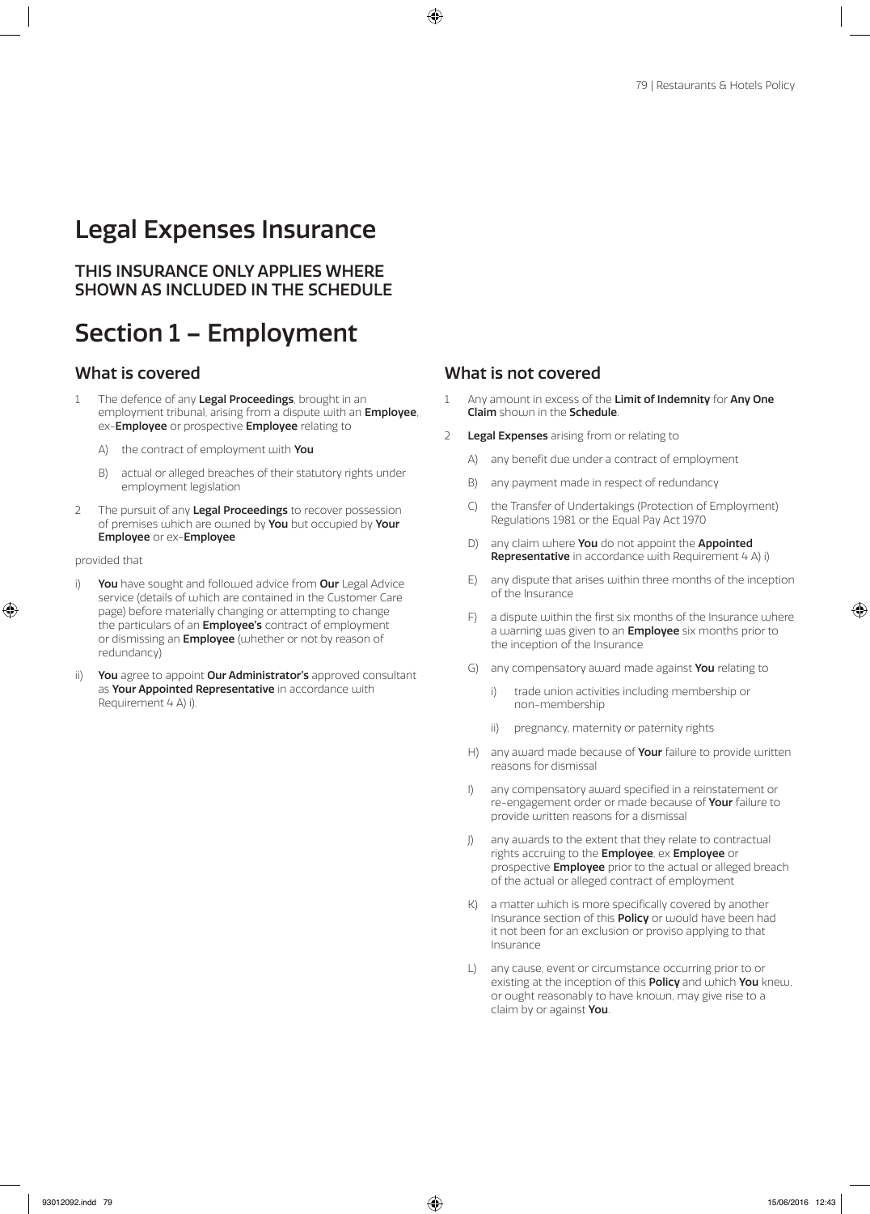# Legal Expenses Insurance

## THIS INSURANCE ONLY APPLIES WHERE SHOWN AS INCLUDED IN THE SCHEDULE

# Section 1 – Employment

## What is covered

1. The defence of any **Legal Proceedings**, brought in an employment tribunal, arising from a dispute with an **Employee**, ex-**Employee** or prospective **Employee** relating to
   - A) the contract of employment with **You**
   - B) actual or alleged breaches of their statutory rights under employment legislation
2. The pursuit of any **Legal Proceedings** to recover possession of premises which are owned by **You** but occupied by **Your Employee** or ex-**Employee**

provided that

- i) **You** have sought and followed advice from **Our** Legal Advice service (details of which are contained in the Customer Care page) before materially changing or attempting to change the particulars of an **Employee's** contract of employment or dismissing an **Employee** (whether or not by reason of redundancy)
- ii) **You** agree to appoint **Our Administrator's** approved consultant as **Your Appointed Representative** in accordance with Requirement 4 A) i).

## What is not covered

1. Any amount in excess of the **Limit of Indemnity** for **Any One Claim** shown in the **Schedule**.
2. **Legal Expenses** arising from or relating to
   - A) any benefit due under a contract of employment
   - B) any payment made in respect of redundancy
   - C) the Transfer of Undertakings (Protection of Employment) Regulations 1981 or the Equal Pay Act 1970
   - D) any claim where **You** do not appoint the **Appointed Representative** in accordance with Requirement 4 A) i)
   - E) any dispute that arises within three months of the inception of the Insurance
   - F) a dispute within the first six months of the Insurance where a warning was given to an **Employee** six months prior to the inception of the Insurance
   - G) any compensatory award made against **You** relating to
     - i) trade union activities including membership or non-membership
     - ii) pregnancy, maternity or paternity rights
   - H) any award made because of **Your** failure to provide written reasons for dismissal
   - I) any compensatory award specified in a reinstatement or re-engagement order or made because of **Your** failure to provide written reasons for a dismissal
   - J) any awards to the extent that they relate to contractual rights accruing to the **Employee**, ex **Employee** or prospective **Employee** prior to the actual or alleged breach of the actual or alleged contract of employment
   - K) a matter which is more specifically covered by another Insurance section of this **Policy** or would have been had it not been for an exclusion or proviso applying to that Insurance
   - L) any cause, event or circumstance occurring prior to or existing at the inception of this **Policy** and which **You** knew, or ought reasonably to have known, may give rise to a claim by or against **You**.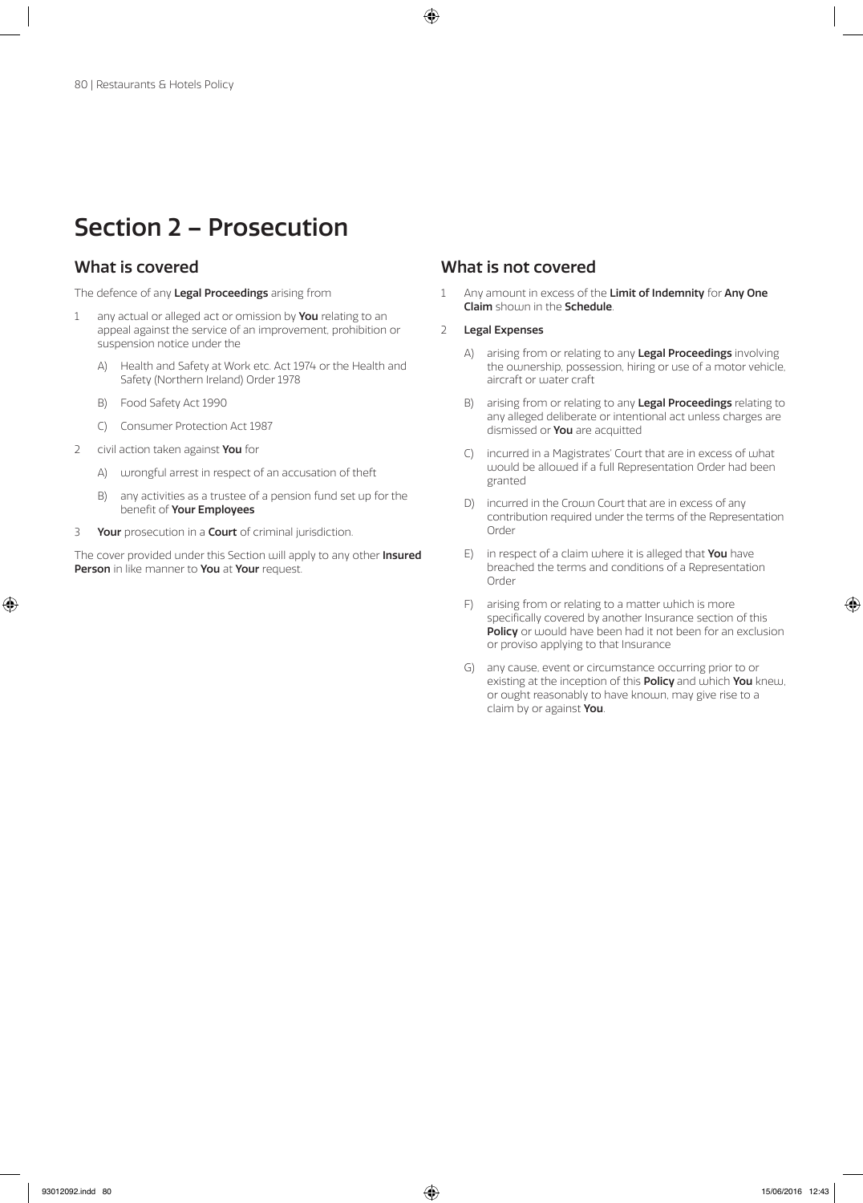# Section 2 – Prosecution

## What is covered

The defence of any **Legal Proceedings** arising from

1 any actual or alleged act or omission by **You** relating to an appeal against the service of an improvement, prohibition or suspension notice under the

   A) Health and Safety at Work etc. Act 1974 or the Health and Safety (Northern Ireland) Order 1978

   B) Food Safety Act 1990

   C) Consumer Protection Act 1987

2 civil action taken against **You** for

   A) wrongful arrest in respect of an accusation of theft

   B) any activities as a trustee of a pension fund set up for the benefit of **Your Employees**

3 **Your** prosecution in a **Court** of criminal jurisdiction.

The cover provided under this Section will apply to any other **Insured Person** in like manner to **You** at **Your** request.

## What is not covered

1 Any amount in excess of the **Limit of Indemnity** for **Any One Claim** shown in the **Schedule**.

2 **Legal Expenses**

   A) arising from or relating to any **Legal Proceedings** involving the ownership, possession, hiring or use of a motor vehicle, aircraft or water craft

   B) arising from or relating to any **Legal Proceedings** relating to any alleged deliberate or intentional act unless charges are dismissed or **You** are acquitted

   C) incurred in a Magistrates' Court that are in excess of what would be allowed if a full Representation Order had been granted

   D) incurred in the Crown Court that are in excess of any contribution required under the terms of the Representation Order

   E) in respect of a claim where it is alleged that **You** have breached the terms and conditions of a Representation Order

   F) arising from or relating to a matter which is more specifically covered by another Insurance section of this **Policy** or would have been had it not been for an exclusion or proviso applying to that Insurance

   G) any cause, event or circumstance occurring prior to or existing at the inception of this **Policy** and which **You** knew, or ought reasonably to have known, may give rise to a claim by or against **You**.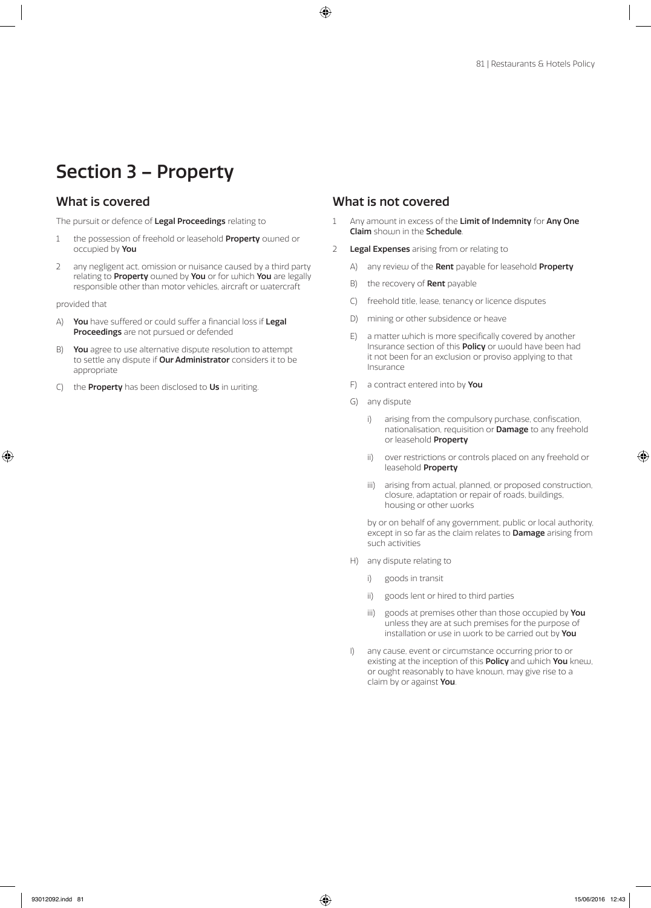# Section 3 – Property

## What is covered

The pursuit or defence of **Legal Proceedings** relating to

1. the possession of freehold or leasehold **Property** owned or occupied by **You**
2. any negligent act, omission or nuisance caused by a third party relating to **Property** owned by **You** or for which **You** are legally responsible other than motor vehicles, aircraft or watercraft

provided that

A) **You** have suffered or could suffer a financial loss if **Legal Proceedings** are not pursued or defended

B) **You** agree to use alternative dispute resolution to attempt to settle any dispute if **Our Administrator** considers it to be appropriate

C) the **Property** has been disclosed to **Us** in writing.

## What is not covered

1. Any amount in excess of the **Limit of Indemnity** for **Any One Claim** shown in the **Schedule**.
2. **Legal Expenses** arising from or relating to

   A) any review of the **Rent** payable for leasehold **Property**

   B) the recovery of **Rent** payable

   C) freehold title, lease, tenancy or licence disputes

   D) mining or other subsidence or heave

   E) a matter which is more specifically covered by another Insurance section of this **Policy** or would have been had it not been for an exclusion or proviso applying to that Insurance

   F) a contract entered into by **You**

   G) any dispute

      i) arising from the compulsory purchase, confiscation, nationalisation, requisition or **Damage** to any freehold or leasehold **Property**

      ii) over restrictions or controls placed on any freehold or leasehold **Property**

      iii) arising from actual, planned, or proposed construction, closure, adaptation or repair of roads, buildings, housing or other works

   by or on behalf of any government, public or local authority, except in so far as the claim relates to **Damage** arising from such activities

   H) any dispute relating to

      i) goods in transit

      ii) goods lent or hired to third parties

      iii) goods at premises other than those occupied by **You** unless they are at such premises for the purpose of installation or use in work to be carried out by **You**

   I) any cause, event or circumstance occurring prior to or existing at the inception of this **Policy** and which **You** knew, or ought reasonably to have known, may give rise to a claim by or against **You**.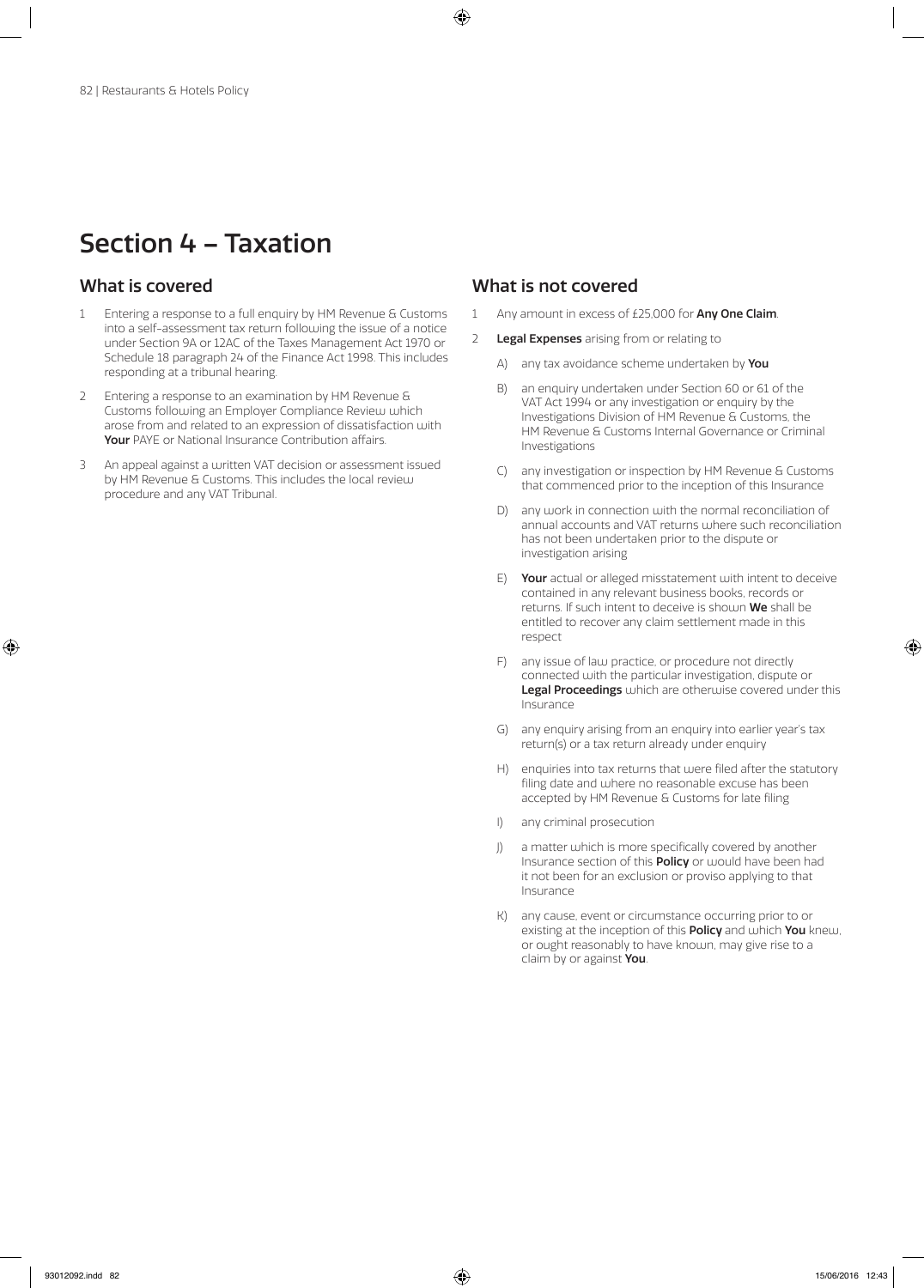# Section 4 – Taxation

## What is covered

1. Entering a response to a full enquiry by HM Revenue & Customs into a self-assessment tax return following the issue of a notice under Section 9A or 12AC of the Taxes Management Act 1970 or Schedule 18 paragraph 24 of the Finance Act 1998. This includes responding at a tribunal hearing.
2. Entering a response to an examination by HM Revenue & Customs following an Employer Compliance Review which arose from and related to an expression of dissatisfaction with **Your** PAYE or National Insurance Contribution affairs.
3. An appeal against a written VAT decision or assessment issued by HM Revenue & Customs. This includes the local review procedure and any VAT Tribunal.

## What is not covered

1. Any amount in excess of £25,000 for **Any One Claim**.
2. **Legal Expenses** arising from or relating to
   - A) any tax avoidance scheme undertaken by **You**
   - B) an enquiry undertaken under Section 60 or 61 of the VAT Act 1994 or any investigation or enquiry by the Investigations Division of HM Revenue & Customs, the HM Revenue & Customs Internal Governance or Criminal Investigations
   - C) any investigation or inspection by HM Revenue & Customs that commenced prior to the inception of this Insurance
   - D) any work in connection with the normal reconciliation of annual accounts and VAT returns where such reconciliation has not been undertaken prior to the dispute or investigation arising
   - E) **Your** actual or alleged misstatement with intent to deceive contained in any relevant business books, records or returns. If such intent to deceive is shown **We** shall be entitled to recover any claim settlement made in this respect
   - F) any issue of law practice, or procedure not directly connected with the particular investigation, dispute or **Legal Proceedings** which are otherwise covered under this Insurance
   - G) any enquiry arising from an enquiry into earlier year's tax return(s) or a tax return already under enquiry
   - H) enquiries into tax returns that were filed after the statutory filing date and where no reasonable excuse has been accepted by HM Revenue & Customs for late filing
   - I) any criminal prosecution
   - J) a matter which is more specifically covered by another Insurance section of this **Policy** or would have been had it not been for an exclusion or proviso applying to that Insurance
   - K) any cause, event or circumstance occurring prior to or existing at the inception of this **Policy** and which **You** knew, or ought reasonably to have known, may give rise to a claim by or against **You**.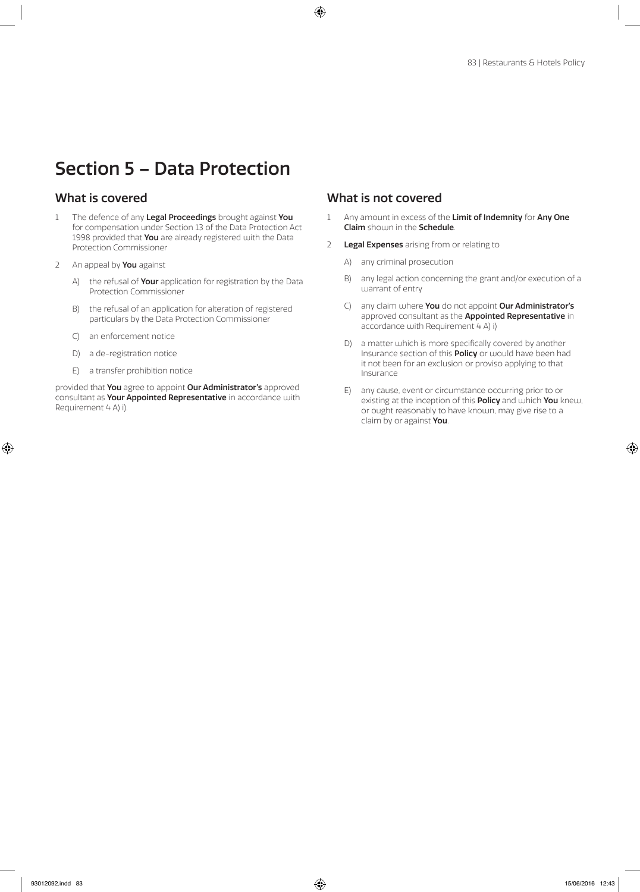# Section 5 – Data Protection

## What is covered

1. The defence of any **Legal Proceedings** brought against **You** for compensation under Section 13 of the Data Protection Act 1998 provided that **You** are already registered with the Data Protection Commissioner
2. An appeal by **You** against
   - A) the refusal of **Your** application for registration by the Data Protection Commissioner
   - B) the refusal of an application for alteration of registered particulars by the Data Protection Commissioner
   - C) an enforcement notice
   - D) a de-registration notice
   - E) a transfer prohibition notice

provided that **You** agree to appoint **Our Administrator's** approved consultant as **Your Appointed Representative** in accordance with Requirement 4 A) i).

## What is not covered

1. Any amount in excess of the **Limit of Indemnity** for **Any One Claim** shown in the **Schedule**.
2. **Legal Expenses** arising from or relating to
   - A) any criminal prosecution
   - B) any legal action concerning the grant and/or execution of a warrant of entry
   - C) any claim where **You** do not appoint **Our Administrator's** approved consultant as the **Appointed Representative** in accordance with Requirement 4 A) i)
   - D) a matter which is more specifically covered by another Insurance section of this **Policy** or would have been had it not been for an exclusion or proviso applying to that Insurance
   - E) any cause, event or circumstance occurring prior to or existing at the inception of this **Policy** and which **You** knew, or ought reasonably to have known, may give rise to a claim by or against **You**.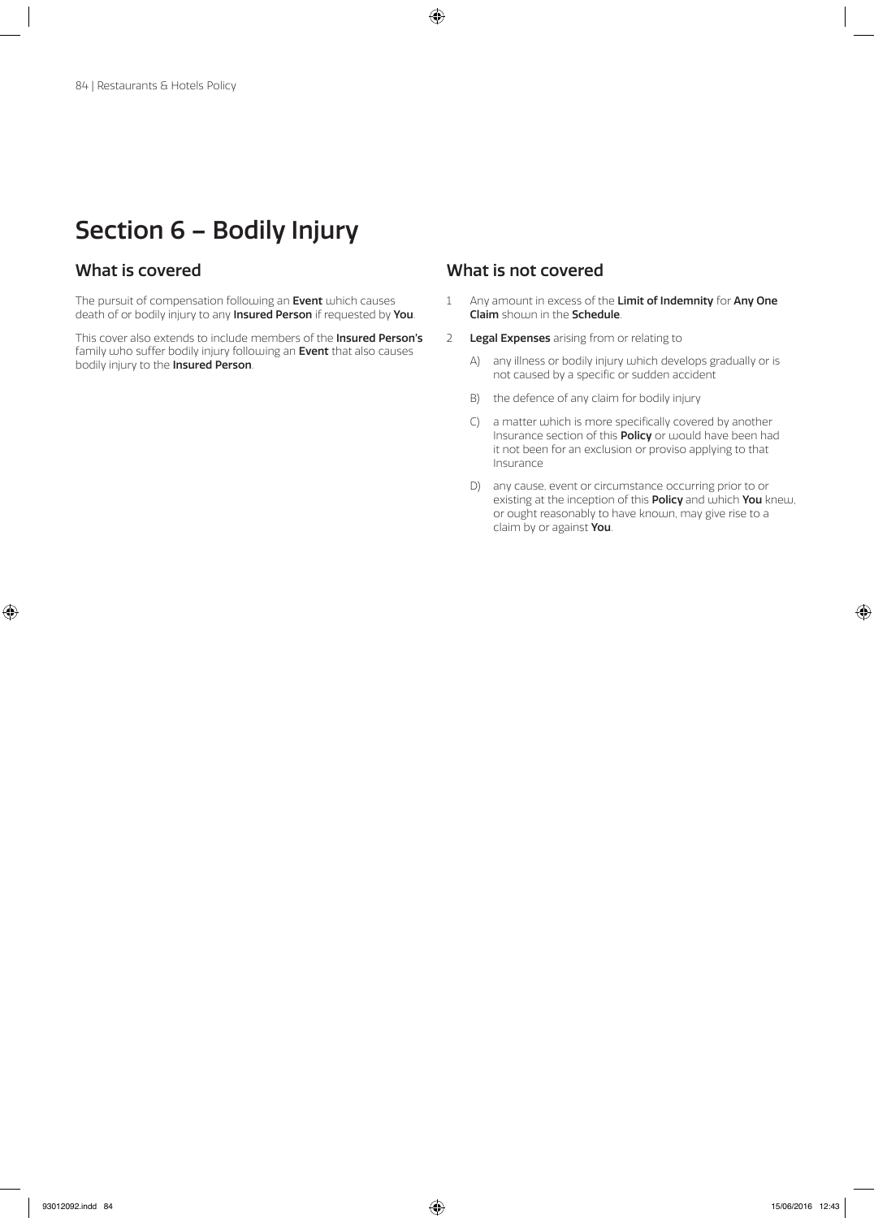# Section 6 – Bodily Injury

## What is covered

The pursuit of compensation following an **Event** which causes death of or bodily injury to any **Insured Person** if requested by **You**.

This cover also extends to include members of the **Insured Person's** family who suffer bodily injury following an **Event** that also causes bodily injury to the **Insured Person**.

## What is not covered

1 Any amount in excess of the **Limit of Indemnity** for **Any One Claim** shown in the **Schedule**.

2 **Legal Expenses** arising from or relating to

   A) any illness or bodily injury which develops gradually or is not caused by a specific or sudden accident

   B) the defence of any claim for bodily injury

   C) a matter which is more specifically covered by another Insurance section of this **Policy** or would have been had it not been for an exclusion or proviso applying to that Insurance

   D) any cause, event or circumstance occurring prior to or existing at the inception of this **Policy** and which **You** knew, or ought reasonably to have known, may give rise to a claim by or against **You**.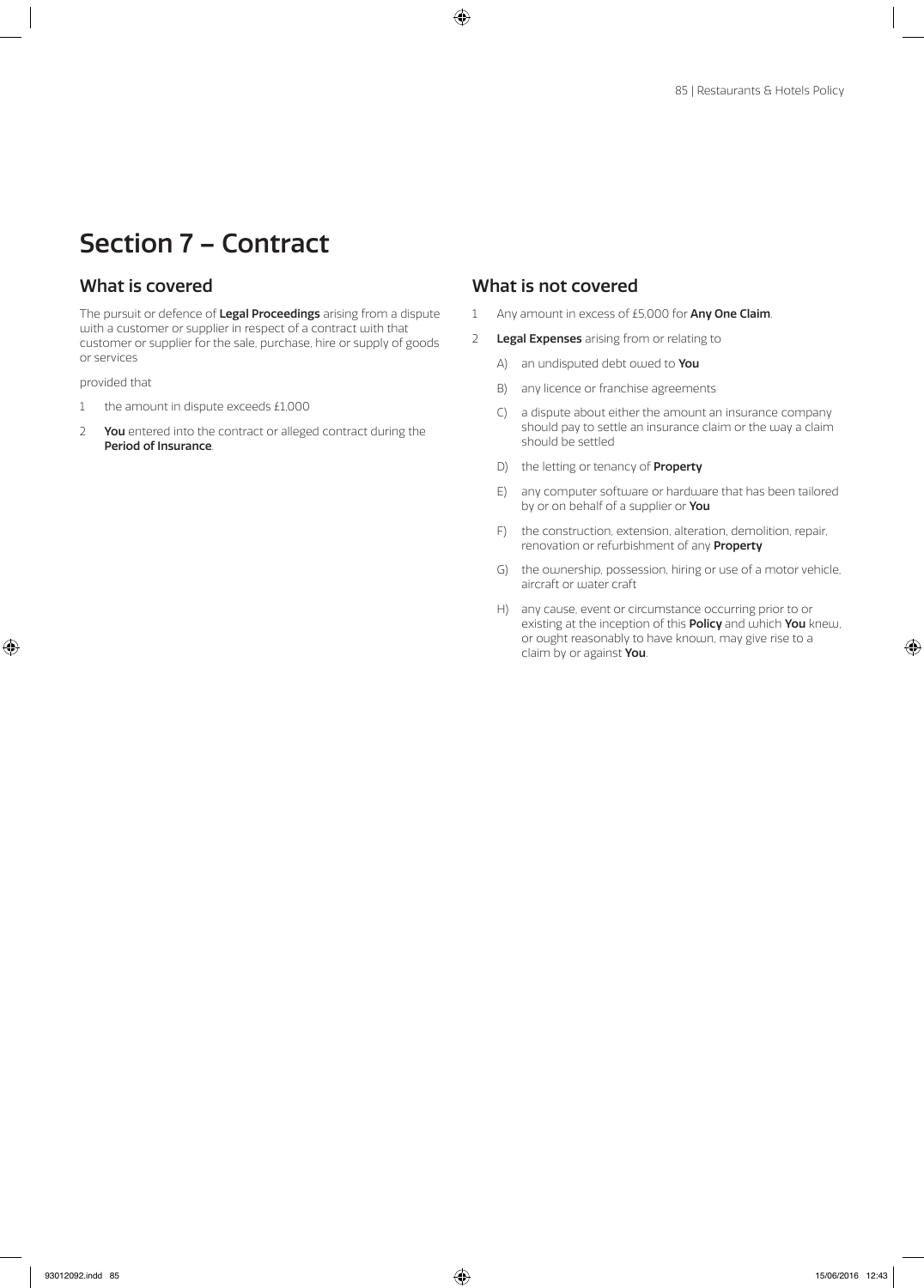# Section 7 – Contract

## What is covered

The pursuit or defence of **Legal Proceedings** arising from a dispute with a customer or supplier in respect of a contract with that customer or supplier for the sale, purchase, hire or supply of goods or services

provided that

1 the amount in dispute exceeds £1,000
2 **You** entered into the contract or alleged contract during the **Period of Insurance**.

## What is not covered

1 Any amount in excess of £5,000 for **Any One Claim**.
2 **Legal Expenses** arising from or relating to
   A) an undisputed debt owed to **You**
   B) any licence or franchise agreements
   C) a dispute about either the amount an insurance company should pay to settle an insurance claim or the way a claim should be settled
   D) the letting or tenancy of **Property**
   E) any computer software or hardware that has been tailored by or on behalf of a supplier or **You**
   F) the construction, extension, alteration, demolition, repair, renovation or refurbishment of any **Property**
   G) the ownership, possession, hiring or use of a motor vehicle, aircraft or water craft
   H) any cause, event or circumstance occurring prior to or existing at the inception of this **Policy** and which **You** knew, or ought reasonably to have known, may give rise to a claim by or against **You**.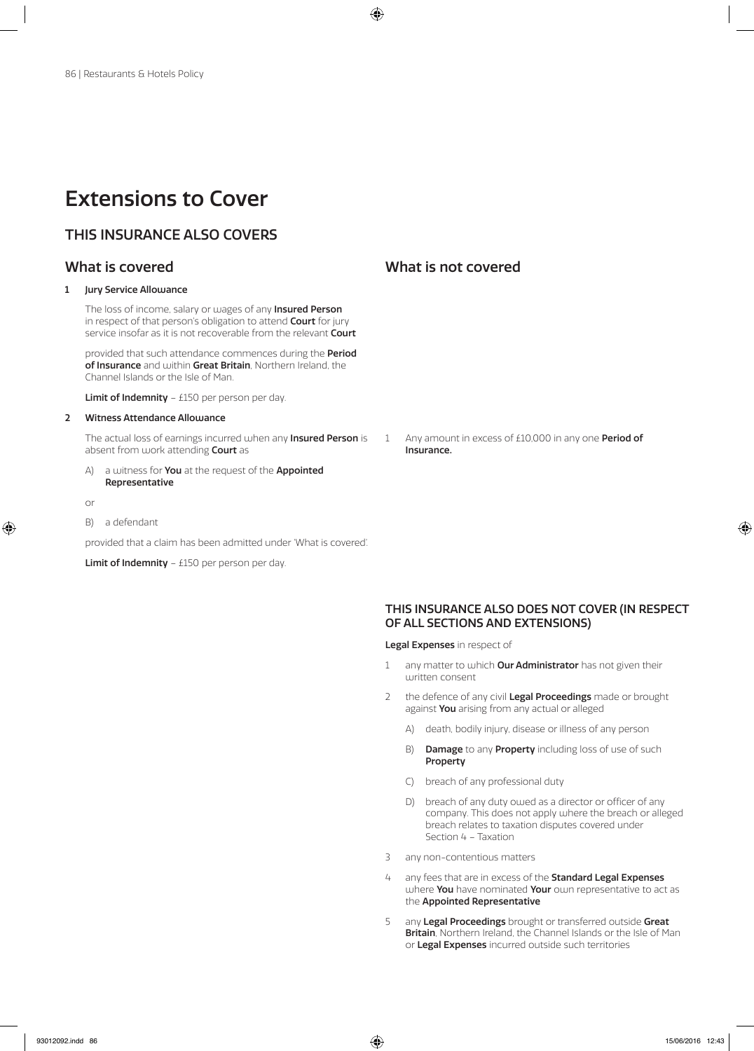# Extensions to Cover

## THIS INSURANCE ALSO COVERS

### What is covered

**1 Jury Service Allowance**

The loss of income, salary or wages of any **Insured Person** in respect of that person's obligation to attend **Court** for jury service insofar as it is not recoverable from the relevant **Court**

provided that such attendance commences during the **Period of Insurance** and within **Great Britain**, Northern Ireland, the Channel Islands or the Isle of Man.

**Limit of Indemnity** – £150 per person per day.

**2 Witness Attendance Allowance**

The actual loss of earnings incurred when any **Insured Person** is absent from work attending **Court** as

A) a witness for **You** at the request of the **Appointed Representative**

or

B) a defendant

provided that a claim has been admitted under 'What is covered'.

**Limit of Indemnity** – £150 per person per day.

### What is not covered

1 Any amount in excess of £10,000 in any one **Period of Insurance.**

## THIS INSURANCE ALSO DOES NOT COVER (IN RESPECT OF ALL SECTIONS AND EXTENSIONS)

**Legal Expenses** in respect of

1 any matter to which **Our Administrator** has not given their written consent

2 the defence of any civil **Legal Proceedings** made or brought against **You** arising from any actual or alleged

   A) death, bodily injury, disease or illness of any person

   B) **Damage** to any **Property** including loss of use of such **Property**

   C) breach of any professional duty

   D) breach of any duty owed as a director or officer of any company. This does not apply where the breach or alleged breach relates to taxation disputes covered under Section 4 – Taxation

3 any non-contentious matters

4 any fees that are in excess of the **Standard Legal Expenses** where **You** have nominated **Your** own representative to act as the **Appointed Representative**

5 any **Legal Proceedings** brought or transferred outside **Great Britain**, Northern Ireland, the Channel Islands or the Isle of Man or **Legal Expenses** incurred outside such territories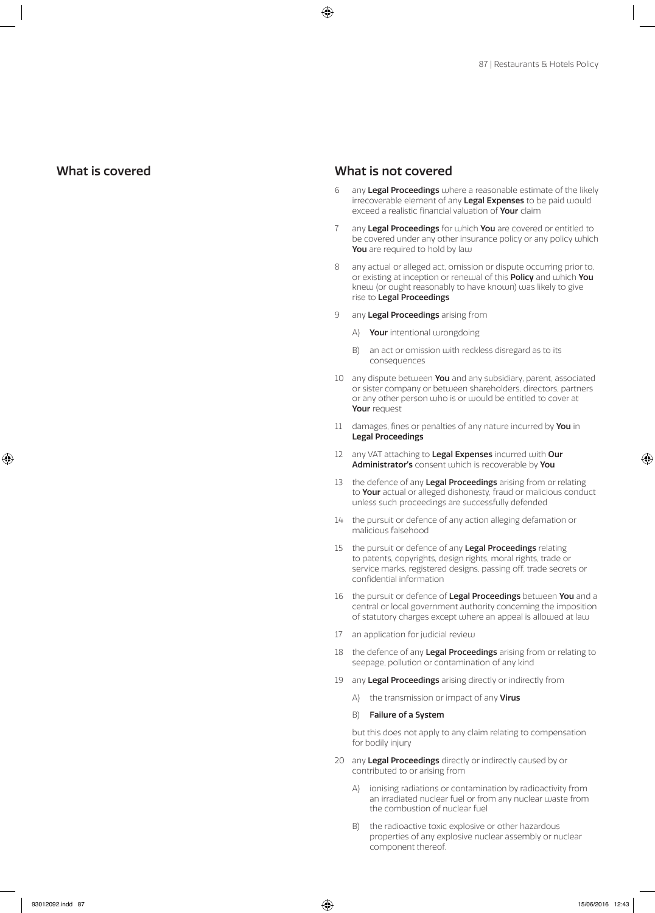## What is covered

## What is not covered

6. any **Legal Proceedings** where a reasonable estimate of the likely irrecoverable element of any **Legal Expenses** to be paid would exceed a realistic financial valuation of **Your** claim

7. any **Legal Proceedings** for which **You** are covered or entitled to be covered under any other insurance policy or any policy which **You** are required to hold by law

8. any actual or alleged act, omission or dispute occurring prior to, or existing at inception or renewal of this **Policy** and which **You** knew (or ought reasonably to have known) was likely to give rise to **Legal Proceedings**

9. any **Legal Proceedings** arising from

   A) **Your** intentional wrongdoing

   B) an act or omission with reckless disregard as to its consequences

10. any dispute between **You** and any subsidiary, parent, associated or sister company or between shareholders, directors, partners or any other person who is or would be entitled to cover at **Your** request

11. damages, fines or penalties of any nature incurred by **You** in **Legal Proceedings**

12. any VAT attaching to **Legal Expenses** incurred with **Our Administrator's** consent which is recoverable by **You**

13. the defence of any **Legal Proceedings** arising from or relating to **Your** actual or alleged dishonesty, fraud or malicious conduct unless such proceedings are successfully defended

14. the pursuit or defence of any action alleging defamation or malicious falsehood

15. the pursuit or defence of any **Legal Proceedings** relating to patents, copyrights, design rights, moral rights, trade or service marks, registered designs, passing off, trade secrets or confidential information

16. the pursuit or defence of **Legal Proceedings** between **You** and a central or local government authority concerning the imposition of statutory charges except where an appeal is allowed at law

17. an application for judicial review

18. the defence of any **Legal Proceedings** arising from or relating to seepage, pollution or contamination of any kind

19. any **Legal Proceedings** arising directly or indirectly from

    A) the transmission or impact of any **Virus**

    B) **Failure of a System**

    but this does not apply to any claim relating to compensation for bodily injury

20. any **Legal Proceedings** directly or indirectly caused by or contributed to or arising from

    A) ionising radiations or contamination by radioactivity from an irradiated nuclear fuel or from any nuclear waste from the combustion of nuclear fuel

    B) the radioactive toxic explosive or other hazardous properties of any explosive nuclear assembly or nuclear component thereof.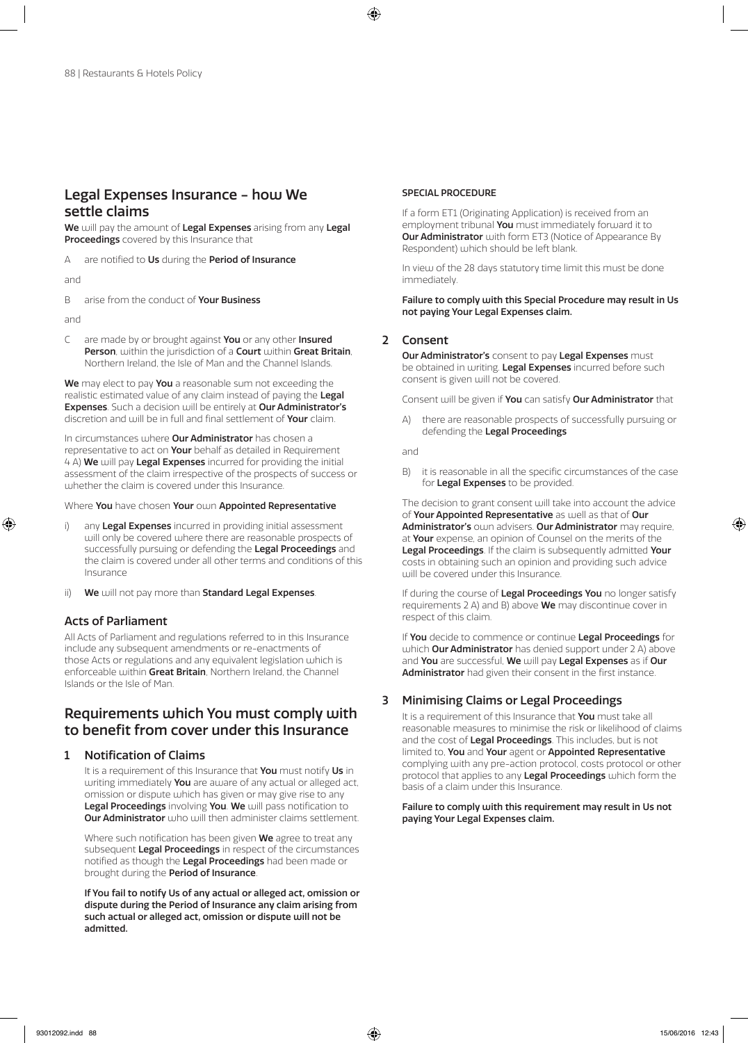## Legal Expenses Insurance – how We settle claims

**We** will pay the amount of **Legal Expenses** arising from any **Legal Proceedings** covered by this Insurance that

A are notified to **Us** during the **Period of Insurance**

and

B arise from the conduct of **Your Business**

and

C are made by or brought against **You** or any other **Insured Person**, within the jurisdiction of a **Court** within **Great Britain**, Northern Ireland, the Isle of Man and the Channel Islands.

**We** may elect to pay **You** a reasonable sum not exceeding the realistic estimated value of any claim instead of paying the **Legal Expenses**. Such a decision will be entirely at **Our Administrator's** discretion and will be in full and final settlement of **Your** claim.

In circumstances where **Our Administrator** has chosen a representative to act on **Your** behalf as detailed in Requirement 4 A) **We** will pay **Legal Expenses** incurred for providing the initial assessment of the claim irrespective of the prospects of success or whether the claim is covered under this Insurance.

Where **You** have chosen **Your** own **Appointed Representative**

i) any **Legal Expenses** incurred in providing initial assessment will only be covered where there are reasonable prospects of successfully pursuing or defending the **Legal Proceedings** and the claim is covered under all other terms and conditions of this Insurance

ii) **We** will not pay more than **Standard Legal Expenses**.

### Acts of Parliament

All Acts of Parliament and regulations referred to in this Insurance include any subsequent amendments or re-enactments of those Acts or regulations and any equivalent legislation which is enforceable within **Great Britain**, Northern Ireland, the Channel Islands or the Isle of Man.

## Requirements which You must comply with to benefit from cover under this Insurance

### 1 Notification of Claims

It is a requirement of this Insurance that **You** must notify **Us** in writing immediately **You** are aware of any actual or alleged act, omission or dispute which has given or may give rise to any **Legal Proceedings** involving **You**. **We** will pass notification to **Our Administrator** who will then administer claims settlement.

Where such notification has been given **We** agree to treat any subsequent **Legal Proceedings** in respect of the circumstances notified as though the **Legal Proceedings** had been made or brought during the **Period of Insurance**.

**If You fail to notify Us of any actual or alleged act, omission or dispute during the Period of Insurance any claim arising from such actual or alleged act, omission or dispute will not be admitted.**

**SPECIAL PROCEDURE**

If a form ET1 (Originating Application) is received from an employment tribunal **You** must immediately forward it to **Our Administrator** with form ET3 (Notice of Appearance By Respondent) which should be left blank.

In view of the 28 days statutory time limit this must be done immediately.

**Failure to comply with this Special Procedure may result in Us not paying Your Legal Expenses claim.**

### 2 Consent

**Our Administrator's** consent to pay **Legal Expenses** must be obtained in writing. **Legal Expenses** incurred before such consent is given will not be covered.

Consent will be given if **You** can satisfy **Our Administrator** that

A) there are reasonable prospects of successfully pursuing or defending the **Legal Proceedings**

and

B) it is reasonable in all the specific circumstances of the case for **Legal Expenses** to be provided.

The decision to grant consent will take into account the advice of **Your Appointed Representative** as well as that of **Our Administrator's** own advisers. **Our Administrator** may require, at **Your** expense, an opinion of Counsel on the merits of the **Legal Proceedings**. If the claim is subsequently admitted **Your** costs in obtaining such an opinion and providing such advice will be covered under this Insurance.

If during the course of **Legal Proceedings You** no longer satisfy requirements 2 A) and B) above **We** may discontinue cover in respect of this claim.

If **You** decide to commence or continue **Legal Proceedings** for which **Our Administrator** has denied support under 2 A) above and **You** are successful, **We** will pay **Legal Expenses** as if **Our Administrator** had given their consent in the first instance.

### 3 Minimising Claims or Legal Proceedings

It is a requirement of this Insurance that **You** must take all reasonable measures to minimise the risk or likelihood of claims and the cost of **Legal Proceedings**. This includes, but is not limited to, **You** and **Your** agent or **Appointed Representative** complying with any pre-action protocol, costs protocol or other protocol that applies to any **Legal Proceedings** which form the basis of a claim under this Insurance.

**Failure to comply with this requirement may result in Us not paying Your Legal Expenses claim.**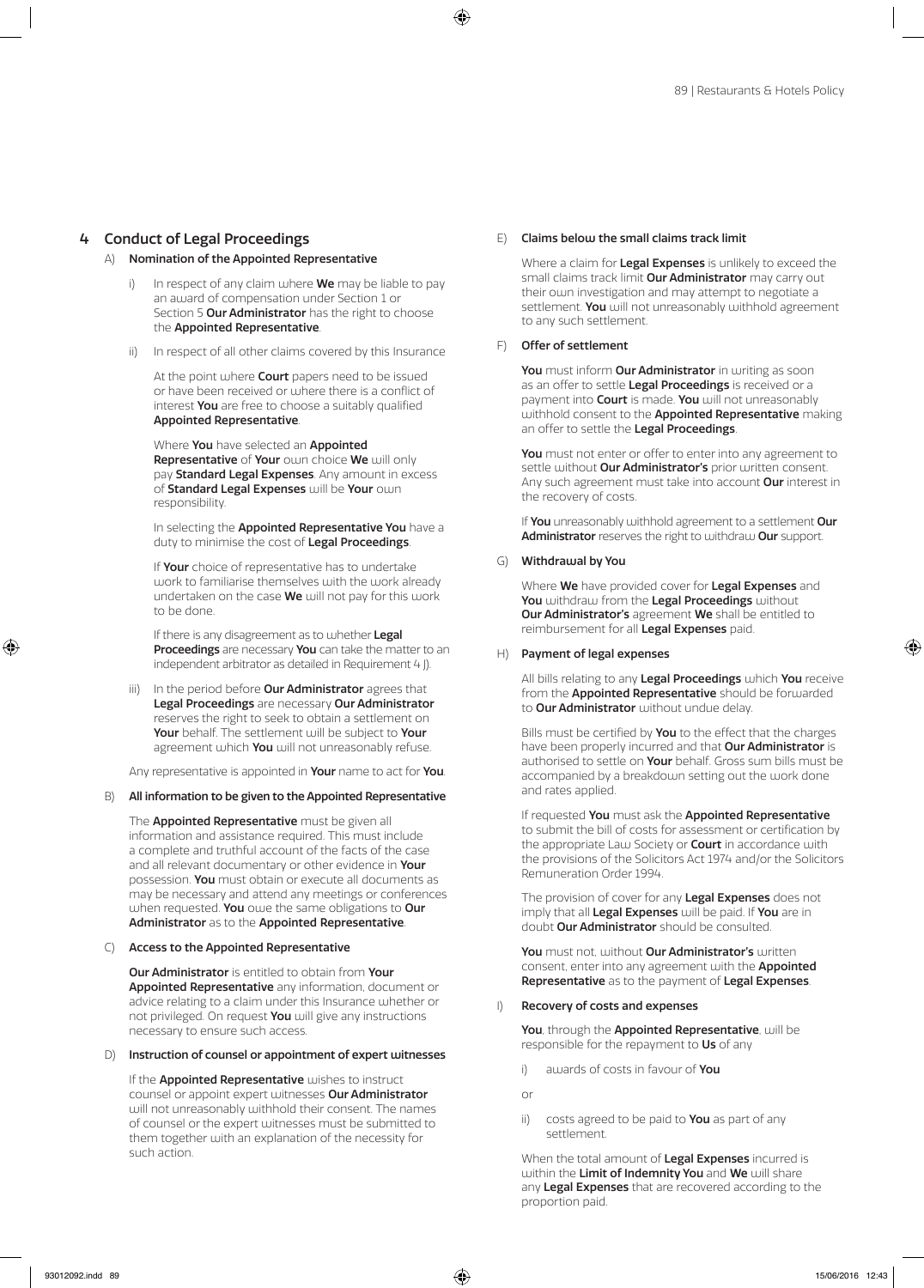## 4 Conduct of Legal Proceedings

### A) Nomination of the Appointed Representative

i) In respect of any claim where **We** may be liable to pay an award of compensation under Section 1 or Section 5 **Our Administrator** has the right to choose the **Appointed Representative**.

ii) In respect of all other claims covered by this Insurance

At the point where **Court** papers need to be issued or have been received or where there is a conflict of interest **You** are free to choose a suitably qualified **Appointed Representative**.

Where **You** have selected an **Appointed Representative** of **Your** own choice **We** will only pay **Standard Legal Expenses**. Any amount in excess of **Standard Legal Expenses** will be **Your** own responsibility.

In selecting the **Appointed Representative You** have a duty to minimise the cost of **Legal Proceedings**.

If **Your** choice of representative has to undertake work to familiarise themselves with the work already undertaken on the case **We** will not pay for this work to be done.

If there is any disagreement as to whether **Legal Proceedings** are necessary **You** can take the matter to an independent arbitrator as detailed in Requirement 4 J).

iii) In the period before **Our Administrator** agrees that **Legal Proceedings** are necessary **Our Administrator** reserves the right to seek to obtain a settlement on **Your** behalf. The settlement will be subject to **Your** agreement which **You** will not unreasonably refuse.

Any representative is appointed in **Your** name to act for **You**.

### B) All information to be given to the Appointed Representative

The **Appointed Representative** must be given all information and assistance required. This must include a complete and truthful account of the facts of the case and all relevant documentary or other evidence in **Your** possession. **You** must obtain or execute all documents as may be necessary and attend any meetings or conferences when requested. **You** owe the same obligations to **Our Administrator** as to the **Appointed Representative**.

### C) Access to the Appointed Representative

**Our Administrator** is entitled to obtain from **Your Appointed Representative** any information, document or advice relating to a claim under this Insurance whether or not privileged. On request **You** will give any instructions necessary to ensure such access.

### D) Instruction of counsel or appointment of expert witnesses

If the **Appointed Representative** wishes to instruct counsel or appoint expert witnesses **Our Administrator** will not unreasonably withhold their consent. The names of counsel or the expert witnesses must be submitted to them together with an explanation of the necessity for such action.

### E) Claims below the small claims track limit

Where a claim for **Legal Expenses** is unlikely to exceed the small claims track limit **Our Administrator** may carry out their own investigation and may attempt to negotiate a settlement. **You** will not unreasonably withhold agreement to any such settlement.

### F) Offer of settlement

**You** must inform **Our Administrator** in writing as soon as an offer to settle **Legal Proceedings** is received or a payment into **Court** is made. **You** will not unreasonably withhold consent to the **Appointed Representative** making an offer to settle the **Legal Proceedings**.

**You** must not enter or offer to enter into any agreement to settle without **Our Administrator's** prior written consent. Any such agreement must take into account **Our** interest in the recovery of costs.

If **You** unreasonably withhold agreement to a settlement **Our Administrator** reserves the right to withdraw **Our** support.

### G) Withdrawal by You

Where **We** have provided cover for **Legal Expenses** and **You** withdraw from the **Legal Proceedings** without **Our Administrator's** agreement **We** shall be entitled to reimbursement for all **Legal Expenses** paid.

### H) Payment of legal expenses

All bills relating to any **Legal Proceedings** which **You** receive from the **Appointed Representative** should be forwarded to **Our Administrator** without undue delay.

Bills must be certified by **You** to the effect that the charges have been properly incurred and that **Our Administrator** is authorised to settle on **Your** behalf. Gross sum bills must be accompanied by a breakdown setting out the work done and rates applied.

If requested **You** must ask the **Appointed Representative** to submit the bill of costs for assessment or certification by the appropriate Law Society or **Court** in accordance with the provisions of the Solicitors Act 1974 and/or the Solicitors Remuneration Order 1994.

The provision of cover for any **Legal Expenses** does not imply that all **Legal Expenses** will be paid. If **You** are in doubt **Our Administrator** should be consulted.

**You** must not, without **Our Administrator's** written consent, enter into any agreement with the **Appointed Representative** as to the payment of **Legal Expenses**.

### I) Recovery of costs and expenses

**You**, through the **Appointed Representative**, will be responsible for the repayment to **Us** of any

i) awards of costs in favour of **You**

or

ii) costs agreed to be paid to **You** as part of any settlement.

When the total amount of **Legal Expenses** incurred is within the **Limit of Indemnity You** and **We** will share any **Legal Expenses** that are recovered according to the proportion paid.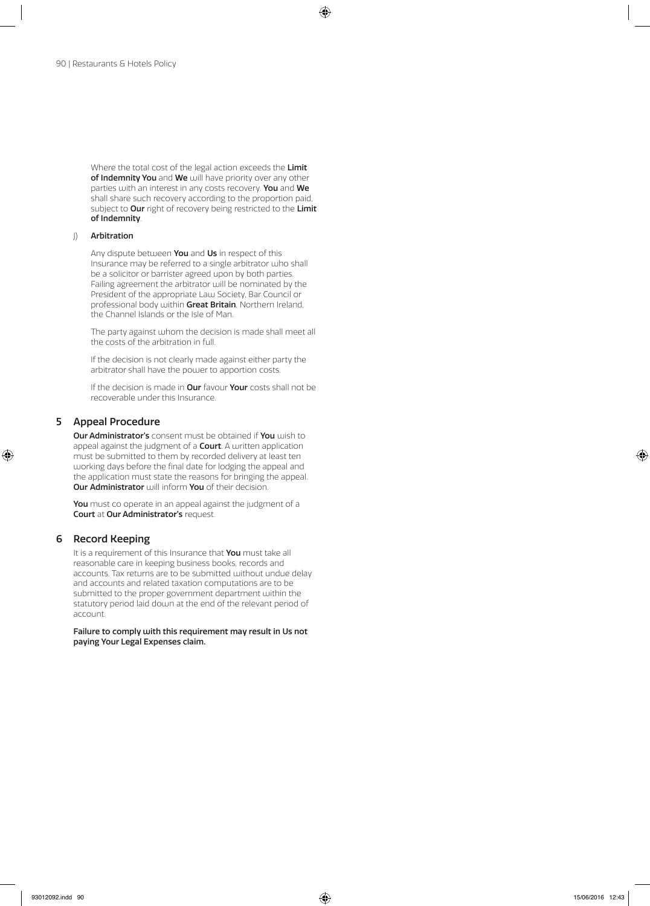Where the total cost of the legal action exceeds the **Limit of Indemnity You** and **We** will have priority over any other parties with an interest in any costs recovery. **You** and **We** shall share such recovery according to the proportion paid, subject to **Our** right of recovery being restricted to the **Limit of Indemnity**.

J) **Arbitration**

Any dispute between **You** and **Us** in respect of this Insurance may be referred to a single arbitrator who shall be a solicitor or barrister agreed upon by both parties. Failing agreement the arbitrator will be nominated by the President of the appropriate Law Society, Bar Council or professional body within **Great Britain**, Northern Ireland, the Channel Islands or the Isle of Man.

The party against whom the decision is made shall meet all the costs of the arbitration in full.

If the decision is not clearly made against either party the arbitrator shall have the power to apportion costs.

If the decision is made in **Our** favour **Your** costs shall not be recoverable under this Insurance.

## 5 Appeal Procedure

**Our Administrator's** consent must be obtained if **You** wish to appeal against the judgment of a **Court**. A written application must be submitted to them by recorded delivery at least ten working days before the final date for lodging the appeal and the application must state the reasons for bringing the appeal. **Our Administrator** will inform **You** of their decision.

**You** must co operate in an appeal against the judgment of a **Court** at **Our Administrator's** request.

## 6 Record Keeping

It is a requirement of this Insurance that **You** must take all reasonable care in keeping business books, records and accounts. Tax returns are to be submitted without undue delay and accounts and related taxation computations are to be submitted to the proper government department within the statutory period laid down at the end of the relevant period of account.

**Failure to comply with this requirement may result in Us not paying Your Legal Expenses claim.**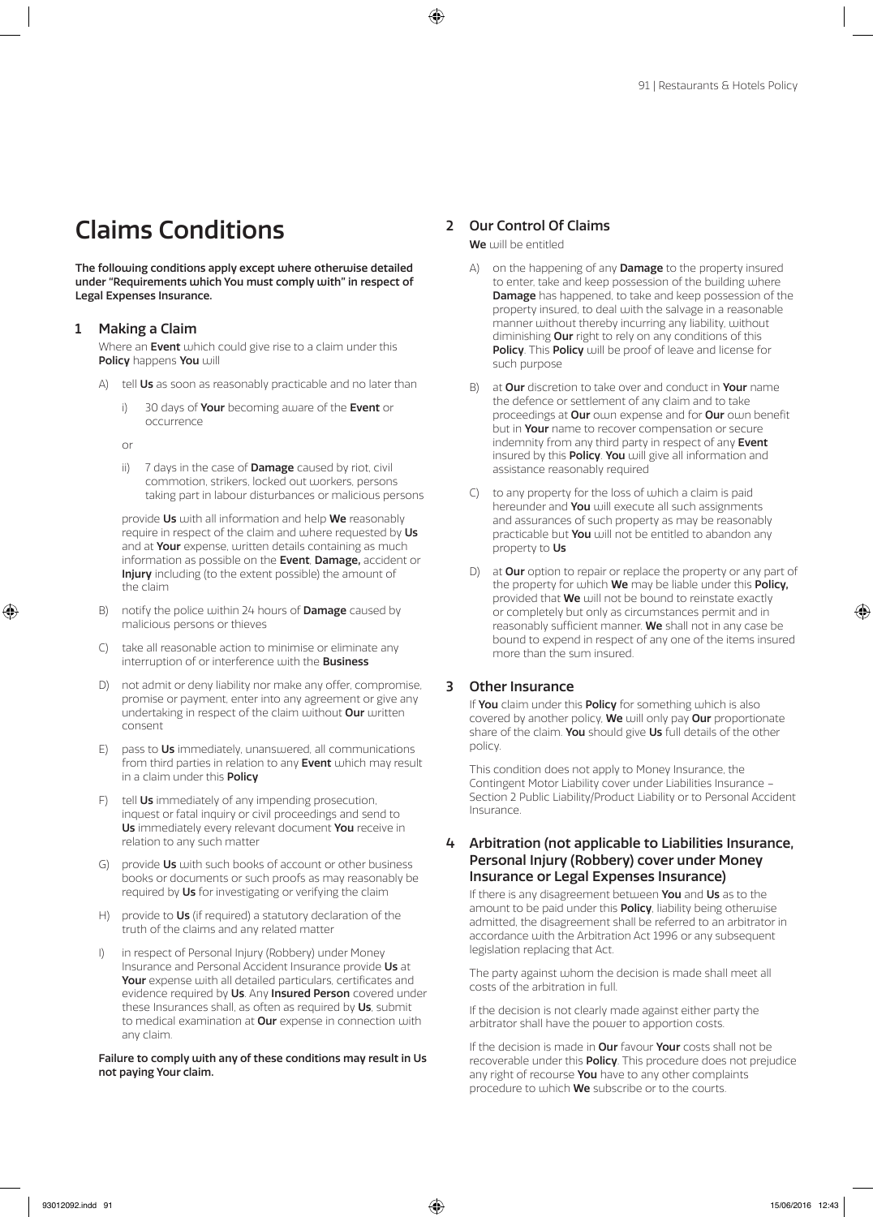# Claims Conditions

**The following conditions apply except where otherwise detailed under "Requirements which You must comply with" in respect of Legal Expenses Insurance.**

## 1 Making a Claim

Where an **Event** which could give rise to a claim under this **Policy** happens **You** will

A) tell **Us** as soon as reasonably practicable and no later than

i) 30 days of **Your** becoming aware of the **Event** or occurrence

or

ii) 7 days in the case of **Damage** caused by riot, civil commotion, strikers, locked out workers, persons taking part in labour disturbances or malicious persons

provide **Us** with all information and help **We** reasonably require in respect of the claim and where requested by **Us** and at **Your** expense, written details containing as much information as possible on the **Event**, **Damage,** accident or **Injury** including (to the extent possible) the amount of the claim

B) notify the police within 24 hours of **Damage** caused by malicious persons or thieves

C) take all reasonable action to minimise or eliminate any interruption of or interference with the **Business**

D) not admit or deny liability nor make any offer, compromise, promise or payment, enter into any agreement or give any undertaking in respect of the claim without **Our** written consent

E) pass to **Us** immediately, unanswered, all communications from third parties in relation to any **Event** which may result in a claim under this **Policy**

F) tell **Us** immediately of any impending prosecution, inquest or fatal inquiry or civil proceedings and send to **Us** immediately every relevant document **You** receive in relation to any such matter

G) provide **Us** with such books of account or other business books or documents or such proofs as may reasonably be required by **Us** for investigating or verifying the claim

H) provide to **Us** (if required) a statutory declaration of the truth of the claims and any related matter

I) in respect of Personal Injury (Robbery) under Money Insurance and Personal Accident Insurance provide **Us** at **Your** expense with all detailed particulars, certificates and evidence required by **Us**. Any **Insured Person** covered under these Insurances shall, as often as required by **Us**, submit to medical examination at **Our** expense in connection with any claim.

**Failure to comply with any of these conditions may result in Us not paying Your claim.**

## 2 Our Control Of Claims

**We** will be entitled

A) on the happening of any **Damage** to the property insured to enter, take and keep possession of the building where **Damage** has happened, to take and keep possession of the property insured, to deal with the salvage in a reasonable manner without thereby incurring any liability, without diminishing **Our** right to rely on any conditions of this **Policy**. This **Policy** will be proof of leave and license for such purpose

B) at **Our** discretion to take over and conduct in **Your** name the defence or settlement of any claim and to take proceedings at **Our** own expense and for **Our** own benefit but in **Your** name to recover compensation or secure indemnity from any third party in respect of any **Event** insured by this **Policy**. **You** will give all information and assistance reasonably required

C) to any property for the loss of which a claim is paid hereunder and **You** will execute all such assignments and assurances of such property as may be reasonably practicable but **You** will not be entitled to abandon any property to **Us**

D) at **Our** option to repair or replace the property or any part of the property for which **We** may be liable under this **Policy,** provided that **We** will not be bound to reinstate exactly or completely but only as circumstances permit and in reasonably sufficient manner. **We** shall not in any case be bound to expend in respect of any one of the items insured more than the sum insured.

## 3 Other Insurance

If **You** claim under this **Policy** for something which is also covered by another policy, **We** will only pay **Our** proportionate share of the claim. **You** should give **Us** full details of the other policy.

This condition does not apply to Money Insurance, the Contingent Motor Liability cover under Liabilities Insurance – Section 2 Public Liability/Product Liability or to Personal Accident Insurance.

## 4 Arbitration (not applicable to Liabilities Insurance, Personal Injury (Robbery) cover under Money Insurance or Legal Expenses Insurance)

If there is any disagreement between **You** and **Us** as to the amount to be paid under this **Policy**, liability being otherwise admitted, the disagreement shall be referred to an arbitrator in accordance with the Arbitration Act 1996 or any subsequent legislation replacing that Act.

The party against whom the decision is made shall meet all costs of the arbitration in full.

If the decision is not clearly made against either party the arbitrator shall have the power to apportion costs.

If the decision is made in **Our** favour **Your** costs shall not be recoverable under this **Policy**. This procedure does not prejudice any right of recourse **You** have to any other complaints procedure to which **We** subscribe or to the courts.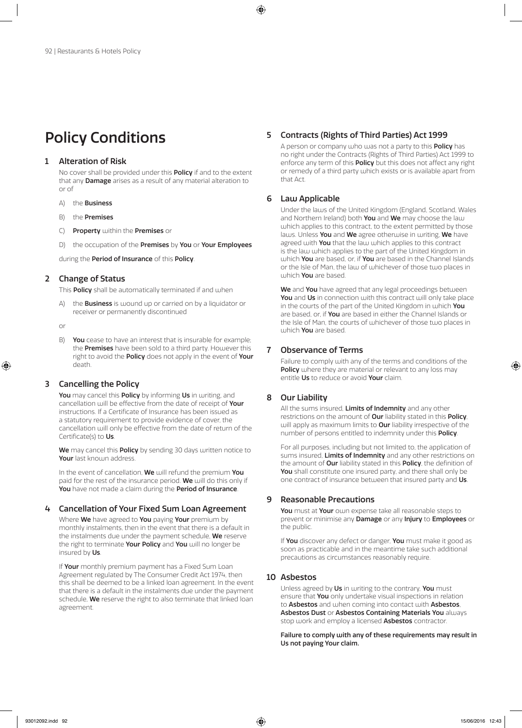# Policy Conditions

## 1 Alteration of Risk

No cover shall be provided under this **Policy** if and to the extent that any **Damage** arises as a result of any material alteration to or of

A) the **Business**

B) the **Premises**

C) **Property** within the **Premises** or

D) the occupation of the **Premises** by **You** or **Your Employees**

during the **Period of Insurance** of this **Policy**.

## 2 Change of Status

This **Policy** shall be automatically terminated if and when

A) the **Business** is wound up or carried on by a liquidator or receiver or permanently discontinued

or

B) **You** cease to have an interest that is insurable for example; the **Premises** have been sold to a third party. However this right to avoid the **Policy** does not apply in the event of **Your** death.

## 3 Cancelling the Policy

**You** may cancel this **Policy** by informing **Us** in writing, and cancellation will be effective from the date of receipt of **Your** instructions. If a Certificate of Insurance has been issued as a statutory requirement to provide evidence of cover, the cancellation will only be effective from the date of return of the Certificate(s) to **Us**.

**We** may cancel this **Policy** by sending 30 days written notice to **Your** last known address.

In the event of cancellation, **We** will refund the premium **You** paid for the rest of the insurance period. **We** will do this only if **You** have not made a claim during the **Period of Insurance**.

## 4 Cancellation of Your Fixed Sum Loan Agreement

Where **We** have agreed to **You** paying **Your** premium by monthly instalments, then in the event that there is a default in the instalments due under the payment schedule, **We** reserve the right to terminate **Your Policy** and **You** will no longer be insured by **Us**.

If **Your** monthly premium payment has a Fixed Sum Loan Agreement regulated by The Consumer Credit Act 1974, then this shall be deemed to be a linked loan agreement. In the event that there is a default in the instalments due under the payment schedule, **We** reserve the right to also terminate that linked loan agreement.

## 5 Contracts (Rights of Third Parties) Act 1999

A person or company who was not a party to this **Policy** has no right under the Contracts (Rights of Third Parties) Act 1999 to enforce any term of this **Policy** but this does not affect any right or remedy of a third party which exists or is available apart from that Act.

## 6 Law Applicable

Under the laws of the United Kingdom (England, Scotland, Wales and Northern Ireland) both **You** and **We** may choose the law which applies to this contract, to the extent permitted by those laws. Unless **You** and **We** agree otherwise in writing, **We** have agreed with **You** that the law which applies to this contract is the law which applies to the part of the United Kingdom in which **You** are based, or, if **You** are based in the Channel Islands or the Isle of Man, the law of whichever of those two places in which **You** are based.

**We** and **You** have agreed that any legal proceedings between **You** and **Us** in connection with this contract will only take place in the courts of the part of the United Kingdom in which **You** are based, or, if **You** are based in either the Channel Islands or the Isle of Man, the courts of whichever of those two places in which **You** are based.

## 7 Observance of Terms

Failure to comply with any of the terms and conditions of the **Policy** where they are material or relevant to any loss may entitle **Us** to reduce or avoid **Your** claim.

## 8 Our Liability

All the sums insured, **Limits of Indemnity** and any other restrictions on the amount of **Our** liability stated in this **Policy**, will apply as maximum limits to **Our** liability irrespective of the number of persons entitled to indemnity under this **Policy**.

For all purposes, including but not limited to, the application of sums insured, **Limits of Indemnity** and any other restrictions on the amount of **Our** liability stated in this **Policy**, the definition of **You** shall constitute one insured party, and there shall only be one contract of insurance between that insured party and **Us**.

## 9 Reasonable Precautions

**You** must at **Your** own expense take all reasonable steps to prevent or minimise any **Damage** or any **Injury** to **Employees** or the public.

If **You** discover any defect or danger, **You** must make it good as soon as practicable and in the meantime take such additional precautions as circumstances reasonably require.

## 10 Asbestos

Unless agreed by **Us** in writing to the contrary, **You** must ensure that **You** only undertake visual inspections in relation to **Asbestos** and when coming into contact with **Asbestos**, **Asbestos Dust** or **Asbestos Containing Materials You** always stop work and employ a licensed **Asbestos** contractor.

**Failure to comply with any of these requirements may result in Us not paying Your claim.**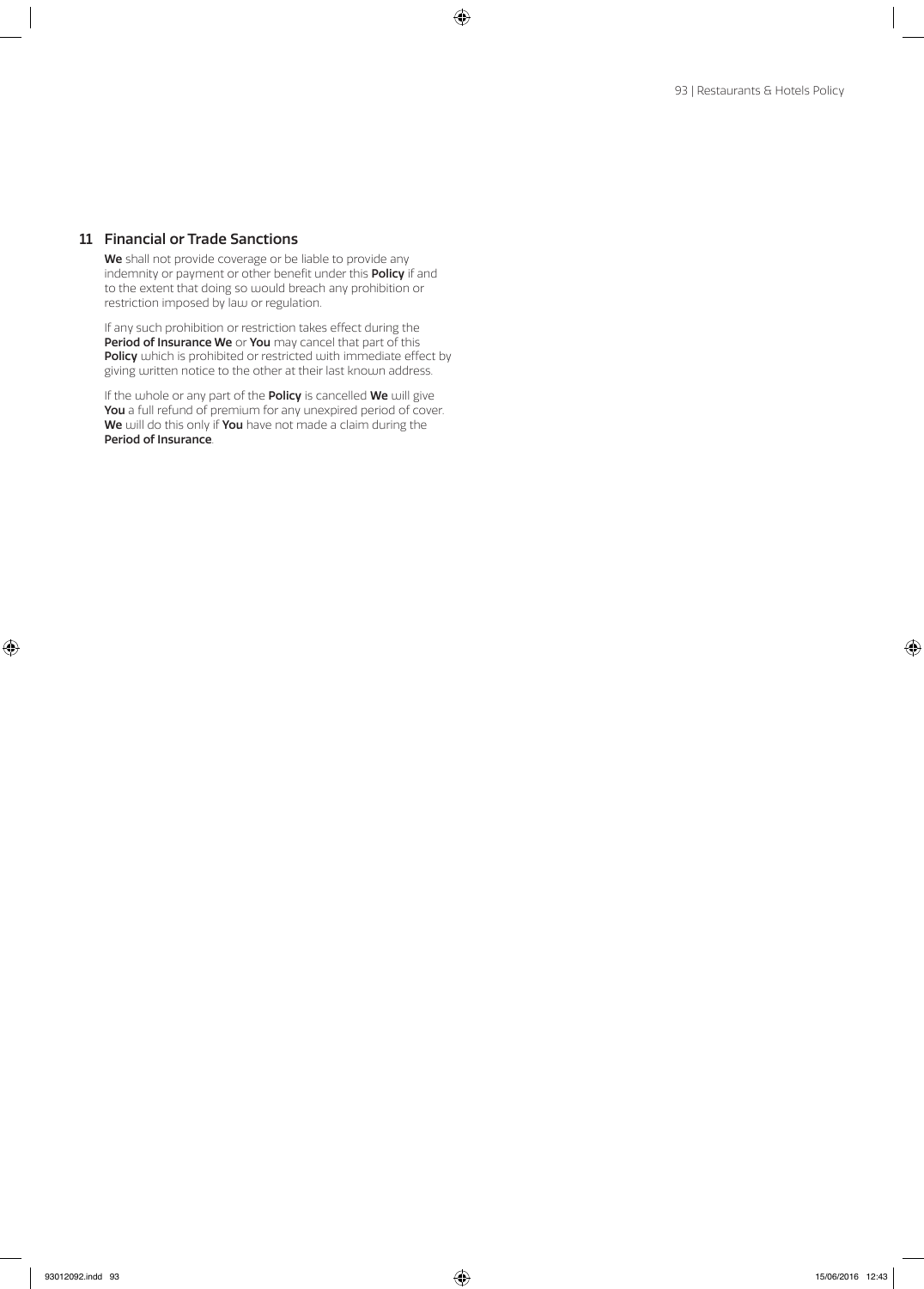## 11 Financial or Trade Sanctions

**We** shall not provide coverage or be liable to provide any indemnity or payment or other benefit under this **Policy** if and to the extent that doing so would breach any prohibition or restriction imposed by law or regulation.

If any such prohibition or restriction takes effect during the **Period of Insurance We** or **You** may cancel that part of this **Policy** which is prohibited or restricted with immediate effect by giving written notice to the other at their last known address.

If the whole or any part of the **Policy** is cancelled **We** will give **You** a full refund of premium for any unexpired period of cover. **We** will do this only if **You** have not made a claim during the **Period of Insurance**.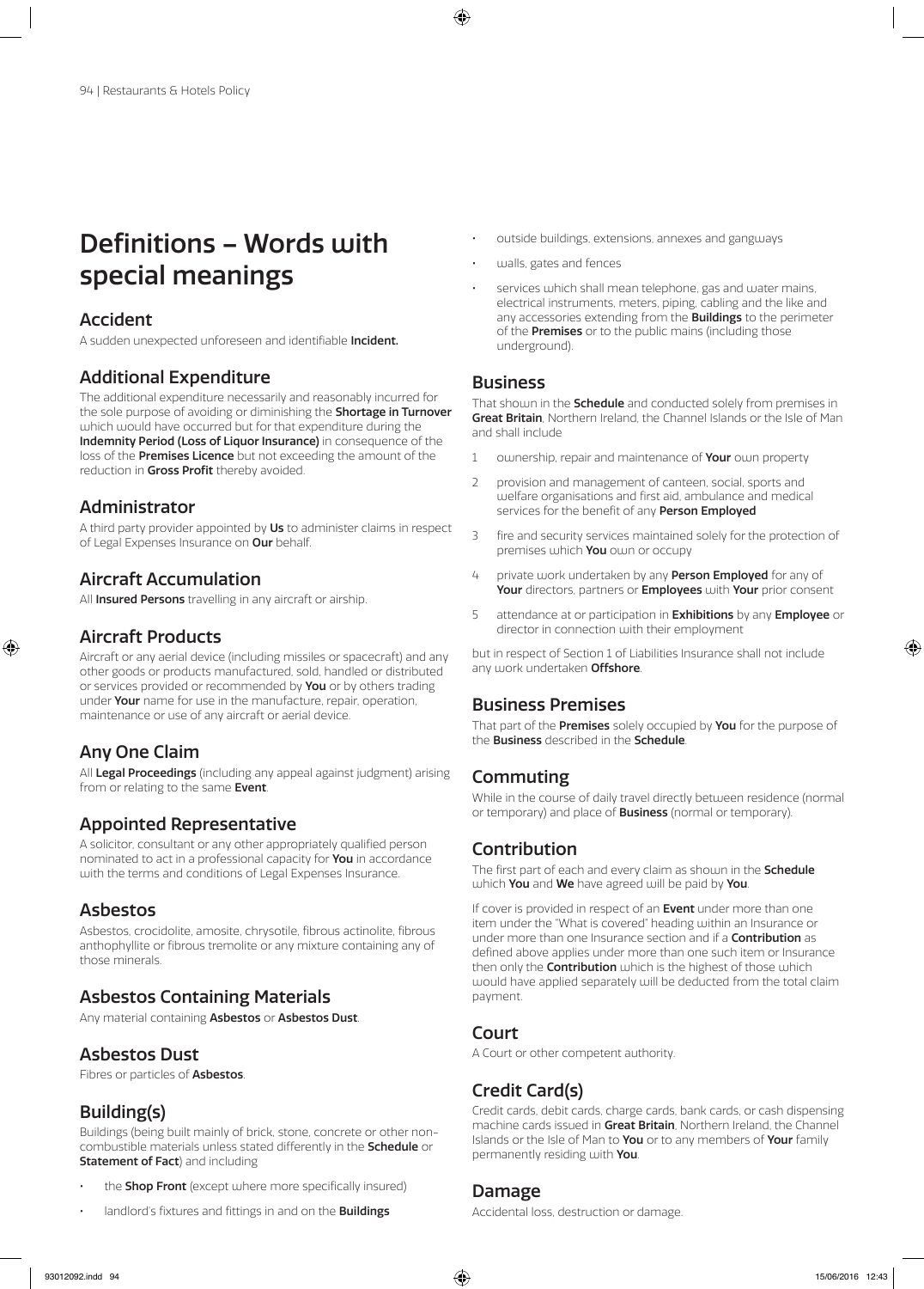// Definitions – Words with special meanings

# Definitions – Words with special meanings

## Accident

A sudden unexpected unforeseen and identifiable **Incident.**

## Additional Expenditure

The additional expenditure necessarily and reasonably incurred for the sole purpose of avoiding or diminishing the **Shortage in Turnover** which would have occurred but for that expenditure during the **Indemnity Period (Loss of Liquor Insurance)** in consequence of the loss of the **Premises Licence** but not exceeding the amount of the reduction in **Gross Profit** thereby avoided.

## Administrator

A third party provider appointed by **Us** to administer claims in respect of Legal Expenses Insurance on **Our** behalf.

## Aircraft Accumulation

All **Insured Persons** travelling in any aircraft or airship.

## Aircraft Products

Aircraft or any aerial device (including missiles or spacecraft) and any other goods or products manufactured, sold, handled or distributed or services provided or recommended by **You** or by others trading under **Your** name for use in the manufacture, repair, operation, maintenance or use of any aircraft or aerial device.

## Any One Claim

All **Legal Proceedings** (including any appeal against judgment) arising from or relating to the same **Event**.

## Appointed Representative

A solicitor, consultant or any other appropriately qualified person nominated to act in a professional capacity for **You** in accordance with the terms and conditions of Legal Expenses Insurance.

## Asbestos

Asbestos, crocidolite, amosite, chrysotile, fibrous actinolite, fibrous anthophyllite or fibrous tremolite or any mixture containing any of those minerals.

## Asbestos Containing Materials

Any material containing **Asbestos** or **Asbestos Dust**.

## Asbestos Dust

Fibres or particles of **Asbestos**.

## Building(s)

Buildings (being built mainly of brick, stone, concrete or other non-combustible materials unless stated differently in the **Schedule** or **Statement of Fact**) and including

- the **Shop Front** (except where more specifically insured)
- landlord's fixtures and fittings in and on the **Buildings**
- outside buildings, extensions, annexes and gangways
- walls, gates and fences
- services which shall mean telephone, gas and water mains, electrical instruments, meters, piping, cabling and the like and any accessories extending from the **Buildings** to the perimeter of the **Premises** or to the public mains (including those underground).

## Business

That shown in the **Schedule** and conducted solely from premises in **Great Britain**, Northern Ireland, the Channel Islands or the Isle of Man and shall include

1. ownership, repair and maintenance of **Your** own property
2. provision and management of canteen, social, sports and welfare organisations and first aid, ambulance and medical services for the benefit of any **Person Employed**
3. fire and security services maintained solely for the protection of premises which **You** own or occupy
4. private work undertaken by any **Person Employed** for any of **Your** directors, partners or **Employees** with **Your** prior consent
5. attendance at or participation in **Exhibitions** by any **Employee** or director in connection with their employment

but in respect of Section 1 of Liabilities Insurance shall not include any work undertaken **Offshore**.

## Business Premises

That part of the **Premises** solely occupied by **You** for the purpose of the **Business** described in the **Schedule**.

## Commuting

While in the course of daily travel directly between residence (normal or temporary) and place of **Business** (normal or temporary).

## Contribution

The first part of each and every claim as shown in the **Schedule** which **You** and **We** have agreed will be paid by **You**.

If cover is provided in respect of an **Event** under more than one item under the "What is covered" heading within an Insurance or under more than one Insurance section and if a **Contribution** as defined above applies under more than one such item or Insurance then only the **Contribution** which is the highest of those which would have applied separately will be deducted from the total claim payment.

## Court

A Court or other competent authority.

## Credit Card(s)

Credit cards, debit cards, charge cards, bank cards, or cash dispensing machine cards issued in **Great Britain**, Northern Ireland, the Channel Islands or the Isle of Man to **You** or to any members of **Your** family permanently residing with **You**.

## Damage

Accidental loss, destruction or damage.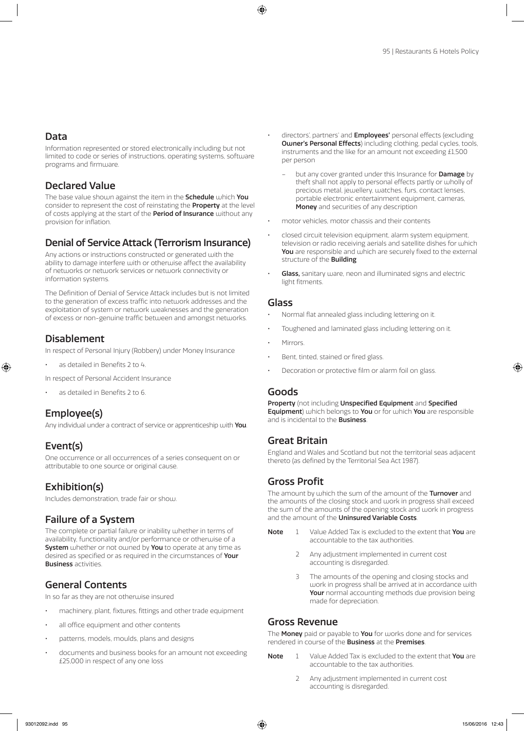## Data

Information represented or stored electronically including but not limited to code or series of instructions, operating systems, software programs and firmware.

## Declared Value

The base value shown against the item in the **Schedule** which **You** consider to represent the cost of reinstating the **Property** at the level of costs applying at the start of the **Period of Insurance** without any provision for inflation.

## Denial of Service Attack (Terrorism Insurance)

Any actions or instructions constructed or generated with the ability to damage interfere with or otherwise affect the availability of networks or network services or network connectivity or information systems.

The Definition of Denial of Service Attack includes but is not limited to the generation of excess traffic into network addresses and the exploitation of system or network weaknesses and the generation of excess or non-genuine traffic between and amongst networks.

## Disablement

In respect of Personal Injury (Robbery) under Money Insurance

- as detailed in Benefits 2 to 4.

In respect of Personal Accident Insurance

- as detailed in Benefits 2 to 6.

## Employee(s)

Any individual under a contract of service or apprenticeship with **You**.

## Event(s)

One occurrence or all occurrences of a series consequent on or attributable to one source or original cause.

## Exhibition(s)

Includes demonstration, trade fair or show.

## Failure of a System

The complete or partial failure or inability whether in terms of availability, functionality and/or performance or otherwise of a **System** whether or not owned by **You** to operate at any time as desired as specified or as required in the circumstances of **Your Business** activities.

## General Contents

In so far as they are not otherwise insured

- machinery, plant, fixtures, fittings and other trade equipment
- all office equipment and other contents
- patterns, models, moulds, plans and designs
- documents and business books for an amount not exceeding £25,000 in respect of any one loss
- directors', partners' and **Employees'** personal effects (excluding **Owner's Personal Effects**) including clothing, pedal cycles, tools, instruments and the like for an amount not exceeding £1,500 per person
  - but any cover granted under this Insurance for **Damage** by theft shall not apply to personal effects partly or wholly of precious metal, jewellery, watches, furs, contact lenses, portable electronic entertainment equipment, cameras, **Money** and securities of any description
- motor vehicles, motor chassis and their contents
- closed circuit television equipment, alarm system equipment, television or radio receiving aerials and satellite dishes for which **You** are responsible and which are securely fixed to the external structure of the **Building**
- **Glass,** sanitary ware, neon and illuminated signs and electric light fitments.

## Glass

- Normal flat annealed glass including lettering on it.
- Toughened and laminated glass including lettering on it.
- Mirrors.
- Bent, tinted, stained or fired glass.
- Decoration or protective film or alarm foil on glass.

## Goods

**Property** (not including **Unspecified Equipment** and **Specified Equipment**) which belongs to **You** or for which **You** are responsible and is incidental to the **Business**.

## Great Britain

England and Wales and Scotland but not the territorial seas adjacent thereto (as defined by the Territorial Sea Act 1987).

## Gross Profit

The amount by which the sum of the amount of the **Turnover** and the amounts of the closing stock and work in progress shall exceed the sum of the amounts of the opening stock and work in progress and the amount of the **Uninsured Variable Costs**.

**Note**

1. Value Added Tax is excluded to the extent that **You** are accountable to the tax authorities.
2. Any adjustment implemented in current cost accounting is disregarded.
3. The amounts of the opening and closing stocks and work in progress shall be arrived at in accordance with **Your** normal accounting methods due provision being made for depreciation.

## Gross Revenue

The **Money** paid or payable to **You** for works done and for services rendered in course of the **Business** at the **Premises**.

**Note**

1. Value Added Tax is excluded to the extent that **You** are accountable to the tax authorities.
2. Any adjustment implemented in current cost accounting is disregarded.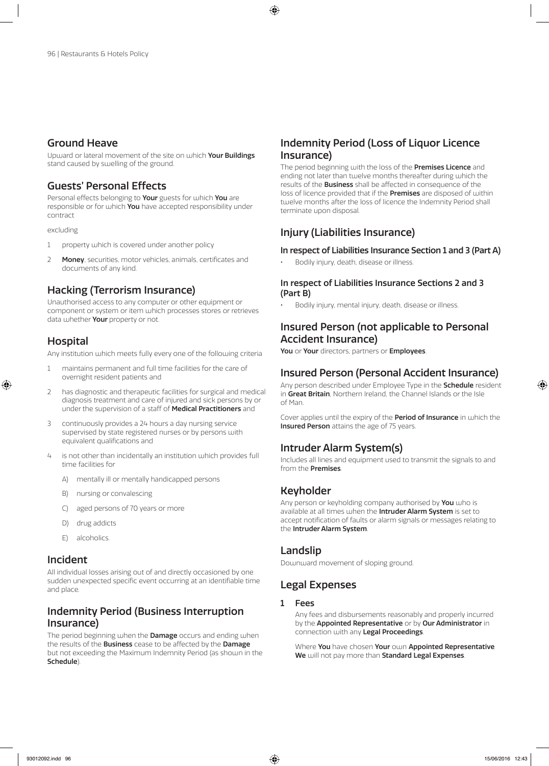## Ground Heave

Upward or lateral movement of the site on which **Your Buildings** stand caused by swelling of the ground.

## Guests' Personal Effects

Personal effects belonging to **Your** guests for which **You** are responsible or for which **You** have accepted responsibility under contract

excluding

1. property which is covered under another policy
2. **Money**, securities, motor vehicles, animals, certificates and documents of any kind.

## Hacking (Terrorism Insurance)

Unauthorised access to any computer or other equipment or component or system or item which processes stores or retrieves data whether **Your** property or not.

## Hospital

Any institution which meets fully every one of the following criteria

1. maintains permanent and full time facilities for the care of overnight resident patients and
2. has diagnostic and therapeutic facilities for surgical and medical diagnosis treatment and care of injured and sick persons by or under the supervision of a staff of **Medical Practitioners** and
3. continuously provides a 24 hours a day nursing service supervised by state registered nurses or by persons with equivalent qualifications and
4. is not other than incidentally an institution which provides full time facilities for
   - A) mentally ill or mentally handicapped persons
   - B) nursing or convalescing
   - C) aged persons of 70 years or more
   - D) drug addicts
   - E) alcoholics.

## Incident

All individual losses arising out of and directly occasioned by one sudden unexpected specific event occurring at an identifiable time and place.

## Indemnity Period (Business Interruption Insurance)

The period beginning when the **Damage** occurs and ending when the results of the **Business** cease to be affected by the **Damage** but not exceeding the Maximum Indemnity Period (as shown in the **Schedule**).

## Indemnity Period (Loss of Liquor Licence Insurance)

The period beginning with the loss of the **Premises Licence** and ending not later than twelve months thereafter during which the results of the **Business** shall be affected in consequence of the loss of licence provided that if the **Premises** are disposed of within twelve months after the loss of licence the Indemnity Period shall terminate upon disposal.

## Injury (Liabilities Insurance)

### In respect of Liabilities Insurance Section 1 and 3 (Part A)

- Bodily injury, death, disease or illness.

### In respect of Liabilities Insurance Sections 2 and 3 (Part B)

- Bodily injury, mental injury, death, disease or illness.

## Insured Person (not applicable to Personal Accident Insurance)

**You** or **Your** directors, partners or **Employees**.

## Insured Person (Personal Accident Insurance)

Any person described under Employee Type in the **Schedule** resident in **Great Britain**, Northern Ireland, the Channel Islands or the Isle of Man.

Cover applies until the expiry of the **Period of Insurance** in which the **Insured Person** attains the age of 75 years.

## Intruder Alarm System(s)

Includes all lines and equipment used to transmit the signals to and from the **Premises**.

## Keyholder

Any person or keyholding company authorised by **You** who is available at all times when the **Intruder Alarm System** is set to accept notification of faults or alarm signals or messages relating to the **Intruder Alarm System**.

## Landslip

Downward movement of sloping ground.

## Legal Expenses

### 1 Fees

Any fees and disbursements reasonably and properly incurred by the **Appointed Representative** or by **Our Administrator** in connection with any **Legal Proceedings**.

Where **You** have chosen **Your** own **Appointed Representative We** will not pay more than **Standard Legal Expenses**.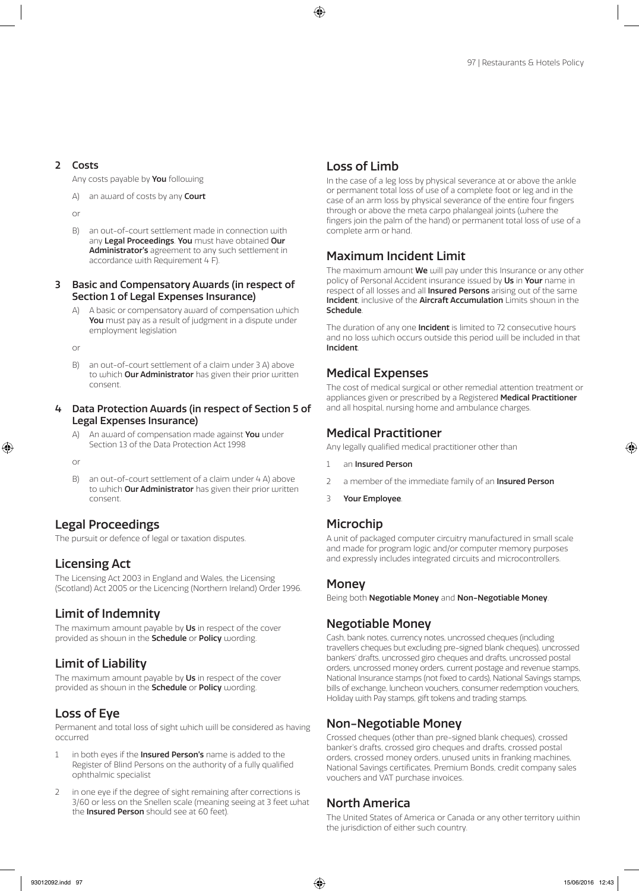**2 Costs**

Any costs payable by **You** following

A) an award of costs by any **Court**

or

B) an out-of-court settlement made in connection with any **Legal Proceedings**. **You** must have obtained **Our Administrator's** agreement to any such settlement in accordance with Requirement 4 F).

**3 Basic and Compensatory Awards (in respect of Section 1 of Legal Expenses Insurance)**

A) A basic or compensatory award of compensation which **You** must pay as a result of judgment in a dispute under employment legislation

or

B) an out-of-court settlement of a claim under 3 A) above to which **Our Administrator** has given their prior written consent.

**4 Data Protection Awards (in respect of Section 5 of Legal Expenses Insurance)**

A) An award of compensation made against **You** under Section 13 of the Data Protection Act 1998

or

B) an out-of-court settlement of a claim under 4 A) above to which **Our Administrator** has given their prior written consent.

## Legal Proceedings

The pursuit or defence of legal or taxation disputes.

## Licensing Act

The Licensing Act 2003 in England and Wales, the Licensing (Scotland) Act 2005 or the Licencing (Northern Ireland) Order 1996.

## Limit of Indemnity

The maximum amount payable by **Us** in respect of the cover provided as shown in the **Schedule** or **Policy** wording.

## Limit of Liability

The maximum amount payable by **Us** in respect of the cover provided as shown in the **Schedule** or **Policy** wording.

## Loss of Eye

Permanent and total loss of sight which will be considered as having occurred

1. in both eyes if the **Insured Person's** name is added to the Register of Blind Persons on the authority of a fully qualified ophthalmic specialist
2. in one eye if the degree of sight remaining after corrections is 3/60 or less on the Snellen scale (meaning seeing at 3 feet what the **Insured Person** should see at 60 feet).

## Loss of Limb

In the case of a leg loss by physical severance at or above the ankle or permanent total loss of use of a complete foot or leg and in the case of an arm loss by physical severance of the entire four fingers through or above the meta carpo phalangeal joints (where the fingers join the palm of the hand) or permanent total loss of use of a complete arm or hand.

## Maximum Incident Limit

The maximum amount **We** will pay under this Insurance or any other policy of Personal Accident insurance issued by **Us** in **Your** name in respect of all losses and all **Insured Persons** arising out of the same **Incident**, inclusive of the **Aircraft Accumulation** Limits shown in the **Schedule**.

The duration of any one **Incident** is limited to 72 consecutive hours and no loss which occurs outside this period will be included in that **Incident**.

## Medical Expenses

The cost of medical surgical or other remedial attention treatment or appliances given or prescribed by a Registered **Medical Practitioner** and all hospital, nursing home and ambulance charges.

## Medical Practitioner

Any legally qualified medical practitioner other than

1. an **Insured Person**
2. a member of the immediate family of an **Insured Person**
3. **Your Employee**.

## Microchip

A unit of packaged computer circuitry manufactured in small scale and made for program logic and/or computer memory purposes and expressly includes integrated circuits and microcontrollers.

## Money

Being both **Negotiable Money** and **Non-Negotiable Money**.

## Negotiable Money

Cash, bank notes, currency notes, uncrossed cheques (including travellers cheques but excluding pre-signed blank cheques), uncrossed bankers' drafts, uncrossed giro cheques and drafts, uncrossed postal orders, uncrossed money orders, current postage and revenue stamps, National Insurance stamps (not fixed to cards), National Savings stamps, bills of exchange, luncheon vouchers, consumer redemption vouchers, Holiday with Pay stamps, gift tokens and trading stamps.

## Non-Negotiable Money

Crossed cheques (other than pre-signed blank cheques), crossed banker's drafts, crossed giro cheques and drafts, crossed postal orders, crossed money orders, unused units in franking machines, National Savings certificates, Premium Bonds, credit company sales vouchers and VAT purchase invoices.

## North America

The United States of America or Canada or any other territory within the jurisdiction of either such country.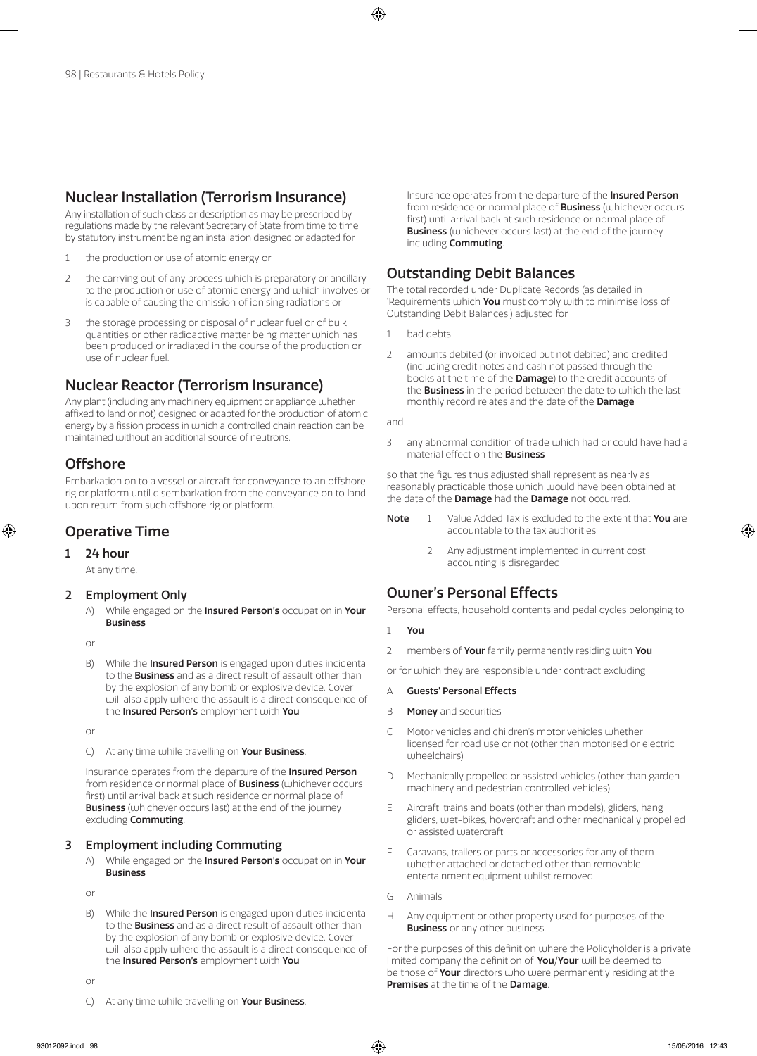## Nuclear Installation (Terrorism Insurance)

Any installation of such class or description as may be prescribed by regulations made by the relevant Secretary of State from time to time by statutory instrument being an installation designed or adapted for

1. the production or use of atomic energy or
2. the carrying out of any process which is preparatory or ancillary to the production or use of atomic energy and which involves or is capable of causing the emission of ionising radiations or
3. the storage processing or disposal of nuclear fuel or of bulk quantities or other radioactive matter being matter which has been produced or irradiated in the course of the production or use of nuclear fuel.

## Nuclear Reactor (Terrorism Insurance)

Any plant (including any machinery equipment or appliance whether affixed to land or not) designed or adapted for the production of atomic energy by a fission process in which a controlled chain reaction can be maintained without an additional source of neutrons.

## Offshore

Embarkation on to a vessel or aircraft for conveyance to an offshore rig or platform until disembarkation from the conveyance on to land upon return from such offshore rig or platform.

## Operative Time

### 1 24 hour

At any time.

### 2 Employment Only

A) While engaged on the **Insured Person's** occupation in **Your Business**

or

B) While the **Insured Person** is engaged upon duties incidental to the **Business** and as a direct result of assault other than by the explosion of any bomb or explosive device. Cover will also apply where the assault is a direct consequence of the **Insured Person's** employment with **You**

or

C) At any time while travelling on **Your Business**.

Insurance operates from the departure of the **Insured Person** from residence or normal place of **Business** (whichever occurs first) until arrival back at such residence or normal place of **Business** (whichever occurs last) at the end of the journey excluding **Commuting**.

### 3 Employment including Commuting

A) While engaged on the **Insured Person's** occupation in **Your Business**

or

B) While the **Insured Person** is engaged upon duties incidental to the **Business** and as a direct result of assault other than by the explosion of any bomb or explosive device. Cover will also apply where the assault is a direct consequence of the **Insured Person's** employment with **You**

or

C) At any time while travelling on **Your Business**.

Insurance operates from the departure of the **Insured Person** from residence or normal place of **Business** (whichever occurs first) until arrival back at such residence or normal place of **Business** (whichever occurs last) at the end of the journey including **Commuting**.

## Outstanding Debit Balances

The total recorded under Duplicate Records (as detailed in 'Requirements which **You** must comply with to minimise loss of Outstanding Debit Balances') adjusted for

1. bad debts
2. amounts debited (or invoiced but not debited) and credited (including credit notes and cash not passed through the books at the time of the **Damage**) to the credit accounts of the **Business** in the period between the date to which the last monthly record relates and the date of the **Damage**

and

3. any abnormal condition of trade which had or could have had a material effect on the **Business**

so that the figures thus adjusted shall represent as nearly as reasonably practicable those which would have been obtained at the date of the **Damage** had the **Damage** not occurred.

**Note**
1. Value Added Tax is excluded to the extent that **You** are accountable to the tax authorities.
2. Any adjustment implemented in current cost accounting is disregarded.

## Owner's Personal Effects

Personal effects, household contents and pedal cycles belonging to

1. **You**
2. members of **Your** family permanently residing with **You**

or for which they are responsible under contract excluding

A. **Guests' Personal Effects**
B. **Money** and securities
C. Motor vehicles and children's motor vehicles whether licensed for road use or not (other than motorised or electric wheelchairs)
D. Mechanically propelled or assisted vehicles (other than garden machinery and pedestrian controlled vehicles)
E. Aircraft, trains and boats (other than models), gliders, hang gliders, wet-bikes, hovercraft and other mechanically propelled or assisted watercraft
F. Caravans, trailers or parts or accessories for any of them whether attached or detached other than removable entertainment equipment whilst removed
G. Animals
H. Any equipment or other property used for purposes of the **Business** or any other business.

For the purposes of this definition where the Policyholder is a private limited company the definition of **You**/**Your** will be deemed to be those of **Your** directors who were permanently residing at the **Premises** at the time of the **Damage**.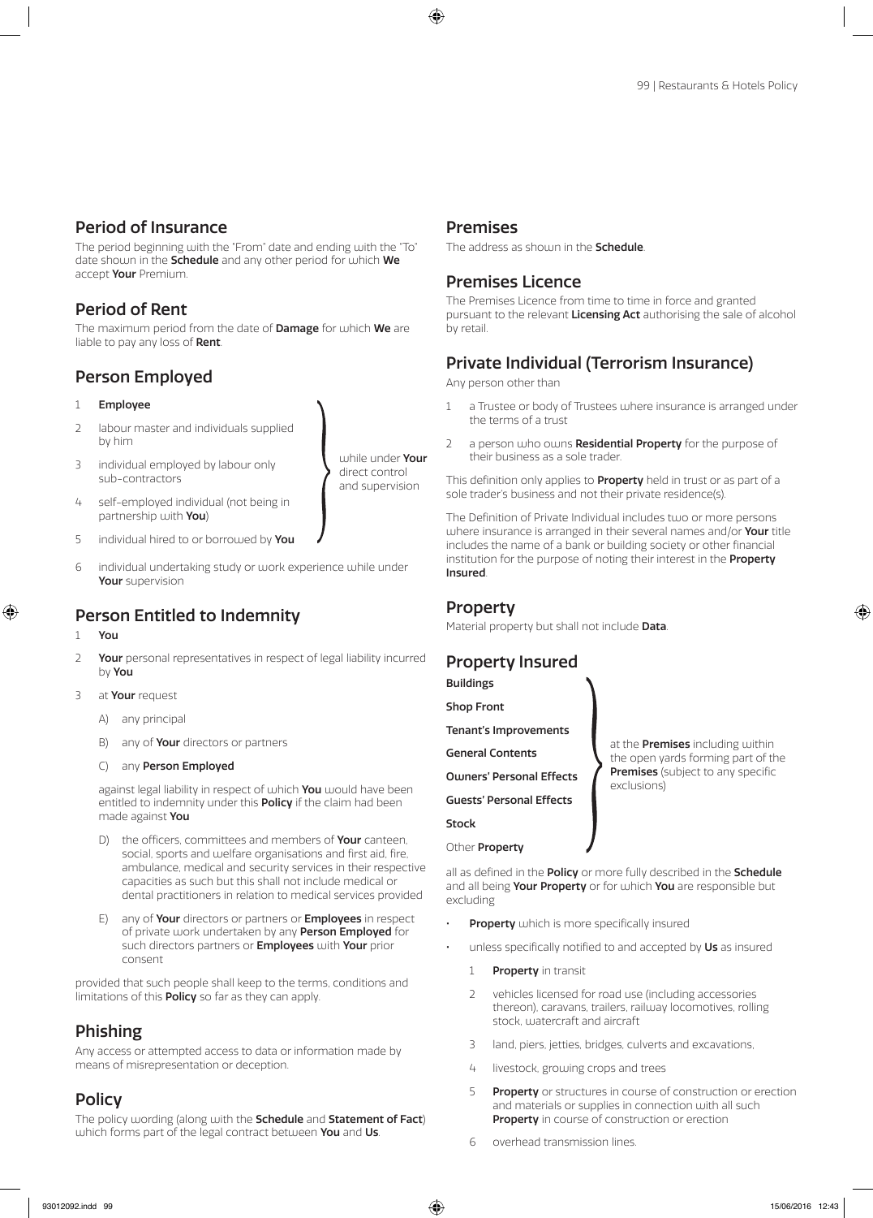## Period of Insurance

The period beginning with the "From" date and ending with the "To" date shown in the **Schedule** and any other period for which **We** accept **Your** Premium.

## Period of Rent

The maximum period from the date of **Damage** for which **We** are liable to pay any loss of **Rent**.

## Person Employed

1. **Employee**
2. labour master and individuals supplied by him
3. individual employed by labour only sub-contractors
4. self-employed individual (not being in partnership with **You**)
5. individual hired to or borrowed by **You**

(items 2–5) while under **Your** direct control and supervision

6. individual undertaking study or work experience while under **Your** supervision

## Person Entitled to Indemnity

1. **You**
2. **Your** personal representatives in respect of legal liability incurred by **You**
3. at **Your** request
   - A) any principal
   - B) any of **Your** directors or partners
   - C) any **Person Employed**

   against legal liability in respect of which **You** would have been entitled to indemnity under this **Policy** if the claim had been made against **You**

   - D) the officers, committees and members of **Your** canteen, social, sports and welfare organisations and first aid, fire, ambulance, medical and security services in their respective capacities as such but this shall not include medical or dental practitioners in relation to medical services provided
   - E) any of **Your** directors or partners or **Employees** in respect of private work undertaken by any **Person Employed** for such directors partners or **Employees** with **Your** prior consent

provided that such people shall keep to the terms, conditions and limitations of this **Policy** so far as they can apply.

## Phishing

Any access or attempted access to data or information made by means of misrepresentation or deception.

## Policy

The policy wording (along with the **Schedule** and **Statement of Fact**) which forms part of the legal contract between **You** and **Us**.

## Premises

The address as shown in the **Schedule**.

## Premises Licence

The Premises Licence from time to time in force and granted pursuant to the relevant **Licensing Act** authorising the sale of alcohol by retail.

## Private Individual (Terrorism Insurance)

Any person other than

1. a Trustee or body of Trustees where insurance is arranged under the terms of a trust
2. a person who owns **Residential Property** for the purpose of their business as a sole trader.

This definition only applies to **Property** held in trust or as part of a sole trader's business and not their private residence(s).

The Definition of Private Individual includes two or more persons where insurance is arranged in their several names and/or **Your** title includes the name of a bank or building society or other financial institution for the purpose of noting their interest in the **Property Insured**.

## Property

Material property but shall not include **Data**.

## Property Insured

**Buildings**

**Shop Front**

**Tenant's Improvements**

**General Contents**

**Owners' Personal Effects**

**Guests' Personal Effects**

**Stock**

Other **Property**

(all of the above) at the **Premises** including within the open yards forming part of the **Premises** (subject to any specific exclusions)

all as defined in the **Policy** or more fully described in the **Schedule** and all being **Your Property** or for which **You** are responsible but excluding

- **Property** which is more specifically insured
- unless specifically notified to and accepted by **Us** as insured
  1. **Property** in transit
  2. vehicles licensed for road use (including accessories thereon), caravans, trailers, railway locomotives, rolling stock, watercraft and aircraft
  3. land, piers, jetties, bridges, culverts and excavations,
  4. livestock, growing crops and trees
  5. **Property** or structures in course of construction or erection and materials or supplies in connection with all such **Property** in course of construction or erection
  6. overhead transmission lines.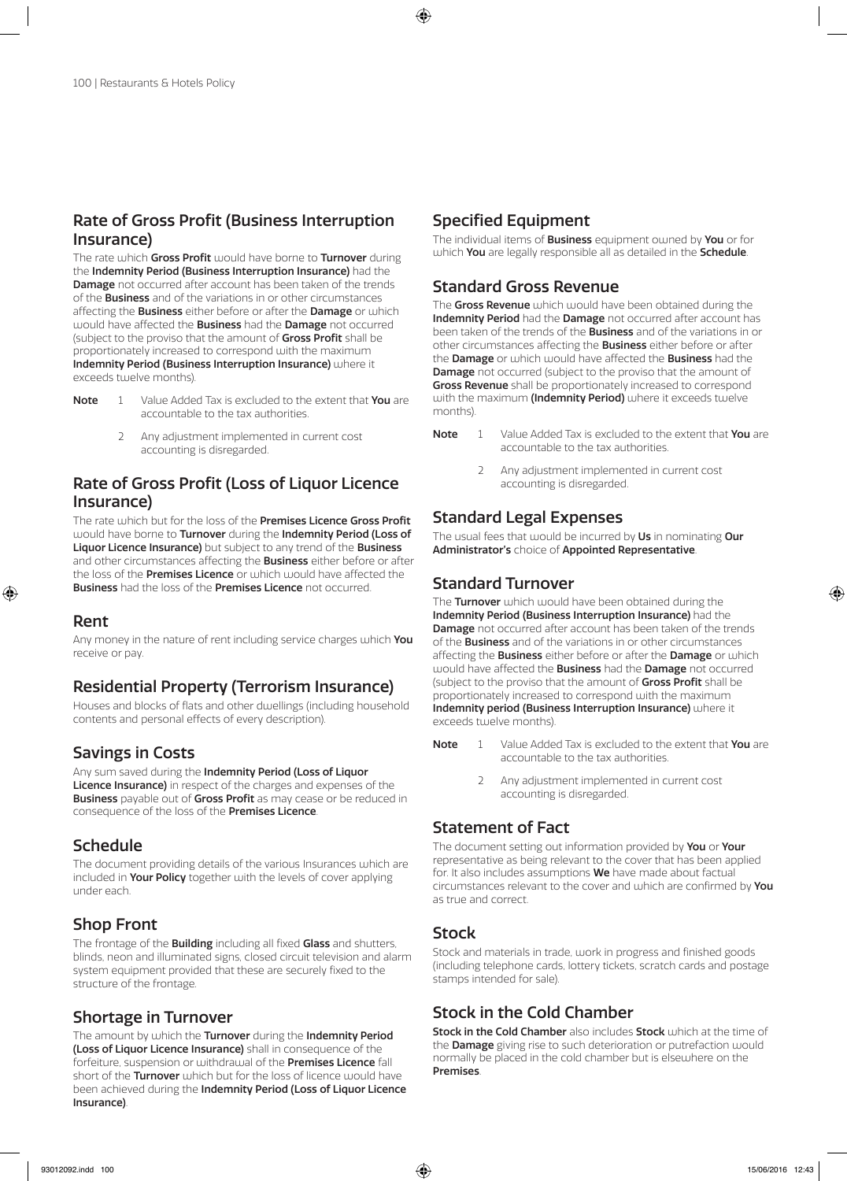## Rate of Gross Profit (Business Interruption Insurance)

The rate which **Gross Profit** would have borne to **Turnover** during the **Indemnity Period (Business Interruption Insurance)** had the **Damage** not occurred after account has been taken of the trends of the **Business** and of the variations in or other circumstances affecting the **Business** either before or after the **Damage** or which would have affected the **Business** had the **Damage** not occurred (subject to the proviso that the amount of **Gross Profit** shall be proportionately increased to correspond with the maximum **Indemnity Period (Business Interruption Insurance)** where it exceeds twelve months).

**Note**
1. Value Added Tax is excluded to the extent that **You** are accountable to the tax authorities.
2. Any adjustment implemented in current cost accounting is disregarded.

## Rate of Gross Profit (Loss of Liquor Licence Insurance)

The rate which but for the loss of the **Premises Licence Gross Profit** would have borne to **Turnover** during the **Indemnity Period (Loss of Liquor Licence Insurance)** but subject to any trend of the **Business** and other circumstances affecting the **Business** either before or after the loss of the **Premises Licence** or which would have affected the **Business** had the loss of the **Premises Licence** not occurred.

## Rent

Any money in the nature of rent including service charges which **You** receive or pay.

## Residential Property (Terrorism Insurance)

Houses and blocks of flats and other dwellings (including household contents and personal effects of every description).

## Savings in Costs

Any sum saved during the **Indemnity Period (Loss of Liquor Licence Insurance)** in respect of the charges and expenses of the **Business** payable out of **Gross Profit** as may cease or be reduced in consequence of the loss of the **Premises Licence**.

## Schedule

The document providing details of the various Insurances which are included in **Your Policy** together with the levels of cover applying under each.

## Shop Front

The frontage of the **Building** including all fixed **Glass** and shutters, blinds, neon and illuminated signs, closed circuit television and alarm system equipment provided that these are securely fixed to the structure of the frontage.

## Shortage in Turnover

The amount by which the **Turnover** during the **Indemnity Period (Loss of Liquor Licence Insurance)** shall in consequence of the forfeiture, suspension or withdrawal of the **Premises Licence** fall short of the **Turnover** which but for the loss of licence would have been achieved during the **Indemnity Period (Loss of Liquor Licence Insurance)**.

## Specified Equipment

The individual items of **Business** equipment owned by **You** or for which **You** are legally responsible all as detailed in the **Schedule**.

## Standard Gross Revenue

The **Gross Revenue** which would have been obtained during the **Indemnity Period** had the **Damage** not occurred after account has been taken of the trends of the **Business** and of the variations in or other circumstances affecting the **Business** either before or after the **Damage** or which would have affected the **Business** had the **Damage** not occurred (subject to the proviso that the amount of **Gross Revenue** shall be proportionately increased to correspond with the maximum **(Indemnity Period)** where it exceeds twelve months).

**Note**
1. Value Added Tax is excluded to the extent that **You** are accountable to the tax authorities.
2. Any adjustment implemented in current cost accounting is disregarded.

## Standard Legal Expenses

The usual fees that would be incurred by **Us** in nominating **Our Administrator's** choice of **Appointed Representative**.

## Standard Turnover

The **Turnover** which would have been obtained during the **Indemnity Period (Business Interruption Insurance)** had the **Damage** not occurred after account has been taken of the trends of the **Business** and of the variations in or other circumstances affecting the **Business** either before or after the **Damage** or which would have affected the **Business** had the **Damage** not occurred (subject to the proviso that the amount of **Gross Profit** shall be proportionately increased to correspond with the maximum **Indemnity period (Business Interruption Insurance)** where it exceeds twelve months).

**Note**
1. Value Added Tax is excluded to the extent that **You** are accountable to the tax authorities.
2. Any adjustment implemented in current cost accounting is disregarded.

## Statement of Fact

The document setting out information provided by **You** or **Your** representative as being relevant to the cover that has been applied for. It also includes assumptions **We** have made about factual circumstances relevant to the cover and which are confirmed by **You** as true and correct.

## Stock

Stock and materials in trade, work in progress and finished goods (including telephone cards, lottery tickets, scratch cards and postage stamps intended for sale).

## Stock in the Cold Chamber

**Stock in the Cold Chamber** also includes **Stock** which at the time of the **Damage** giving rise to such deterioration or putrefaction would normally be placed in the cold chamber but is elsewhere on the **Premises**.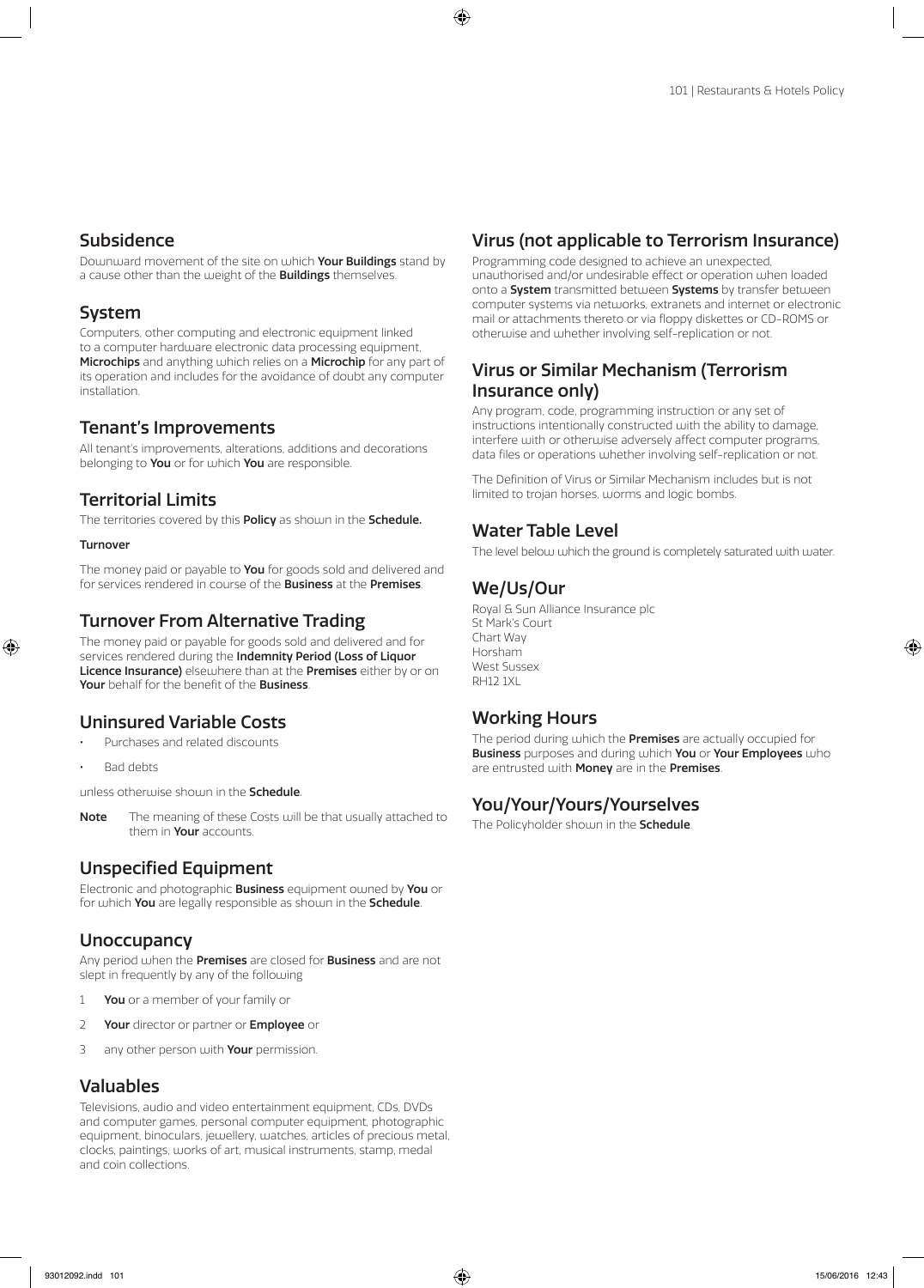## Subsidence

Downward movement of the site on which **Your Buildings** stand by a cause other than the weight of the **Buildings** themselves.

## System

Computers, other computing and electronic equipment linked to a computer hardware electronic data processing equipment, **Microchips** and anything which relies on a **Microchip** for any part of its operation and includes for the avoidance of doubt any computer installation.

## Tenant's Improvements

All tenant's improvements, alterations, additions and decorations belonging to **You** or for which **You** are responsible.

## Territorial Limits

The territories covered by this **Policy** as shown in the **Schedule.**

**Turnover**

The money paid or payable to **You** for goods sold and delivered and for services rendered in course of the **Business** at the **Premises**.

## Turnover From Alternative Trading

The money paid or payable for goods sold and delivered and for services rendered during the **Indemnity Period (Loss of Liquor Licence Insurance)** elsewhere than at the **Premises** either by or on **Your** behalf for the benefit of the **Business**.

## Uninsured Variable Costs

- Purchases and related discounts
- Bad debts

unless otherwise shown in the **Schedule**.

**Note** The meaning of these Costs will be that usually attached to them in **Your** accounts.

## Unspecified Equipment

Electronic and photographic **Business** equipment owned by **You** or for which **You** are legally responsible as shown in the **Schedule**.

## Unoccupancy

Any period when the **Premises** are closed for **Business** and are not slept in frequently by any of the following

1. **You** or a member of your family or
2. **Your** director or partner or **Employee** or
3. any other person with **Your** permission.

## Valuables

Televisions, audio and video entertainment equipment, CDs, DVDs and computer games, personal computer equipment, photographic equipment, binoculars, jewellery, watches, articles of precious metal, clocks, paintings, works of art, musical instruments, stamp, medal and coin collections.

## Virus (not applicable to Terrorism Insurance)

Programming code designed to achieve an unexpected, unauthorised and/or undesirable effect or operation when loaded onto a **System** transmitted between **Systems** by transfer between computer systems via networks, extranets and internet or electronic mail or attachments thereto or via floppy diskettes or CD-ROMS or otherwise and whether involving self-replication or not.

## Virus or Similar Mechanism (Terrorism Insurance only)

Any program, code, programming instruction or any set of instructions intentionally constructed with the ability to damage, interfere with or otherwise adversely affect computer programs, data files or operations whether involving self-replication or not.

The Definition of Virus or Similar Mechanism includes but is not limited to trojan horses, worms and logic bombs.

## Water Table Level

The level below which the ground is completely saturated with water.

## We/Us/Our

Royal & Sun Alliance Insurance plc
St Mark's Court
Chart Way
Horsham
West Sussex
RH12 1XL

## Working Hours

The period during which the **Premises** are actually occupied for **Business** purposes and during which **You** or **Your Employees** who are entrusted with **Money** are in the **Premises**.

## You/Your/Yours/Yourselves

The Policyholder shown in the **Schedule**.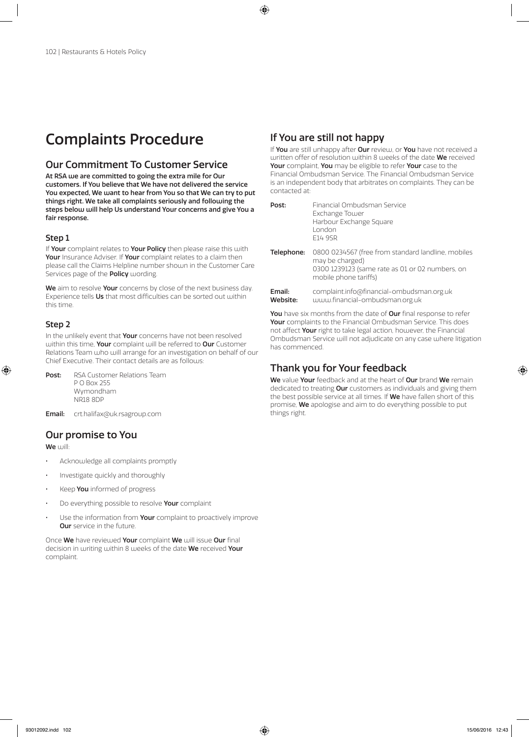# Complaints Procedure

## Our Commitment To Customer Service

**At RSA we are committed to going the extra mile for Our customers. If You believe that We have not delivered the service You expected, We want to hear from You so that We can try to put things right. We take all complaints seriously and following the steps below will help Us understand Your concerns and give You a fair response.**

### Step 1

If **Your** complaint relates to **Your Policy** then please raise this with **Your** Insurance Adviser. If **Your** complaint relates to a claim then please call the Claims Helpline number shown in the Customer Care Services page of the **Policy** wording.

**We** aim to resolve **Your** concerns by close of the next business day. Experience tells **Us** that most difficulties can be sorted out within this time.

### Step 2

In the unlikely event that **Your** concerns have not been resolved within this time, **Your** complaint will be referred to **Our** Customer Relations Team who will arrange for an investigation on behalf of our Chief Executive. Their contact details are as follows:

**Post:** RSA Customer Relations Team
P O Box 255
Wymondham
NR18 8DP

**Email:** crt.halifax@uk.rsagroup.com

## Our promise to You

**We** will:

- Acknowledge all complaints promptly
- Investigate quickly and thoroughly
- Keep **You** informed of progress
- Do everything possible to resolve **Your** complaint
- Use the information from **Your** complaint to proactively improve **Our** service in the future.

Once **We** have reviewed **Your** complaint **We** will issue **Our** final decision in writing within 8 weeks of the date **We** received **Your** complaint.

## If You are still not happy

If **You** are still unhappy after **Our** review, or **You** have not received a written offer of resolution within 8 weeks of the date **We** received **Your** complaint, **You** may be eligible to refer **Your** case to the Financial Ombudsman Service. The Financial Ombudsman Service is an independent body that arbitrates on complaints. They can be contacted at:

**Post:** Financial Ombudsman Service
Exchange Tower
Harbour Exchange Square
London
E14 9SR

**Telephone:** 0800 0234567 (free from standard landline, mobiles may be charged)
0300 1239123 (same rate as 01 or 02 numbers, on mobile phone tariffs)

**Email:** complaint.info@financial-ombudsman.org.uk
**Website:** www.financial-ombudsman.org.uk

**You** have six months from the date of **Our** final response to refer **Your** complaints to the Financial Ombudsman Service. This does not affect **Your** right to take legal action, however, the Financial Ombudsman Service will not adjudicate on any case where litigation has commenced.

## Thank you for Your feedback

**We** value **Your** feedback and at the heart of **Our** brand **We** remain dedicated to treating **Our** customers as individuals and giving them the best possible service at all times. If **We** have fallen short of this promise, **We** apologise and aim to do everything possible to put things right.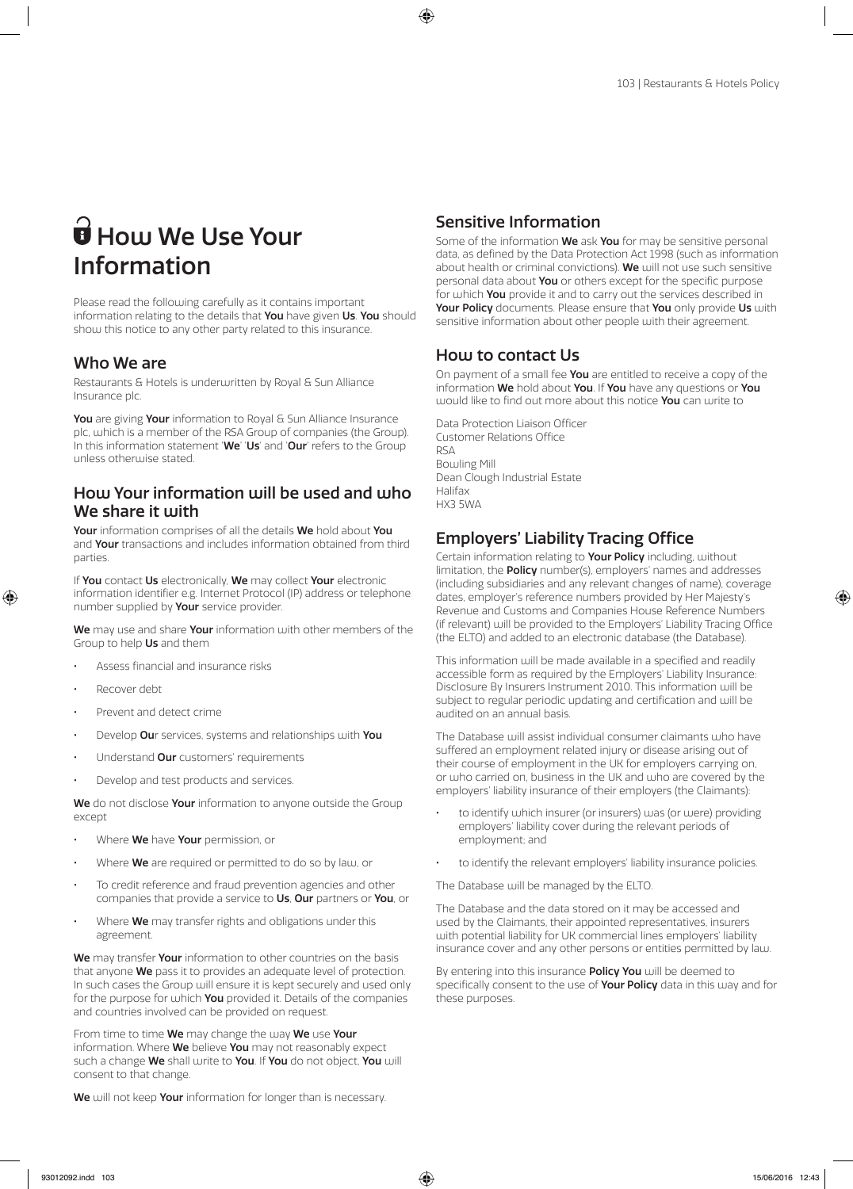# How We Use Your Information

Please read the following carefully as it contains important information relating to the details that **You** have given **Us**. **You** should show this notice to any other party related to this insurance.

## Who We are

Restaurants & Hotels is underwritten by Royal & Sun Alliance Insurance plc.

**You** are giving **Your** information to Royal & Sun Alliance Insurance plc, which is a member of the RSA Group of companies (the Group). In this information statement '**We**' '**Us**' and '**Our**' refers to the Group unless otherwise stated.

## How Your information will be used and who We share it with

**Your** information comprises of all the details **We** hold about **You** and **Your** transactions and includes information obtained from third parties.

If **You** contact **Us** electronically, **We** may collect **Your** electronic information identifier e.g. Internet Protocol (IP) address or telephone number supplied by **Your** service provider.

**We** may use and share **Your** information with other members of the Group to help **Us** and them

- Assess financial and insurance risks
- Recover debt
- Prevent and detect crime
- Develop **Ou**r services, systems and relationships with **You**
- Understand **Our** customers' requirements
- Develop and test products and services.

**We** do not disclose **Your** information to anyone outside the Group except

- Where **We** have **Your** permission, or
- Where **We** are required or permitted to do so by law, or
- To credit reference and fraud prevention agencies and other companies that provide a service to **Us**, **Our** partners or **You**, or
- Where **We** may transfer rights and obligations under this agreement.

**We** may transfer **Your** information to other countries on the basis that anyone **We** pass it to provides an adequate level of protection. In such cases the Group will ensure it is kept securely and used only for the purpose for which **You** provided it. Details of the companies and countries involved can be provided on request.

From time to time **We** may change the way **We** use **Your** information. Where **We** believe **You** may not reasonably expect such a change **We** shall write to **You**. If **You** do not object, **You** will consent to that change.

**We** will not keep **Your** information for longer than is necessary.

## Sensitive Information

Some of the information **We** ask **You** for may be sensitive personal data, as defined by the Data Protection Act 1998 (such as information about health or criminal convictions). **We** will not use such sensitive personal data about **You** or others except for the specific purpose for which **You** provide it and to carry out the services described in **Your Policy** documents. Please ensure that **You** only provide **Us** with sensitive information about other people with their agreement.

## How to contact Us

On payment of a small fee **You** are entitled to receive a copy of the information **We** hold about **You**. If **You** have any questions or **You** would like to find out more about this notice **You** can write to

Data Protection Liaison Officer
Customer Relations Office
RSA
Bowling Mill
Dean Clough Industrial Estate
Halifax
HX3 5WA

## Employers' Liability Tracing Office

Certain information relating to **Your Policy** including, without limitation, the **Policy** number(s), employers' names and addresses (including subsidiaries and any relevant changes of name), coverage dates, employer's reference numbers provided by Her Majesty's Revenue and Customs and Companies House Reference Numbers (if relevant) will be provided to the Employers' Liability Tracing Office (the ELTO) and added to an electronic database (the Database).

This information will be made available in a specified and readily accessible form as required by the Employers' Liability Insurance: Disclosure By Insurers Instrument 2010. This information will be subject to regular periodic updating and certification and will be audited on an annual basis.

The Database will assist individual consumer claimants who have suffered an employment related injury or disease arising out of their course of employment in the UK for employers carrying on, or who carried on, business in the UK and who are covered by the employers' liability insurance of their employers (the Claimants):

- to identify which insurer (or insurers) was (or were) providing employers' liability cover during the relevant periods of employment; and
- to identify the relevant employers' liability insurance policies.

The Database will be managed by the ELTO.

The Database and the data stored on it may be accessed and used by the Claimants, their appointed representatives, insurers with potential liability for UK commercial lines employers' liability insurance cover and any other persons or entities permitted by law.

By entering into this insurance **Policy You** will be deemed to specifically consent to the use of **Your Policy** data in this way and for these purposes.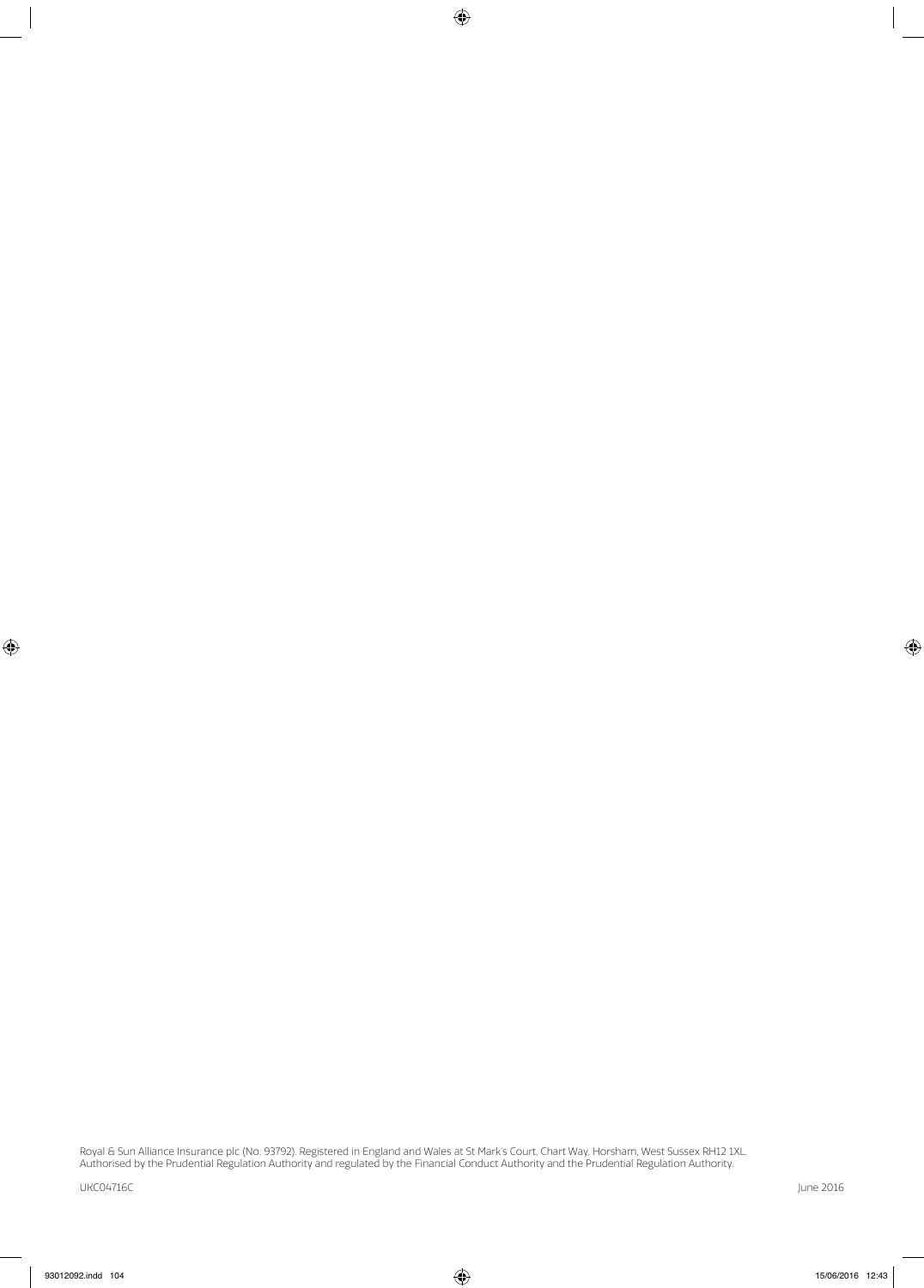Royal & Sun Alliance Insurance plc (No. 93792). Registered in England and Wales at St Mark's Court, Chart Way, Horsham, West Sussex RH12 1XL.
Authorised by the Prudential Regulation Authority and regulated by the Financial Conduct Authority and the Prudential Regulation Authority.

UKC04716C

June 2016